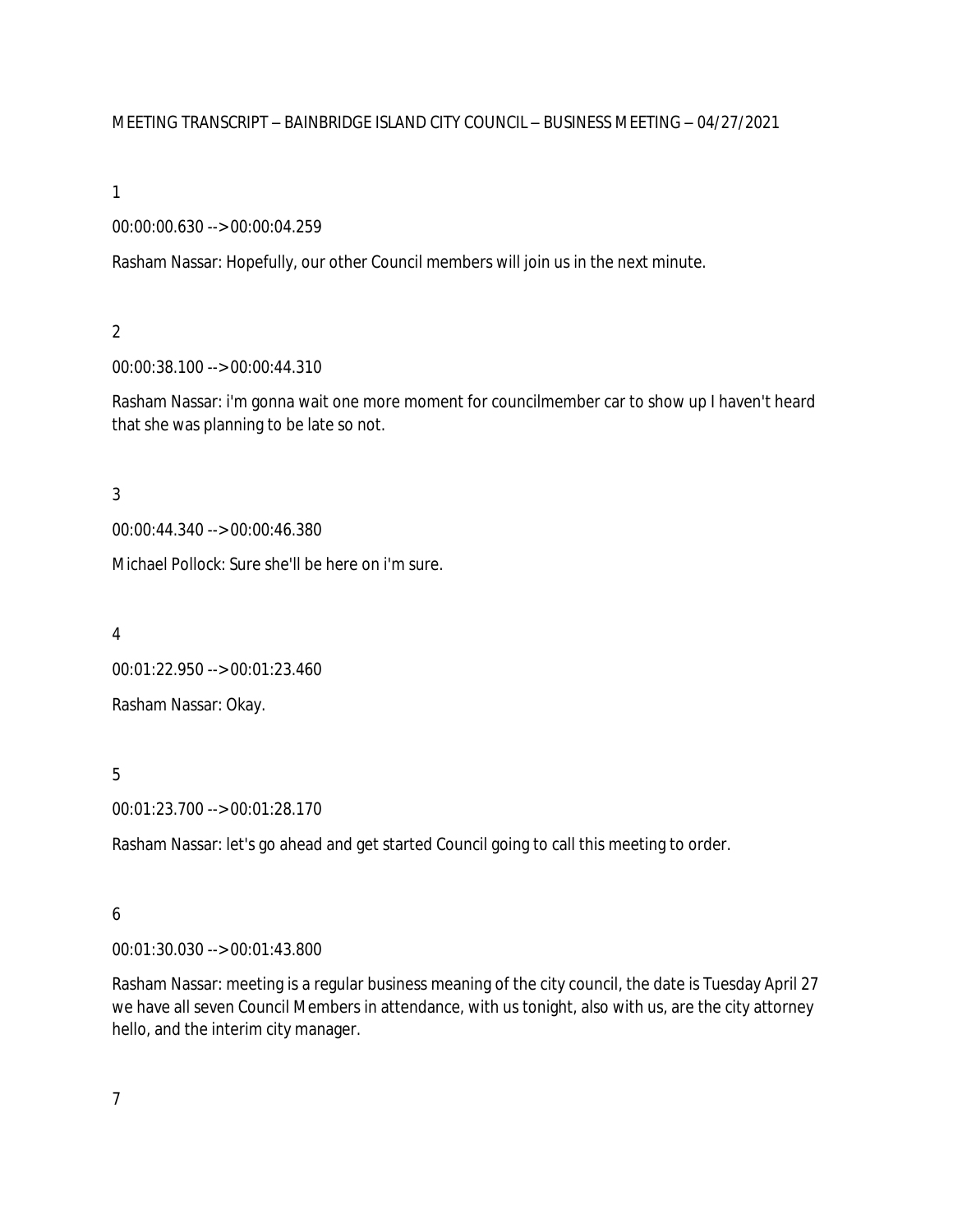MEETING TRANSCRIPT – BAINBRIDGE ISLAND CITY COUNCIL – BUSINESS MEETING – 04/27/2021

1

00:00:00.630 --> 00:00:04.259

Rasham Nassar: Hopefully, our other Council members will join us in the next minute.

2

00:00:38.100 --> 00:00:44.310

Rasham Nassar: i'm gonna wait one more moment for councilmember car to show up I haven't heard that she was planning to be late so not.

3

00:00:44.340 --> 00:00:46.380

Michael Pollock: Sure she'll be here on i'm sure.

4

00:01:22.950 --> 00:01:23.460

Rasham Nassar: Okay.

5

00:01:23.700 --> 00:01:28.170

Rasham Nassar: let's go ahead and get started Council going to call this meeting to order.

6

00:01:30.030 --> 00:01:43.800

Rasham Nassar: meeting is a regular business meaning of the city council, the date is Tuesday April 27 we have all seven Council Members in attendance, with us tonight, also with us, are the city attorney hello, and the interim city manager.

7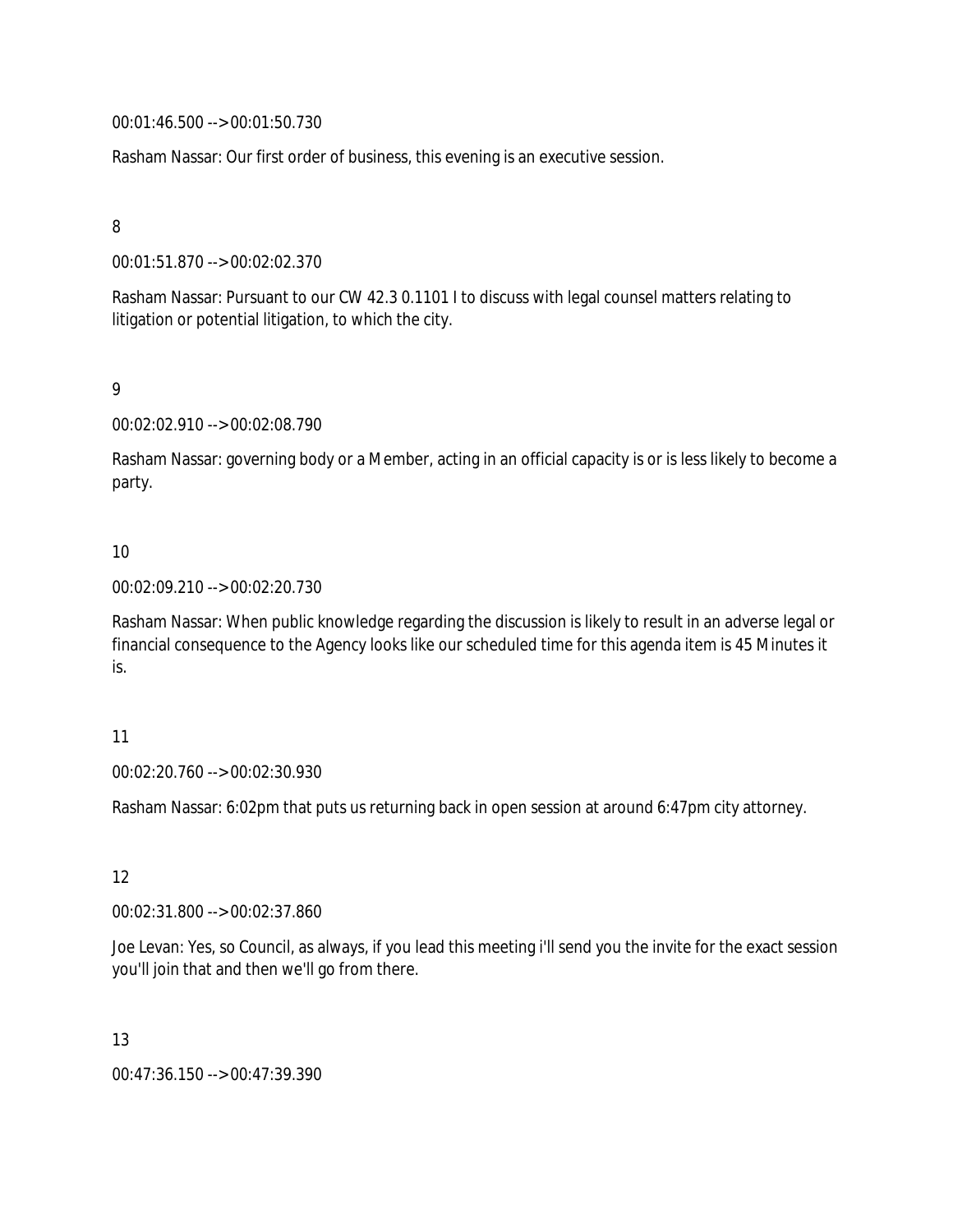00:01:46.500 --> 00:01:50.730

Rasham Nassar: Our first order of business, this evening is an executive session.

8

00:01:51.870 --> 00:02:02.370

Rasham Nassar: Pursuant to our CW 42.3 0.1101 I to discuss with legal counsel matters relating to litigation or potential litigation, to which the city.

9

00:02:02.910 --> 00:02:08.790

Rasham Nassar: governing body or a Member, acting in an official capacity is or is less likely to become a party.

10

00:02:09.210 --> 00:02:20.730

Rasham Nassar: When public knowledge regarding the discussion is likely to result in an adverse legal or financial consequence to the Agency looks like our scheduled time for this agenda item is 45 Minutes it is.

11

00:02:20.760 --> 00:02:30.930

Rasham Nassar: 6:02pm that puts us returning back in open session at around 6:47pm city attorney.

12

00:02:31.800 --> 00:02:37.860

Joe Levan: Yes, so Council, as always, if you lead this meeting i'll send you the invite for the exact session you'll join that and then we'll go from there.

13

00:47:36.150 --> 00:47:39.390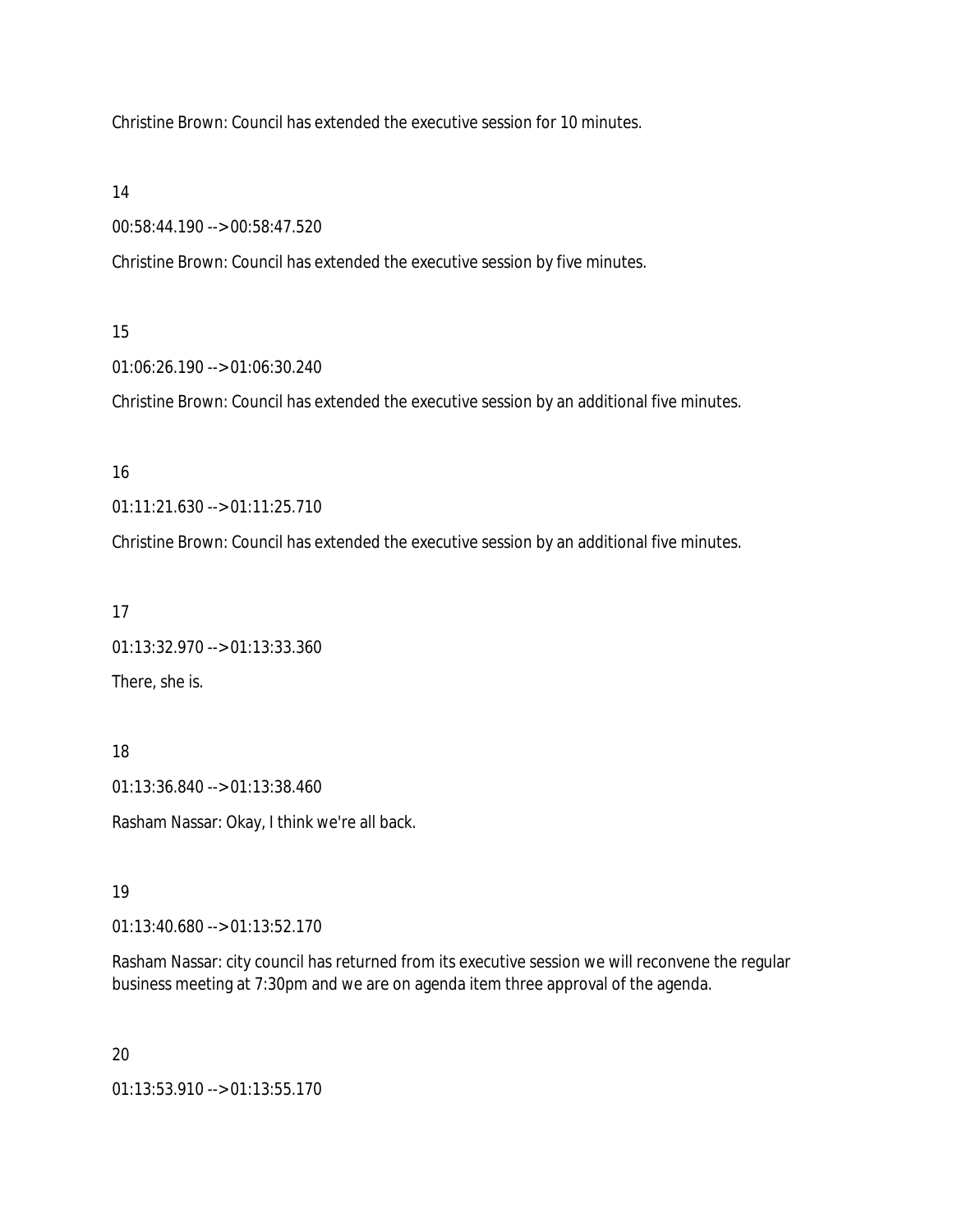Christine Brown: Council has extended the executive session for 10 minutes.

14

00:58:44.190 --> 00:58:47.520

Christine Brown: Council has extended the executive session by five minutes.

15

01:06:26.190 --> 01:06:30.240

Christine Brown: Council has extended the executive session by an additional five minutes.

16

01:11:21.630 --> 01:11:25.710

Christine Brown: Council has extended the executive session by an additional five minutes.

17

01:13:32.970 --> 01:13:33.360

There, she is.

18

01:13:36.840 --> 01:13:38.460

Rasham Nassar: Okay, I think we're all back.

19

01:13:40.680 --> 01:13:52.170

Rasham Nassar: city council has returned from its executive session we will reconvene the regular business meeting at 7:30pm and we are on agenda item three approval of the agenda.

20

01:13:53.910 --> 01:13:55.170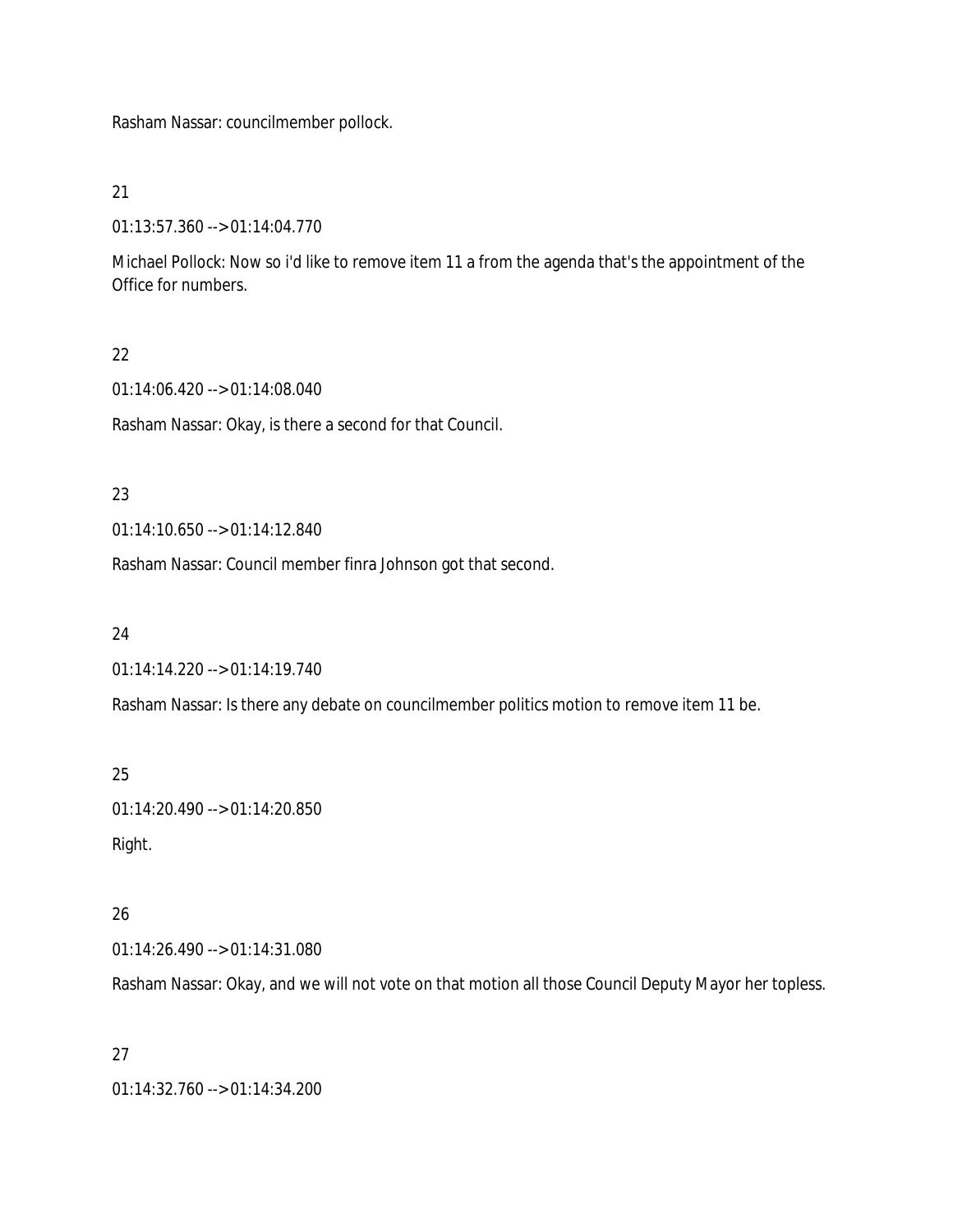Rasham Nassar: councilmember pollock.

21

01:13:57.360 --> 01:14:04.770

Michael Pollock: Now so i'd like to remove item 11 a from the agenda that's the appointment of the Office for numbers.

22

01:14:06.420 --> 01:14:08.040

Rasham Nassar: Okay, is there a second for that Council.

23

01:14:10.650 --> 01:14:12.840

Rasham Nassar: Council member finra Johnson got that second.

24

01:14:14.220 --> 01:14:19.740

Rasham Nassar: Is there any debate on councilmember politics motion to remove item 11 be.

25

01:14:20.490 --> 01:14:20.850

Right.

26

01:14:26.490 --> 01:14:31.080

Rasham Nassar: Okay, and we will not vote on that motion all those Council Deputy Mayor her topless.

27

01:14:32.760 --> 01:14:34.200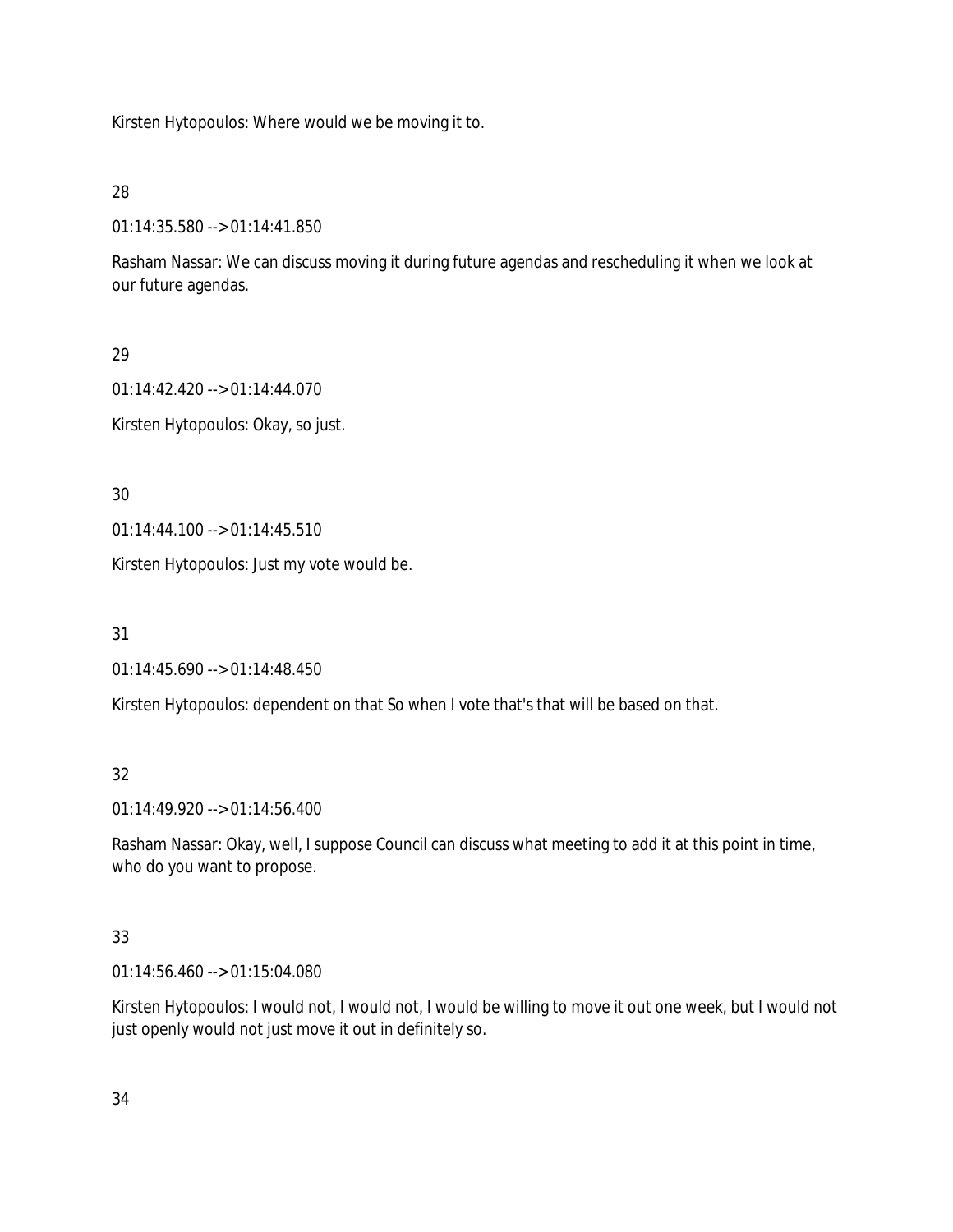Kirsten Hytopoulos: Where would we be moving it to.

28

01:14:35.580 --> 01:14:41.850

Rasham Nassar: We can discuss moving it during future agendas and rescheduling it when we look at our future agendas.

29

01:14:42.420 --> 01:14:44.070

Kirsten Hytopoulos: Okay, so just.

30

01:14:44.100 --> 01:14:45.510

Kirsten Hytopoulos: Just my vote would be.

31

01:14:45.690 --> 01:14:48.450

Kirsten Hytopoulos: dependent on that So when I vote that's that will be based on that.

32

01:14:49.920 --> 01:14:56.400

Rasham Nassar: Okay, well, I suppose Council can discuss what meeting to add it at this point in time, who do you want to propose.

33

01:14:56.460 --> 01:15:04.080

Kirsten Hytopoulos: I would not, I would not, I would be willing to move it out one week, but I would not just openly would not just move it out in definitely so.

34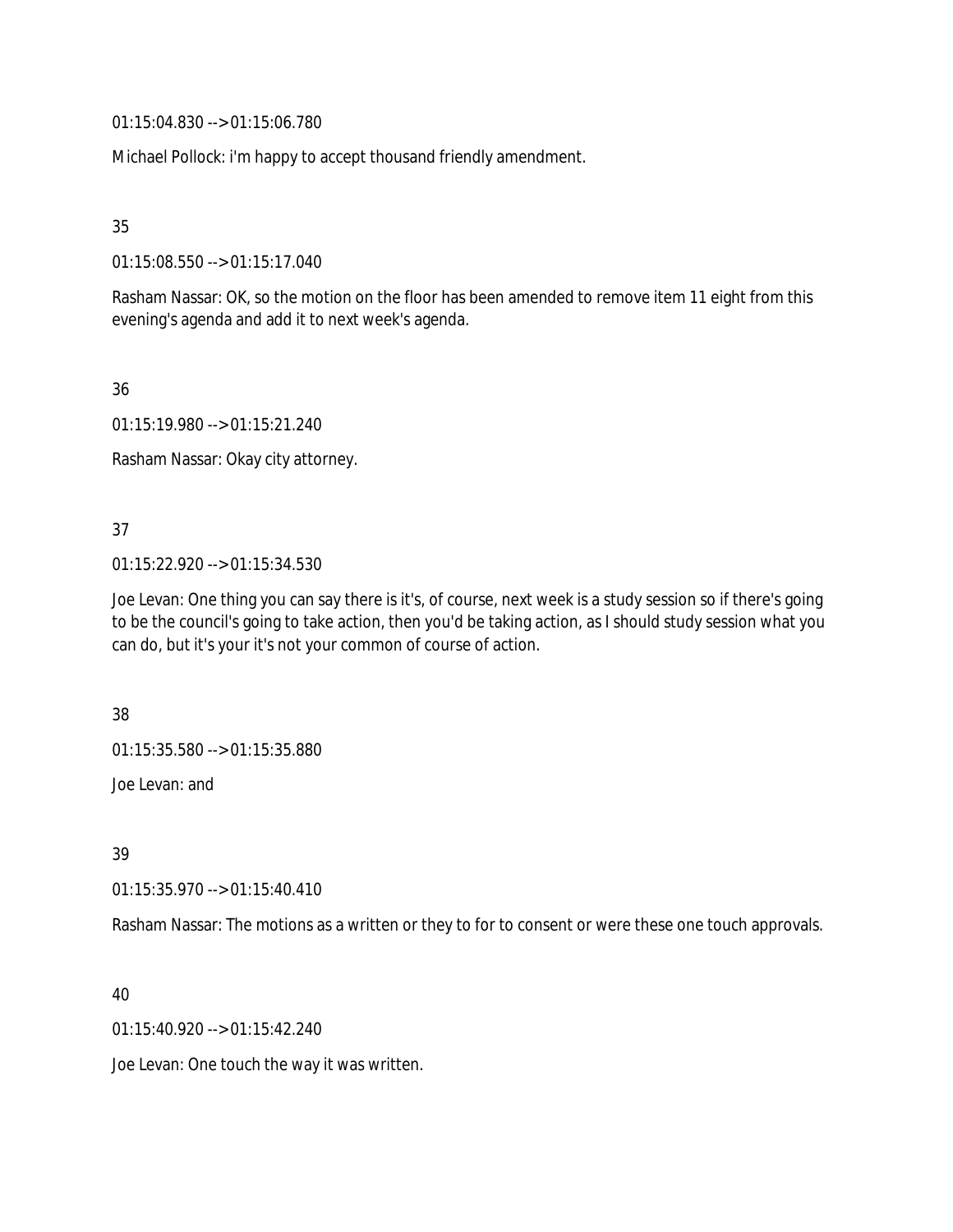01:15:04.830 --> 01:15:06.780

Michael Pollock: i'm happy to accept thousand friendly amendment.

35

01:15:08.550 --> 01:15:17.040

Rasham Nassar: OK, so the motion on the floor has been amended to remove item 11 eight from this evening's agenda and add it to next week's agenda.

36

01:15:19.980 --> 01:15:21.240

Rasham Nassar: Okay city attorney.

37

01:15:22.920 --> 01:15:34.530

Joe Levan: One thing you can say there is it's, of course, next week is a study session so if there's going to be the council's going to take action, then you'd be taking action, as I should study session what you can do, but it's your it's not your common of course of action.

38

01:15:35.580 --> 01:15:35.880

Joe Levan: and

39

01:15:35.970 --> 01:15:40.410

Rasham Nassar: The motions as a written or they to for to consent or were these one touch approvals.

40

01:15:40.920 --> 01:15:42.240

Joe Levan: One touch the way it was written.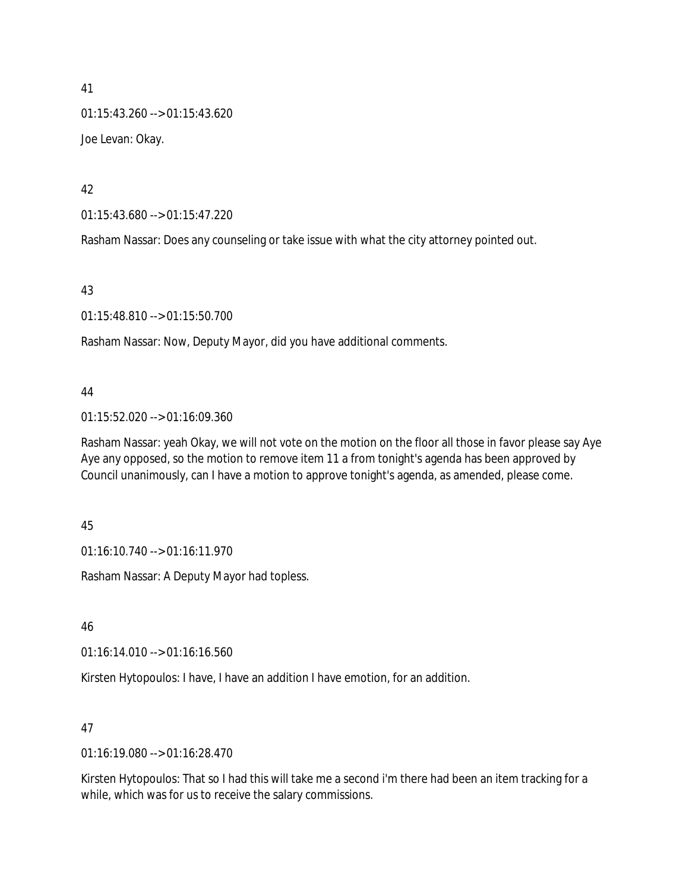41

01:15:43.260 --> 01:15:43.620

Joe Levan: Okay.

42

01:15:43.680 --> 01:15:47.220

Rasham Nassar: Does any counseling or take issue with what the city attorney pointed out.

43

01:15:48.810 --> 01:15:50.700

Rasham Nassar: Now, Deputy Mayor, did you have additional comments.

44

01:15:52.020 --> 01:16:09.360

Rasham Nassar: yeah Okay, we will not vote on the motion on the floor all those in favor please say Aye Aye any opposed, so the motion to remove item 11 a from tonight's agenda has been approved by Council unanimously, can I have a motion to approve tonight's agenda, as amended, please come.

45

01:16:10.740 --> 01:16:11.970

Rasham Nassar: A Deputy Mayor had topless.

46

01:16:14.010 --> 01:16:16.560

Kirsten Hytopoulos: I have, I have an addition I have emotion, for an addition.

47

01:16:19.080 --> 01:16:28.470

Kirsten Hytopoulos: That so I had this will take me a second i'm there had been an item tracking for a while, which was for us to receive the salary commissions.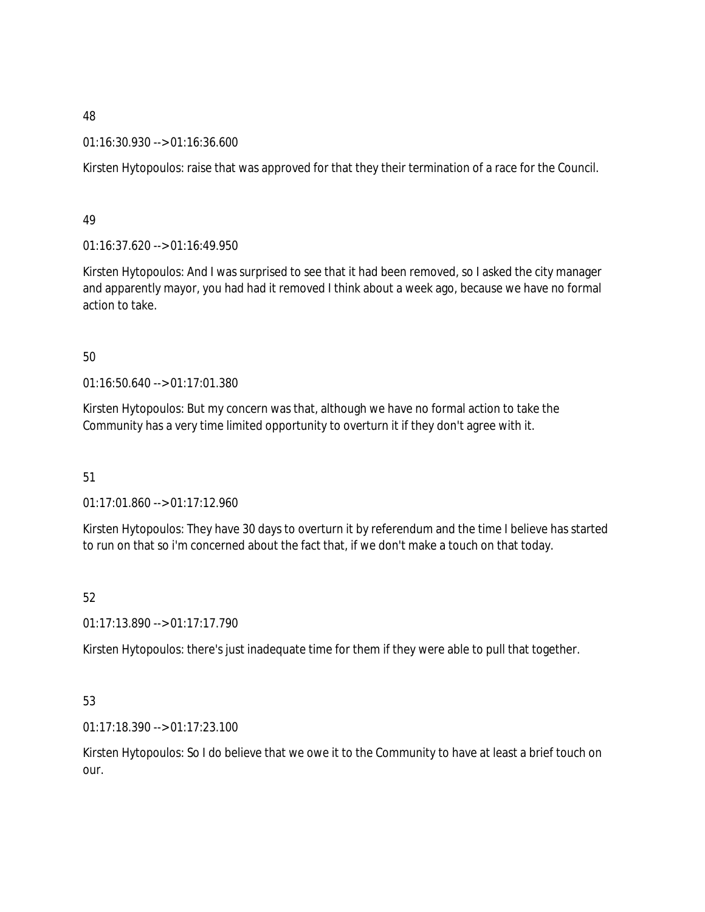48

01:16:30.930 --> 01:16:36.600

Kirsten Hytopoulos: raise that was approved for that they their termination of a race for the Council.

49

01:16:37.620 --> 01:16:49.950

Kirsten Hytopoulos: And I was surprised to see that it had been removed, so I asked the city manager and apparently mayor, you had had it removed I think about a week ago, because we have no formal action to take.

50

01:16:50.640 --> 01:17:01.380

Kirsten Hytopoulos: But my concern was that, although we have no formal action to take the Community has a very time limited opportunity to overturn it if they don't agree with it.

51

01:17:01.860 --> 01:17:12.960

Kirsten Hytopoulos: They have 30 days to overturn it by referendum and the time I believe has started to run on that so i'm concerned about the fact that, if we don't make a touch on that today.

52

01:17:13.890 --> 01:17:17.790

Kirsten Hytopoulos: there's just inadequate time for them if they were able to pull that together.

53

01:17:18.390 --> 01:17:23.100

Kirsten Hytopoulos: So I do believe that we owe it to the Community to have at least a brief touch on our.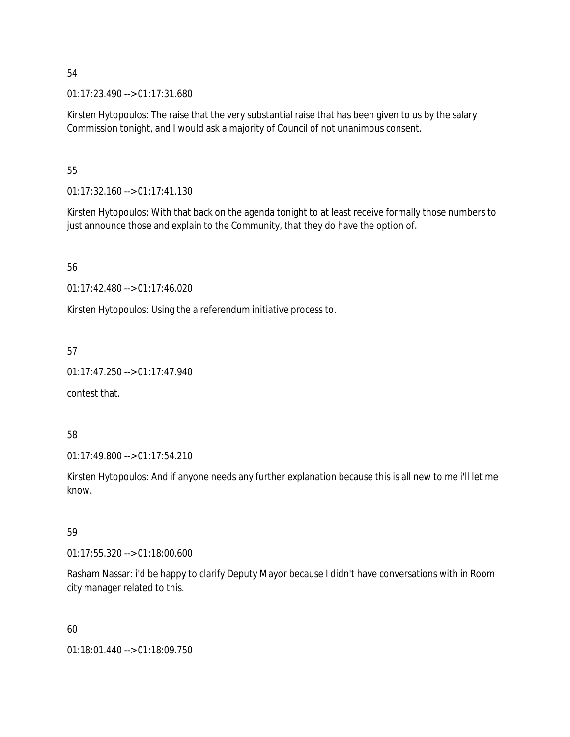54

01:17:23.490 --> 01:17:31.680

Kirsten Hytopoulos: The raise that the very substantial raise that has been given to us by the salary Commission tonight, and I would ask a majority of Council of not unanimous consent.

55

01:17:32.160 --> 01:17:41.130

Kirsten Hytopoulos: With that back on the agenda tonight to at least receive formally those numbers to just announce those and explain to the Community, that they do have the option of.

56

01:17:42.480 --> 01:17:46.020

Kirsten Hytopoulos: Using the a referendum initiative process to.

57

01:17:47.250 --> 01:17:47.940

contest that.

58

01:17:49.800 --> 01:17:54.210

Kirsten Hytopoulos: And if anyone needs any further explanation because this is all new to me i'll let me know.

59

01:17:55.320 --> 01:18:00.600

Rasham Nassar: i'd be happy to clarify Deputy Mayor because I didn't have conversations with in Room city manager related to this.

60

01:18:01.440 --> 01:18:09.750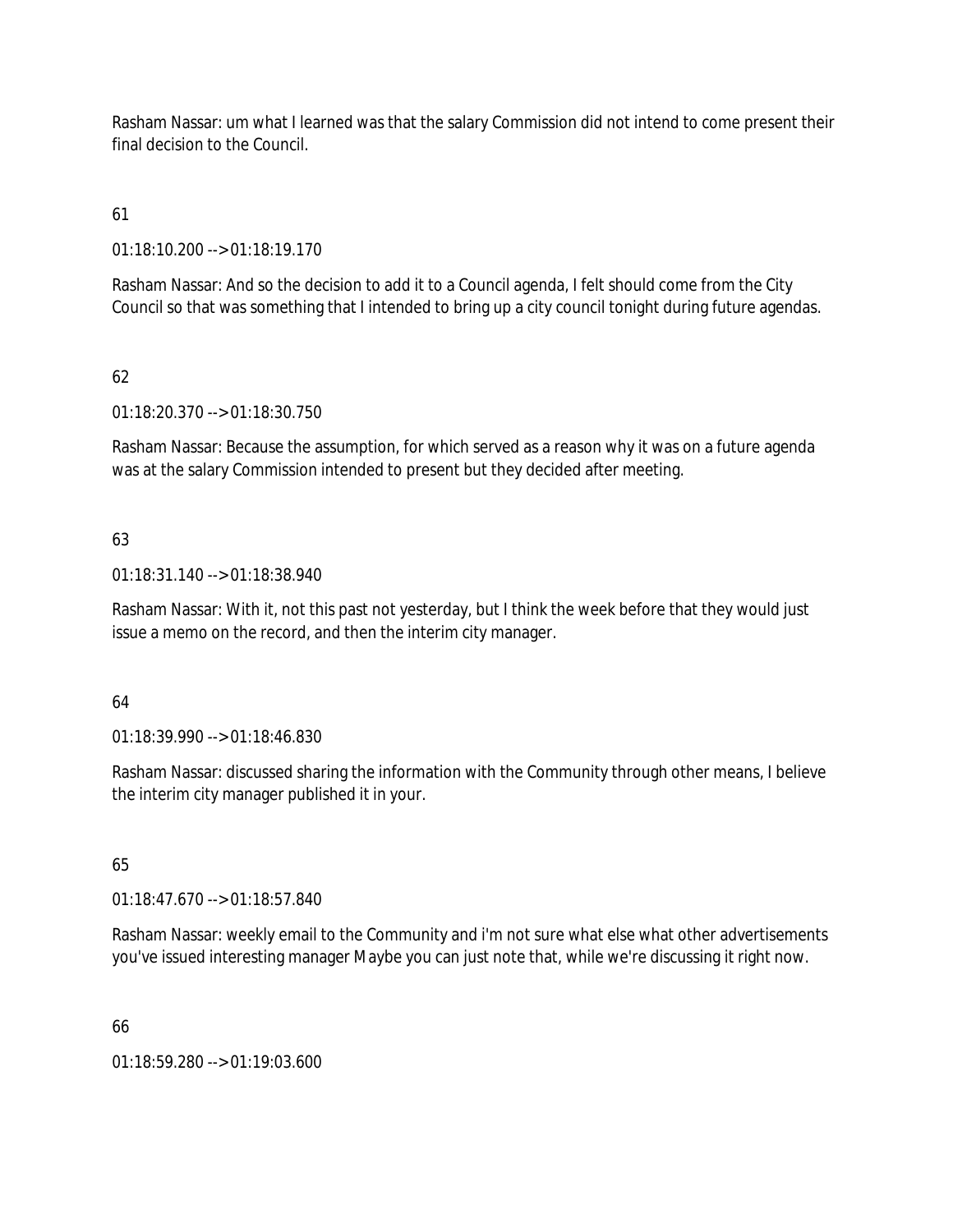Rasham Nassar: um what I learned was that the salary Commission did not intend to come present their final decision to the Council.

61

01:18:10.200 --> 01:18:19.170

Rasham Nassar: And so the decision to add it to a Council agenda, I felt should come from the City Council so that was something that I intended to bring up a city council tonight during future agendas.

62

01:18:20.370 --> 01:18:30.750

Rasham Nassar: Because the assumption, for which served as a reason why it was on a future agenda was at the salary Commission intended to present but they decided after meeting.

63

01:18:31.140 --> 01:18:38.940

Rasham Nassar: With it, not this past not yesterday, but I think the week before that they would just issue a memo on the record, and then the interim city manager.

64

01:18:39.990 --> 01:18:46.830

Rasham Nassar: discussed sharing the information with the Community through other means, I believe the interim city manager published it in your.

65

01:18:47.670 --> 01:18:57.840

Rasham Nassar: weekly email to the Community and i'm not sure what else what other advertisements you've issued interesting manager Maybe you can just note that, while we're discussing it right now.

66

01:18:59.280 --> 01:19:03.600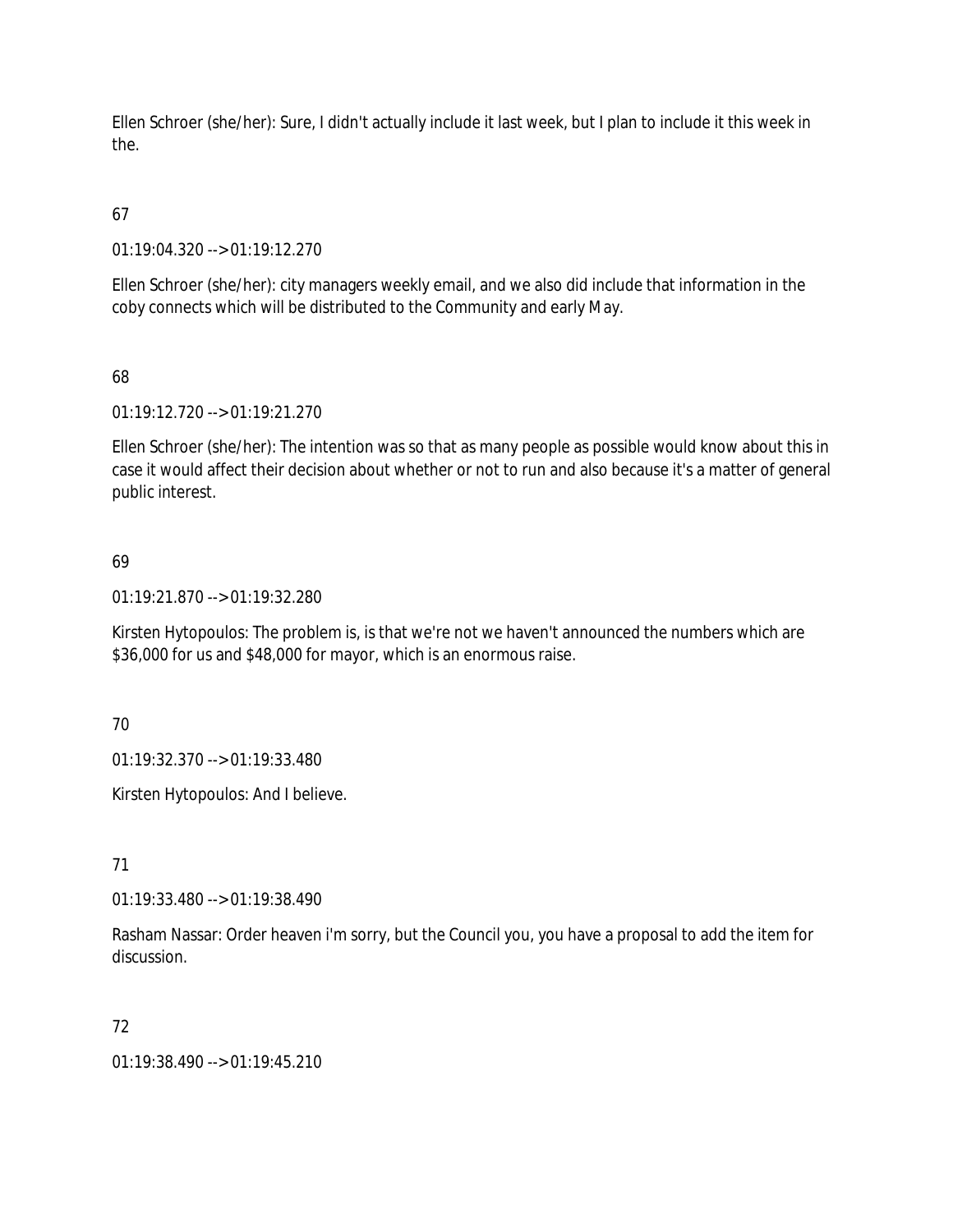Ellen Schroer (she/her): Sure, I didn't actually include it last week, but I plan to include it this week in the.

67

01:19:04.320 --> 01:19:12.270

Ellen Schroer (she/her): city managers weekly email, and we also did include that information in the coby connects which will be distributed to the Community and early May.

68

01:19:12.720 --> 01:19:21.270

Ellen Schroer (she/her): The intention was so that as many people as possible would know about this in case it would affect their decision about whether or not to run and also because it's a matter of general public interest.

69

01:19:21.870 --> 01:19:32.280

Kirsten Hytopoulos: The problem is, is that we're not we haven't announced the numbers which are $36,000 for us and $48,000 for mayor, which is an enormous raise.

70

01:19:32.370 --> 01:19:33.480

Kirsten Hytopoulos: And I believe.

71

01:19:33.480 --> 01:19:38.490

Rasham Nassar: Order heaven i'm sorry, but the Council you, you have a proposal to add the item for discussion.

72

01:19:38.490 --> 01:19:45.210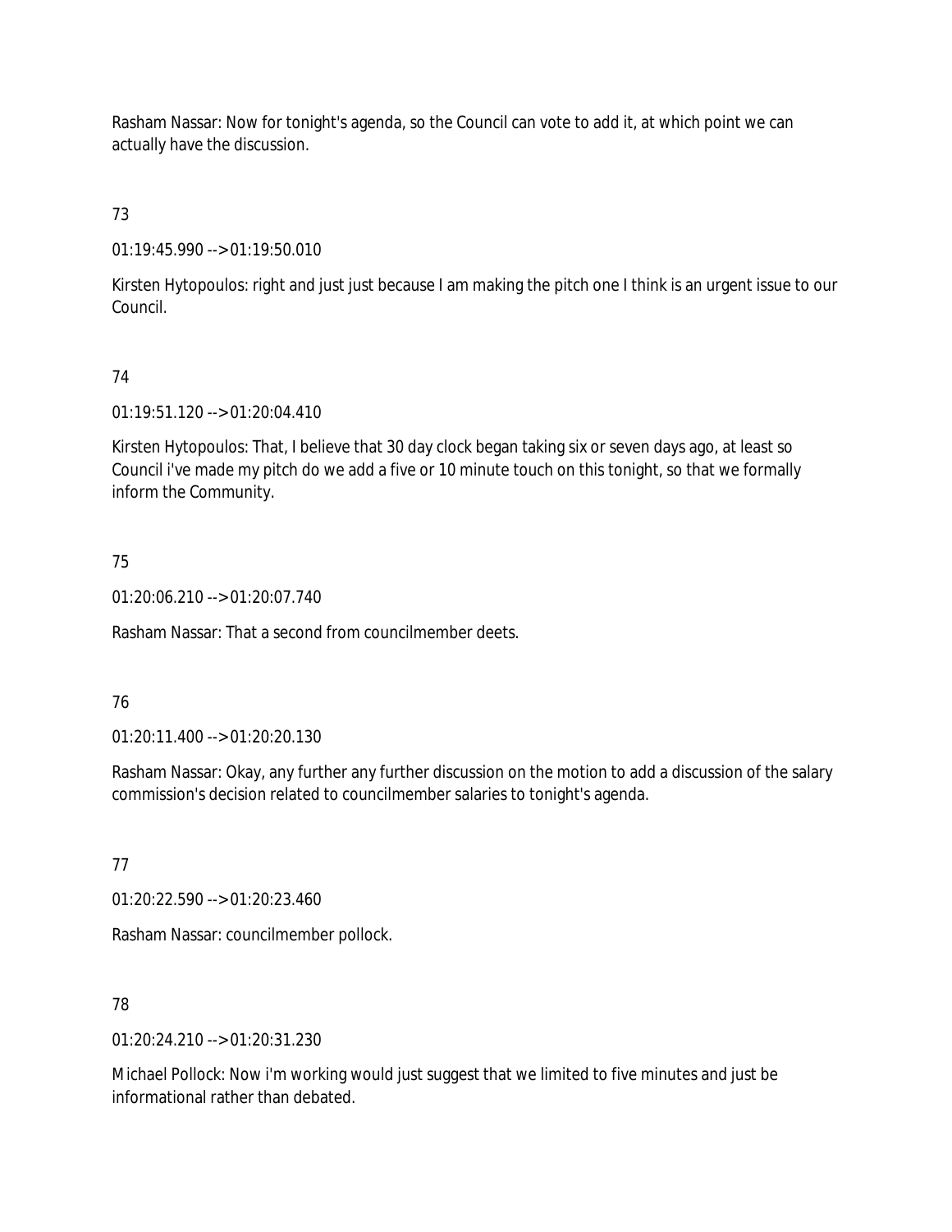Rasham Nassar: Now for tonight's agenda, so the Council can vote to add it, at which point we can actually have the discussion.

73

01:19:45.990 --> 01:19:50.010

Kirsten Hytopoulos: right and just just because I am making the pitch one I think is an urgent issue to our Council.

74

01:19:51.120 --> 01:20:04.410

Kirsten Hytopoulos: That, I believe that 30 day clock began taking six or seven days ago, at least so Council i've made my pitch do we add a five or 10 minute touch on this tonight, so that we formally inform the Community.

75

01:20:06.210 --> 01:20:07.740

Rasham Nassar: That a second from councilmember deets.

76

01:20:11.400 --> 01:20:20.130

Rasham Nassar: Okay, any further any further discussion on the motion to add a discussion of the salary commission's decision related to councilmember salaries to tonight's agenda.

77

01:20:22.590 --> 01:20:23.460

Rasham Nassar: councilmember pollock.

78

01:20:24.210 --> 01:20:31.230

Michael Pollock: Now i'm working would just suggest that we limited to five minutes and just be informational rather than debated.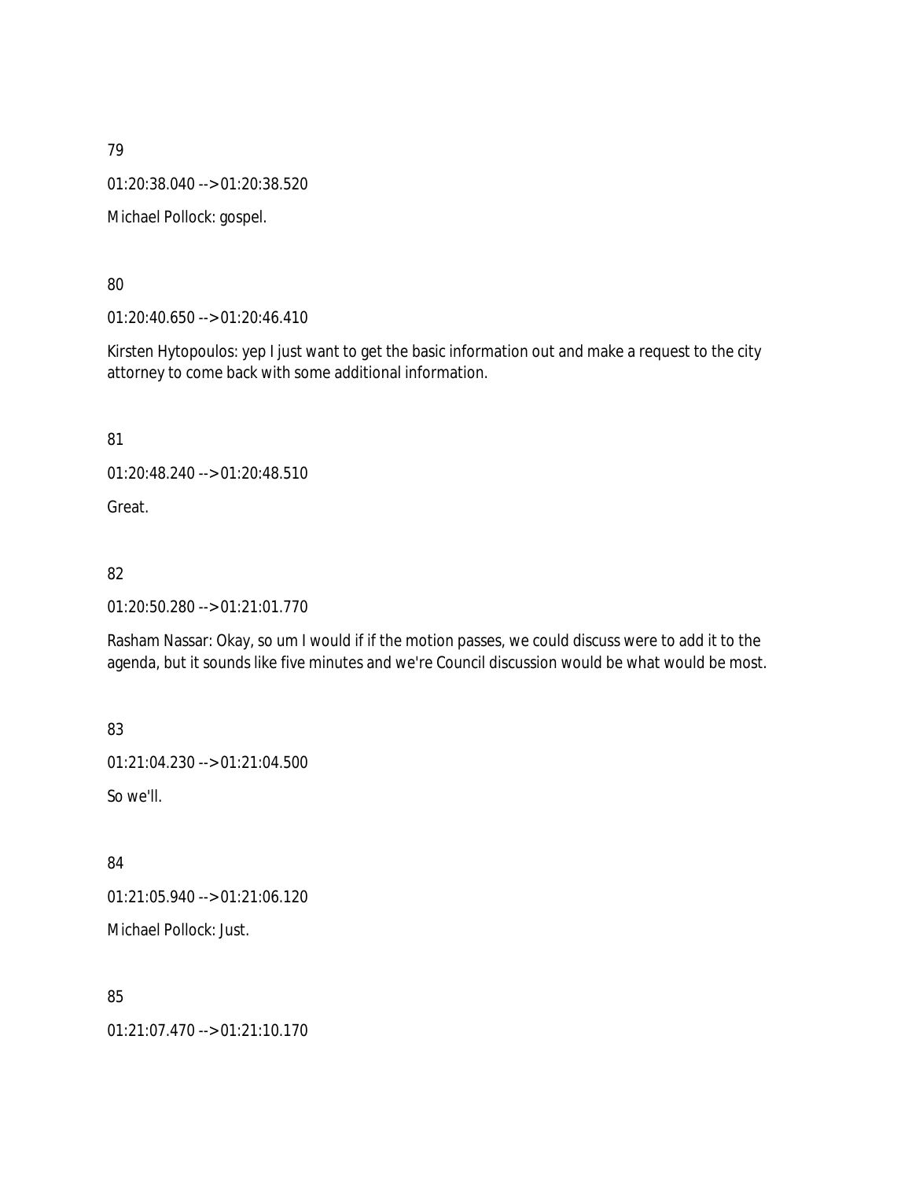79

01:20:38.040 --> 01:20:38.520

Michael Pollock: gospel.

80

01:20:40.650 --> 01:20:46.410

Kirsten Hytopoulos: yep I just want to get the basic information out and make a request to the city attorney to come back with some additional information.

81

01:20:48.240 --> 01:20:48.510

Great.

82

01:20:50.280 --> 01:21:01.770

Rasham Nassar: Okay, so um I would if if the motion passes, we could discuss were to add it to the agenda, but it sounds like five minutes and we're Council discussion would be what would be most.

83

01:21:04.230 --> 01:21:04.500

So we'll.

84

01:21:05.940 --> 01:21:06.120

Michael Pollock: Just.

85

01:21:07.470 --> 01:21:10.170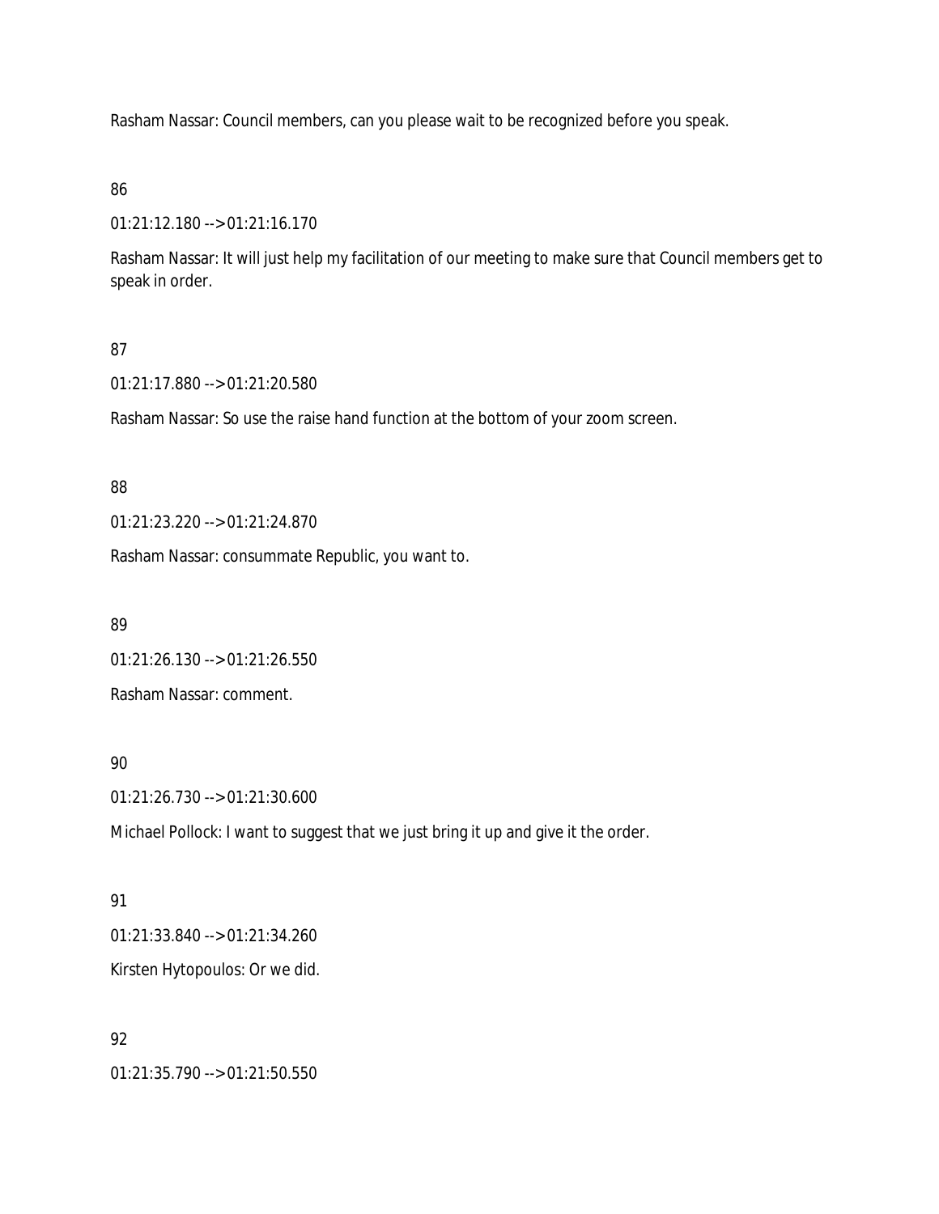Rasham Nassar: Council members, can you please wait to be recognized before you speak.

86

01:21:12.180 --> 01:21:16.170

Rasham Nassar: It will just help my facilitation of our meeting to make sure that Council members get to speak in order.

87

01:21:17.880 --> 01:21:20.580

Rasham Nassar: So use the raise hand function at the bottom of your zoom screen.

88

01:21:23.220 --> 01:21:24.870

Rasham Nassar: consummate Republic, you want to.

89

01:21:26.130 --> 01:21:26.550

Rasham Nassar: comment.

90

01:21:26.730 --> 01:21:30.600

Michael Pollock: I want to suggest that we just bring it up and give it the order.

91

01:21:33.840 --> 01:21:34.260

Kirsten Hytopoulos: Or we did.

92

01:21:35.790 --> 01:21:50.550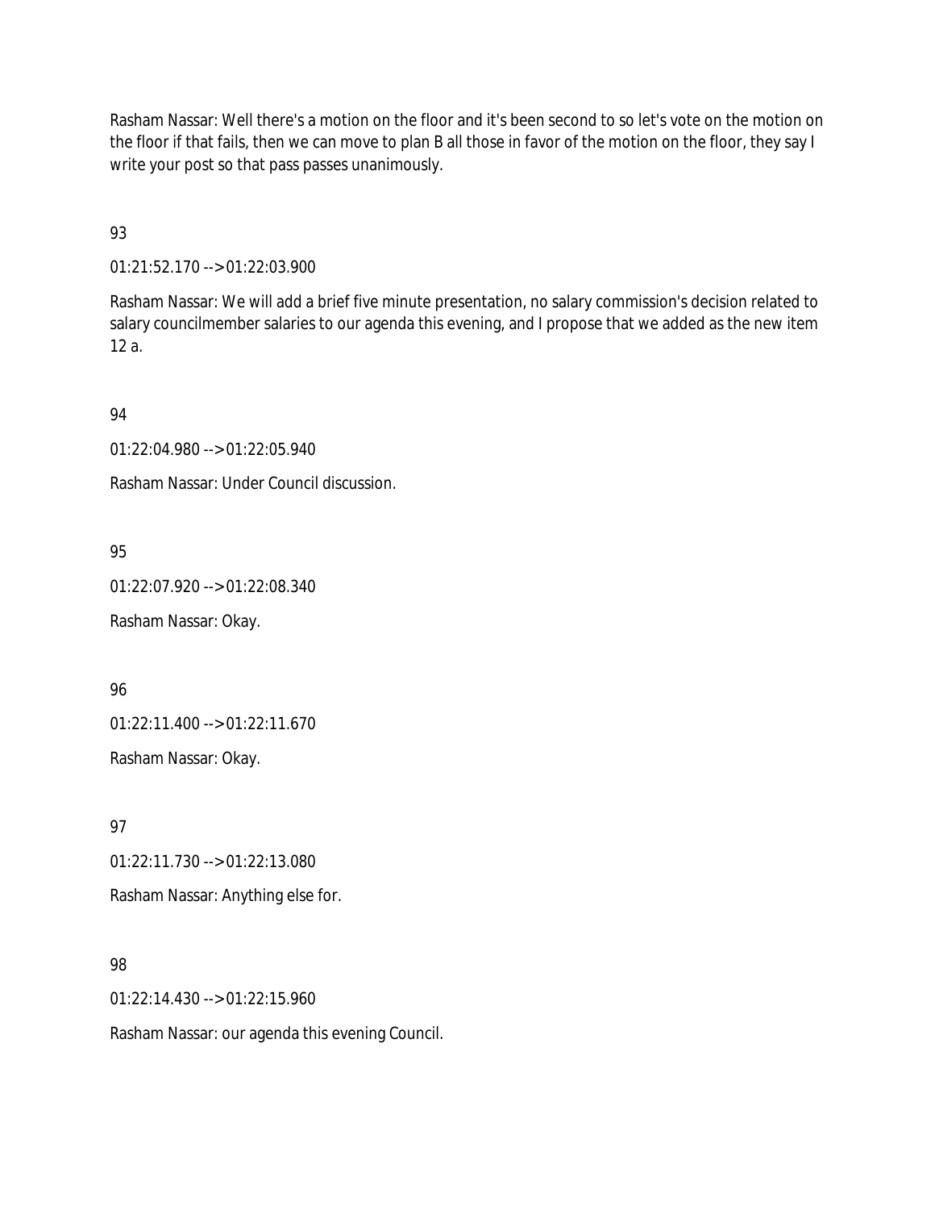Rasham Nassar: Well there's a motion on the floor and it's been second to so let's vote on the motion on the floor if that fails, then we can move to plan B all those in favor of the motion on the floor, they say I write your post so that pass passes unanimously.

93

01:21:52.170 --> 01:22:03.900

Rasham Nassar: We will add a brief five minute presentation, no salary commission's decision related to salary councilmember salaries to our agenda this evening, and I propose that we added as the new item 12 a.

94

01:22:04.980 --> 01:22:05.940

Rasham Nassar: Under Council discussion.

95

01:22:07.920 --> 01:22:08.340

Rasham Nassar: Okay.

96

01:22:11.400 --> 01:22:11.670

Rasham Nassar: Okay.

97

01:22:11.730 --> 01:22:13.080

Rasham Nassar: Anything else for.

98

01:22:14.430 --> 01:22:15.960

Rasham Nassar: our agenda this evening Council.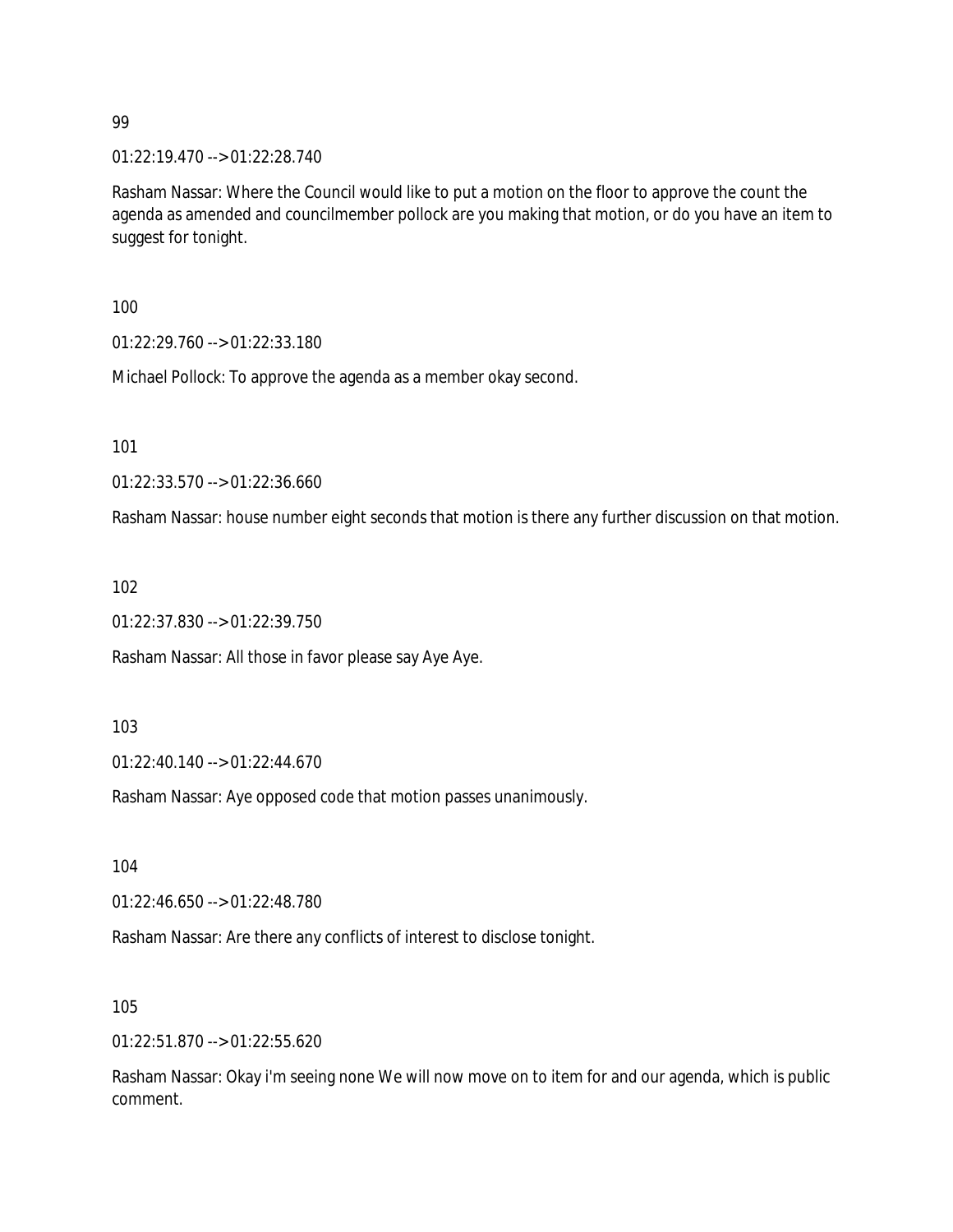99

01:22:19.470 --> 01:22:28.740

Rasham Nassar: Where the Council would like to put a motion on the floor to approve the count the agenda as amended and councilmember pollock are you making that motion, or do you have an item to suggest for tonight.

100

01:22:29.760 --> 01:22:33.180

Michael Pollock: To approve the agenda as a member okay second.

101

01:22:33.570 --> 01:22:36.660

Rasham Nassar: house number eight seconds that motion is there any further discussion on that motion.

102

01:22:37.830 --> 01:22:39.750

Rasham Nassar: All those in favor please say Aye Aye.

103

01:22:40.140 --> 01:22:44.670

Rasham Nassar: Aye opposed code that motion passes unanimously.

104

01:22:46.650 --> 01:22:48.780

Rasham Nassar: Are there any conflicts of interest to disclose tonight.

105

01:22:51.870 --> 01:22:55.620

Rasham Nassar: Okay i'm seeing none We will now move on to item for and our agenda, which is public comment.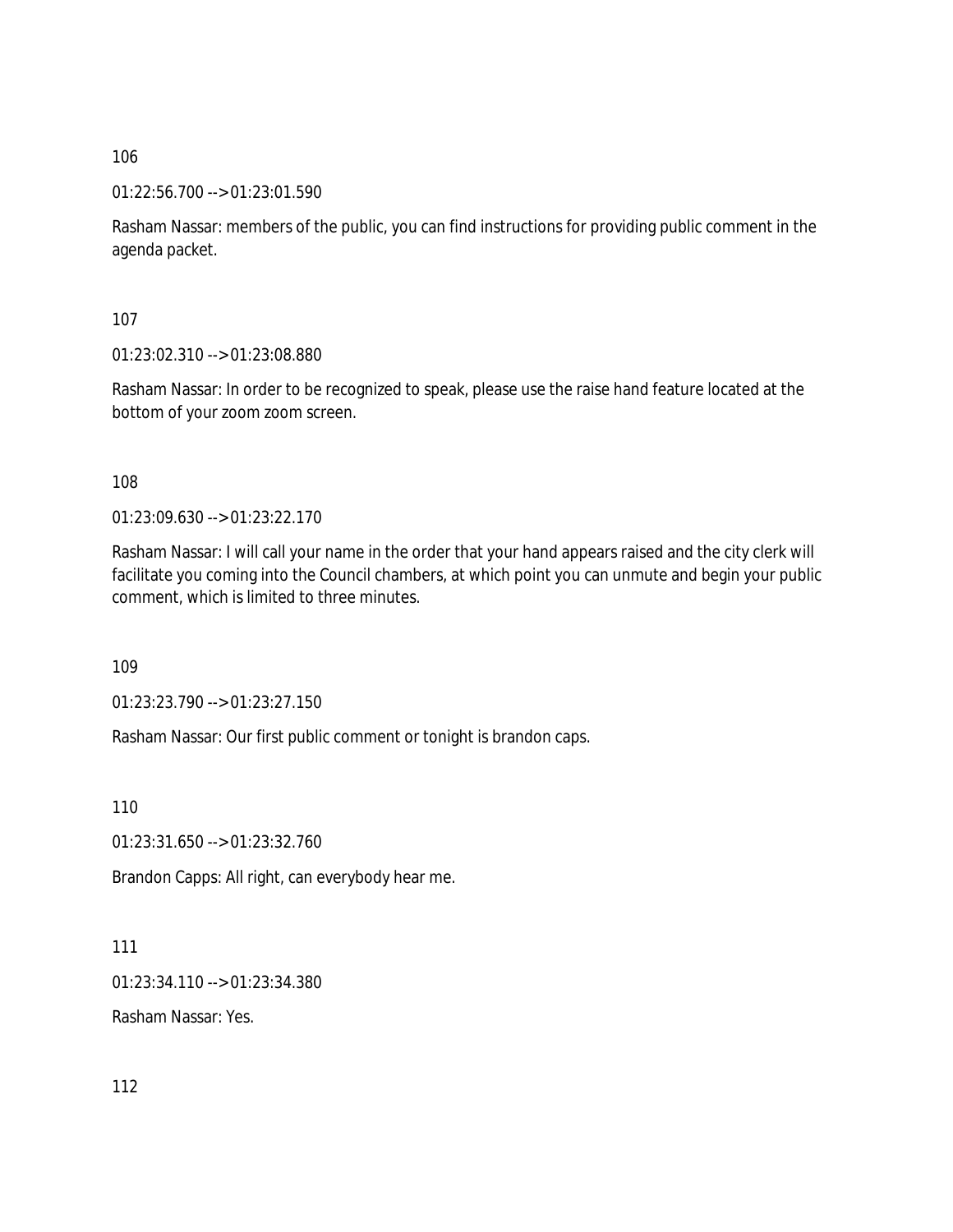106

01:22:56.700 --> 01:23:01.590

Rasham Nassar: members of the public, you can find instructions for providing public comment in the agenda packet.

107

01:23:02.310 --> 01:23:08.880

Rasham Nassar: In order to be recognized to speak, please use the raise hand feature located at the bottom of your zoom zoom screen.

108

01:23:09.630 --> 01:23:22.170

Rasham Nassar: I will call your name in the order that your hand appears raised and the city clerk will facilitate you coming into the Council chambers, at which point you can unmute and begin your public comment, which is limited to three minutes.

109

01:23:23.790 --> 01:23:27.150

Rasham Nassar: Our first public comment or tonight is brandon caps.

110

01:23:31.650 --> 01:23:32.760

Brandon Capps: All right, can everybody hear me.

111

01:23:34.110 --> 01:23:34.380

Rasham Nassar: Yes.

112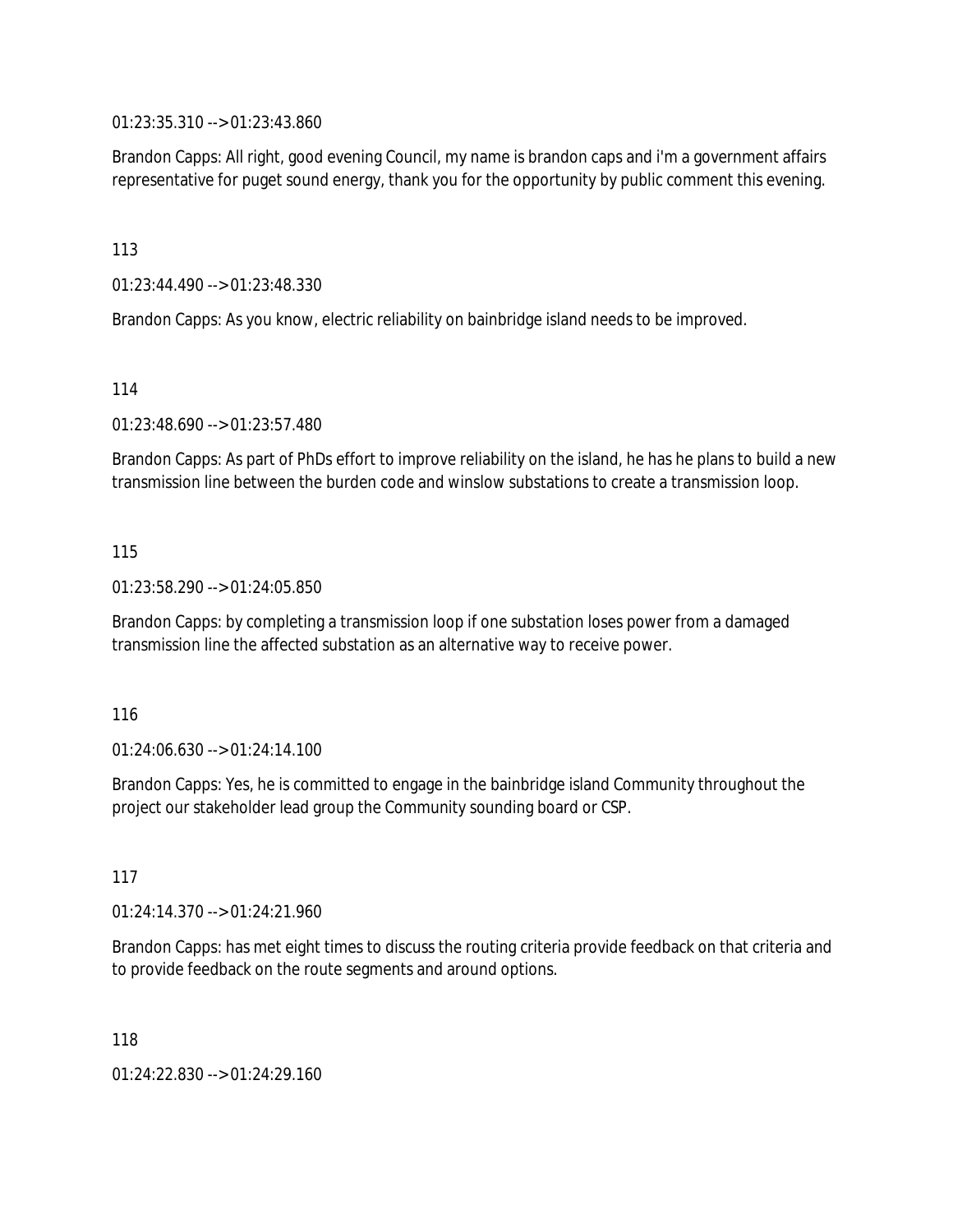01:23:35.310 --> 01:23:43.860

Brandon Capps: All right, good evening Council, my name is brandon caps and i'm a government affairs representative for puget sound energy, thank you for the opportunity by public comment this evening.

113

01:23:44.490 --> 01:23:48.330

Brandon Capps: As you know, electric reliability on bainbridge island needs to be improved.

114

01:23:48.690 --> 01:23:57.480

Brandon Capps: As part of PhDs effort to improve reliability on the island, he has he plans to build a new transmission line between the burden code and winslow substations to create a transmission loop.

115

01:23:58.290 --> 01:24:05.850

Brandon Capps: by completing a transmission loop if one substation loses power from a damaged transmission line the affected substation as an alternative way to receive power.

116

01:24:06.630 --> 01:24:14.100

Brandon Capps: Yes, he is committed to engage in the bainbridge island Community throughout the project our stakeholder lead group the Community sounding board or CSP.

117

01:24:14.370 --> 01:24:21.960

Brandon Capps: has met eight times to discuss the routing criteria provide feedback on that criteria and to provide feedback on the route segments and around options.

118

01:24:22.830 --> 01:24:29.160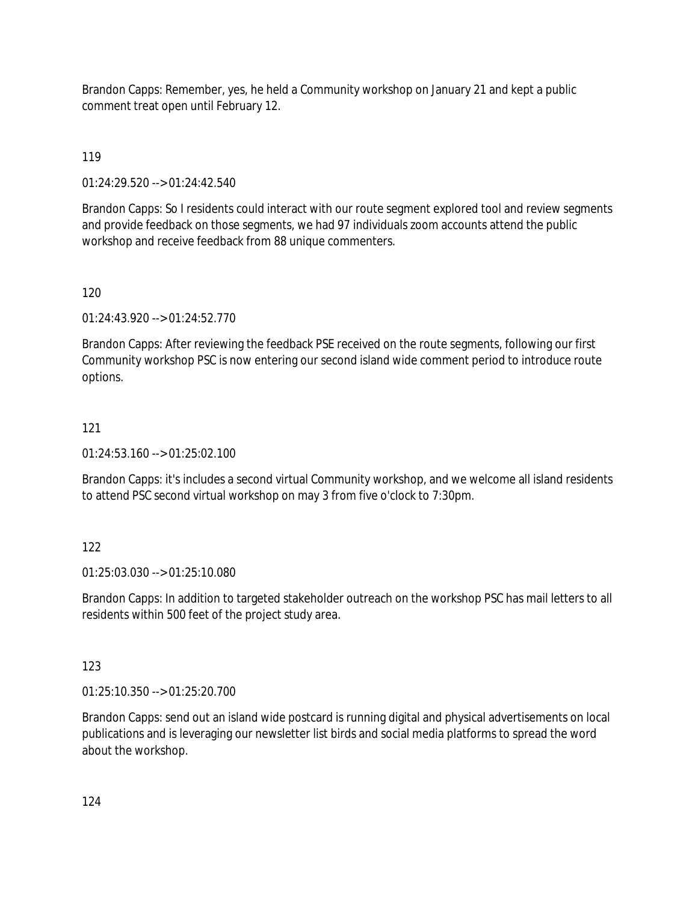Brandon Capps: Remember, yes, he held a Community workshop on January 21 and kept a public comment treat open until February 12.

119

01:24:29.520 --> 01:24:42.540

Brandon Capps: So I residents could interact with our route segment explored tool and review segments and provide feedback on those segments, we had 97 individuals zoom accounts attend the public workshop and receive feedback from 88 unique commenters.

120

01:24:43.920 --> 01:24:52.770

Brandon Capps: After reviewing the feedback PSE received on the route segments, following our first Community workshop PSC is now entering our second island wide comment period to introduce route options.

121

01:24:53.160 --> 01:25:02.100

Brandon Capps: it's includes a second virtual Community workshop, and we welcome all island residents to attend PSC second virtual workshop on may 3 from five o'clock to 7:30pm.

122

01:25:03.030 --> 01:25:10.080

Brandon Capps: In addition to targeted stakeholder outreach on the workshop PSC has mail letters to all residents within 500 feet of the project study area.

123

01:25:10.350 --> 01:25:20.700

Brandon Capps: send out an island wide postcard is running digital and physical advertisements on local publications and is leveraging our newsletter list birds and social media platforms to spread the word about the workshop.

124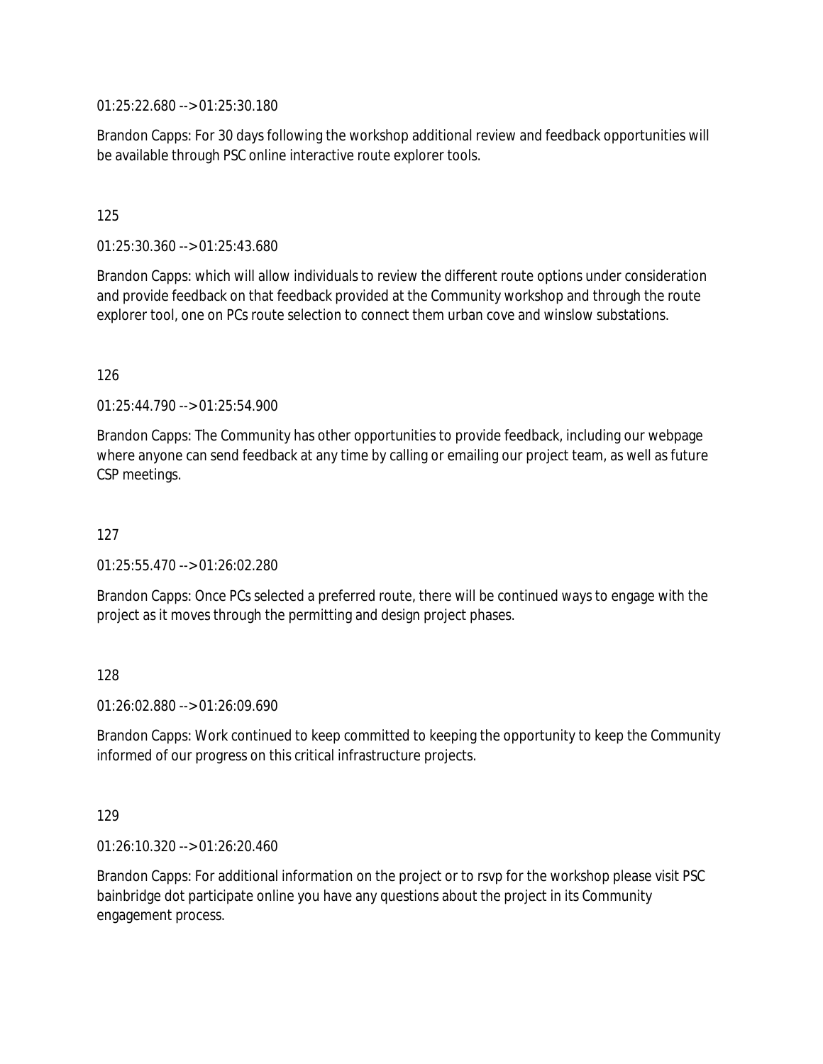01:25:22.680 --> 01:25:30.180

Brandon Capps: For 30 days following the workshop additional review and feedback opportunities will be available through PSC online interactive route explorer tools.

125

01:25:30.360 --> 01:25:43.680

Brandon Capps: which will allow individuals to review the different route options under consideration and provide feedback on that feedback provided at the Community workshop and through the route explorer tool, one on PCs route selection to connect them urban cove and winslow substations.

126

01:25:44.790 --> 01:25:54.900

Brandon Capps: The Community has other opportunities to provide feedback, including our webpage where anyone can send feedback at any time by calling or emailing our project team, as well as future CSP meetings.

127

01:25:55.470 --> 01:26:02.280

Brandon Capps: Once PCs selected a preferred route, there will be continued ways to engage with the project as it moves through the permitting and design project phases.

128

01:26:02.880 --> 01:26:09.690

Brandon Capps: Work continued to keep committed to keeping the opportunity to keep the Community informed of our progress on this critical infrastructure projects.

129

01:26:10.320 --> 01:26:20.460

Brandon Capps: For additional information on the project or to rsvp for the workshop please visit PSC bainbridge dot participate online you have any questions about the project in its Community engagement process.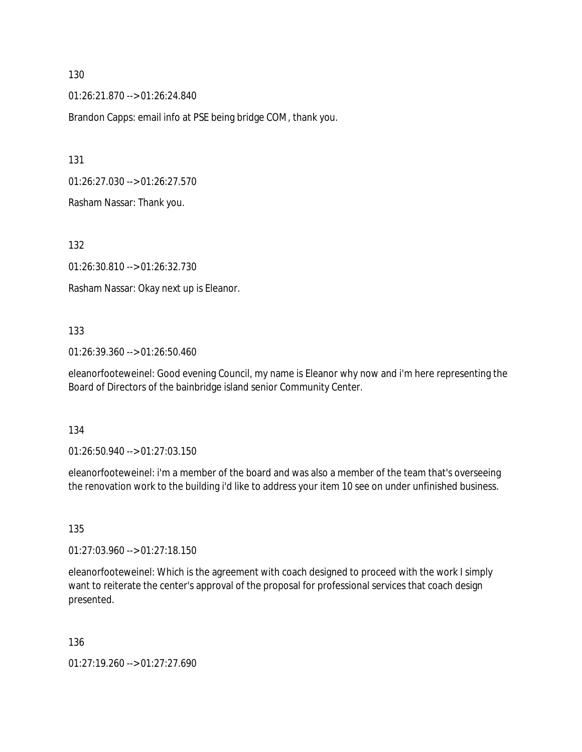130

01:26:21.870 --> 01:26:24.840

Brandon Capps: email info at PSE being bridge COM, thank you.

131

01:26:27.030 --> 01:26:27.570

Rasham Nassar: Thank you.

132

01:26:30.810 --> 01:26:32.730

Rasham Nassar: Okay next up is Eleanor.

133

01:26:39.360 --> 01:26:50.460

eleanorfooteweinel: Good evening Council, my name is Eleanor why now and i'm here representing the Board of Directors of the bainbridge island senior Community Center.

134

01:26:50.940 --> 01:27:03.150

eleanorfooteweinel: i'm a member of the board and was also a member of the team that's overseeing the renovation work to the building i'd like to address your item 10 see on under unfinished business.

135

01:27:03.960 --> 01:27:18.150

eleanorfooteweinel: Which is the agreement with coach designed to proceed with the work I simply want to reiterate the center's approval of the proposal for professional services that coach design presented.

136

01:27:19.260 --> 01:27:27.690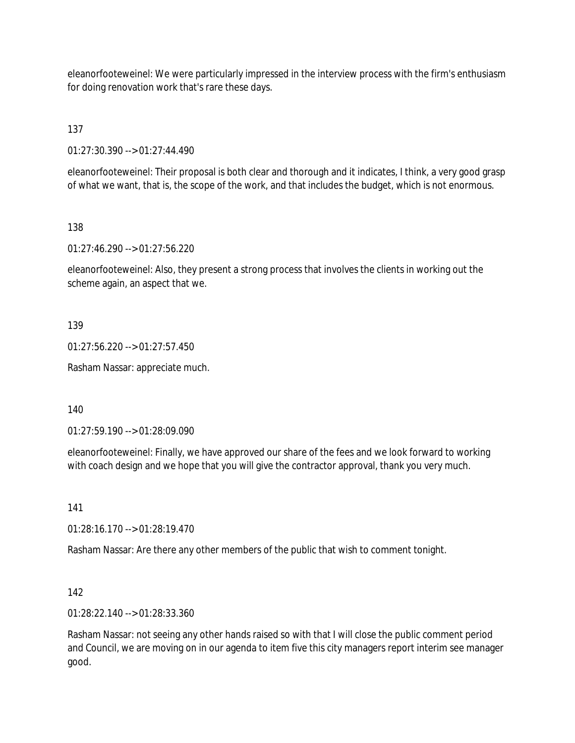eleanorfooteweinel: We were particularly impressed in the interview process with the firm's enthusiasm for doing renovation work that's rare these days.

137

01:27:30.390 --> 01:27:44.490

eleanorfooteweinel: Their proposal is both clear and thorough and it indicates, I think, a very good grasp of what we want, that is, the scope of the work, and that includes the budget, which is not enormous.

138

01:27:46.290 --> 01:27:56.220

eleanorfooteweinel: Also, they present a strong process that involves the clients in working out the scheme again, an aspect that we.

139

01:27:56.220 --> 01:27:57.450

Rasham Nassar: appreciate much.

140

01:27:59.190 --> 01:28:09.090

eleanorfooteweinel: Finally, we have approved our share of the fees and we look forward to working with coach design and we hope that you will give the contractor approval, thank you very much.

141

01:28:16.170 --> 01:28:19.470

Rasham Nassar: Are there any other members of the public that wish to comment tonight.

142

01:28:22.140 --> 01:28:33.360

Rasham Nassar: not seeing any other hands raised so with that I will close the public comment period and Council, we are moving on in our agenda to item five this city managers report interim see manager good.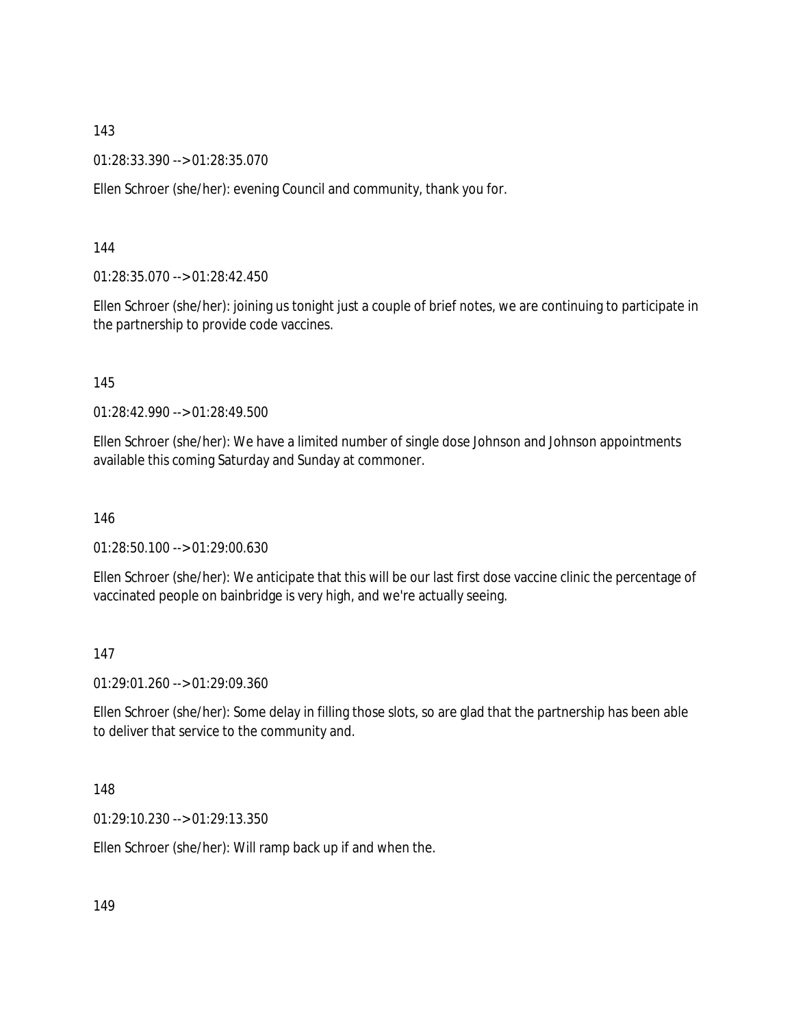143

01:28:33.390 --> 01:28:35.070

Ellen Schroer (she/her): evening Council and community, thank you for.

144

01:28:35.070 --> 01:28:42.450

Ellen Schroer (she/her): joining us tonight just a couple of brief notes, we are continuing to participate in the partnership to provide code vaccines.

145

01:28:42.990 --> 01:28:49.500

Ellen Schroer (she/her): We have a limited number of single dose Johnson and Johnson appointments available this coming Saturday and Sunday at commoner.

146

01:28:50.100 --> 01:29:00.630

Ellen Schroer (she/her): We anticipate that this will be our last first dose vaccine clinic the percentage of vaccinated people on bainbridge is very high, and we're actually seeing.

147

01:29:01.260 --> 01:29:09.360

Ellen Schroer (she/her): Some delay in filling those slots, so are glad that the partnership has been able to deliver that service to the community and.

148

01:29:10.230 --> 01:29:13.350

Ellen Schroer (she/her): Will ramp back up if and when the.

149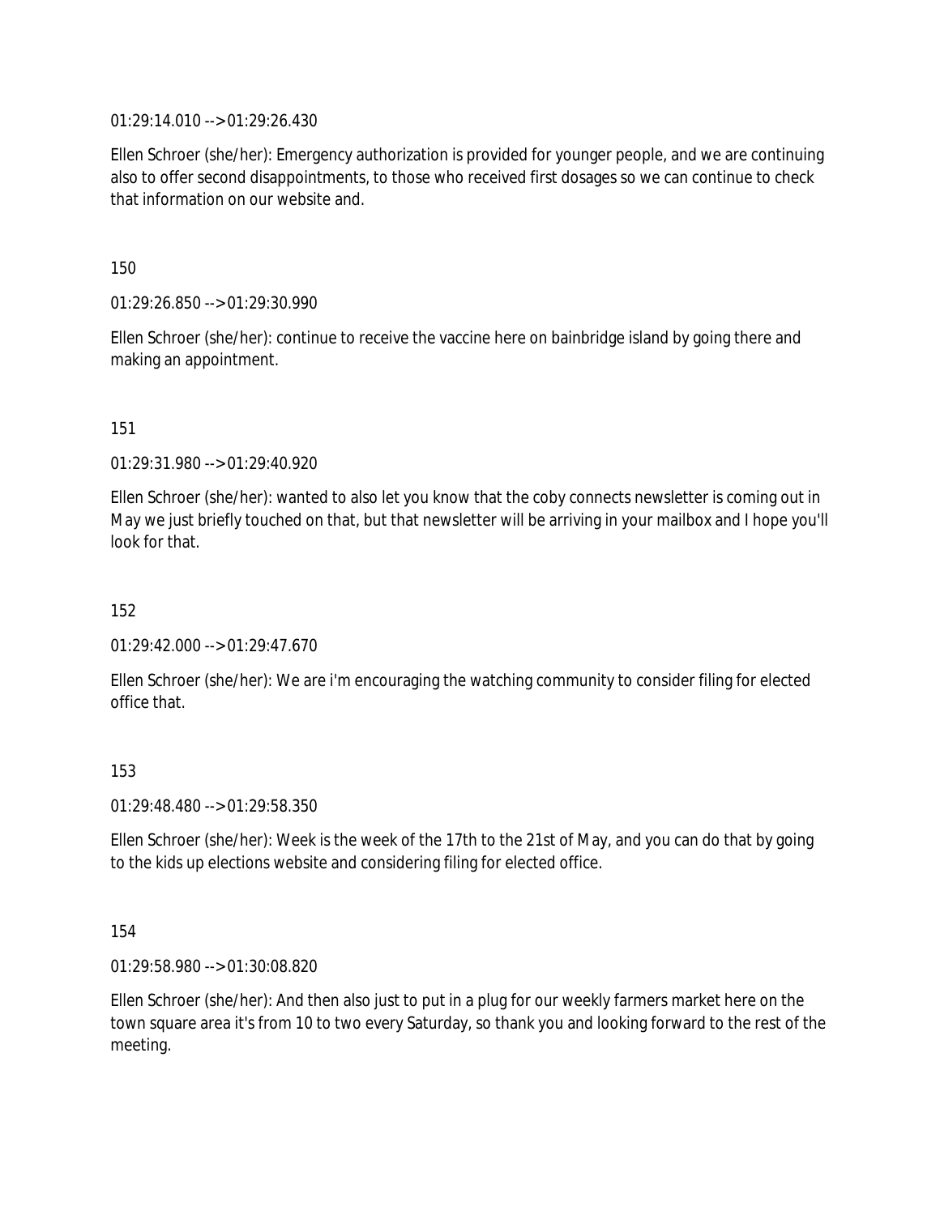01:29:14.010 --> 01:29:26.430

Ellen Schroer (she/her): Emergency authorization is provided for younger people, and we are continuing also to offer second disappointments, to those who received first dosages so we can continue to check that information on our website and.

150

01:29:26.850 --> 01:29:30.990

Ellen Schroer (she/her): continue to receive the vaccine here on bainbridge island by going there and making an appointment.

151

01:29:31.980 --> 01:29:40.920

Ellen Schroer (she/her): wanted to also let you know that the coby connects newsletter is coming out in May we just briefly touched on that, but that newsletter will be arriving in your mailbox and I hope you'll look for that.

152

01:29:42.000 --> 01:29:47.670

Ellen Schroer (she/her): We are i'm encouraging the watching community to consider filing for elected office that.

153

01:29:48.480 --> 01:29:58.350

Ellen Schroer (she/her): Week is the week of the 17th to the 21st of May, and you can do that by going to the kids up elections website and considering filing for elected office.

154

01:29:58.980 --> 01:30:08.820

Ellen Schroer (she/her): And then also just to put in a plug for our weekly farmers market here on the town square area it's from 10 to two every Saturday, so thank you and looking forward to the rest of the meeting.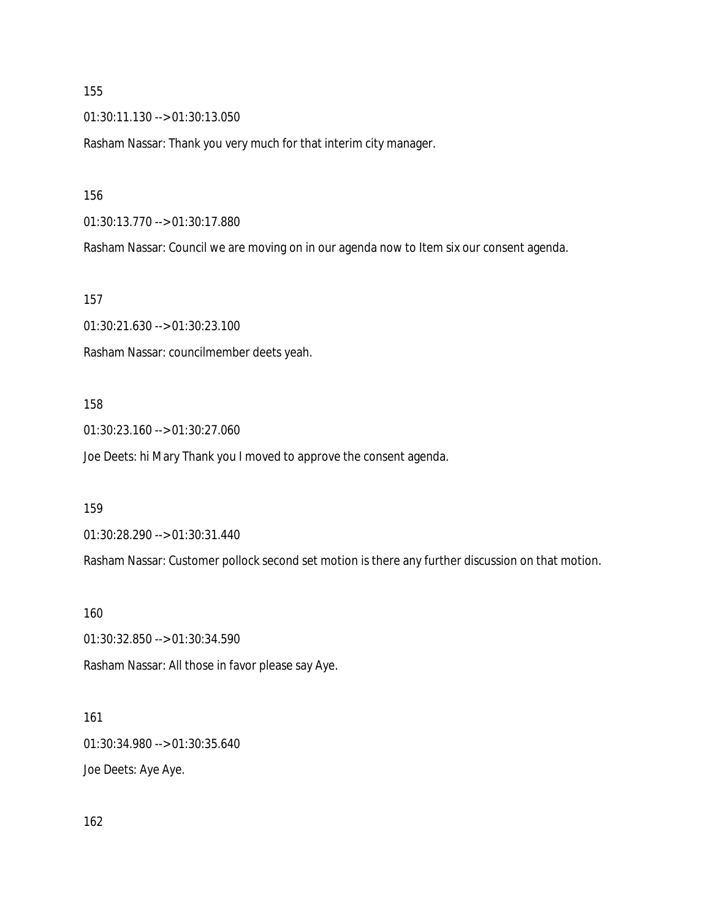155

01:30:11.130 --> 01:30:13.050

Rasham Nassar: Thank you very much for that interim city manager.

156

01:30:13.770 --> 01:30:17.880

Rasham Nassar: Council we are moving on in our agenda now to Item six our consent agenda.

157

01:30:21.630 --> 01:30:23.100

Rasham Nassar: councilmember deets yeah.

158

01:30:23.160 --> 01:30:27.060

Joe Deets: hi Mary Thank you I moved to approve the consent agenda.

159

01:30:28.290 --> 01:30:31.440

Rasham Nassar: Customer pollock second set motion is there any further discussion on that motion.

160

01:30:32.850 --> 01:30:34.590

Rasham Nassar: All those in favor please say Aye.

161

01:30:34.980 --> 01:30:35.640

Joe Deets: Aye Aye.

162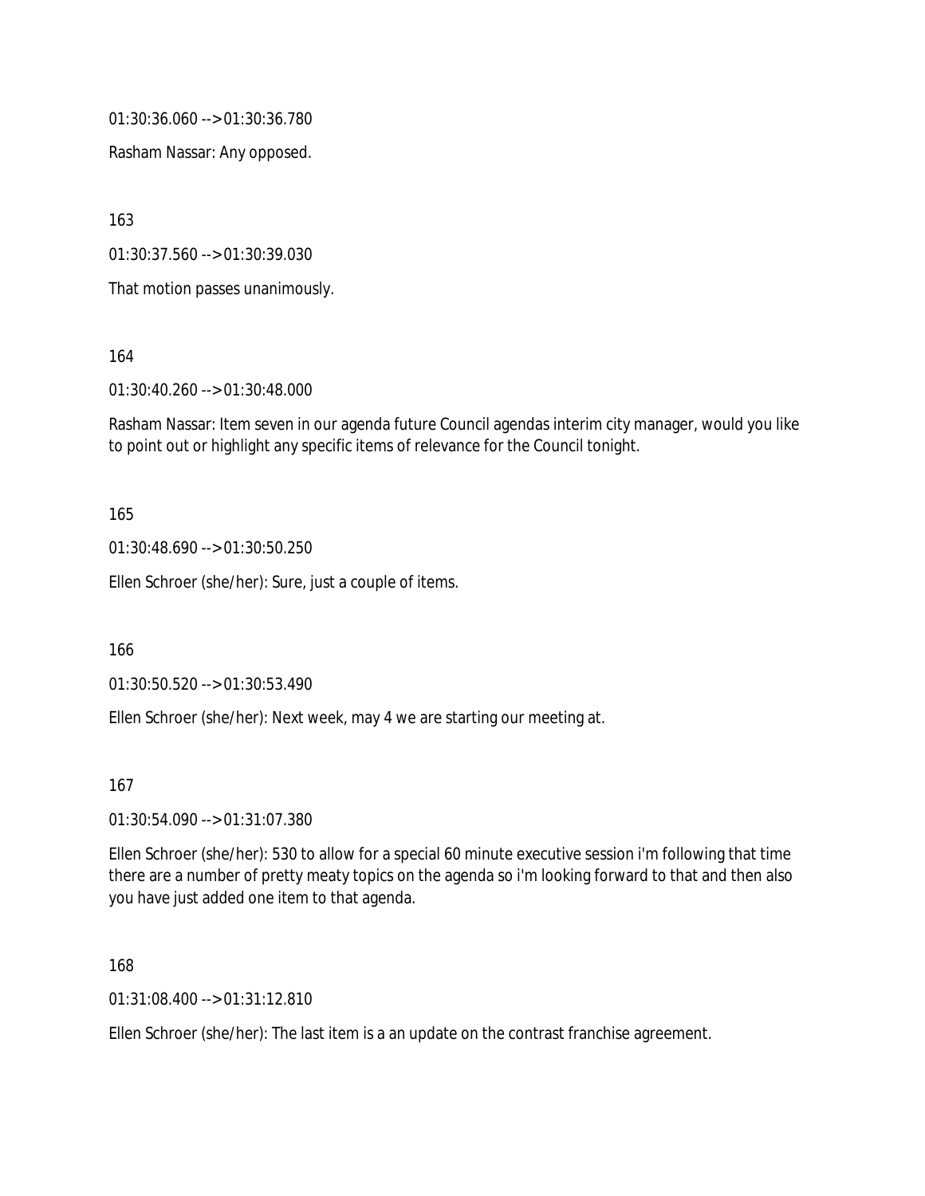01:30:36.060 --> 01:30:36.780

Rasham Nassar: Any opposed.

163

01:30:37.560 --> 01:30:39.030

That motion passes unanimously.

164

01:30:40.260 --> 01:30:48.000

Rasham Nassar: Item seven in our agenda future Council agendas interim city manager, would you like to point out or highlight any specific items of relevance for the Council tonight.

165

01:30:48.690 --> 01:30:50.250

Ellen Schroer (she/her): Sure, just a couple of items.

166

01:30:50.520 --> 01:30:53.490

Ellen Schroer (she/her): Next week, may 4 we are starting our meeting at.

167

01:30:54.090 --> 01:31:07.380

Ellen Schroer (she/her): 530 to allow for a special 60 minute executive session i'm following that time there are a number of pretty meaty topics on the agenda so i'm looking forward to that and then also you have just added one item to that agenda.

168

01:31:08.400 --> 01:31:12.810

Ellen Schroer (she/her): The last item is a an update on the contrast franchise agreement.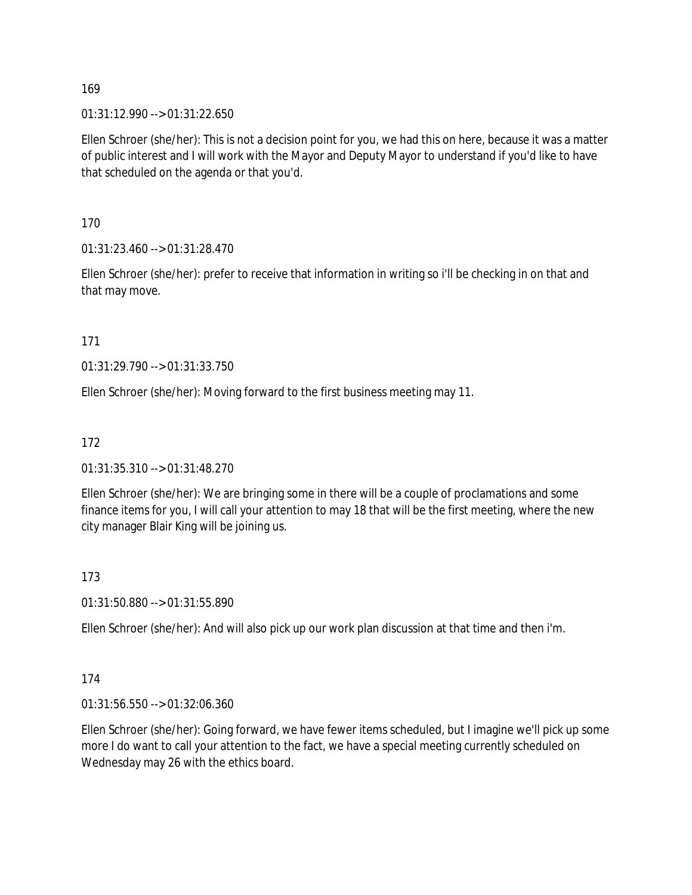169

01:31:12.990 --> 01:31:22.650

Ellen Schroer (she/her): This is not a decision point for you, we had this on here, because it was a matter of public interest and I will work with the Mayor and Deputy Mayor to understand if you'd like to have that scheduled on the agenda or that you'd.

170

01:31:23.460 --> 01:31:28.470

Ellen Schroer (she/her): prefer to receive that information in writing so i'll be checking in on that and that may move.

171

01:31:29.790 --> 01:31:33.750

Ellen Schroer (she/her): Moving forward to the first business meeting may 11.

172

01:31:35.310 --> 01:31:48.270

Ellen Schroer (she/her): We are bringing some in there will be a couple of proclamations and some finance items for you, I will call your attention to may 18 that will be the first meeting, where the new city manager Blair King will be joining us.

173

01:31:50.880 --> 01:31:55.890

Ellen Schroer (she/her): And will also pick up our work plan discussion at that time and then i'm.

174

01:31:56.550 --> 01:32:06.360

Ellen Schroer (she/her): Going forward, we have fewer items scheduled, but I imagine we'll pick up some more I do want to call your attention to the fact, we have a special meeting currently scheduled on Wednesday may 26 with the ethics board.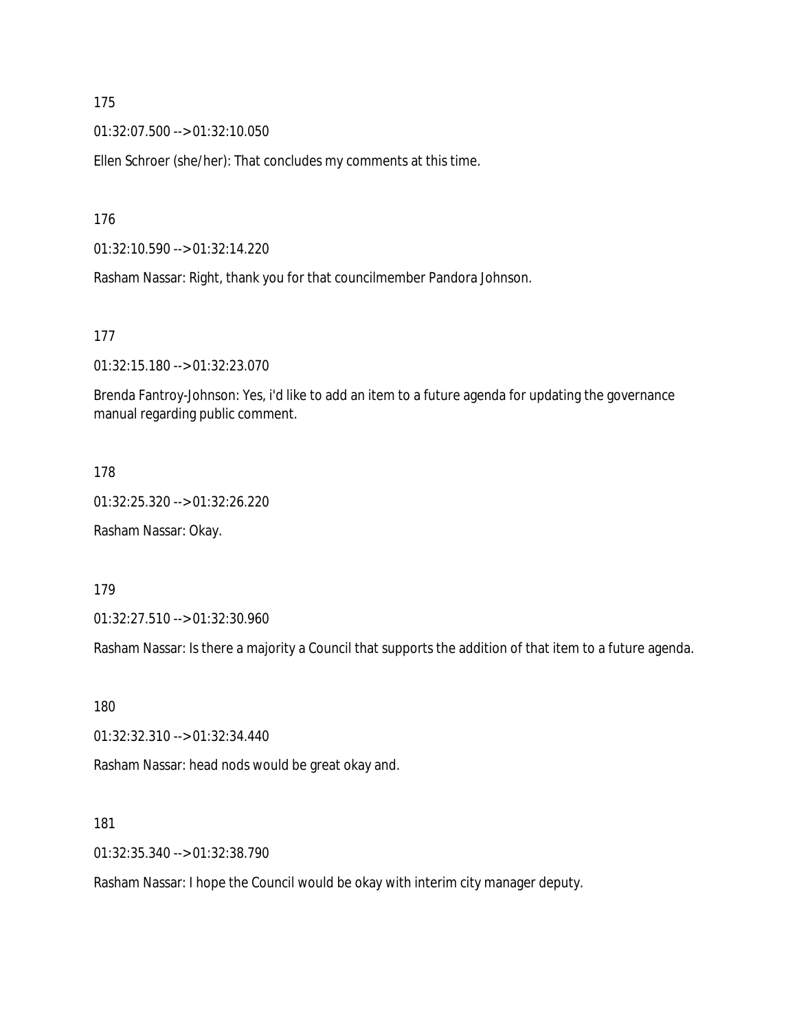175

01:32:07.500 --> 01:32:10.050

Ellen Schroer (she/her): That concludes my comments at this time.

176

01:32:10.590 --> 01:32:14.220

Rasham Nassar: Right, thank you for that councilmember Pandora Johnson.

177

01:32:15.180 --> 01:32:23.070

Brenda Fantroy-Johnson: Yes, i'd like to add an item to a future agenda for updating the governance manual regarding public comment.

178

01:32:25.320 --> 01:32:26.220

Rasham Nassar: Okay.

179

01:32:27.510 --> 01:32:30.960

Rasham Nassar: Is there a majority a Council that supports the addition of that item to a future agenda.

180

01:32:32.310 --> 01:32:34.440

Rasham Nassar: head nods would be great okay and.

181

01:32:35.340 --> 01:32:38.790

Rasham Nassar: I hope the Council would be okay with interim city manager deputy.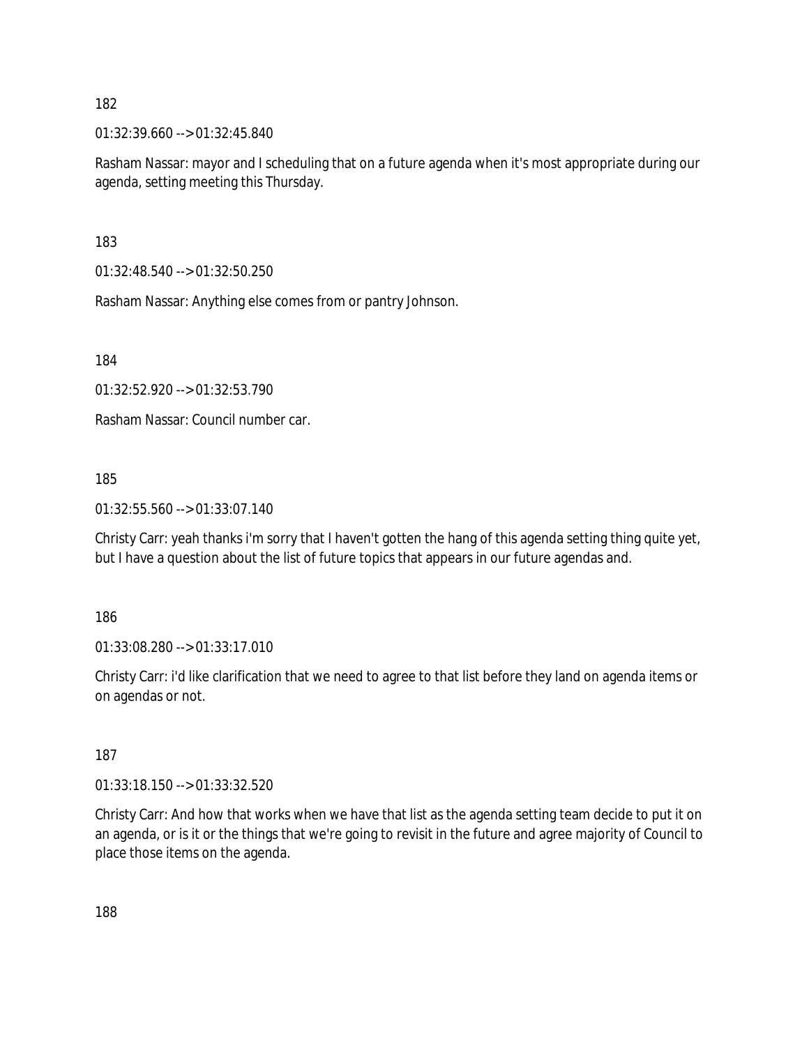182

01:32:39.660 --> 01:32:45.840

Rasham Nassar: mayor and I scheduling that on a future agenda when it's most appropriate during our agenda, setting meeting this Thursday.

183

01:32:48.540 --> 01:32:50.250

Rasham Nassar: Anything else comes from or pantry Johnson.

184

01:32:52.920 --> 01:32:53.790

Rasham Nassar: Council number car.

185

01:32:55.560 --> 01:33:07.140

Christy Carr: yeah thanks i'm sorry that I haven't gotten the hang of this agenda setting thing quite yet, but I have a question about the list of future topics that appears in our future agendas and.

186

01:33:08.280 --> 01:33:17.010

Christy Carr: i'd like clarification that we need to agree to that list before they land on agenda items or on agendas or not.

187

01:33:18.150 --> 01:33:32.520

Christy Carr: And how that works when we have that list as the agenda setting team decide to put it on an agenda, or is it or the things that we're going to revisit in the future and agree majority of Council to place those items on the agenda.

188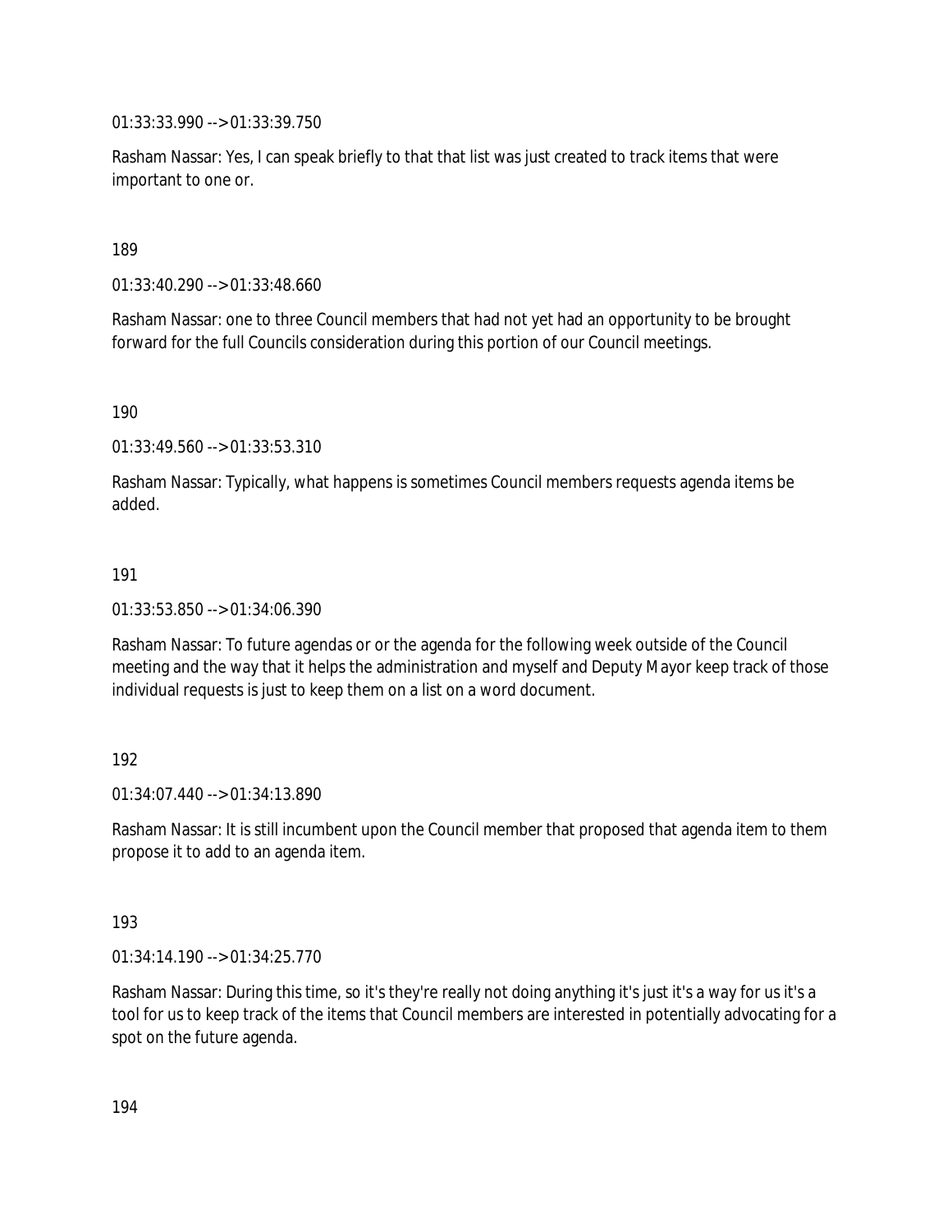01:33:33.990 --> 01:33:39.750

Rasham Nassar: Yes, I can speak briefly to that that list was just created to track items that were important to one or.

189

01:33:40.290 --> 01:33:48.660

Rasham Nassar: one to three Council members that had not yet had an opportunity to be brought forward for the full Councils consideration during this portion of our Council meetings.

190

01:33:49.560 --> 01:33:53.310

Rasham Nassar: Typically, what happens is sometimes Council members requests agenda items be added.

191

01:33:53.850 --> 01:34:06.390

Rasham Nassar: To future agendas or or the agenda for the following week outside of the Council meeting and the way that it helps the administration and myself and Deputy Mayor keep track of those individual requests is just to keep them on a list on a word document.

192

01:34:07.440 --> 01:34:13.890

Rasham Nassar: It is still incumbent upon the Council member that proposed that agenda item to them propose it to add to an agenda item.

193

01:34:14.190 --> 01:34:25.770

Rasham Nassar: During this time, so it's they're really not doing anything it's just it's a way for us it's a tool for us to keep track of the items that Council members are interested in potentially advocating for a spot on the future agenda.

194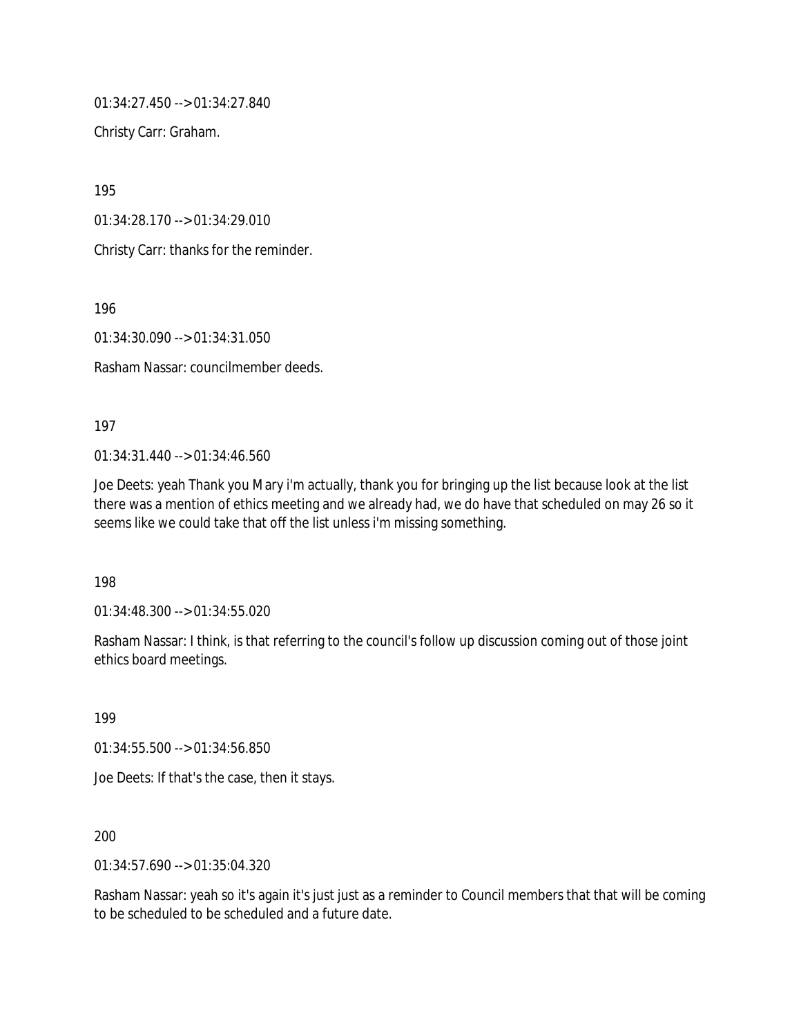01:34:27.450 --> 01:34:27.840

Christy Carr: Graham.

195

01:34:28.170 --> 01:34:29.010

Christy Carr: thanks for the reminder.

196

01:34:30.090 --> 01:34:31.050

Rasham Nassar: councilmember deeds.

197

01:34:31.440 --> 01:34:46.560

Joe Deets: yeah Thank you Mary i'm actually, thank you for bringing up the list because look at the list there was a mention of ethics meeting and we already had, we do have that scheduled on may 26 so it seems like we could take that off the list unless i'm missing something.

198

01:34:48.300 --> 01:34:55.020

Rasham Nassar: I think, is that referring to the council's follow up discussion coming out of those joint ethics board meetings.

199

01:34:55.500 --> 01:34:56.850

Joe Deets: If that's the case, then it stays.

200

01:34:57.690 --> 01:35:04.320

Rasham Nassar: yeah so it's again it's just just as a reminder to Council members that that will be coming to be scheduled to be scheduled and a future date.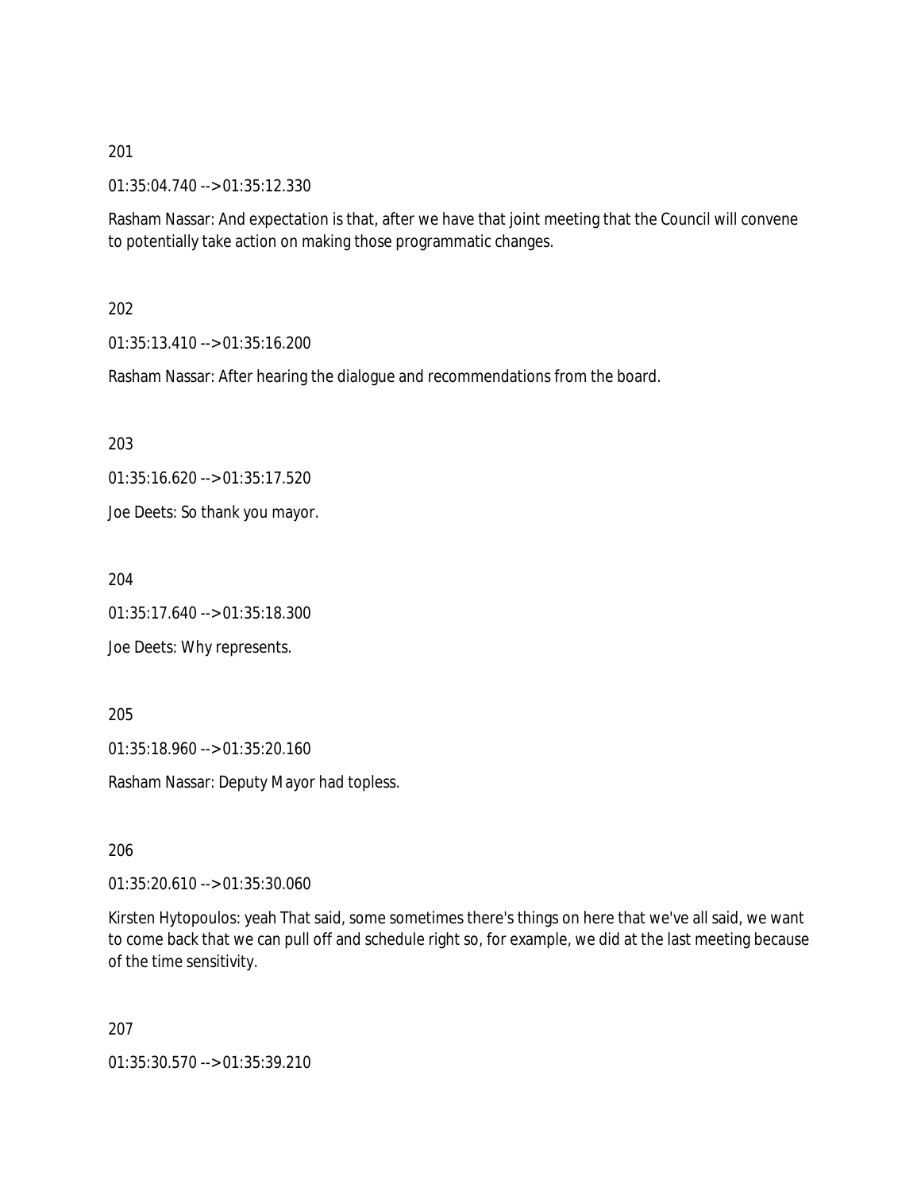201

01:35:04.740 --> 01:35:12.330

Rasham Nassar: And expectation is that, after we have that joint meeting that the Council will convene to potentially take action on making those programmatic changes.

202

01:35:13.410 --> 01:35:16.200

Rasham Nassar: After hearing the dialogue and recommendations from the board.

203

01:35:16.620 --> 01:35:17.520

Joe Deets: So thank you mayor.

204

01:35:17.640 --> 01:35:18.300

Joe Deets: Why represents.

205

01:35:18.960 --> 01:35:20.160

Rasham Nassar: Deputy Mayor had topless.

206

01:35:20.610 --> 01:35:30.060

Kirsten Hytopoulos: yeah That said, some sometimes there's things on here that we've all said, we want to come back that we can pull off and schedule right so, for example, we did at the last meeting because of the time sensitivity.

207

01:35:30.570 --> 01:35:39.210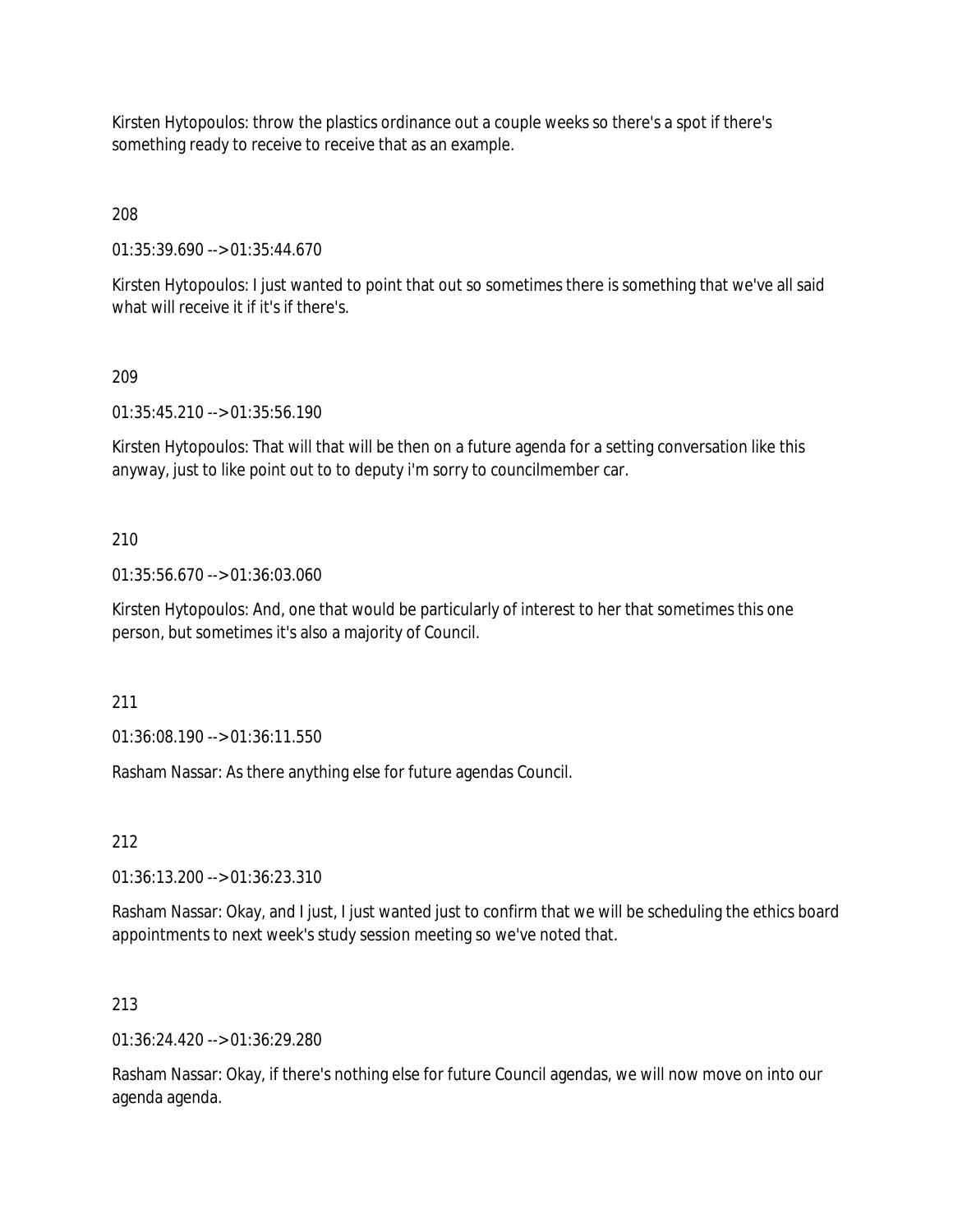Kirsten Hytopoulos: throw the plastics ordinance out a couple weeks so there's a spot if there's something ready to receive to receive that as an example.

208

01:35:39.690 --> 01:35:44.670

Kirsten Hytopoulos: I just wanted to point that out so sometimes there is something that we've all said what will receive it if it's if there's.

209

01:35:45.210 --> 01:35:56.190

Kirsten Hytopoulos: That will that will be then on a future agenda for a setting conversation like this anyway, just to like point out to to deputy i'm sorry to councilmember car.

210

01:35:56.670 --> 01:36:03.060

Kirsten Hytopoulos: And, one that would be particularly of interest to her that sometimes this one person, but sometimes it's also a majority of Council.

211

01:36:08.190 --> 01:36:11.550

Rasham Nassar: As there anything else for future agendas Council.

212

01:36:13.200 --> 01:36:23.310

Rasham Nassar: Okay, and I just, I just wanted just to confirm that we will be scheduling the ethics board appointments to next week's study session meeting so we've noted that.

213

01:36:24.420 --> 01:36:29.280

Rasham Nassar: Okay, if there's nothing else for future Council agendas, we will now move on into our agenda agenda.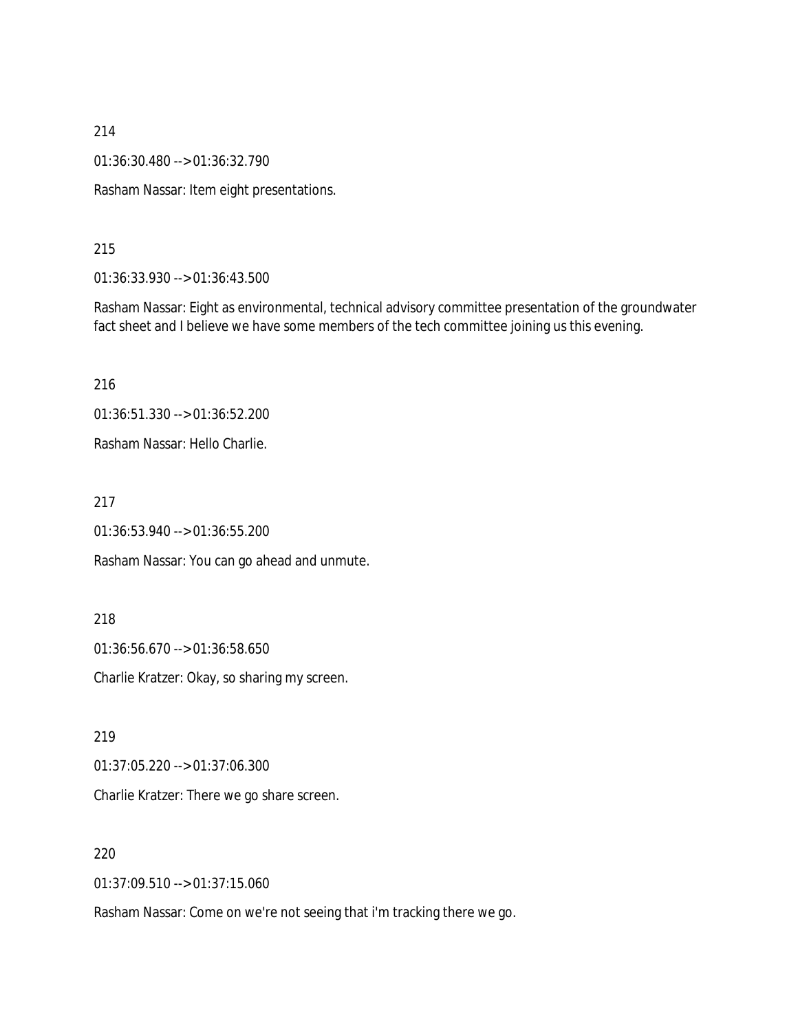214

01:36:30.480 --> 01:36:32.790

Rasham Nassar: Item eight presentations.

215

01:36:33.930 --> 01:36:43.500

Rasham Nassar: Eight as environmental, technical advisory committee presentation of the groundwater fact sheet and I believe we have some members of the tech committee joining us this evening.

216

01:36:51.330 --> 01:36:52.200

Rasham Nassar: Hello Charlie.

217

01:36:53.940 --> 01:36:55.200

Rasham Nassar: You can go ahead and unmute.

218

01:36:56.670 --> 01:36:58.650

Charlie Kratzer: Okay, so sharing my screen.

219

01:37:05.220 --> 01:37:06.300

Charlie Kratzer: There we go share screen.

220

01:37:09.510 --> 01:37:15.060

Rasham Nassar: Come on we're not seeing that i'm tracking there we go.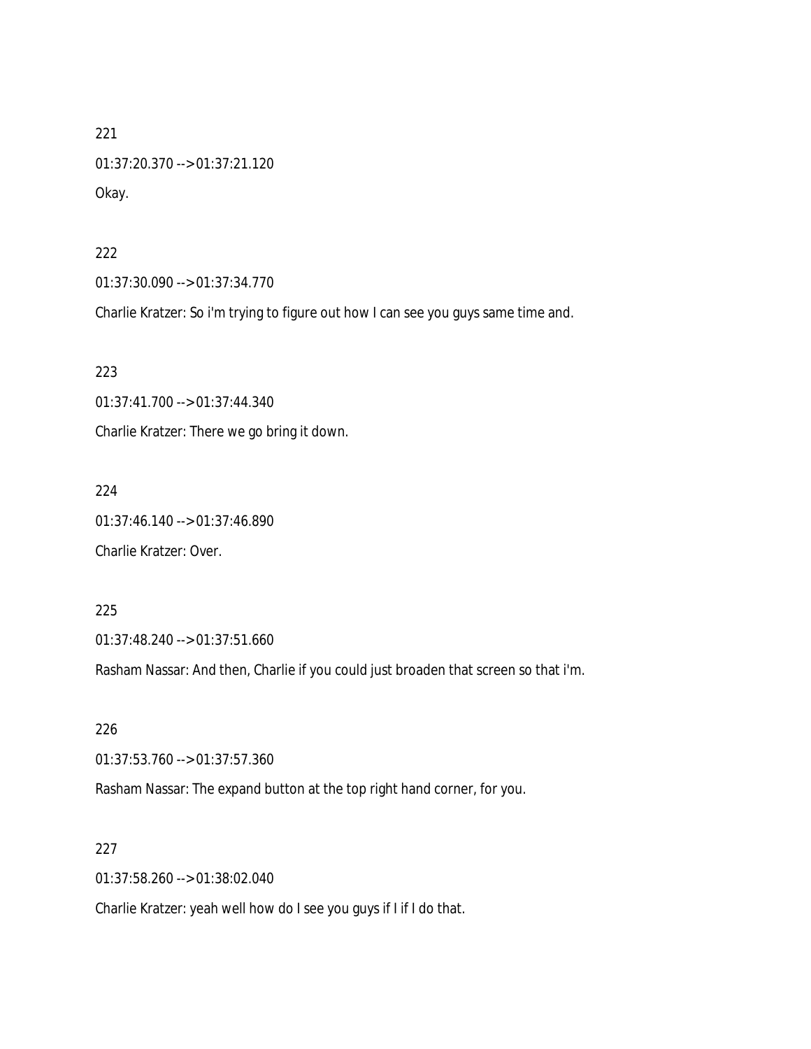221

01:37:20.370 --> 01:37:21.120

Okay.

222

01:37:30.090 --> 01:37:34.770

Charlie Kratzer: So i'm trying to figure out how I can see you guys same time and.

223

01:37:41.700 --> 01:37:44.340

Charlie Kratzer: There we go bring it down.

224

01:37:46.140 --> 01:37:46.890

Charlie Kratzer: Over.

225

01:37:48.240 --> 01:37:51.660

Rasham Nassar: And then, Charlie if you could just broaden that screen so that i'm.

226

01:37:53.760 --> 01:37:57.360

Rasham Nassar: The expand button at the top right hand corner, for you.

227

01:37:58.260 --> 01:38:02.040

Charlie Kratzer: yeah well how do I see you guys if I if I do that.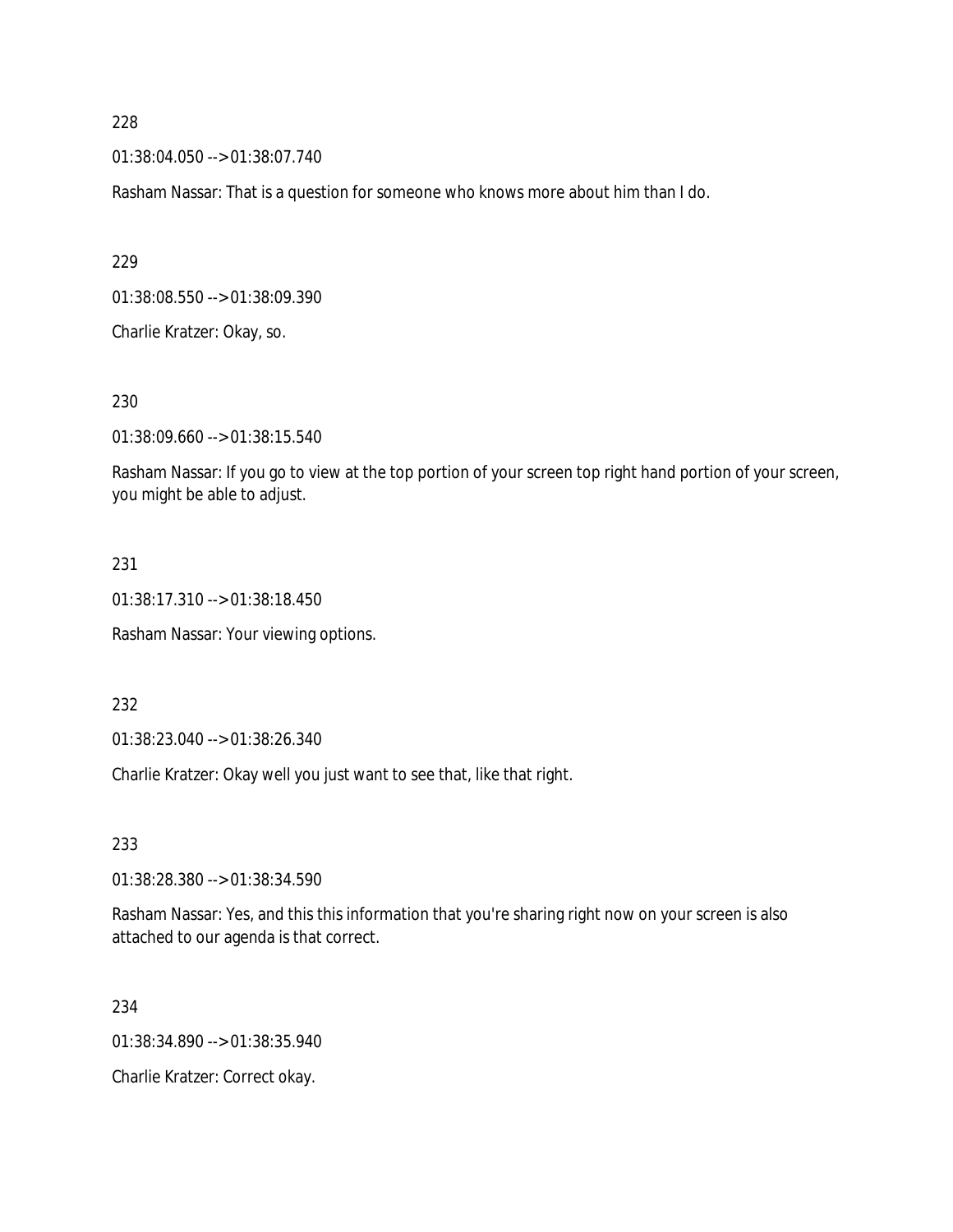228

01:38:04.050 --> 01:38:07.740

Rasham Nassar: That is a question for someone who knows more about him than I do.

229

01:38:08.550 --> 01:38:09.390

Charlie Kratzer: Okay, so.

230

01:38:09.660 --> 01:38:15.540

Rasham Nassar: If you go to view at the top portion of your screen top right hand portion of your screen, you might be able to adjust.

231

01:38:17.310 --> 01:38:18.450

Rasham Nassar: Your viewing options.

232

01:38:23.040 --> 01:38:26.340

Charlie Kratzer: Okay well you just want to see that, like that right.

233

01:38:28.380 --> 01:38:34.590

Rasham Nassar: Yes, and this this information that you're sharing right now on your screen is also attached to our agenda is that correct.

234

01:38:34.890 --> 01:38:35.940

Charlie Kratzer: Correct okay.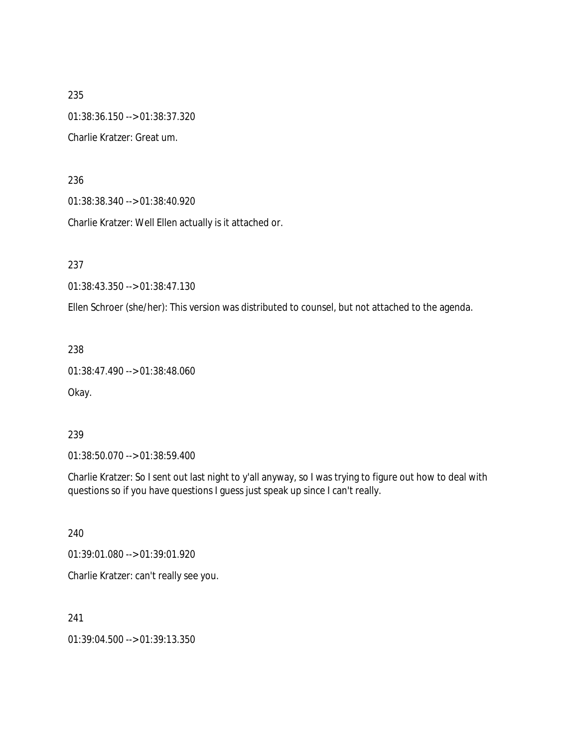235

01:38:36.150 --> 01:38:37.320

Charlie Kratzer: Great um.

236

01:38:38.340 --> 01:38:40.920

Charlie Kratzer: Well Ellen actually is it attached or.

237

01:38:43.350 --> 01:38:47.130

Ellen Schroer (she/her): This version was distributed to counsel, but not attached to the agenda.

238

01:38:47.490 --> 01:38:48.060

Okay.

239

01:38:50.070 --> 01:38:59.400

Charlie Kratzer: So I sent out last night to y'all anyway, so I was trying to figure out how to deal with questions so if you have questions I guess just speak up since I can't really.

240

01:39:01.080 --> 01:39:01.920

Charlie Kratzer: can't really see you.

241

01:39:04.500 --> 01:39:13.350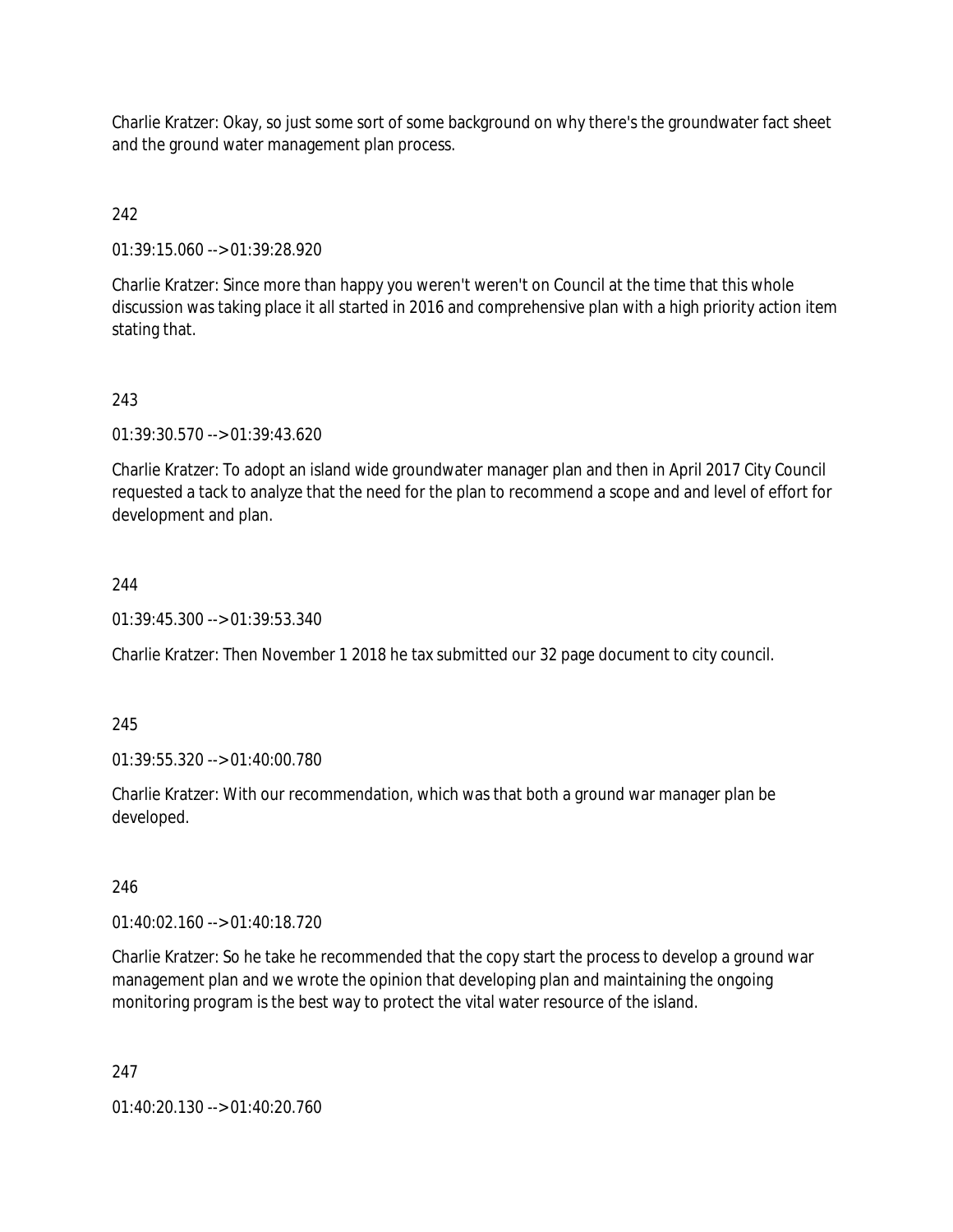Charlie Kratzer: Okay, so just some sort of some background on why there's the groundwater fact sheet and the ground water management plan process.

242

01:39:15.060 --> 01:39:28.920

Charlie Kratzer: Since more than happy you weren't weren't on Council at the time that this whole discussion was taking place it all started in 2016 and comprehensive plan with a high priority action item stating that.

243

01:39:30.570 --> 01:39:43.620

Charlie Kratzer: To adopt an island wide groundwater manager plan and then in April 2017 City Council requested a tack to analyze that the need for the plan to recommend a scope and and level of effort for development and plan.

244

01:39:45.300 --> 01:39:53.340

Charlie Kratzer: Then November 1 2018 he tax submitted our 32 page document to city council.

245

01:39:55.320 --> 01:40:00.780

Charlie Kratzer: With our recommendation, which was that both a ground war manager plan be developed.

246

01:40:02.160 --> 01:40:18.720

Charlie Kratzer: So he take he recommended that the copy start the process to develop a ground war management plan and we wrote the opinion that developing plan and maintaining the ongoing monitoring program is the best way to protect the vital water resource of the island.

247

01:40:20.130 --> 01:40:20.760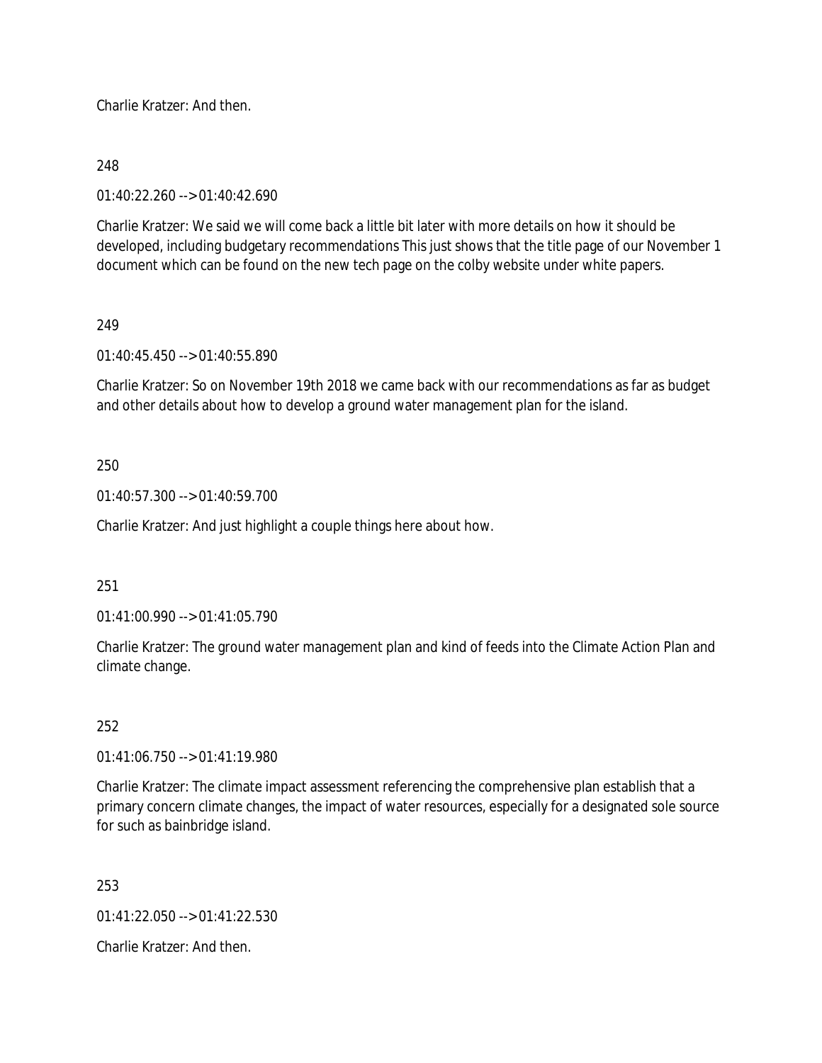Charlie Kratzer: And then.

248

01:40:22.260 --> 01:40:42.690

Charlie Kratzer: We said we will come back a little bit later with more details on how it should be developed, including budgetary recommendations This just shows that the title page of our November 1 document which can be found on the new tech page on the colby website under white papers.

249

01:40:45.450 --> 01:40:55.890

Charlie Kratzer: So on November 19th 2018 we came back with our recommendations as far as budget and other details about how to develop a ground water management plan for the island.

250

01:40:57.300 --> 01:40:59.700

Charlie Kratzer: And just highlight a couple things here about how.

251

01:41:00.990 --> 01:41:05.790

Charlie Kratzer: The ground water management plan and kind of feeds into the Climate Action Plan and climate change.

252

01:41:06.750 --> 01:41:19.980

Charlie Kratzer: The climate impact assessment referencing the comprehensive plan establish that a primary concern climate changes, the impact of water resources, especially for a designated sole source for such as bainbridge island.

253

01:41:22.050 --> 01:41:22.530

Charlie Kratzer: And then.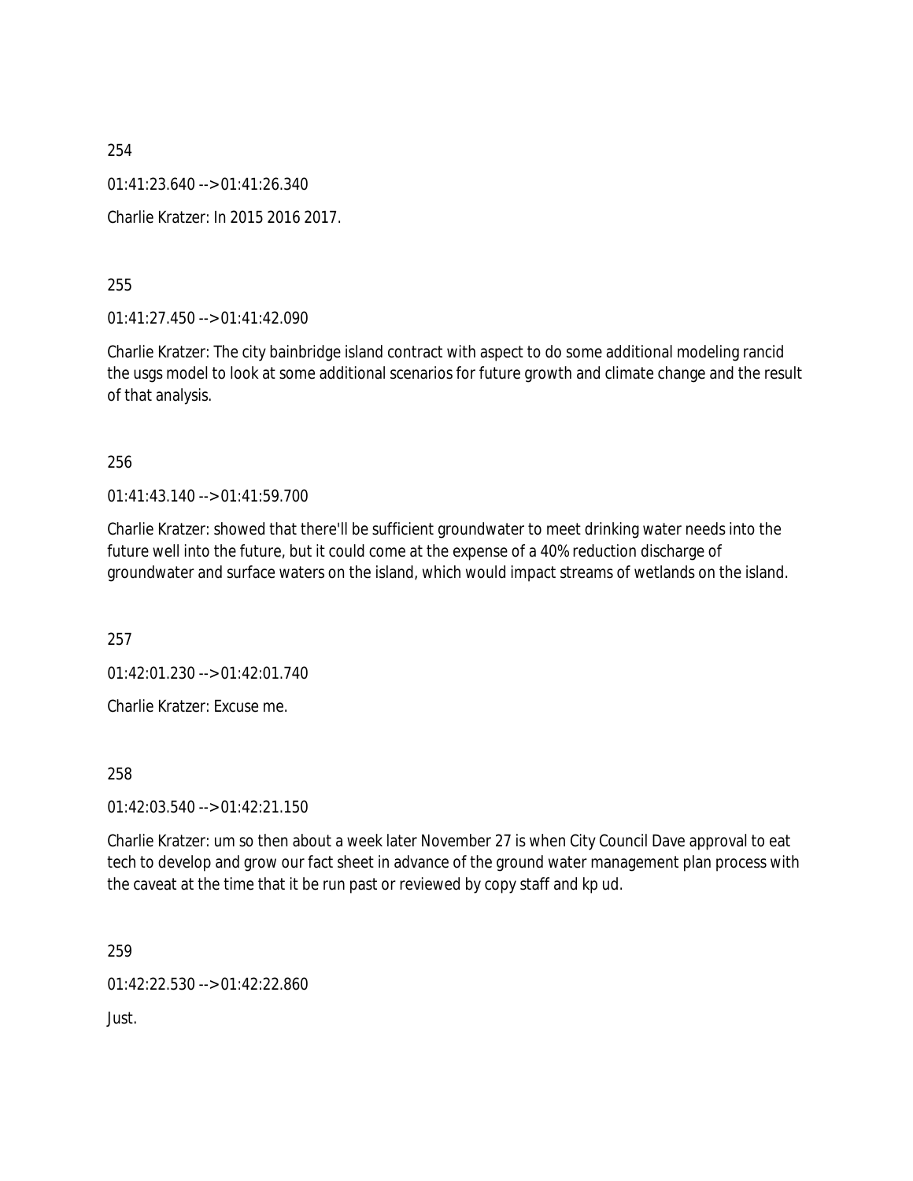254

01:41:23.640 --> 01:41:26.340

Charlie Kratzer: In 2015 2016 2017.

255

01:41:27.450 --> 01:41:42.090

Charlie Kratzer: The city bainbridge island contract with aspect to do some additional modeling rancid the usgs model to look at some additional scenarios for future growth and climate change and the result of that analysis.

256

01:41:43.140 --> 01:41:59.700

Charlie Kratzer: showed that there'll be sufficient groundwater to meet drinking water needs into the future well into the future, but it could come at the expense of a 40% reduction discharge of groundwater and surface waters on the island, which would impact streams of wetlands on the island.

257

01:42:01.230 --> 01:42:01.740

Charlie Kratzer: Excuse me.

258

01:42:03.540 --> 01:42:21.150

Charlie Kratzer: um so then about a week later November 27 is when City Council Dave approval to eat tech to develop and grow our fact sheet in advance of the ground water management plan process with the caveat at the time that it be run past or reviewed by copy staff and kp ud.

259

01:42:22.530 --> 01:42:22.860

Just.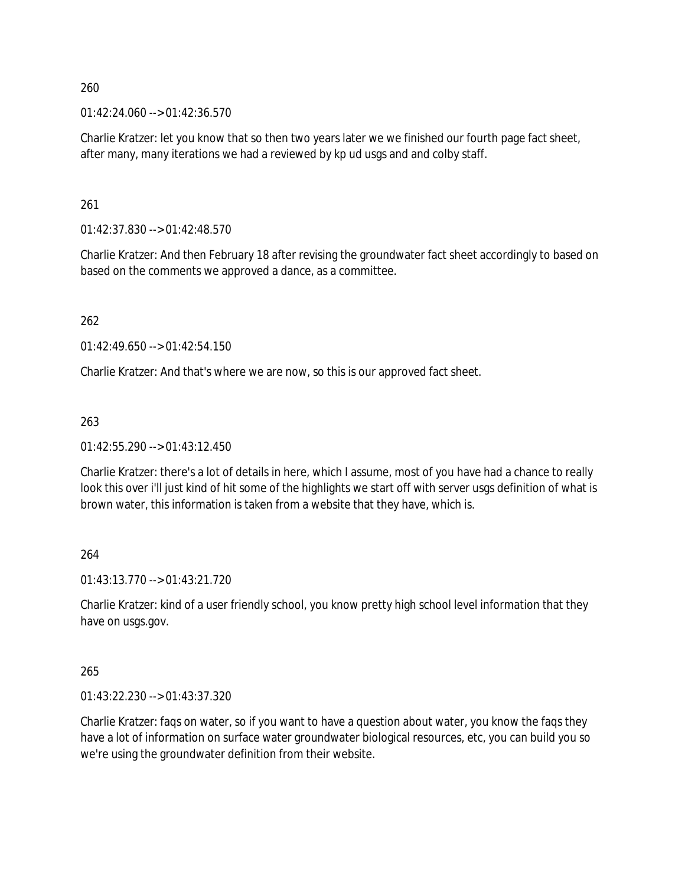260

01:42:24.060 --> 01:42:36.570

Charlie Kratzer: let you know that so then two years later we we finished our fourth page fact sheet, after many, many iterations we had a reviewed by kp ud usgs and and colby staff.

261

01:42:37.830 --> 01:42:48.570

Charlie Kratzer: And then February 18 after revising the groundwater fact sheet accordingly to based on based on the comments we approved a dance, as a committee.

262

01:42:49.650 --> 01:42:54.150

Charlie Kratzer: And that's where we are now, so this is our approved fact sheet.

263

01:42:55.290 --> 01:43:12.450

Charlie Kratzer: there's a lot of details in here, which I assume, most of you have had a chance to really look this over i'll just kind of hit some of the highlights we start off with server usgs definition of what is brown water, this information is taken from a website that they have, which is.

264

01:43:13.770 --> 01:43:21.720

Charlie Kratzer: kind of a user friendly school, you know pretty high school level information that they have on usgs.gov.

265

01:43:22.230 --> 01:43:37.320

Charlie Kratzer: faqs on water, so if you want to have a question about water, you know the faqs they have a lot of information on surface water groundwater biological resources, etc, you can build you so we're using the groundwater definition from their website.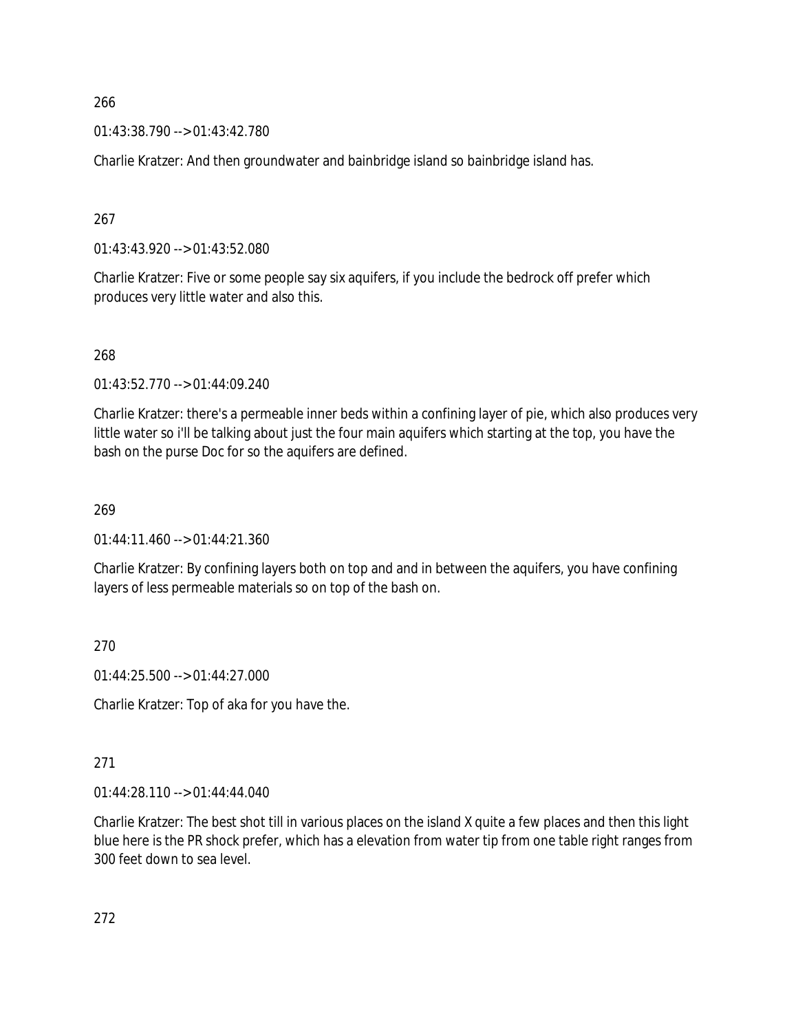266

01:43:38.790 --> 01:43:42.780

Charlie Kratzer: And then groundwater and bainbridge island so bainbridge island has.

267

01:43:43.920 --> 01:43:52.080

Charlie Kratzer: Five or some people say six aquifers, if you include the bedrock off prefer which produces very little water and also this.

268

01:43:52.770 --> 01:44:09.240

Charlie Kratzer: there's a permeable inner beds within a confining layer of pie, which also produces very little water so i'll be talking about just the four main aquifers which starting at the top, you have the bash on the purse Doc for so the aquifers are defined.

269

01:44:11.460 --> 01:44:21.360

Charlie Kratzer: By confining layers both on top and and in between the aquifers, you have confining layers of less permeable materials so on top of the bash on.

270

01:44:25.500 --> 01:44:27.000

Charlie Kratzer: Top of aka for you have the.

271

01:44:28.110 --> 01:44:44.040

Charlie Kratzer: The best shot till in various places on the island X quite a few places and then this light blue here is the PR shock prefer, which has a elevation from water tip from one table right ranges from 300 feet down to sea level.

272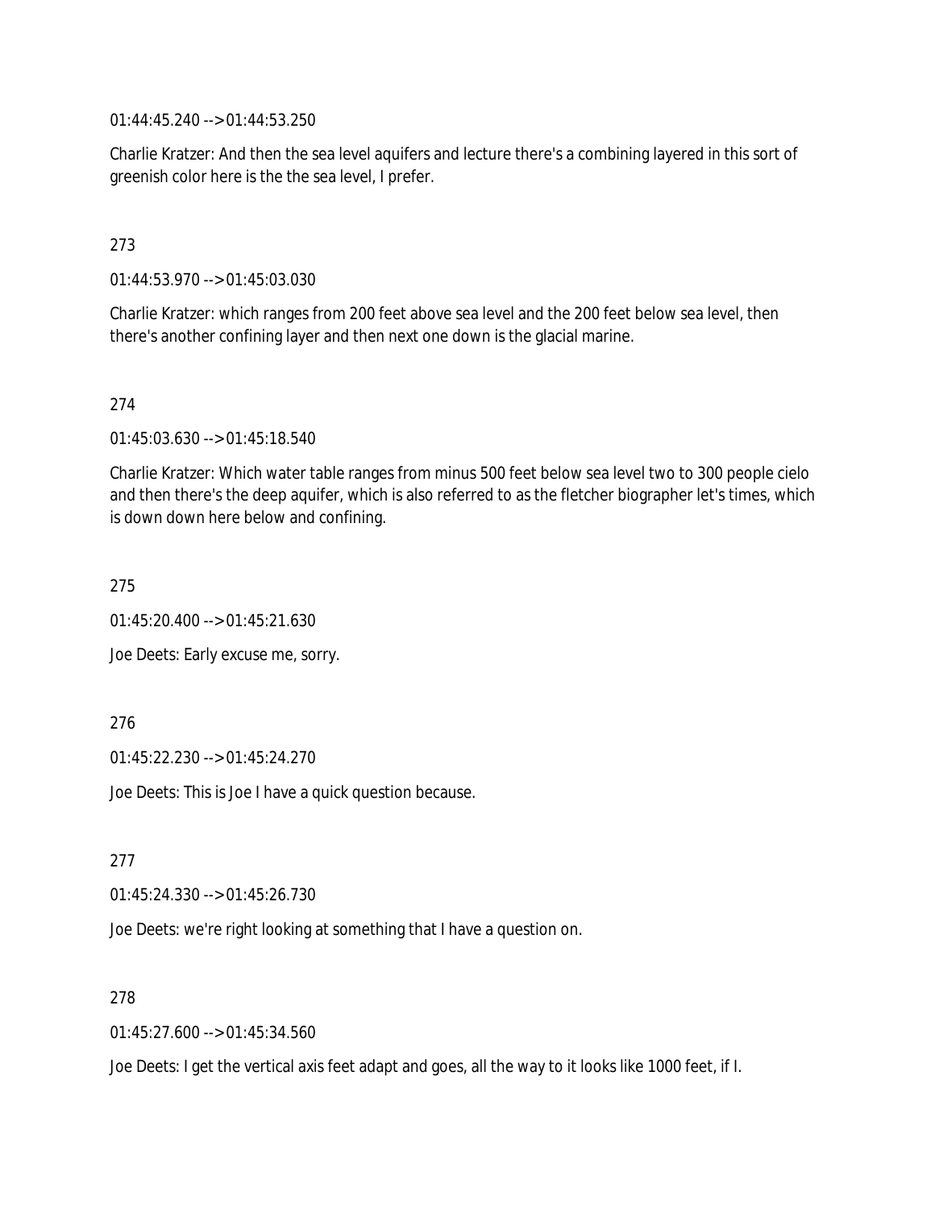01:44:45.240 --> 01:44:53.250

Charlie Kratzer: And then the sea level aquifers and lecture there's a combining layered in this sort of greenish color here is the the sea level, I prefer.

273

01:44:53.970 --> 01:45:03.030

Charlie Kratzer: which ranges from 200 feet above sea level and the 200 feet below sea level, then there's another confining layer and then next one down is the glacial marine.

274

01:45:03.630 --> 01:45:18.540

Charlie Kratzer: Which water table ranges from minus 500 feet below sea level two to 300 people cielo and then there's the deep aquifer, which is also referred to as the fletcher biographer let's times, which is down down here below and confining.

275

01:45:20.400 --> 01:45:21.630

Joe Deets: Early excuse me, sorry.

276

01:45:22.230 --> 01:45:24.270

Joe Deets: This is Joe I have a quick question because.

277

01:45:24.330 --> 01:45:26.730

Joe Deets: we're right looking at something that I have a question on.

278

01:45:27.600 --> 01:45:34.560

Joe Deets: I get the vertical axis feet adapt and goes, all the way to it looks like 1000 feet, if I.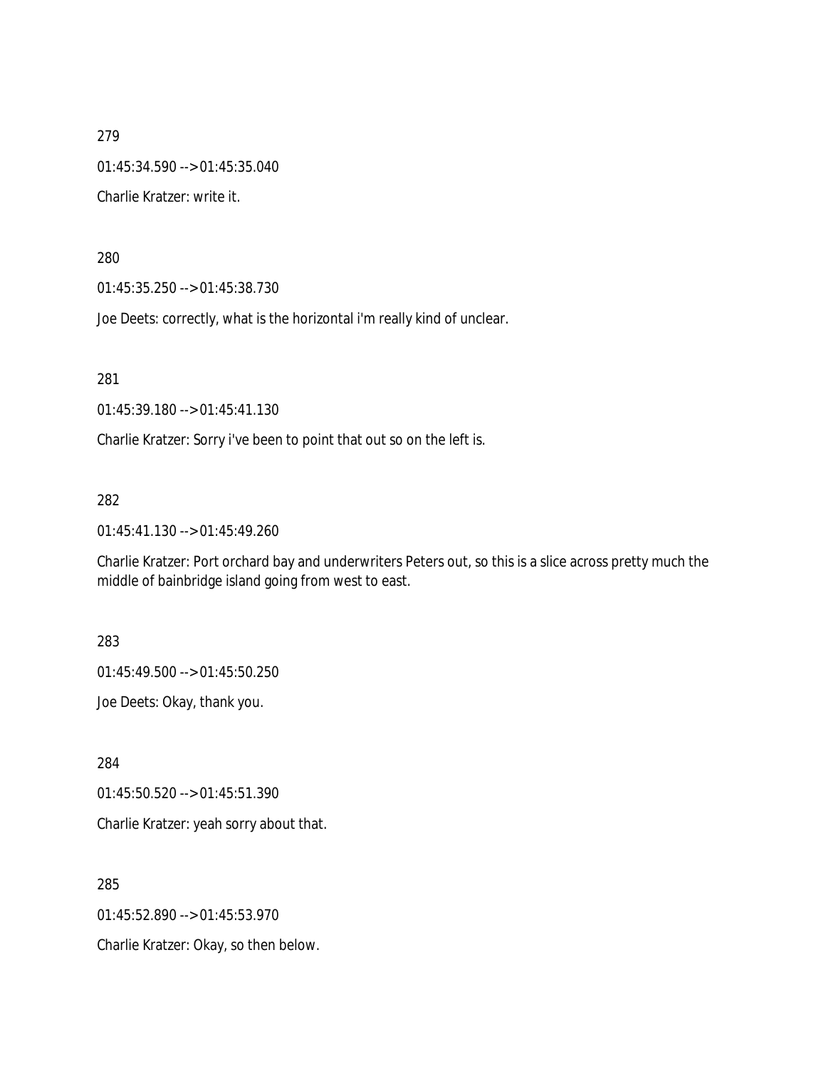279

01:45:34.590 --> 01:45:35.040

Charlie Kratzer: write it.

280

01:45:35.250 --> 01:45:38.730

Joe Deets: correctly, what is the horizontal i'm really kind of unclear.

281

01:45:39.180 --> 01:45:41.130

Charlie Kratzer: Sorry i've been to point that out so on the left is.

282

01:45:41.130 --> 01:45:49.260

Charlie Kratzer: Port orchard bay and underwriters Peters out, so this is a slice across pretty much the middle of bainbridge island going from west to east.

283

01:45:49.500 --> 01:45:50.250

Joe Deets: Okay, thank you.

284

01:45:50.520 --> 01:45:51.390

Charlie Kratzer: yeah sorry about that.

285

01:45:52.890 --> 01:45:53.970

Charlie Kratzer: Okay, so then below.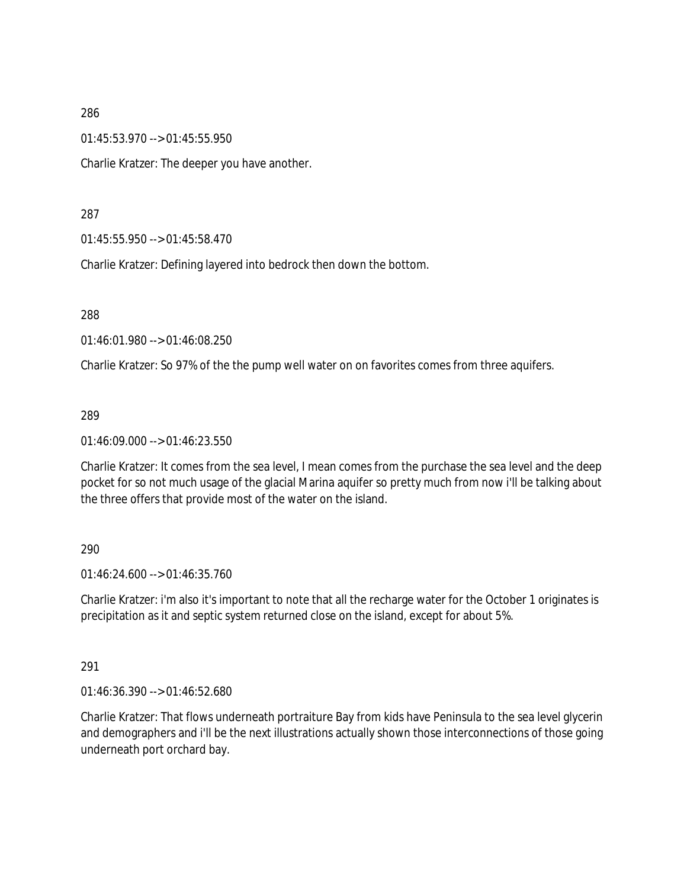286

01:45:53.970 --> 01:45:55.950

Charlie Kratzer: The deeper you have another.

287

01:45:55.950 --> 01:45:58.470

Charlie Kratzer: Defining layered into bedrock then down the bottom.

288

01:46:01.980 --> 01:46:08.250

Charlie Kratzer: So 97% of the the pump well water on on favorites comes from three aquifers.

289

01:46:09.000 --> 01:46:23.550

Charlie Kratzer: It comes from the sea level, I mean comes from the purchase the sea level and the deep pocket for so not much usage of the glacial Marina aquifer so pretty much from now i'll be talking about the three offers that provide most of the water on the island.

290

01:46:24.600 --> 01:46:35.760

Charlie Kratzer: i'm also it's important to note that all the recharge water for the October 1 originates is precipitation as it and septic system returned close on the island, except for about 5%.

291

01:46:36.390 --> 01:46:52.680

Charlie Kratzer: That flows underneath portraiture Bay from kids have Peninsula to the sea level glycerin and demographers and i'll be the next illustrations actually shown those interconnections of those going underneath port orchard bay.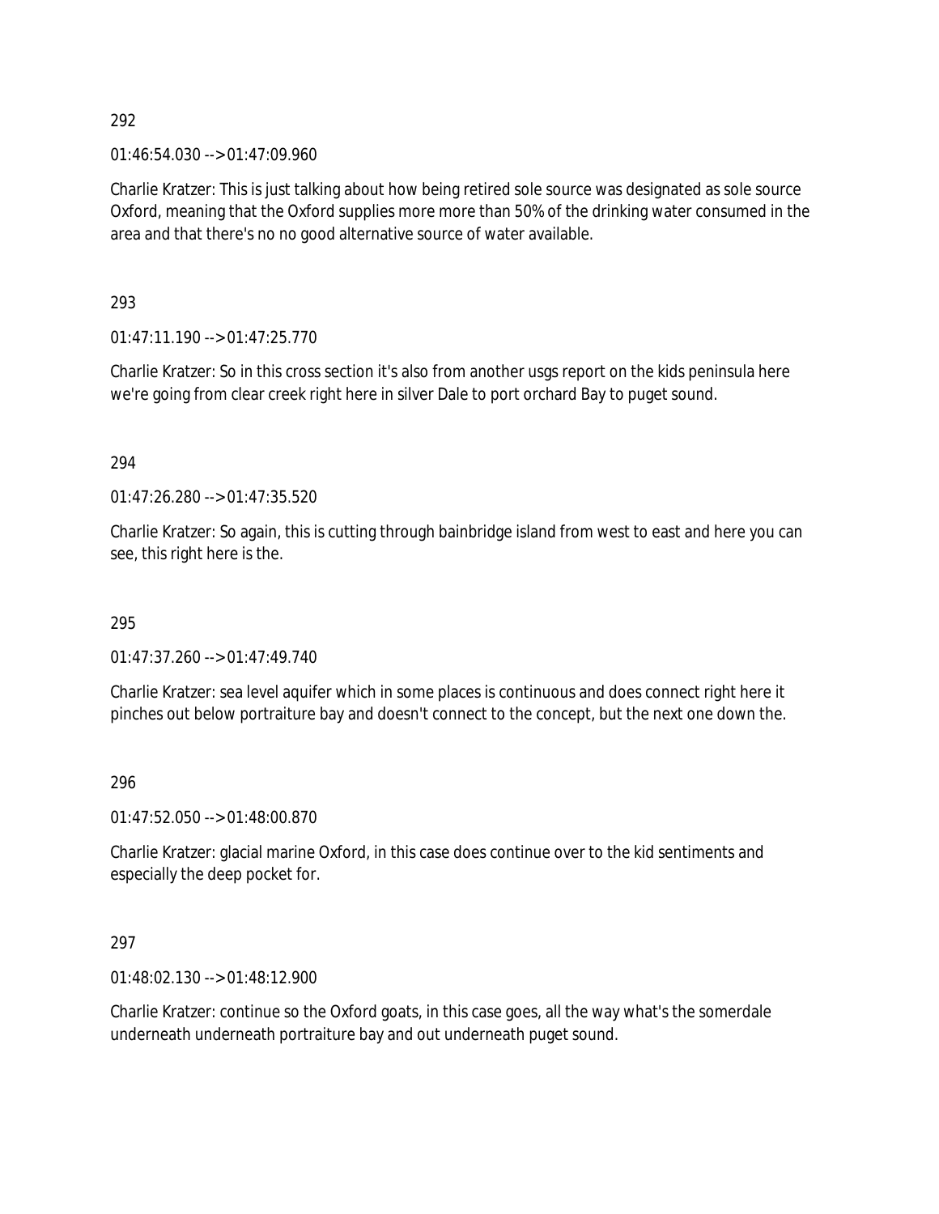292

01:46:54.030 --> 01:47:09.960

Charlie Kratzer: This is just talking about how being retired sole source was designated as sole source Oxford, meaning that the Oxford supplies more more than 50% of the drinking water consumed in the area and that there's no no good alternative source of water available.

293

01:47:11.190 --> 01:47:25.770

Charlie Kratzer: So in this cross section it's also from another usgs report on the kids peninsula here we're going from clear creek right here in silver Dale to port orchard Bay to puget sound.

294

01:47:26.280 --> 01:47:35.520

Charlie Kratzer: So again, this is cutting through bainbridge island from west to east and here you can see, this right here is the.

295

01:47:37.260 --> 01:47:49.740

Charlie Kratzer: sea level aquifer which in some places is continuous and does connect right here it pinches out below portraiture bay and doesn't connect to the concept, but the next one down the.

296

01:47:52.050 --> 01:48:00.870

Charlie Kratzer: glacial marine Oxford, in this case does continue over to the kid sentiments and especially the deep pocket for.

297

01:48:02.130 --> 01:48:12.900

Charlie Kratzer: continue so the Oxford goats, in this case goes, all the way what's the somerdale underneath underneath portraiture bay and out underneath puget sound.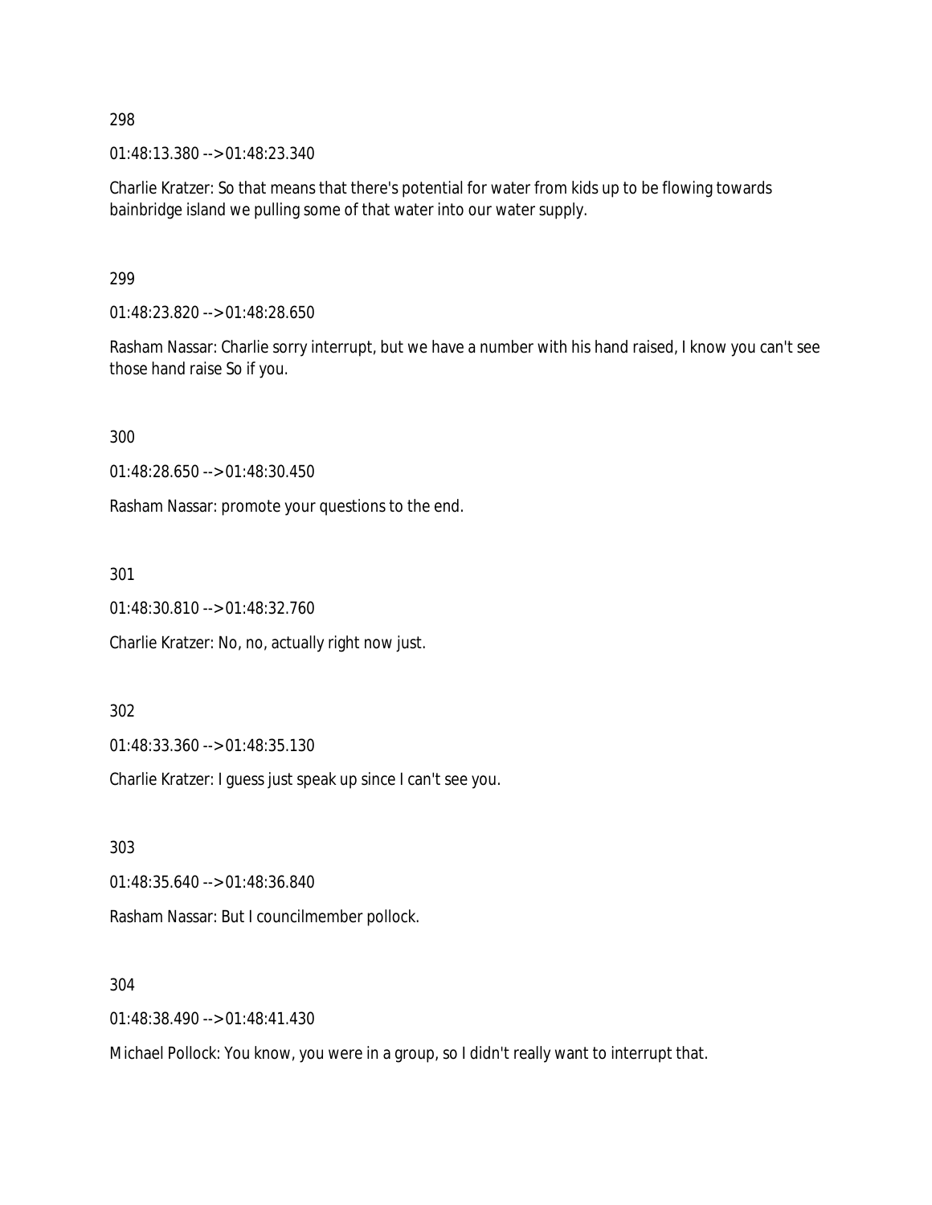298

01:48:13.380 --> 01:48:23.340

Charlie Kratzer: So that means that there's potential for water from kids up to be flowing towards bainbridge island we pulling some of that water into our water supply.

299

01:48:23.820 --> 01:48:28.650

Rasham Nassar: Charlie sorry interrupt, but we have a number with his hand raised, I know you can't see those hand raise So if you.

300

01:48:28.650 --> 01:48:30.450

Rasham Nassar: promote your questions to the end.

301

01:48:30.810 --> 01:48:32.760

Charlie Kratzer: No, no, actually right now just.

302

01:48:33.360 --> 01:48:35.130

Charlie Kratzer: I guess just speak up since I can't see you.

303

01:48:35.640 --> 01:48:36.840

Rasham Nassar: But I councilmember pollock.

304

01:48:38.490 --> 01:48:41.430

Michael Pollock: You know, you were in a group, so I didn't really want to interrupt that.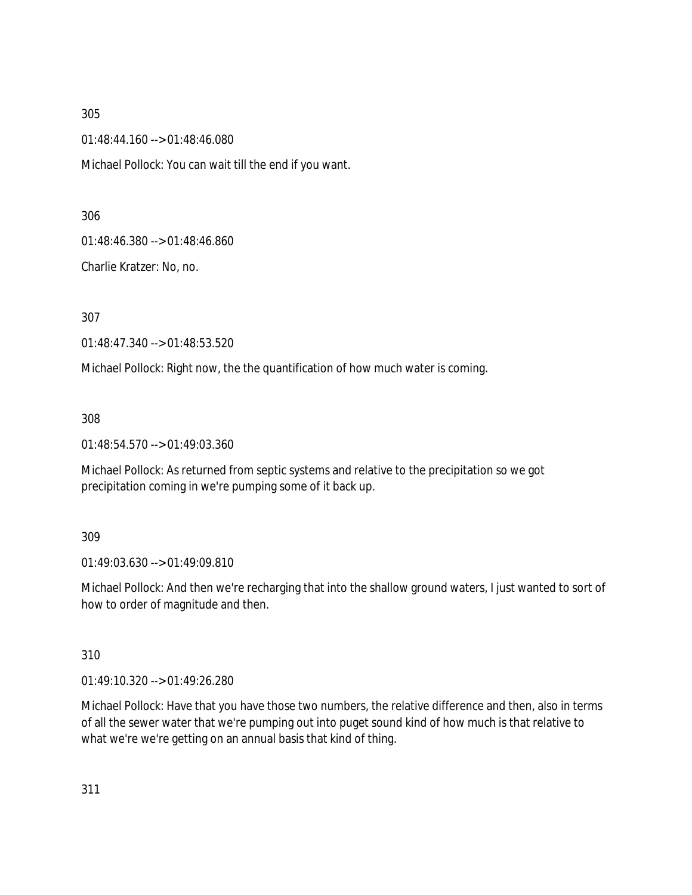305

01:48:44.160 --> 01:48:46.080

Michael Pollock: You can wait till the end if you want.

306

01:48:46.380 --> 01:48:46.860

Charlie Kratzer: No, no.

307

01:48:47.340 --> 01:48:53.520

Michael Pollock: Right now, the the quantification of how much water is coming.

308

01:48:54.570 --> 01:49:03.360

Michael Pollock: As returned from septic systems and relative to the precipitation so we got precipitation coming in we're pumping some of it back up.

309

01:49:03.630 --> 01:49:09.810

Michael Pollock: And then we're recharging that into the shallow ground waters, I just wanted to sort of how to order of magnitude and then.

310

01:49:10.320 --> 01:49:26.280

Michael Pollock: Have that you have those two numbers, the relative difference and then, also in terms of all the sewer water that we're pumping out into puget sound kind of how much is that relative to what we're we're getting on an annual basis that kind of thing.

311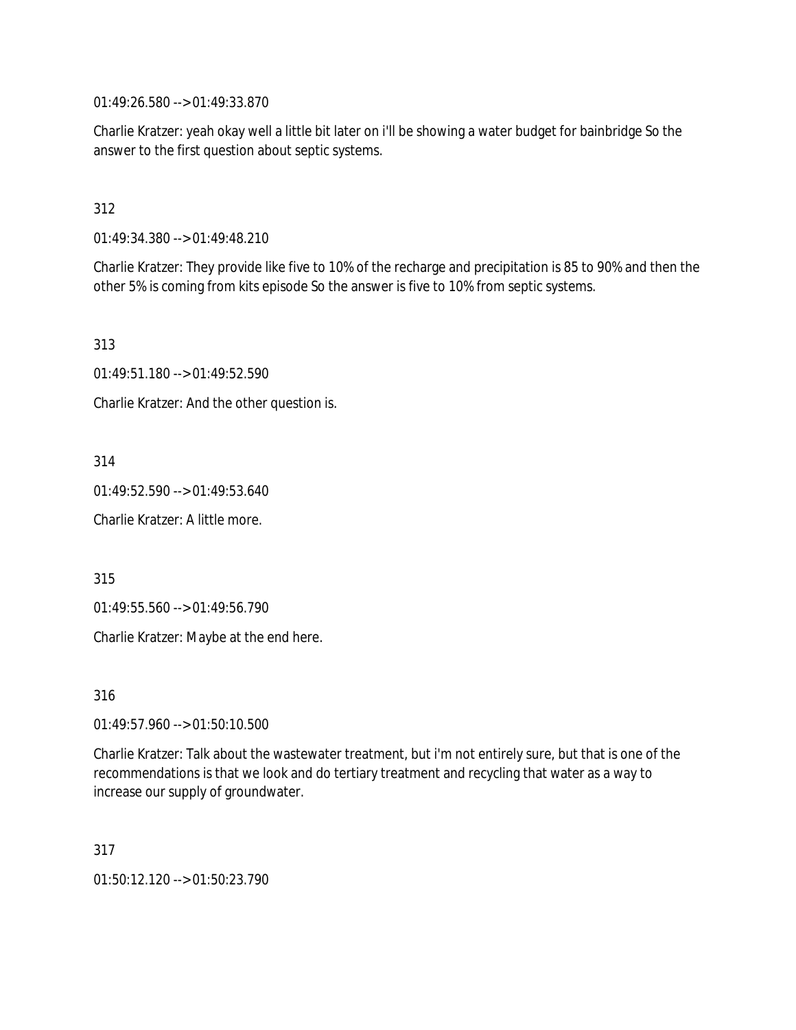01:49:26.580 --> 01:49:33.870

Charlie Kratzer: yeah okay well a little bit later on i'll be showing a water budget for bainbridge So the answer to the first question about septic systems.

312

01:49:34.380 --> 01:49:48.210

Charlie Kratzer: They provide like five to 10% of the recharge and precipitation is 85 to 90% and then the other 5% is coming from kits episode So the answer is five to 10% from septic systems.

313

01:49:51.180 --> 01:49:52.590

Charlie Kratzer: And the other question is.

314

01:49:52.590 --> 01:49:53.640

Charlie Kratzer: A little more.

315

01:49:55.560 --> 01:49:56.790

Charlie Kratzer: Maybe at the end here.

316

01:49:57.960 --> 01:50:10.500

Charlie Kratzer: Talk about the wastewater treatment, but i'm not entirely sure, but that is one of the recommendations is that we look and do tertiary treatment and recycling that water as a way to increase our supply of groundwater.

317

01:50:12.120 --> 01:50:23.790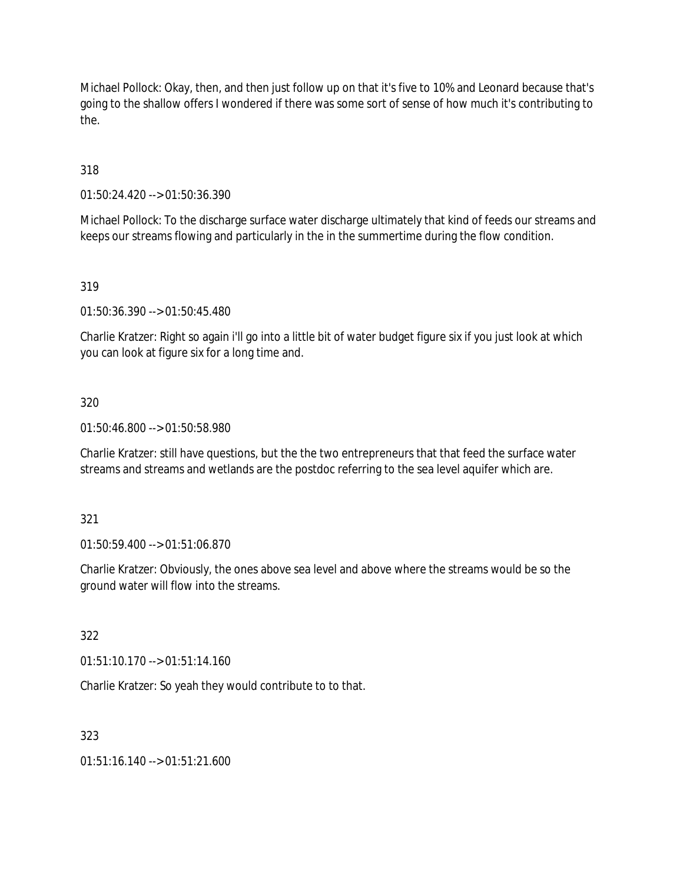Michael Pollock: Okay, then, and then just follow up on that it's five to 10% and Leonard because that's going to the shallow offers I wondered if there was some sort of sense of how much it's contributing to the.

318

01:50:24.420 --> 01:50:36.390

Michael Pollock: To the discharge surface water discharge ultimately that kind of feeds our streams and keeps our streams flowing and particularly in the in the summertime during the flow condition.

319

01:50:36.390 --> 01:50:45.480

Charlie Kratzer: Right so again i'll go into a little bit of water budget figure six if you just look at which you can look at figure six for a long time and.

320

01:50:46.800 --> 01:50:58.980

Charlie Kratzer: still have questions, but the the two entrepreneurs that that feed the surface water streams and streams and wetlands are the postdoc referring to the sea level aquifer which are.

321

01:50:59.400 --> 01:51:06.870

Charlie Kratzer: Obviously, the ones above sea level and above where the streams would be so the ground water will flow into the streams.

322

01:51:10.170 --> 01:51:14.160

Charlie Kratzer: So yeah they would contribute to to that.

323

01:51:16.140 --> 01:51:21.600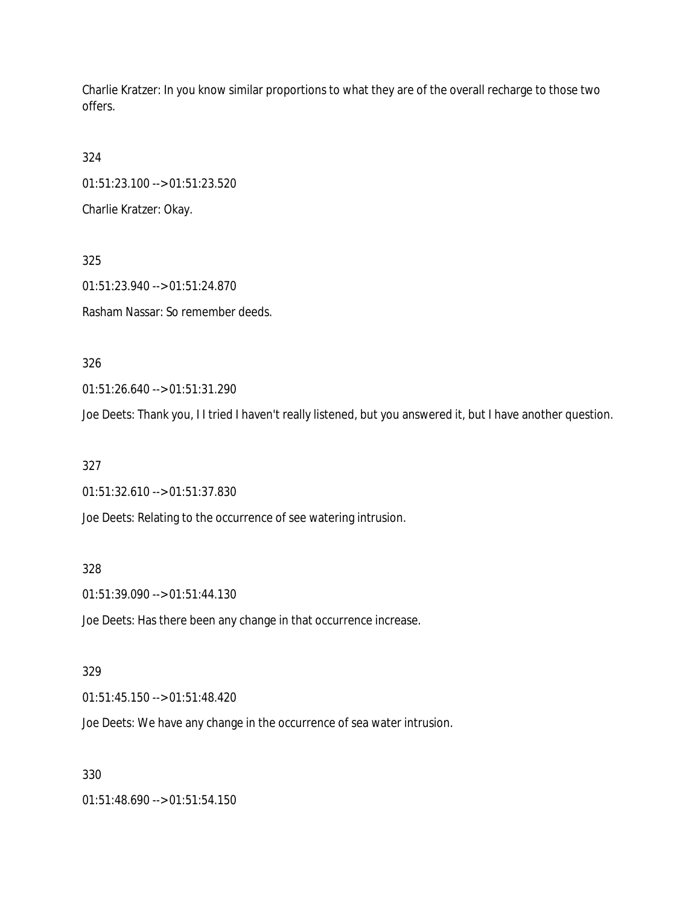Charlie Kratzer: In you know similar proportions to what they are of the overall recharge to those two offers.

324

01:51:23.100 --> 01:51:23.520

Charlie Kratzer: Okay.

325

01:51:23.940 --> 01:51:24.870

Rasham Nassar: So remember deeds.

326

01:51:26.640 --> 01:51:31.290

Joe Deets: Thank you, I I tried I haven't really listened, but you answered it, but I have another question.

327

01:51:32.610 --> 01:51:37.830

Joe Deets: Relating to the occurrence of see watering intrusion.

328

01:51:39.090 --> 01:51:44.130

Joe Deets: Has there been any change in that occurrence increase.

329

01:51:45.150 --> 01:51:48.420

Joe Deets: We have any change in the occurrence of sea water intrusion.

330

01:51:48.690 --> 01:51:54.150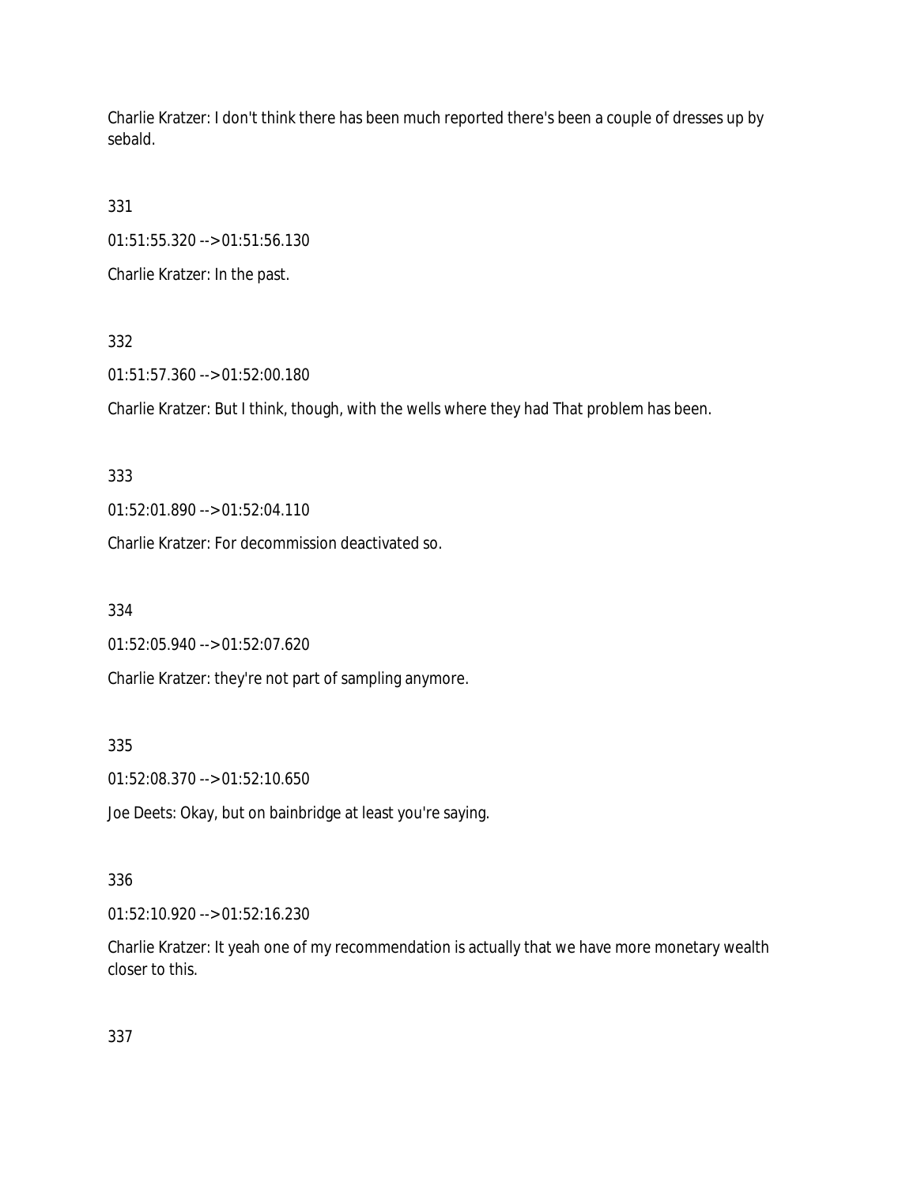Charlie Kratzer: I don't think there has been much reported there's been a couple of dresses up by sebald.

331

01:51:55.320 --> 01:51:56.130

Charlie Kratzer: In the past.

332

01:51:57.360 --> 01:52:00.180

Charlie Kratzer: But I think, though, with the wells where they had That problem has been.

333

01:52:01.890 --> 01:52:04.110

Charlie Kratzer: For decommission deactivated so.

334

01:52:05.940 --> 01:52:07.620

Charlie Kratzer: they're not part of sampling anymore.

335

01:52:08.370 --> 01:52:10.650

Joe Deets: Okay, but on bainbridge at least you're saying.

336

01:52:10.920 --> 01:52:16.230

Charlie Kratzer: It yeah one of my recommendation is actually that we have more monetary wealth closer to this.

337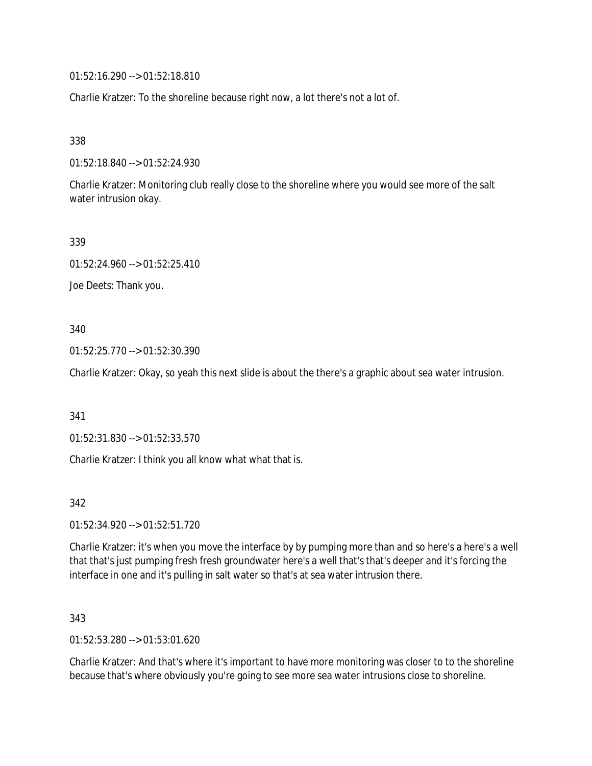01:52:16.290 --> 01:52:18.810

Charlie Kratzer: To the shoreline because right now, a lot there's not a lot of.

338

01:52:18.840 --> 01:52:24.930

Charlie Kratzer: Monitoring club really close to the shoreline where you would see more of the salt water intrusion okay.

339

01:52:24.960 --> 01:52:25.410

Joe Deets: Thank you.

340

01:52:25.770 --> 01:52:30.390

Charlie Kratzer: Okay, so yeah this next slide is about the there's a graphic about sea water intrusion.

341

01:52:31.830 --> 01:52:33.570

Charlie Kratzer: I think you all know what what that is.

342

01:52:34.920 --> 01:52:51.720

Charlie Kratzer: it's when you move the interface by by pumping more than and so here's a here's a well that that's just pumping fresh fresh groundwater here's a well that's that's deeper and it's forcing the interface in one and it's pulling in salt water so that's at sea water intrusion there.

343

01:52:53.280 --> 01:53:01.620

Charlie Kratzer: And that's where it's important to have more monitoring was closer to to the shoreline because that's where obviously you're going to see more sea water intrusions close to shoreline.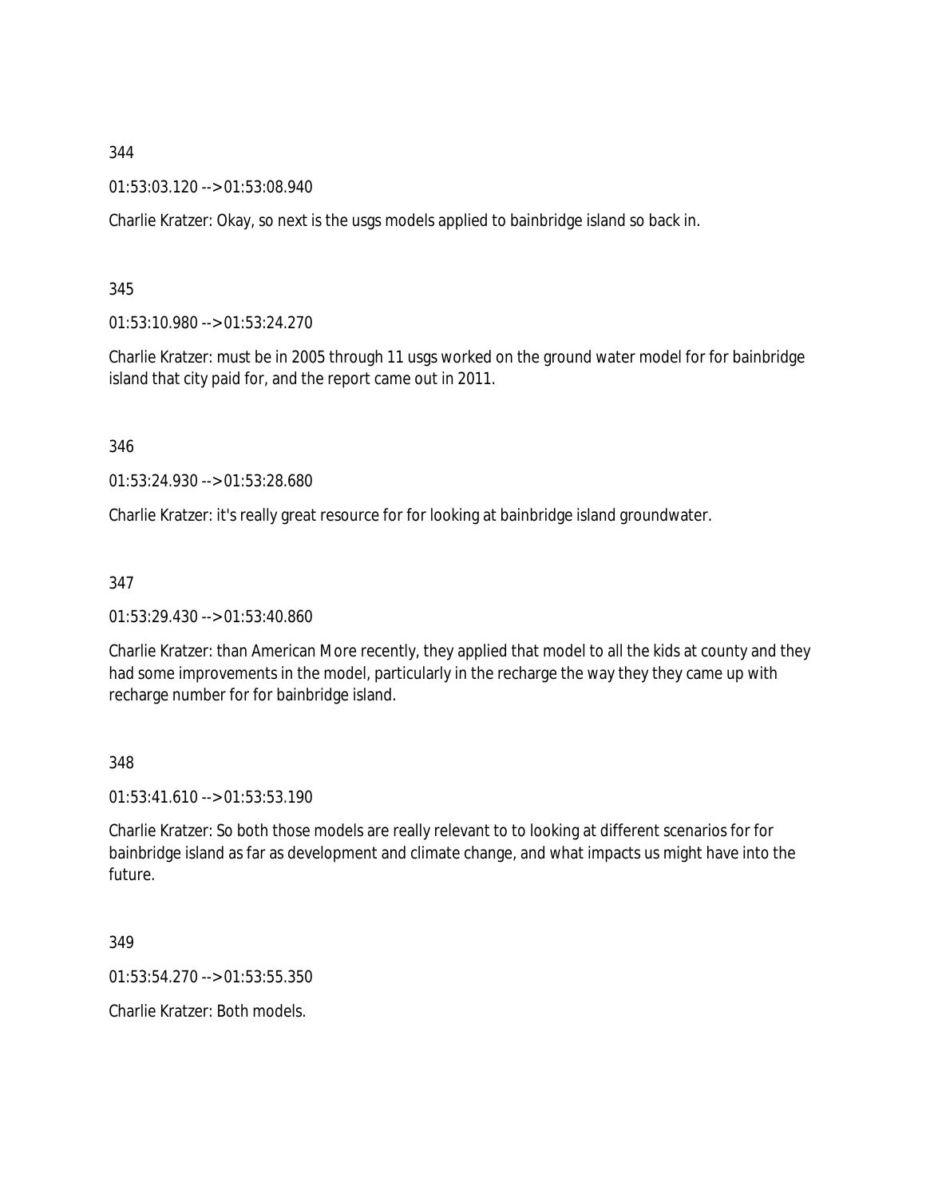344

01:53:03.120 --> 01:53:08.940

Charlie Kratzer: Okay, so next is the usgs models applied to bainbridge island so back in.

345

01:53:10.980 --> 01:53:24.270

Charlie Kratzer: must be in 2005 through 11 usgs worked on the ground water model for for bainbridge island that city paid for, and the report came out in 2011.

346

01:53:24.930 --> 01:53:28.680

Charlie Kratzer: it's really great resource for for looking at bainbridge island groundwater.

347

01:53:29.430 --> 01:53:40.860

Charlie Kratzer: than American More recently, they applied that model to all the kids at county and they had some improvements in the model, particularly in the recharge the way they they came up with recharge number for for bainbridge island.

348

01:53:41.610 --> 01:53:53.190

Charlie Kratzer: So both those models are really relevant to to looking at different scenarios for for bainbridge island as far as development and climate change, and what impacts us might have into the future.

349

01:53:54.270 --> 01:53:55.350

Charlie Kratzer: Both models.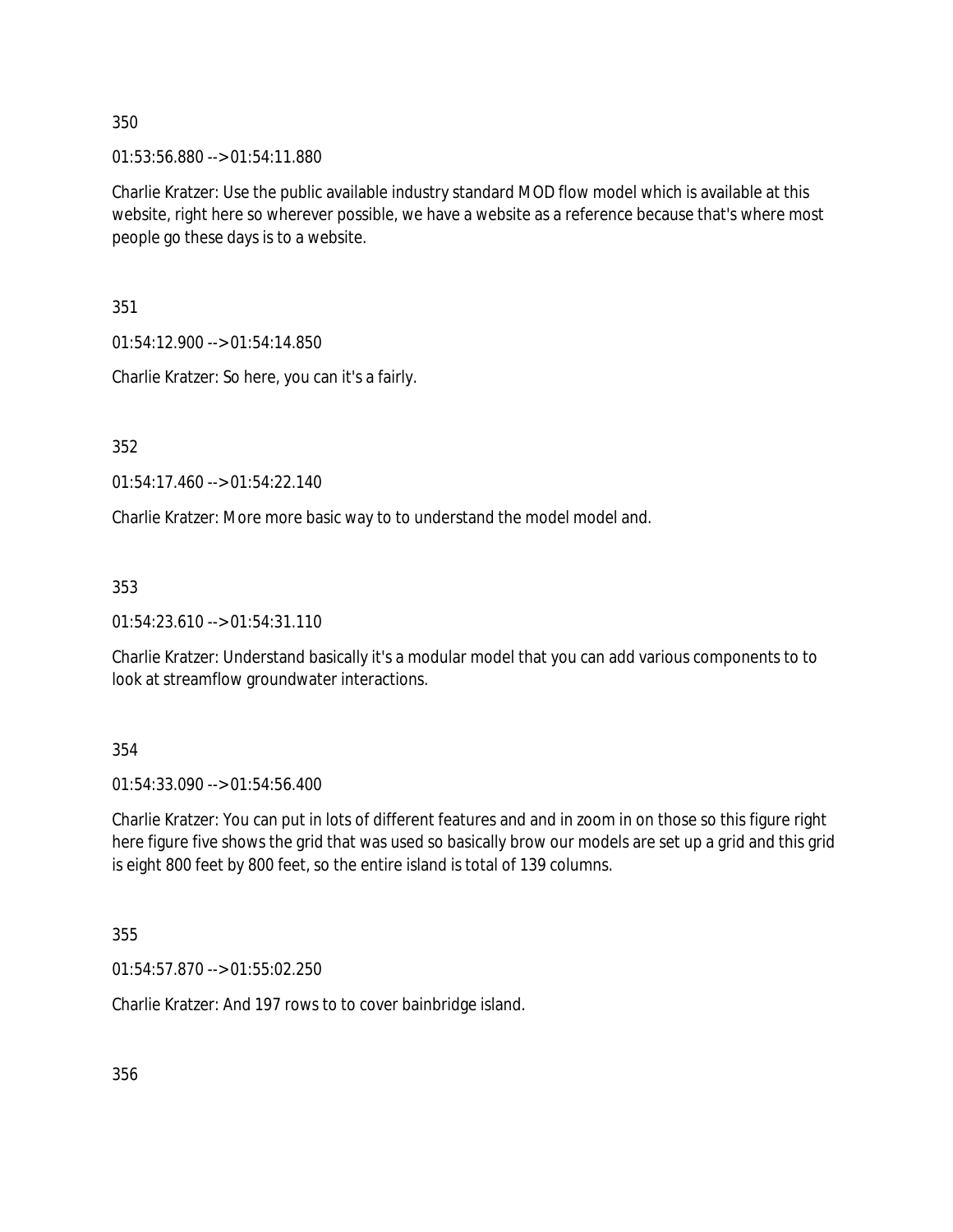350

01:53:56.880 --> 01:54:11.880

Charlie Kratzer: Use the public available industry standard MOD flow model which is available at this website, right here so wherever possible, we have a website as a reference because that's where most people go these days is to a website.

351

01:54:12.900 --> 01:54:14.850

Charlie Kratzer: So here, you can it's a fairly.

352

01:54:17.460 --> 01:54:22.140

Charlie Kratzer: More more basic way to to understand the model model and.

353

01:54:23.610 --> 01:54:31.110

Charlie Kratzer: Understand basically it's a modular model that you can add various components to to look at streamflow groundwater interactions.

354

01:54:33.090 --> 01:54:56.400

Charlie Kratzer: You can put in lots of different features and and in zoom in on those so this figure right here figure five shows the grid that was used so basically brow our models are set up a grid and this grid is eight 800 feet by 800 feet, so the entire island is total of 139 columns.

355

01:54:57.870 --> 01:55:02.250

Charlie Kratzer: And 197 rows to to cover bainbridge island.

356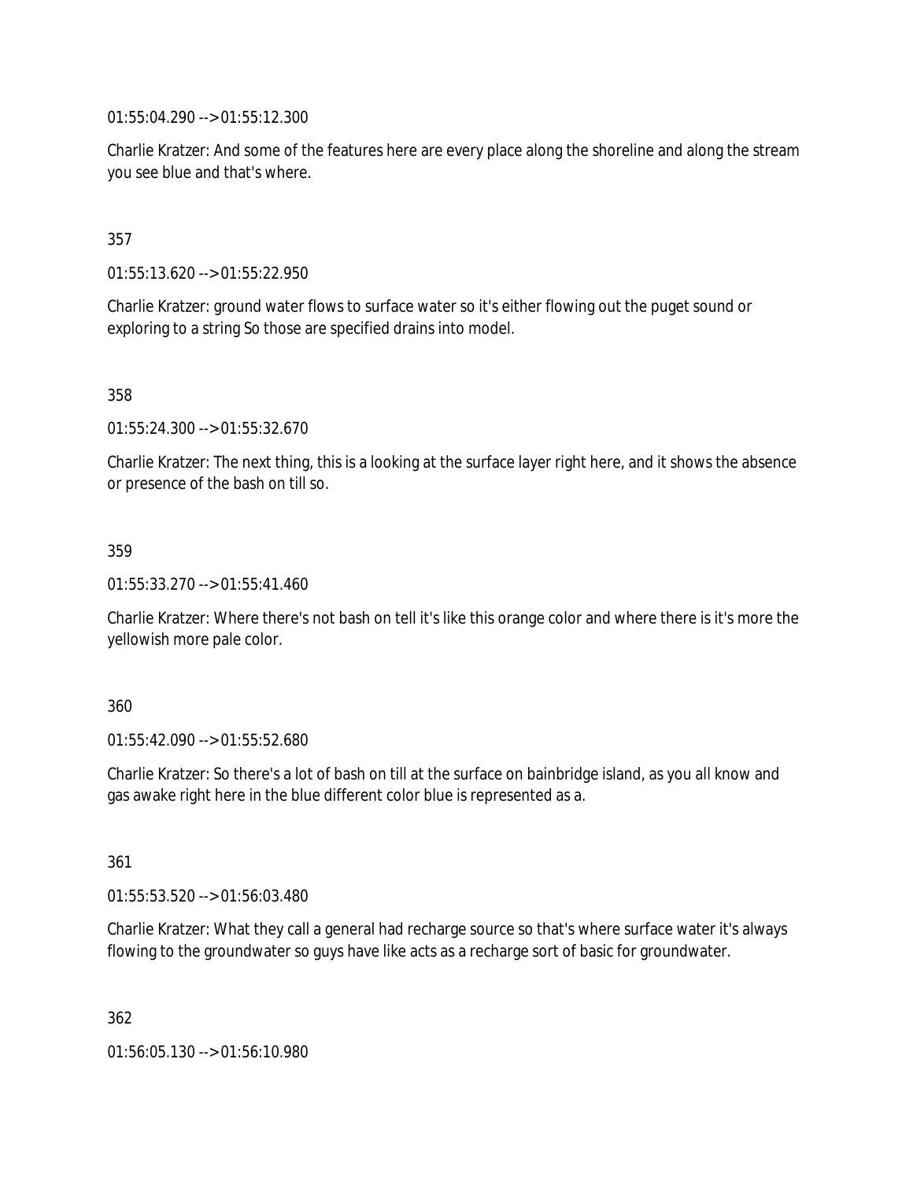01:55:04.290 --> 01:55:12.300

Charlie Kratzer: And some of the features here are every place along the shoreline and along the stream you see blue and that's where.

357

01:55:13.620 --> 01:55:22.950

Charlie Kratzer: ground water flows to surface water so it's either flowing out the puget sound or exploring to a string So those are specified drains into model.

358

01:55:24.300 --> 01:55:32.670

Charlie Kratzer: The next thing, this is a looking at the surface layer right here, and it shows the absence or presence of the bash on till so.

359

01:55:33.270 --> 01:55:41.460

Charlie Kratzer: Where there's not bash on tell it's like this orange color and where there is it's more the yellowish more pale color.

360

01:55:42.090 --> 01:55:52.680

Charlie Kratzer: So there's a lot of bash on till at the surface on bainbridge island, as you all know and gas awake right here in the blue different color blue is represented as a.

361

01:55:53.520 --> 01:56:03.480

Charlie Kratzer: What they call a general had recharge source so that's where surface water it's always flowing to the groundwater so guys have like acts as a recharge sort of basic for groundwater.

362

01:56:05.130 --> 01:56:10.980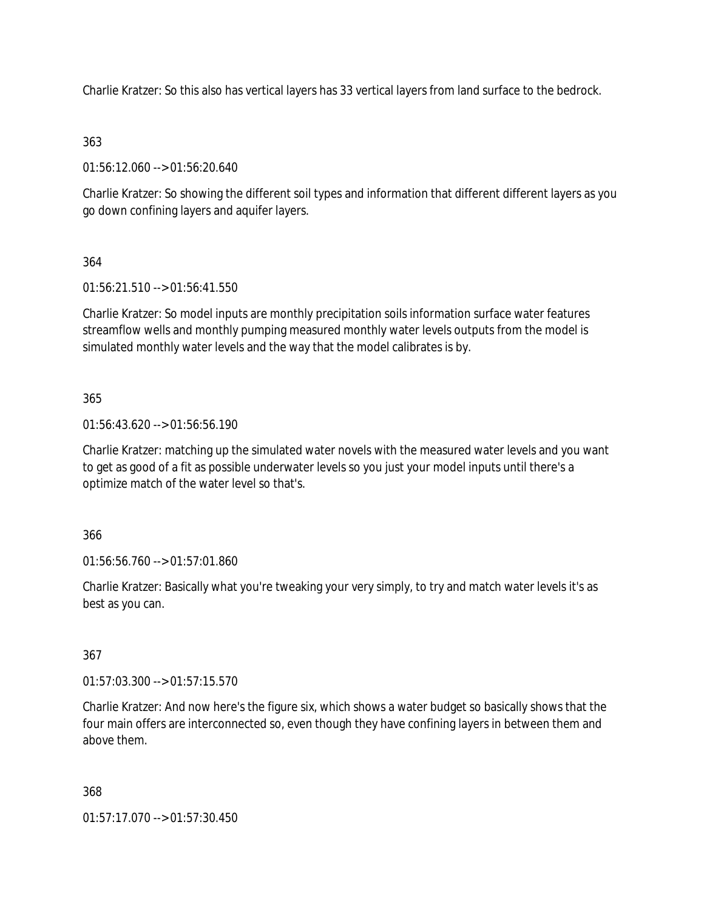Charlie Kratzer: So this also has vertical layers has 33 vertical layers from land surface to the bedrock.

363

01:56:12.060 --> 01:56:20.640

Charlie Kratzer: So showing the different soil types and information that different different layers as you go down confining layers and aquifer layers.

364

01:56:21.510 --> 01:56:41.550

Charlie Kratzer: So model inputs are monthly precipitation soils information surface water features streamflow wells and monthly pumping measured monthly water levels outputs from the model is simulated monthly water levels and the way that the model calibrates is by.

365

01:56:43.620 --> 01:56:56.190

Charlie Kratzer: matching up the simulated water novels with the measured water levels and you want to get as good of a fit as possible underwater levels so you just your model inputs until there's a optimize match of the water level so that's.

366

01:56:56.760 --> 01:57:01.860

Charlie Kratzer: Basically what you're tweaking your very simply, to try and match water levels it's as best as you can.

367

01:57:03.300 --> 01:57:15.570

Charlie Kratzer: And now here's the figure six, which shows a water budget so basically shows that the four main offers are interconnected so, even though they have confining layers in between them and above them.

368

01:57:17.070 --> 01:57:30.450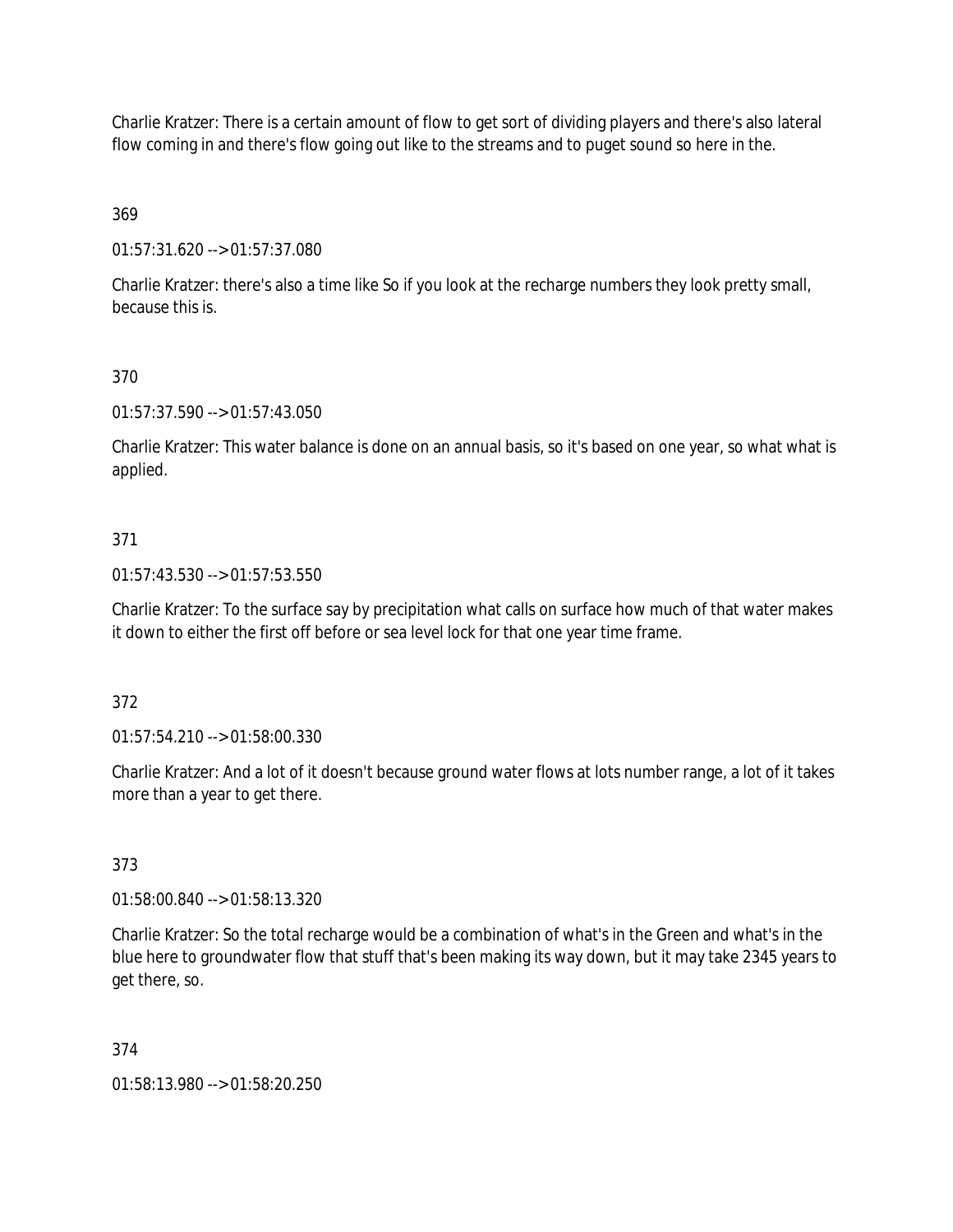Charlie Kratzer: There is a certain amount of flow to get sort of dividing players and there's also lateral flow coming in and there's flow going out like to the streams and to puget sound so here in the.

369

01:57:31.620 --> 01:57:37.080

Charlie Kratzer: there's also a time like So if you look at the recharge numbers they look pretty small, because this is.

370

01:57:37.590 --> 01:57:43.050

Charlie Kratzer: This water balance is done on an annual basis, so it's based on one year, so what what is applied.

371

01:57:43.530 --> 01:57:53.550

Charlie Kratzer: To the surface say by precipitation what calls on surface how much of that water makes it down to either the first off before or sea level lock for that one year time frame.

372

01:57:54.210 --> 01:58:00.330

Charlie Kratzer: And a lot of it doesn't because ground water flows at lots number range, a lot of it takes more than a year to get there.

373

01:58:00.840 --> 01:58:13.320

Charlie Kratzer: So the total recharge would be a combination of what's in the Green and what's in the blue here to groundwater flow that stuff that's been making its way down, but it may take 2345 years to get there, so.

374

01:58:13.980 --> 01:58:20.250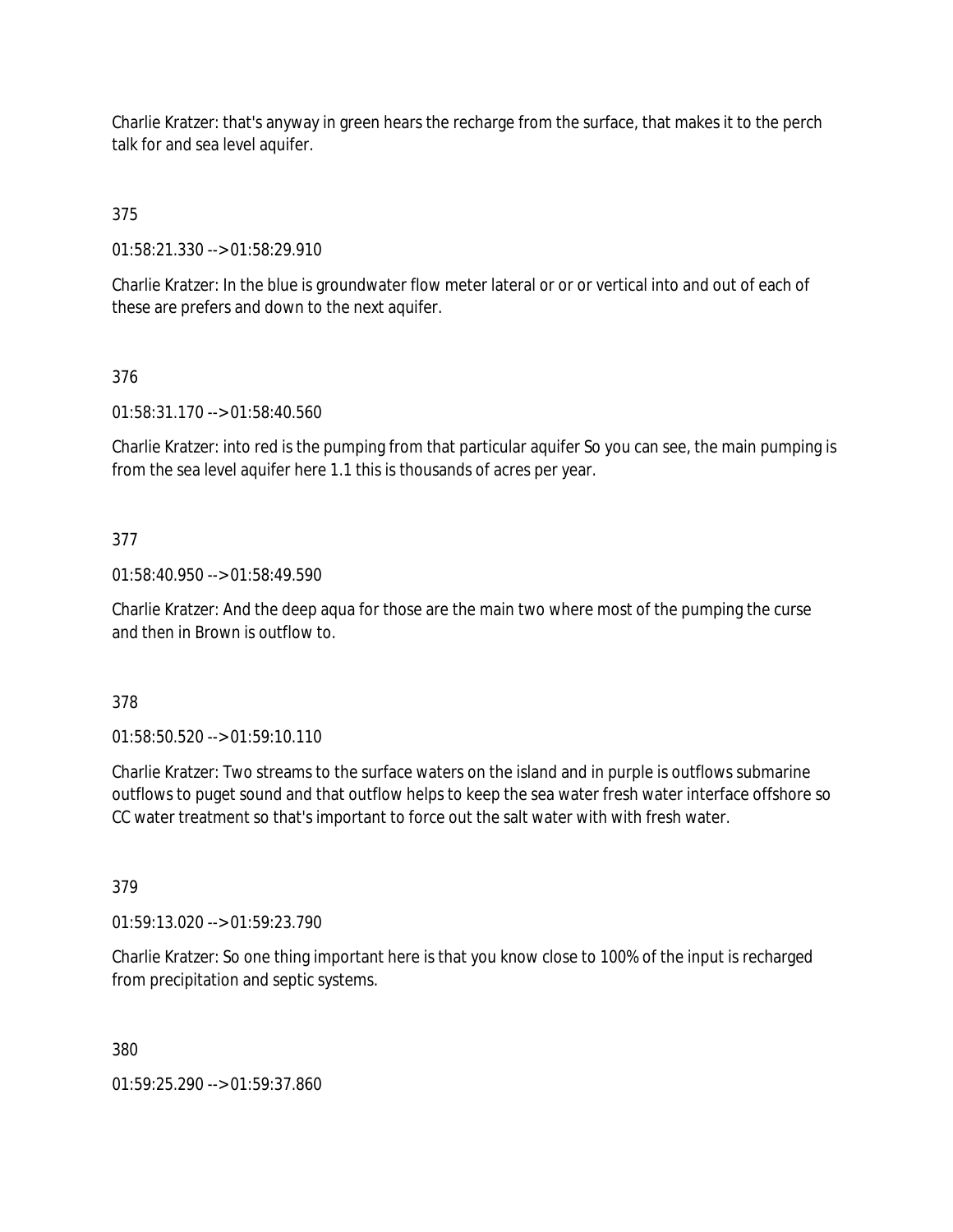Charlie Kratzer: that's anyway in green hears the recharge from the surface, that makes it to the perch talk for and sea level aquifer.

375

01:58:21.330 --> 01:58:29.910

Charlie Kratzer: In the blue is groundwater flow meter lateral or or or vertical into and out of each of these are prefers and down to the next aquifer.

376

01:58:31.170 --> 01:58:40.560

Charlie Kratzer: into red is the pumping from that particular aquifer So you can see, the main pumping is from the sea level aquifer here 1.1 this is thousands of acres per year.

377

01:58:40.950 --> 01:58:49.590

Charlie Kratzer: And the deep aqua for those are the main two where most of the pumping the curse and then in Brown is outflow to.

378

01:58:50.520 --> 01:59:10.110

Charlie Kratzer: Two streams to the surface waters on the island and in purple is outflows submarine outflows to puget sound and that outflow helps to keep the sea water fresh water interface offshore so CC water treatment so that's important to force out the salt water with with fresh water.

379

01:59:13.020 --> 01:59:23.790

Charlie Kratzer: So one thing important here is that you know close to 100% of the input is recharged from precipitation and septic systems.

380

01:59:25.290 --> 01:59:37.860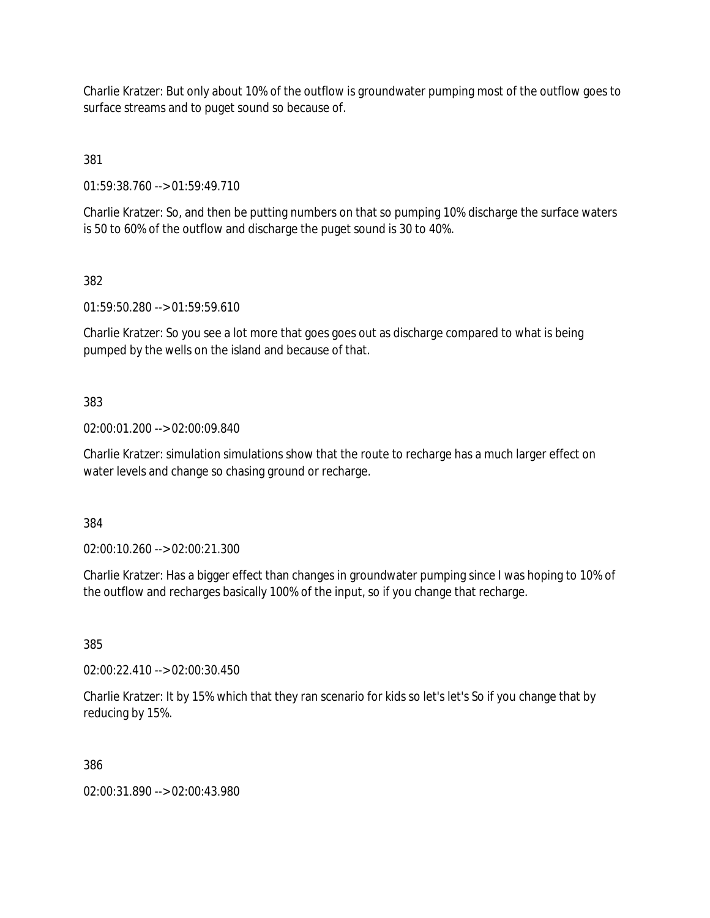Charlie Kratzer: But only about 10% of the outflow is groundwater pumping most of the outflow goes to surface streams and to puget sound so because of.

381

01:59:38.760 --> 01:59:49.710

Charlie Kratzer: So, and then be putting numbers on that so pumping 10% discharge the surface waters is 50 to 60% of the outflow and discharge the puget sound is 30 to 40%.

382

01:59:50.280 --> 01:59:59.610

Charlie Kratzer: So you see a lot more that goes goes out as discharge compared to what is being pumped by the wells on the island and because of that.

383

02:00:01.200 --> 02:00:09.840

Charlie Kratzer: simulation simulations show that the route to recharge has a much larger effect on water levels and change so chasing ground or recharge.

384

02:00:10.260 --> 02:00:21.300

Charlie Kratzer: Has a bigger effect than changes in groundwater pumping since I was hoping to 10% of the outflow and recharges basically 100% of the input, so if you change that recharge.

385

02:00:22.410 --> 02:00:30.450

Charlie Kratzer: It by 15% which that they ran scenario for kids so let's let's So if you change that by reducing by 15%.

386

02:00:31.890 --> 02:00:43.980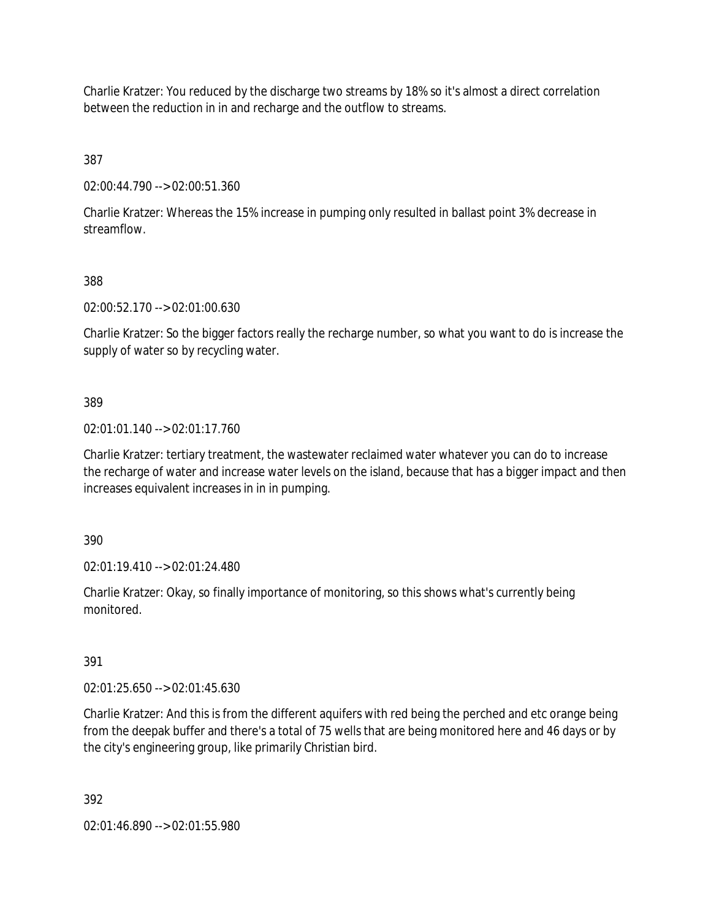Charlie Kratzer: You reduced by the discharge two streams by 18% so it's almost a direct correlation between the reduction in in and recharge and the outflow to streams.

387

02:00:44.790 --> 02:00:51.360

Charlie Kratzer: Whereas the 15% increase in pumping only resulted in ballast point 3% decrease in streamflow.

388

02:00:52.170 --> 02:01:00.630

Charlie Kratzer: So the bigger factors really the recharge number, so what you want to do is increase the supply of water so by recycling water.

389

02:01:01.140 --> 02:01:17.760

Charlie Kratzer: tertiary treatment, the wastewater reclaimed water whatever you can do to increase the recharge of water and increase water levels on the island, because that has a bigger impact and then increases equivalent increases in in in pumping.

390

02:01:19.410 --> 02:01:24.480

Charlie Kratzer: Okay, so finally importance of monitoring, so this shows what's currently being monitored.

391

02:01:25.650 --> 02:01:45.630

Charlie Kratzer: And this is from the different aquifers with red being the perched and etc orange being from the deepak buffer and there's a total of 75 wells that are being monitored here and 46 days or by the city's engineering group, like primarily Christian bird.

392

02:01:46.890 --> 02:01:55.980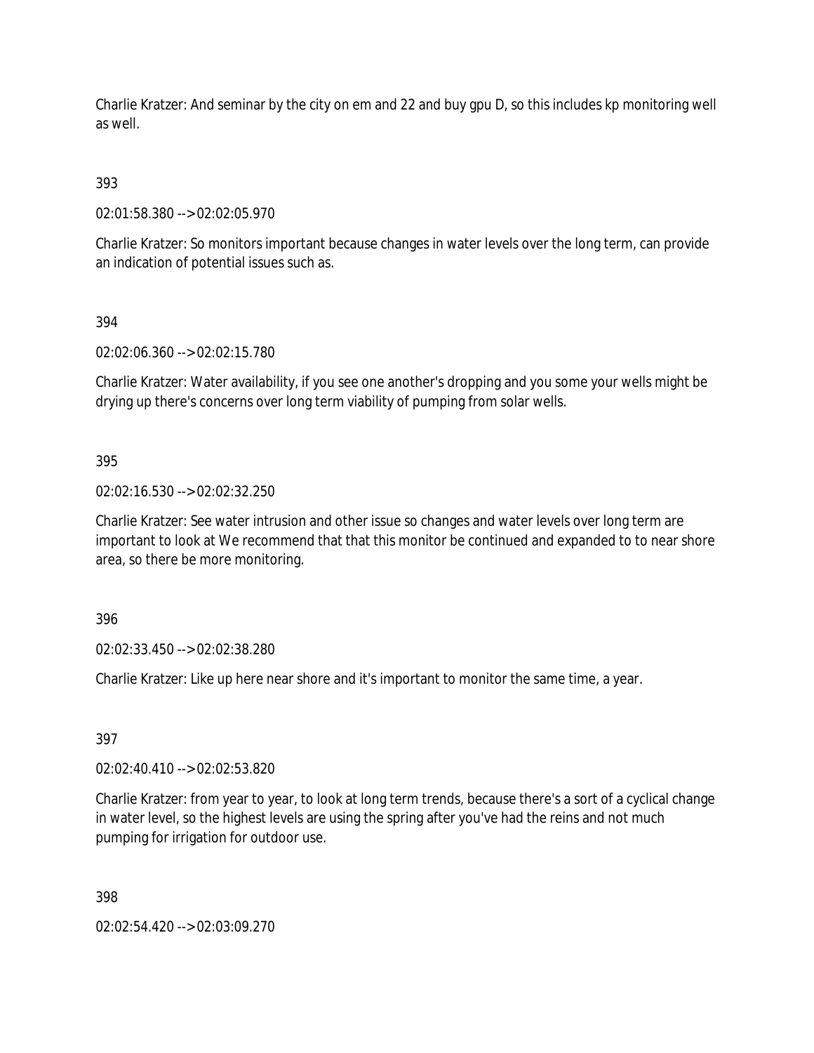Charlie Kratzer: And seminar by the city on em and 22 and buy gpu D, so this includes kp monitoring well as well.

393

02:01:58.380 --> 02:02:05.970

Charlie Kratzer: So monitors important because changes in water levels over the long term, can provide an indication of potential issues such as.

394

02:02:06.360 --> 02:02:15.780

Charlie Kratzer: Water availability, if you see one another's dropping and you some your wells might be drying up there's concerns over long term viability of pumping from solar wells.

395

02:02:16.530 --> 02:02:32.250

Charlie Kratzer: See water intrusion and other issue so changes and water levels over long term are important to look at We recommend that that this monitor be continued and expanded to to near shore area, so there be more monitoring.

396

02:02:33.450 --> 02:02:38.280

Charlie Kratzer: Like up here near shore and it's important to monitor the same time, a year.

397

02:02:40.410 --> 02:02:53.820

Charlie Kratzer: from year to year, to look at long term trends, because there's a sort of a cyclical change in water level, so the highest levels are using the spring after you've had the reins and not much pumping for irrigation for outdoor use.

398

02:02:54.420 --> 02:03:09.270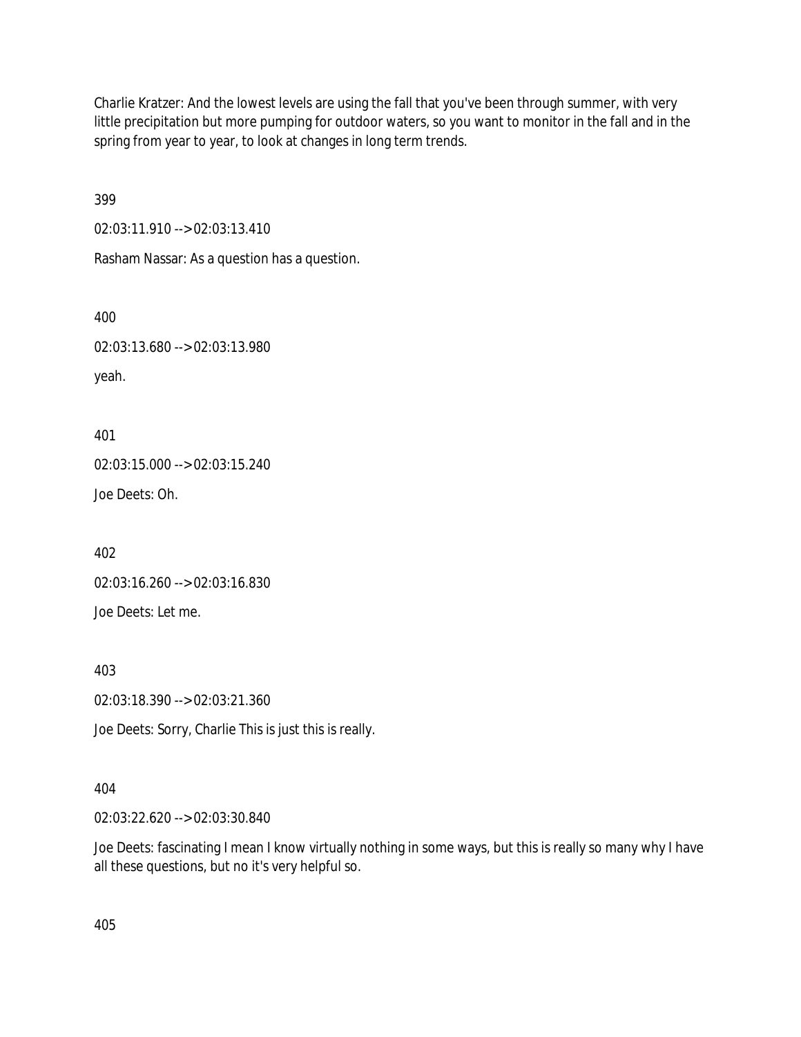Charlie Kratzer: And the lowest levels are using the fall that you've been through summer, with very little precipitation but more pumping for outdoor waters, so you want to monitor in the fall and in the spring from year to year, to look at changes in long term trends.

399

02:03:11.910 --> 02:03:13.410

Rasham Nassar: As a question has a question.

400

02:03:13.680 --> 02:03:13.980

yeah.

401

02:03:15.000 --> 02:03:15.240

Joe Deets: Oh.

402

02:03:16.260 --> 02:03:16.830

Joe Deets: Let me.

403

02:03:18.390 --> 02:03:21.360

Joe Deets: Sorry, Charlie This is just this is really.

404

02:03:22.620 --> 02:03:30.840

Joe Deets: fascinating I mean I know virtually nothing in some ways, but this is really so many why I have all these questions, but no it's very helpful so.

405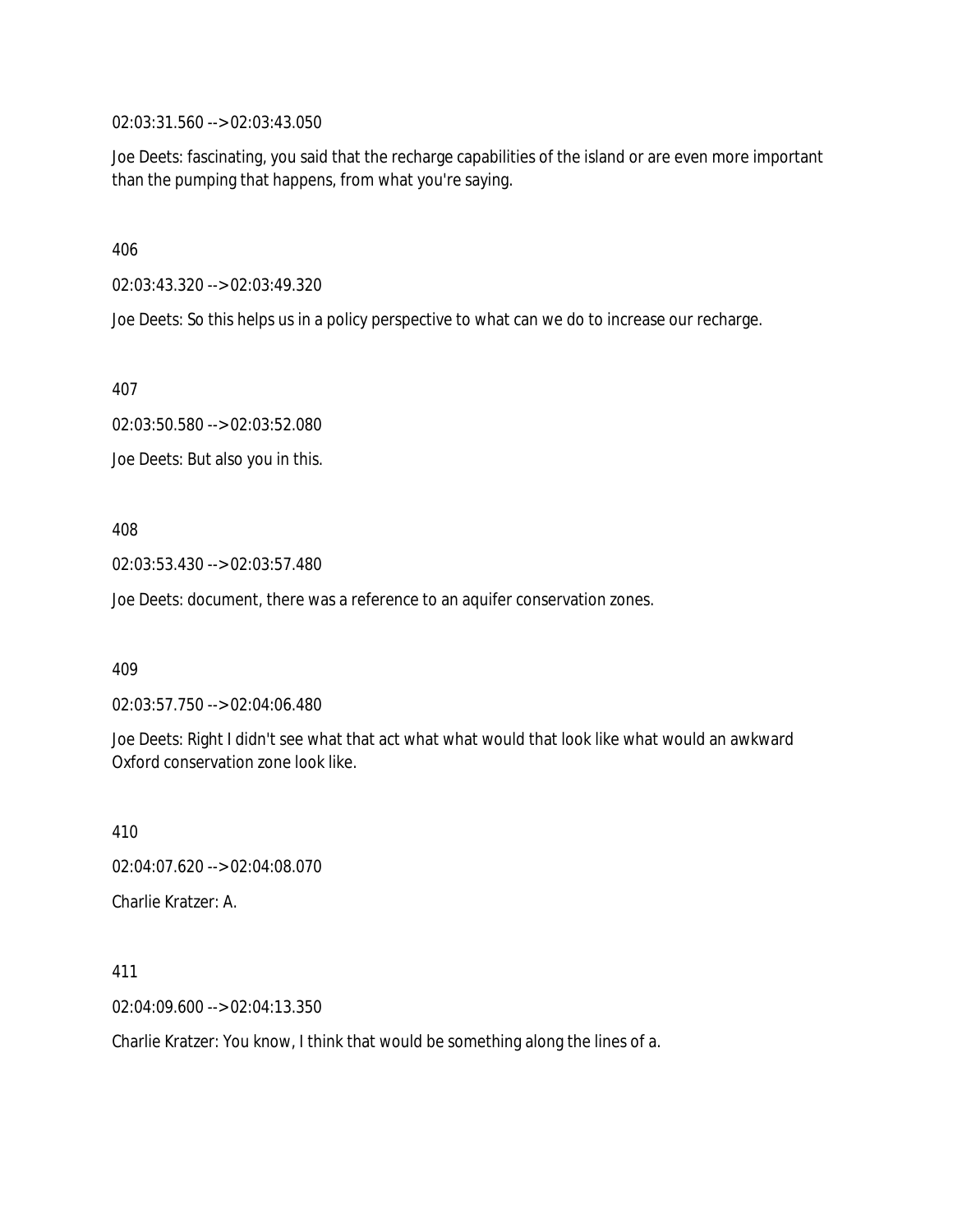02:03:31.560 --> 02:03:43.050

Joe Deets: fascinating, you said that the recharge capabilities of the island or are even more important than the pumping that happens, from what you're saying.

406

02:03:43.320 --> 02:03:49.320

Joe Deets: So this helps us in a policy perspective to what can we do to increase our recharge.

407

02:03:50.580 --> 02:03:52.080

Joe Deets: But also you in this.

408

02:03:53.430 --> 02:03:57.480

Joe Deets: document, there was a reference to an aquifer conservation zones.

409

02:03:57.750 --> 02:04:06.480

Joe Deets: Right I didn't see what that act what what would that look like what would an awkward Oxford conservation zone look like.

410

02:04:07.620 --> 02:04:08.070

Charlie Kratzer: A.

411

02:04:09.600 --> 02:04:13.350

Charlie Kratzer: You know, I think that would be something along the lines of a.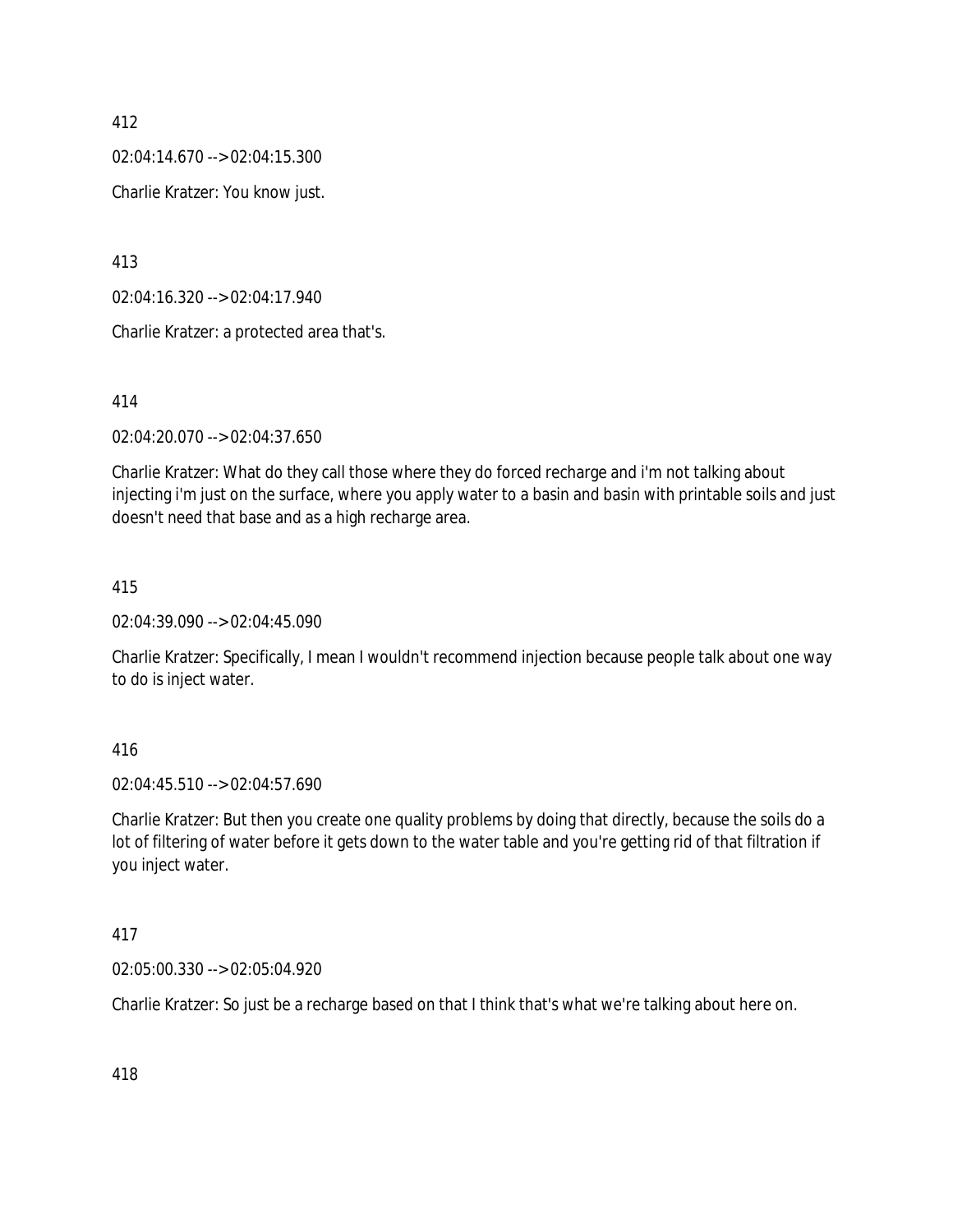412

02:04:14.670 --> 02:04:15.300

Charlie Kratzer: You know just.

413

02:04:16.320 --> 02:04:17.940

Charlie Kratzer: a protected area that's.

414

02:04:20.070 --> 02:04:37.650

Charlie Kratzer: What do they call those where they do forced recharge and i'm not talking about injecting i'm just on the surface, where you apply water to a basin and basin with printable soils and just doesn't need that base and as a high recharge area.

415

02:04:39.090 --> 02:04:45.090

Charlie Kratzer: Specifically, I mean I wouldn't recommend injection because people talk about one way to do is inject water.

416

02:04:45.510 --> 02:04:57.690

Charlie Kratzer: But then you create one quality problems by doing that directly, because the soils do a lot of filtering of water before it gets down to the water table and you're getting rid of that filtration if you inject water.

417

02:05:00.330 --> 02:05:04.920

Charlie Kratzer: So just be a recharge based on that I think that's what we're talking about here on.

418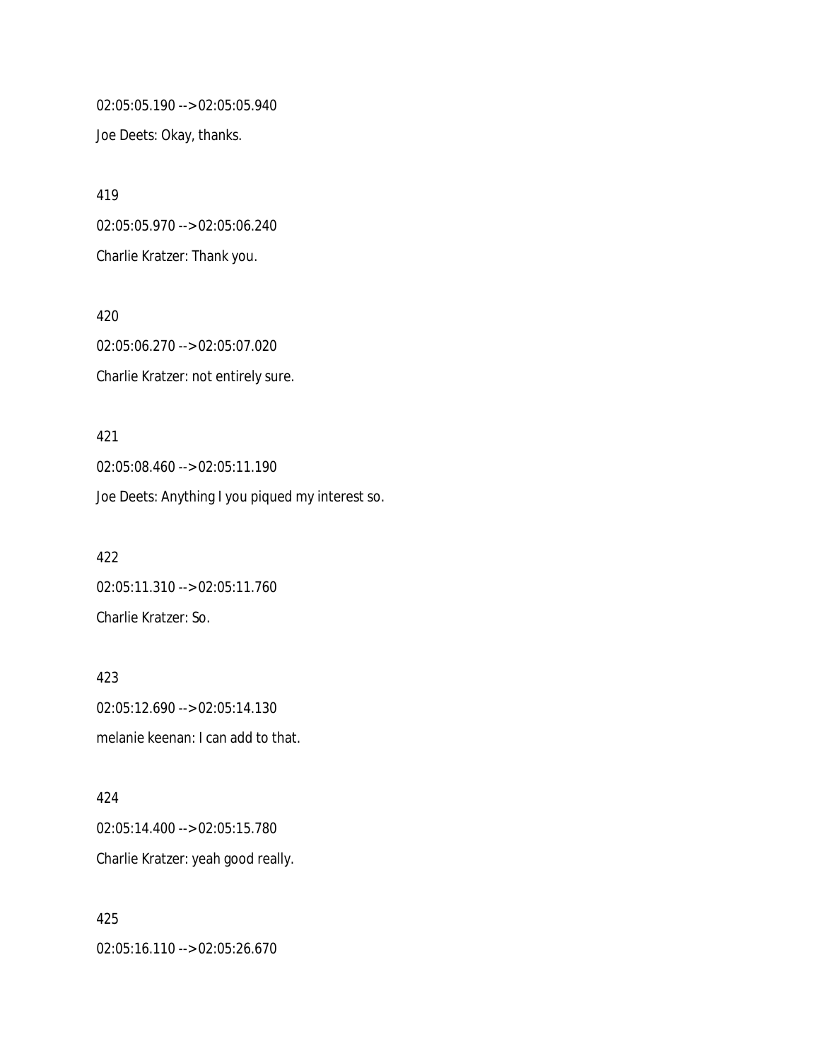02:05:05.190 --> 02:05:05.940

Joe Deets: Okay, thanks.

419

02:05:05.970 --> 02:05:06.240

Charlie Kratzer: Thank you.

420

02:05:06.270 --> 02:05:07.020

Charlie Kratzer: not entirely sure.

421

02:05:08.460 --> 02:05:11.190

Joe Deets: Anything I you piqued my interest so.

422

02:05:11.310 --> 02:05:11.760

Charlie Kratzer: So.

423

02:05:12.690 --> 02:05:14.130

melanie keenan: I can add to that.

424

02:05:14.400 --> 02:05:15.780

Charlie Kratzer: yeah good really.

425

02:05:16.110 --> 02:05:26.670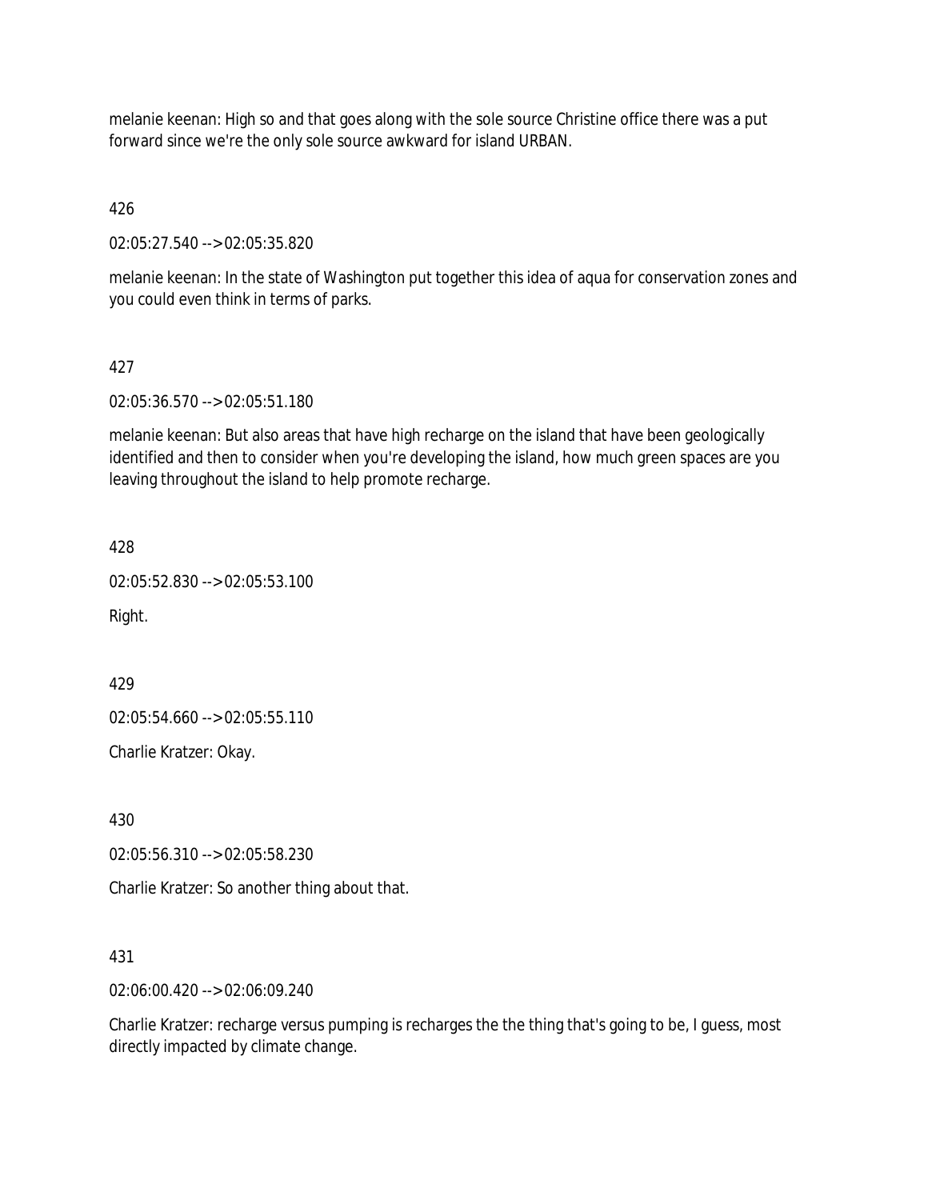melanie keenan: High so and that goes along with the sole source Christine office there was a put forward since we're the only sole source awkward for island URBAN.

426

02:05:27.540 --> 02:05:35.820

melanie keenan: In the state of Washington put together this idea of aqua for conservation zones and you could even think in terms of parks.

427

02:05:36.570 --> 02:05:51.180

melanie keenan: But also areas that have high recharge on the island that have been geologically identified and then to consider when you're developing the island, how much green spaces are you leaving throughout the island to help promote recharge.

428

02:05:52.830 --> 02:05:53.100

Right.

429

02:05:54.660 --> 02:05:55.110

Charlie Kratzer: Okay.

430

02:05:56.310 --> 02:05:58.230

Charlie Kratzer: So another thing about that.

431

02:06:00.420 --> 02:06:09.240

Charlie Kratzer: recharge versus pumping is recharges the the thing that's going to be, I guess, most directly impacted by climate change.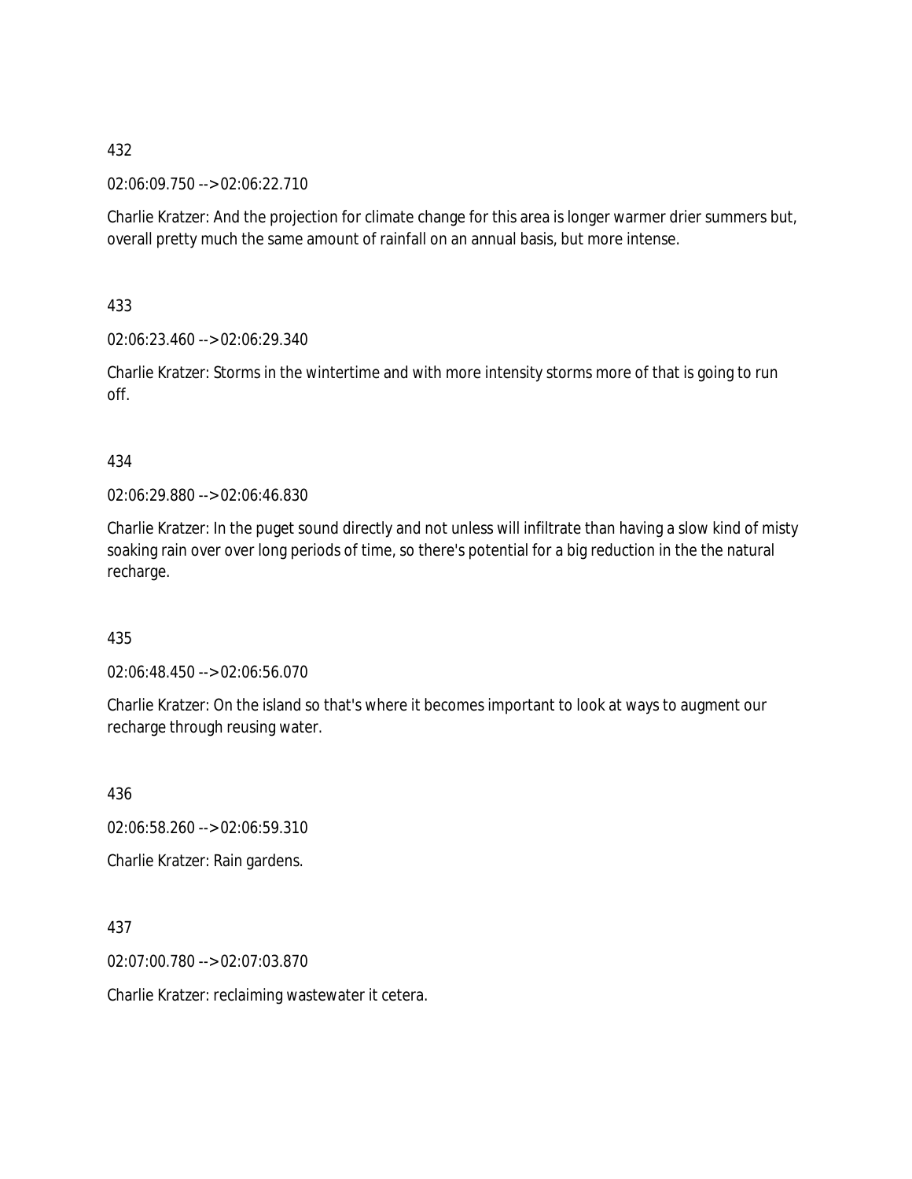432

02:06:09.750 --> 02:06:22.710

Charlie Kratzer: And the projection for climate change for this area is longer warmer drier summers but, overall pretty much the same amount of rainfall on an annual basis, but more intense.

433

02:06:23.460 --> 02:06:29.340

Charlie Kratzer: Storms in the wintertime and with more intensity storms more of that is going to run off.

434

02:06:29.880 --> 02:06:46.830

Charlie Kratzer: In the puget sound directly and not unless will infiltrate than having a slow kind of misty soaking rain over over long periods of time, so there's potential for a big reduction in the the natural recharge.

435

02:06:48.450 --> 02:06:56.070

Charlie Kratzer: On the island so that's where it becomes important to look at ways to augment our recharge through reusing water.

436

02:06:58.260 --> 02:06:59.310

Charlie Kratzer: Rain gardens.

437

02:07:00.780 --> 02:07:03.870

Charlie Kratzer: reclaiming wastewater it cetera.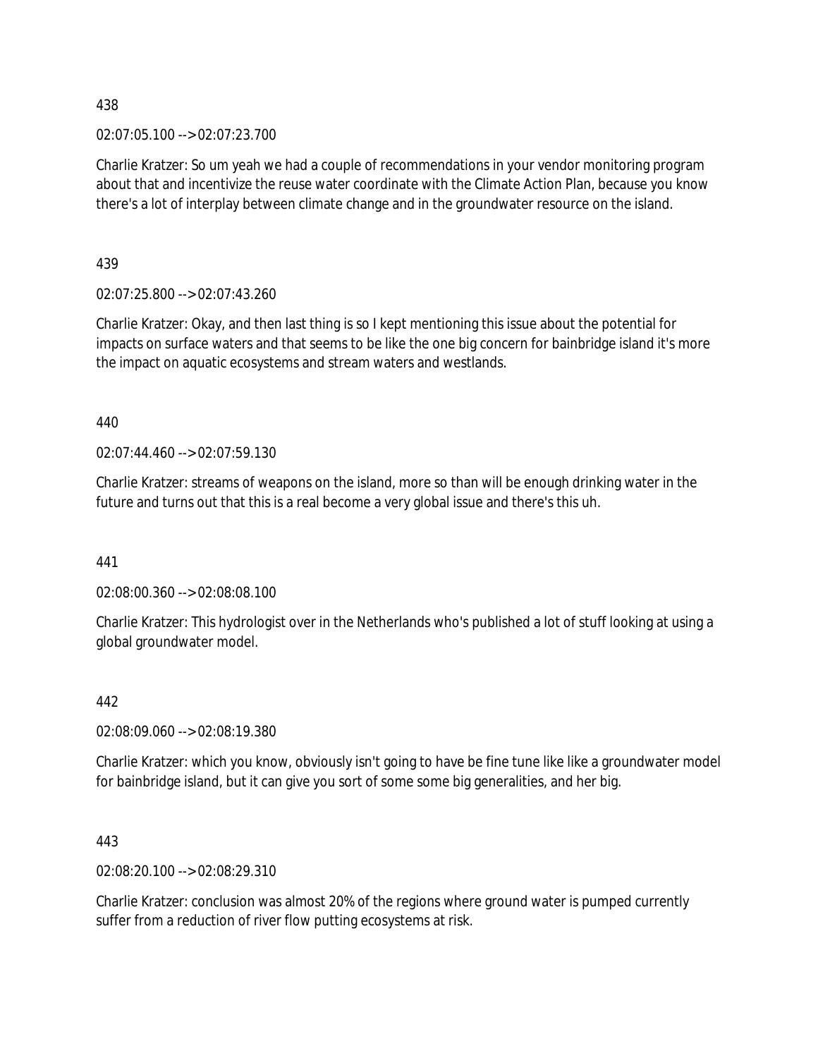438

02:07:05.100 --> 02:07:23.700

Charlie Kratzer: So um yeah we had a couple of recommendations in your vendor monitoring program about that and incentivize the reuse water coordinate with the Climate Action Plan, because you know there's a lot of interplay between climate change and in the groundwater resource on the island.

439

02:07:25.800 --> 02:07:43.260

Charlie Kratzer: Okay, and then last thing is so I kept mentioning this issue about the potential for impacts on surface waters and that seems to be like the one big concern for bainbridge island it's more the impact on aquatic ecosystems and stream waters and westlands.

440

02:07:44.460 --> 02:07:59.130

Charlie Kratzer: streams of weapons on the island, more so than will be enough drinking water in the future and turns out that this is a real become a very global issue and there's this uh.

441

02:08:00.360 --> 02:08:08.100

Charlie Kratzer: This hydrologist over in the Netherlands who's published a lot of stuff looking at using a global groundwater model.

442

02:08:09.060 --> 02:08:19.380

Charlie Kratzer: which you know, obviously isn't going to have be fine tune like like a groundwater model for bainbridge island, but it can give you sort of some some big generalities, and her big.

443

02:08:20.100 --> 02:08:29.310

Charlie Kratzer: conclusion was almost 20% of the regions where ground water is pumped currently suffer from a reduction of river flow putting ecosystems at risk.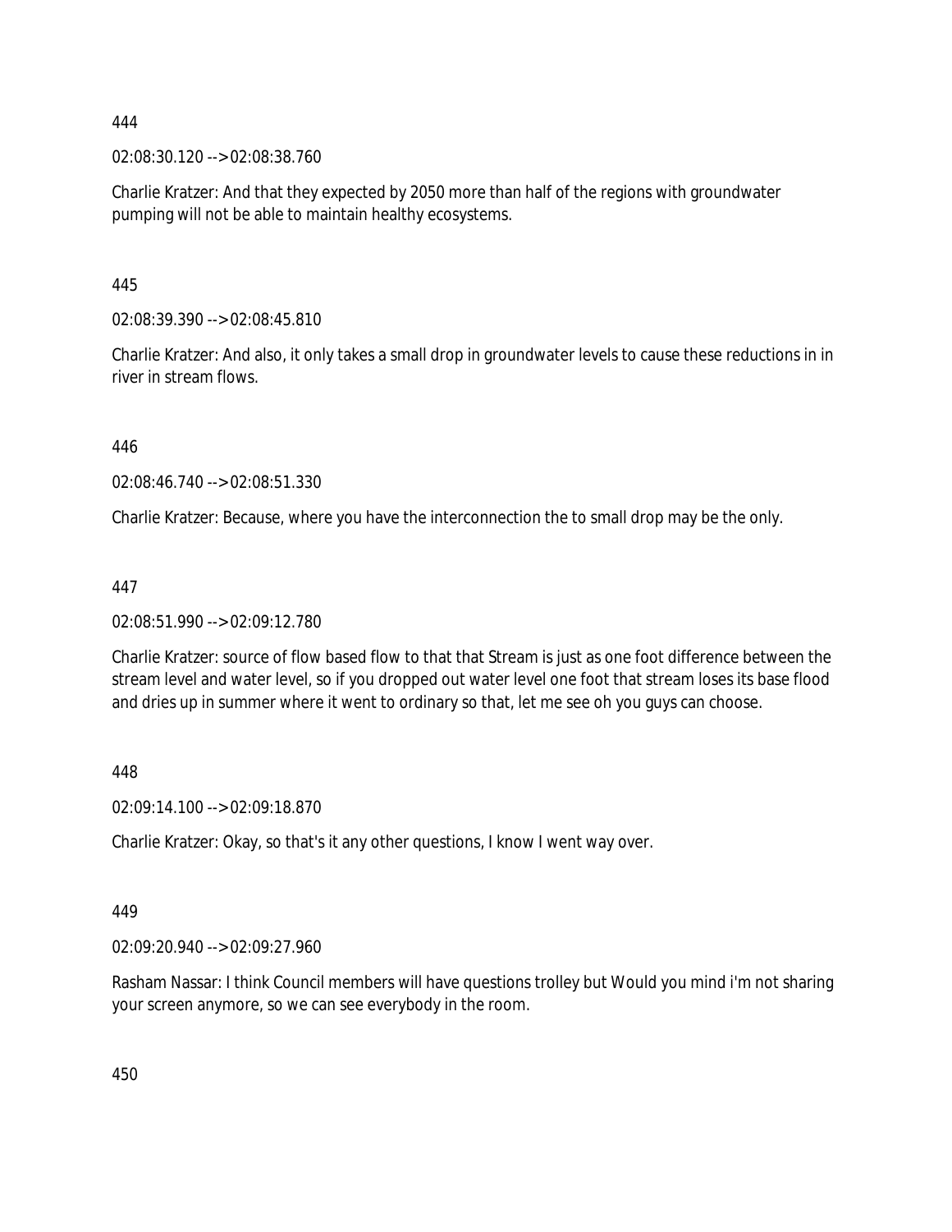444

02:08:30.120 --> 02:08:38.760

Charlie Kratzer: And that they expected by 2050 more than half of the regions with groundwater pumping will not be able to maintain healthy ecosystems.

445

02:08:39.390 --> 02:08:45.810

Charlie Kratzer: And also, it only takes a small drop in groundwater levels to cause these reductions in in river in stream flows.

446

02:08:46.740 --> 02:08:51.330

Charlie Kratzer: Because, where you have the interconnection the to small drop may be the only.

447

02:08:51.990 --> 02:09:12.780

Charlie Kratzer: source of flow based flow to that that Stream is just as one foot difference between the stream level and water level, so if you dropped out water level one foot that stream loses its base flood and dries up in summer where it went to ordinary so that, let me see oh you guys can choose.

448

02:09:14.100 --> 02:09:18.870

Charlie Kratzer: Okay, so that's it any other questions, I know I went way over.

449

02:09:20.940 --> 02:09:27.960

Rasham Nassar: I think Council members will have questions trolley but Would you mind i'm not sharing your screen anymore, so we can see everybody in the room.

450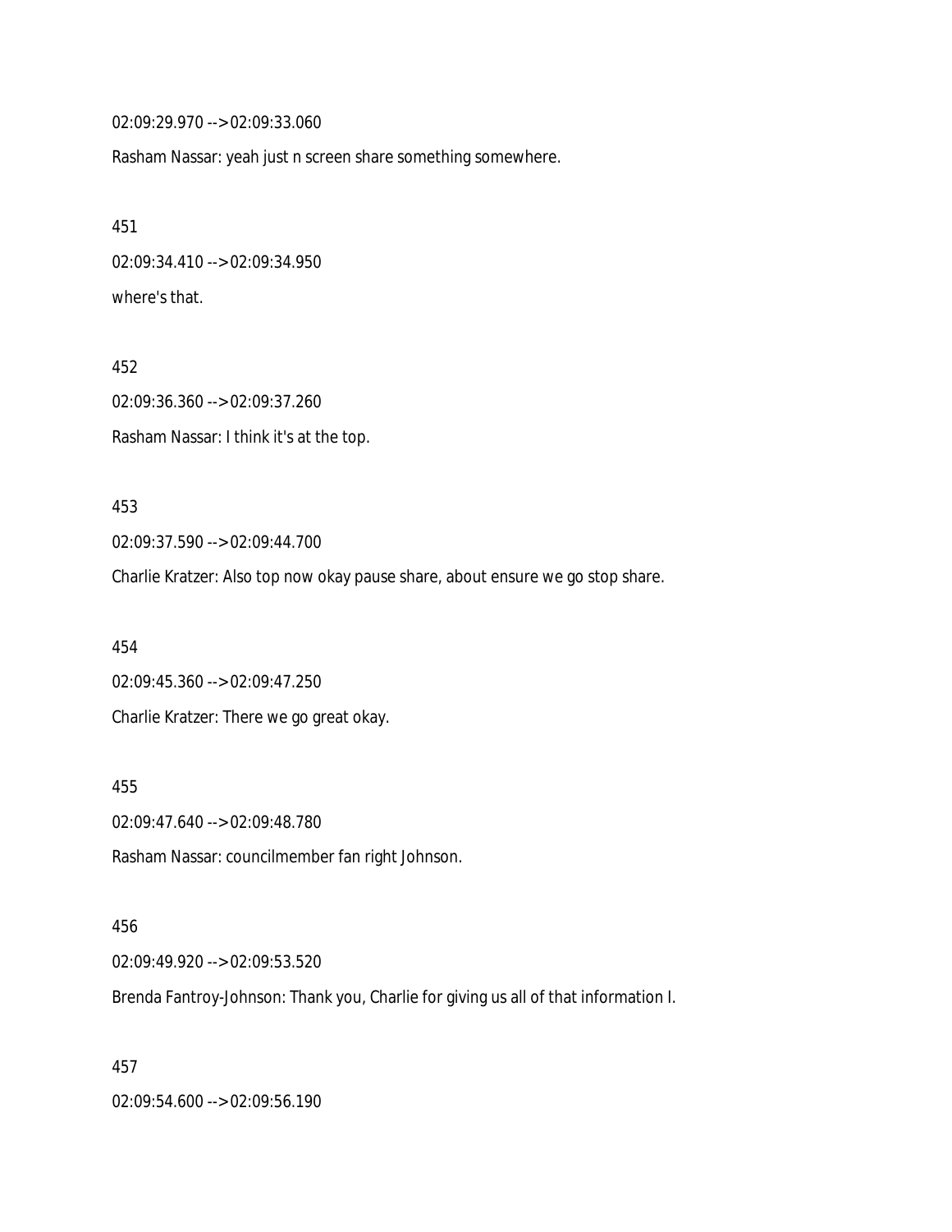02:09:29.970 --> 02:09:33.060

Rasham Nassar: yeah just n screen share something somewhere.

451

02:09:34.410 --> 02:09:34.950

where's that.

452

02:09:36.360 --> 02:09:37.260

Rasham Nassar: I think it's at the top.

453

02:09:37.590 --> 02:09:44.700

Charlie Kratzer: Also top now okay pause share, about ensure we go stop share.

454

02:09:45.360 --> 02:09:47.250

Charlie Kratzer: There we go great okay.

455

02:09:47.640 --> 02:09:48.780

Rasham Nassar: councilmember fan right Johnson.

456

02:09:49.920 --> 02:09:53.520

Brenda Fantroy-Johnson: Thank you, Charlie for giving us all of that information I.

457

02:09:54.600 --> 02:09:56.190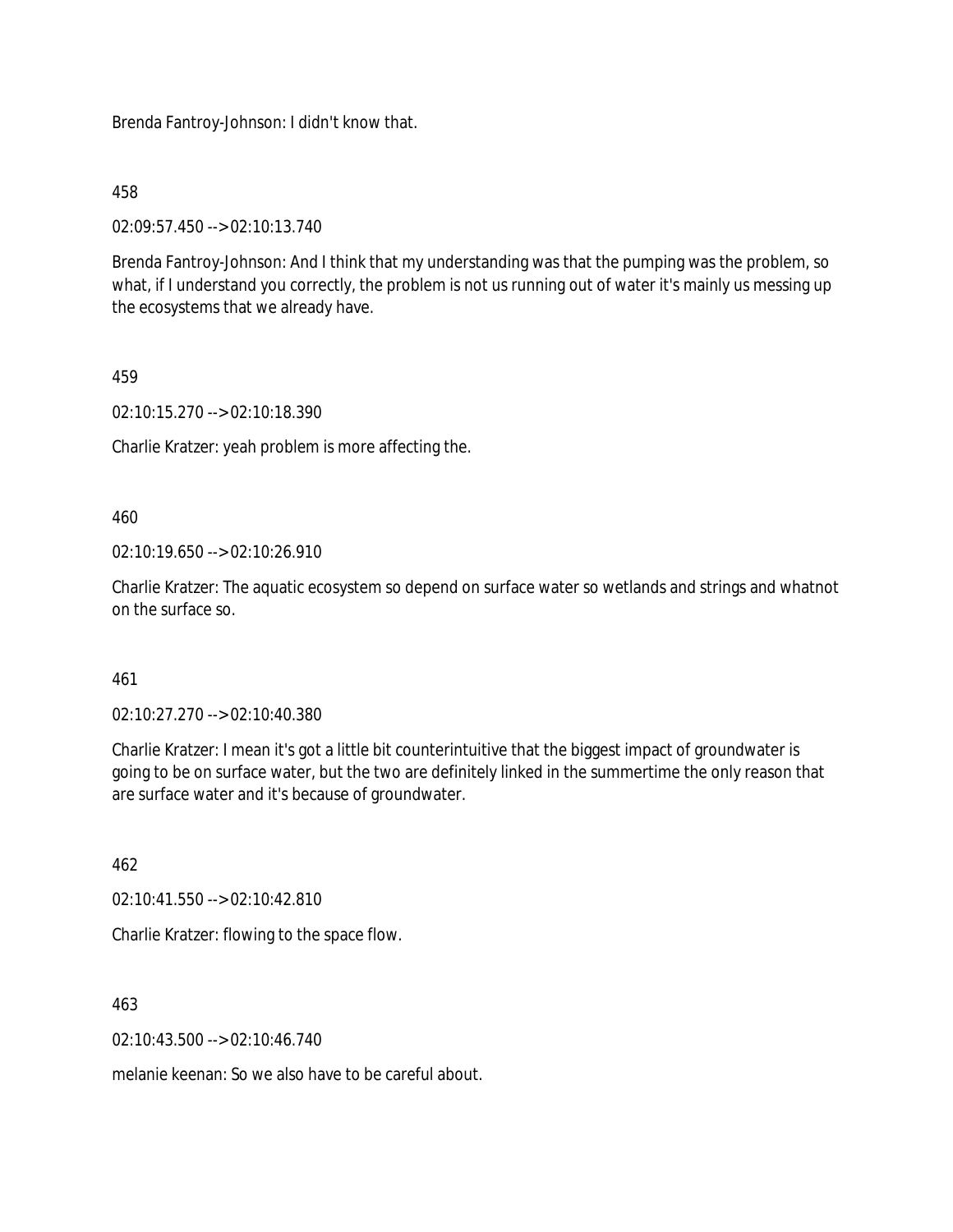Brenda Fantroy-Johnson: I didn't know that.

458

02:09:57.450 --> 02:10:13.740

Brenda Fantroy-Johnson: And I think that my understanding was that the pumping was the problem, so what, if I understand you correctly, the problem is not us running out of water it's mainly us messing up the ecosystems that we already have.

459

02:10:15.270 --> 02:10:18.390

Charlie Kratzer: yeah problem is more affecting the.

460

02:10:19.650 --> 02:10:26.910

Charlie Kratzer: The aquatic ecosystem so depend on surface water so wetlands and strings and whatnot on the surface so.

461

02:10:27.270 --> 02:10:40.380

Charlie Kratzer: I mean it's got a little bit counterintuitive that the biggest impact of groundwater is going to be on surface water, but the two are definitely linked in the summertime the only reason that are surface water and it's because of groundwater.

462

02:10:41.550 --> 02:10:42.810

Charlie Kratzer: flowing to the space flow.

463

02:10:43.500 --> 02:10:46.740

melanie keenan: So we also have to be careful about.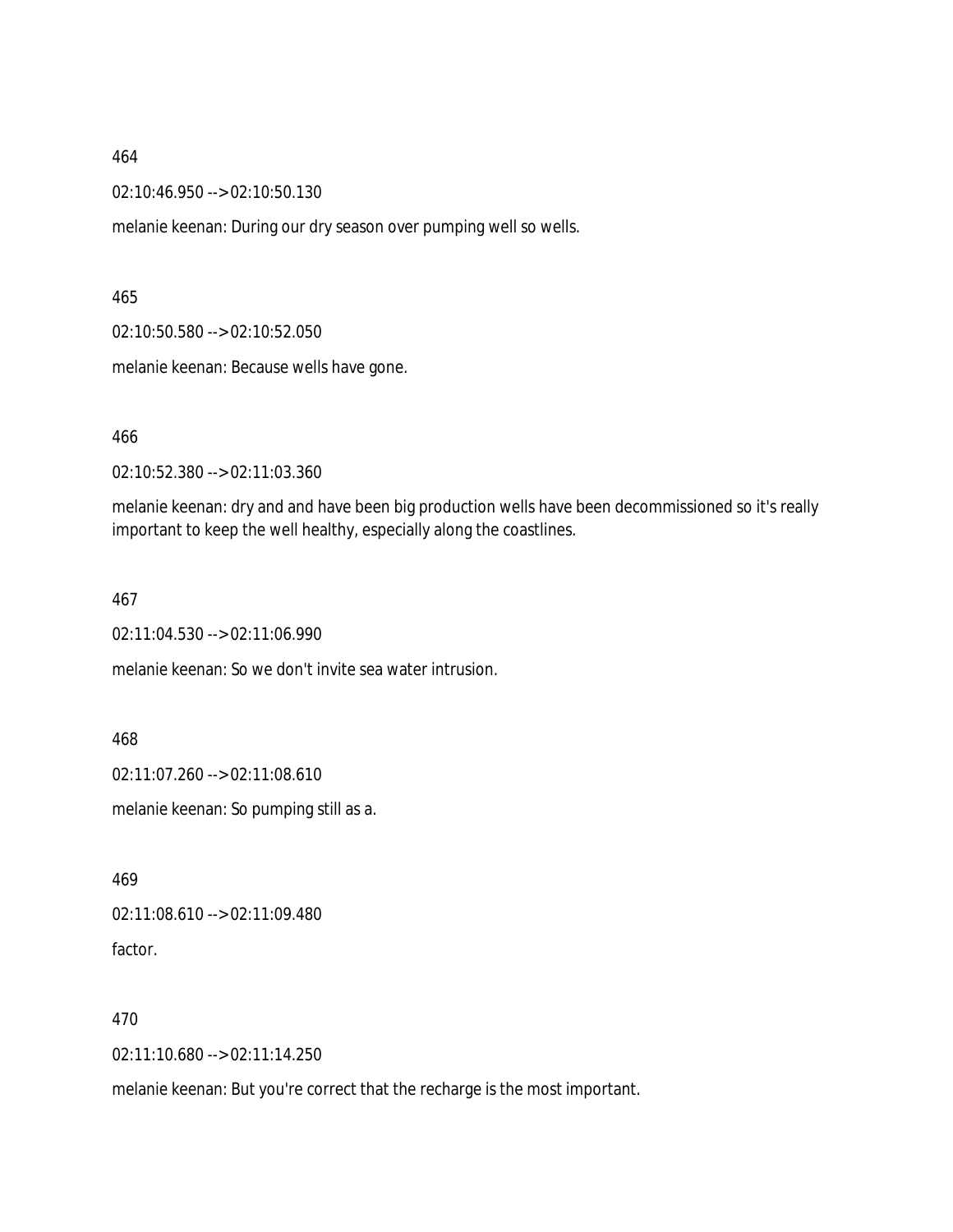464

02:10:46.950 --> 02:10:50.130

melanie keenan: During our dry season over pumping well so wells.

465

02:10:50.580 --> 02:10:52.050

melanie keenan: Because wells have gone.

466

02:10:52.380 --> 02:11:03.360

melanie keenan: dry and and have been big production wells have been decommissioned so it's really important to keep the well healthy, especially along the coastlines.

467

02:11:04.530 --> 02:11:06.990

melanie keenan: So we don't invite sea water intrusion.

468

02:11:07.260 --> 02:11:08.610

melanie keenan: So pumping still as a.

469

02:11:08.610 --> 02:11:09.480

factor.

470

02:11:10.680 --> 02:11:14.250

melanie keenan: But you're correct that the recharge is the most important.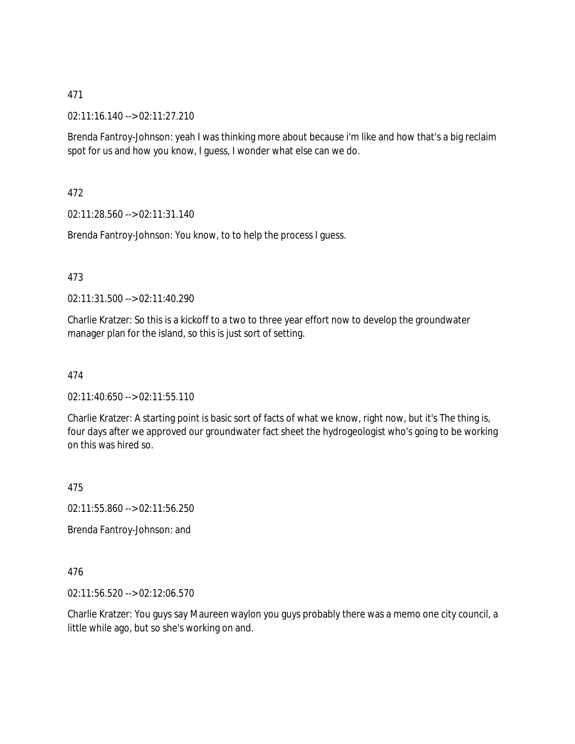471

02:11:16.140 --> 02:11:27.210

Brenda Fantroy-Johnson: yeah I was thinking more about because i'm like and how that's a big reclaim spot for us and how you know, I guess, I wonder what else can we do.

472

02:11:28.560 --> 02:11:31.140

Brenda Fantroy-Johnson: You know, to to help the process I guess.

473

02:11:31.500 --> 02:11:40.290

Charlie Kratzer: So this is a kickoff to a two to three year effort now to develop the groundwater manager plan for the island, so this is just sort of setting.

474

02:11:40.650 --> 02:11:55.110

Charlie Kratzer: A starting point is basic sort of facts of what we know, right now, but it's The thing is, four days after we approved our groundwater fact sheet the hydrogeologist who's going to be working on this was hired so.

475

02:11:55.860 --> 02:11:56.250

Brenda Fantroy-Johnson: and

476

02:11:56.520 --> 02:12:06.570

Charlie Kratzer: You guys say Maureen waylon you guys probably there was a memo one city council, a little while ago, but so she's working on and.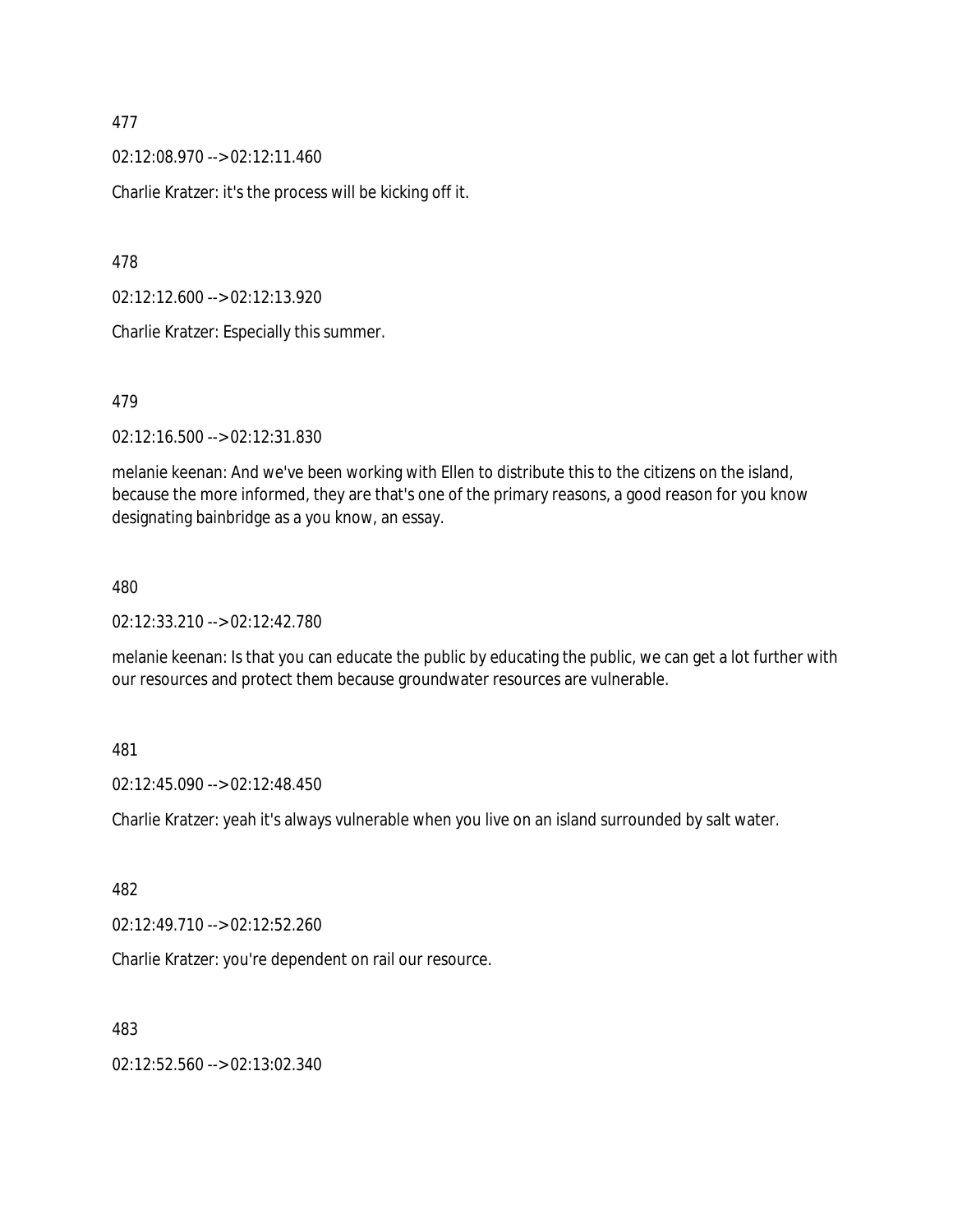477

02:12:08.970 --> 02:12:11.460

Charlie Kratzer: it's the process will be kicking off it.

478

02:12:12.600 --> 02:12:13.920

Charlie Kratzer: Especially this summer.

479

02:12:16.500 --> 02:12:31.830

melanie keenan: And we've been working with Ellen to distribute this to the citizens on the island, because the more informed, they are that's one of the primary reasons, a good reason for you know designating bainbridge as a you know, an essay.

480

02:12:33.210 --> 02:12:42.780

melanie keenan: Is that you can educate the public by educating the public, we can get a lot further with our resources and protect them because groundwater resources are vulnerable.

481

02:12:45.090 --> 02:12:48.450

Charlie Kratzer: yeah it's always vulnerable when you live on an island surrounded by salt water.

482

02:12:49.710 --> 02:12:52.260

Charlie Kratzer: you're dependent on rail our resource.

483

02:12:52.560 --> 02:13:02.340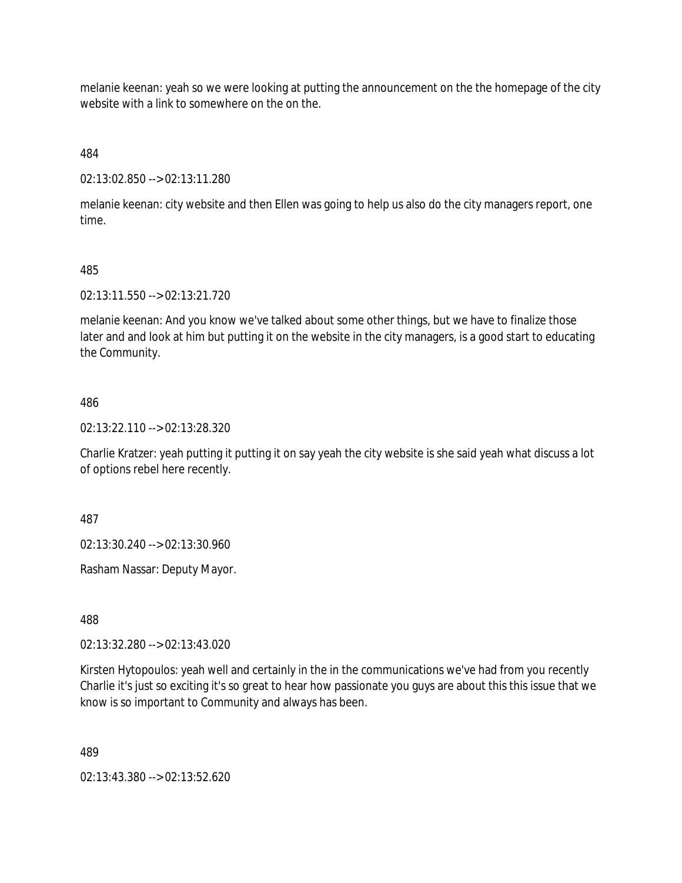melanie keenan: yeah so we were looking at putting the announcement on the the homepage of the city website with a link to somewhere on the on the.

484

02:13:02.850 --> 02:13:11.280

melanie keenan: city website and then Ellen was going to help us also do the city managers report, one time.

485

02:13:11.550 --> 02:13:21.720

melanie keenan: And you know we've talked about some other things, but we have to finalize those later and and look at him but putting it on the website in the city managers, is a good start to educating the Community.

486

02:13:22.110 --> 02:13:28.320

Charlie Kratzer: yeah putting it putting it on say yeah the city website is she said yeah what discuss a lot of options rebel here recently.

487

02:13:30.240 --> 02:13:30.960

Rasham Nassar: Deputy Mayor.

488

02:13:32.280 --> 02:13:43.020

Kirsten Hytopoulos: yeah well and certainly in the in the communications we've had from you recently Charlie it's just so exciting it's so great to hear how passionate you guys are about this this issue that we know is so important to Community and always has been.

489

02:13:43.380 --> 02:13:52.620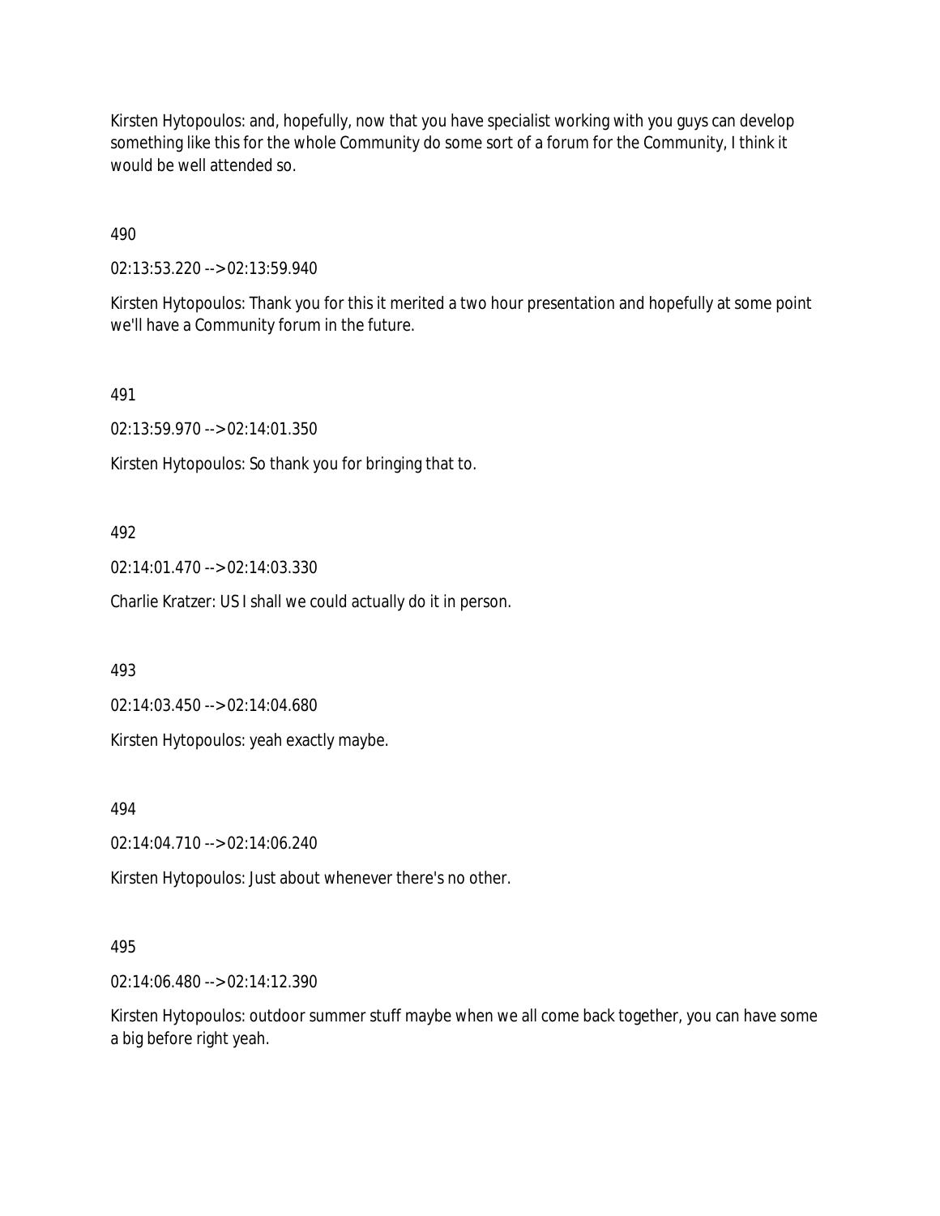Kirsten Hytopoulos: and, hopefully, now that you have specialist working with you guys can develop something like this for the whole Community do some sort of a forum for the Community, I think it would be well attended so.

490

02:13:53.220 --> 02:13:59.940

Kirsten Hytopoulos: Thank you for this it merited a two hour presentation and hopefully at some point we'll have a Community forum in the future.

491

02:13:59.970 --> 02:14:01.350

Kirsten Hytopoulos: So thank you for bringing that to.

492

02:14:01.470 --> 02:14:03.330

Charlie Kratzer: US I shall we could actually do it in person.

493

02:14:03.450 --> 02:14:04.680

Kirsten Hytopoulos: yeah exactly maybe.

494

02:14:04.710 --> 02:14:06.240

Kirsten Hytopoulos: Just about whenever there's no other.

495

02:14:06.480 --> 02:14:12.390

Kirsten Hytopoulos: outdoor summer stuff maybe when we all come back together, you can have some a big before right yeah.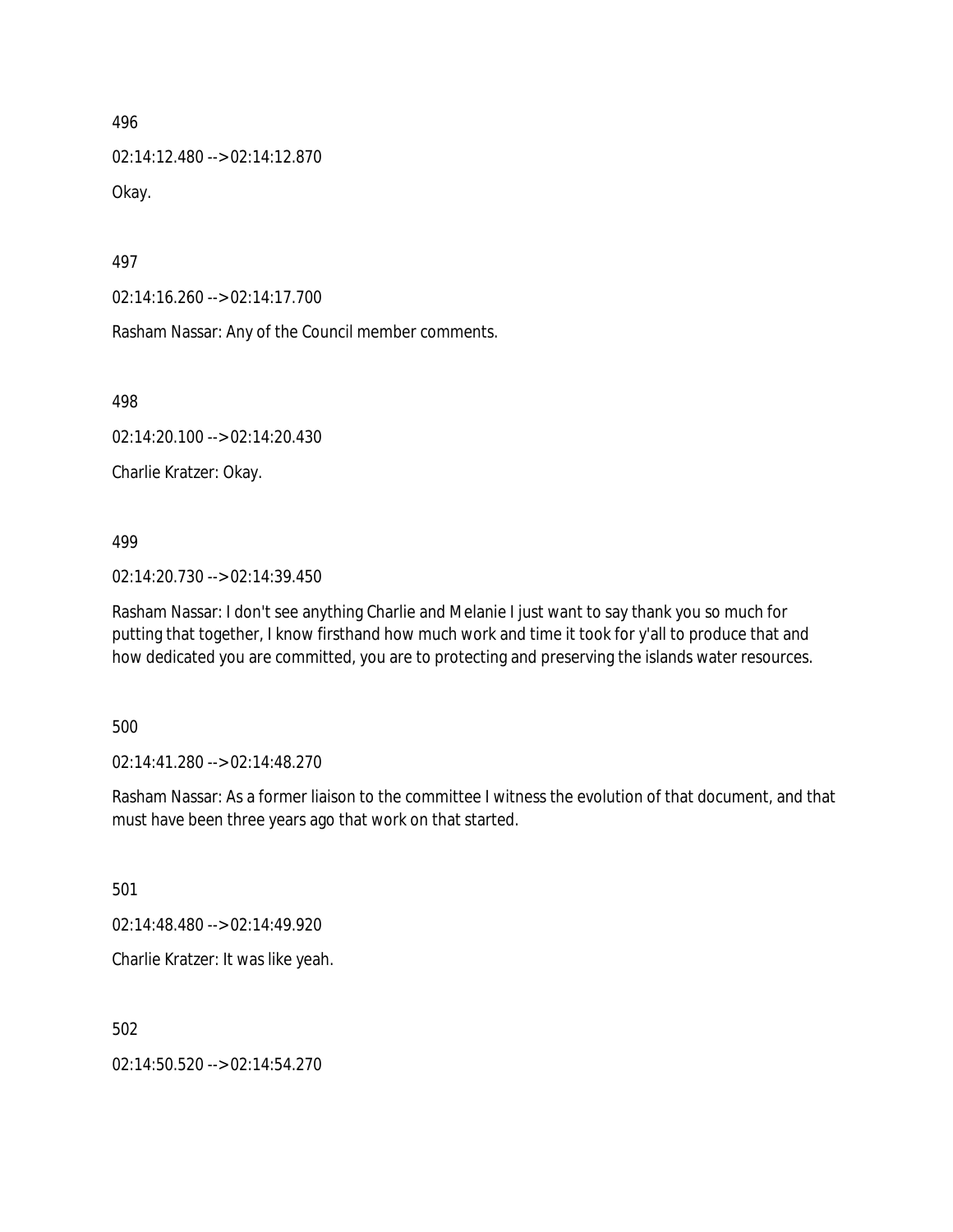496

02:14:12.480 --> 02:14:12.870

Okay.

497

02:14:16.260 --> 02:14:17.700

Rasham Nassar: Any of the Council member comments.

498

02:14:20.100 --> 02:14:20.430

Charlie Kratzer: Okay.

499

02:14:20.730 --> 02:14:39.450

Rasham Nassar: I don't see anything Charlie and Melanie I just want to say thank you so much for putting that together, I know firsthand how much work and time it took for y'all to produce that and how dedicated you are committed, you are to protecting and preserving the islands water resources.

500

02:14:41.280 --> 02:14:48.270

Rasham Nassar: As a former liaison to the committee I witness the evolution of that document, and that must have been three years ago that work on that started.

501

02:14:48.480 --> 02:14:49.920

Charlie Kratzer: It was like yeah.

502

02:14:50.520 --> 02:14:54.270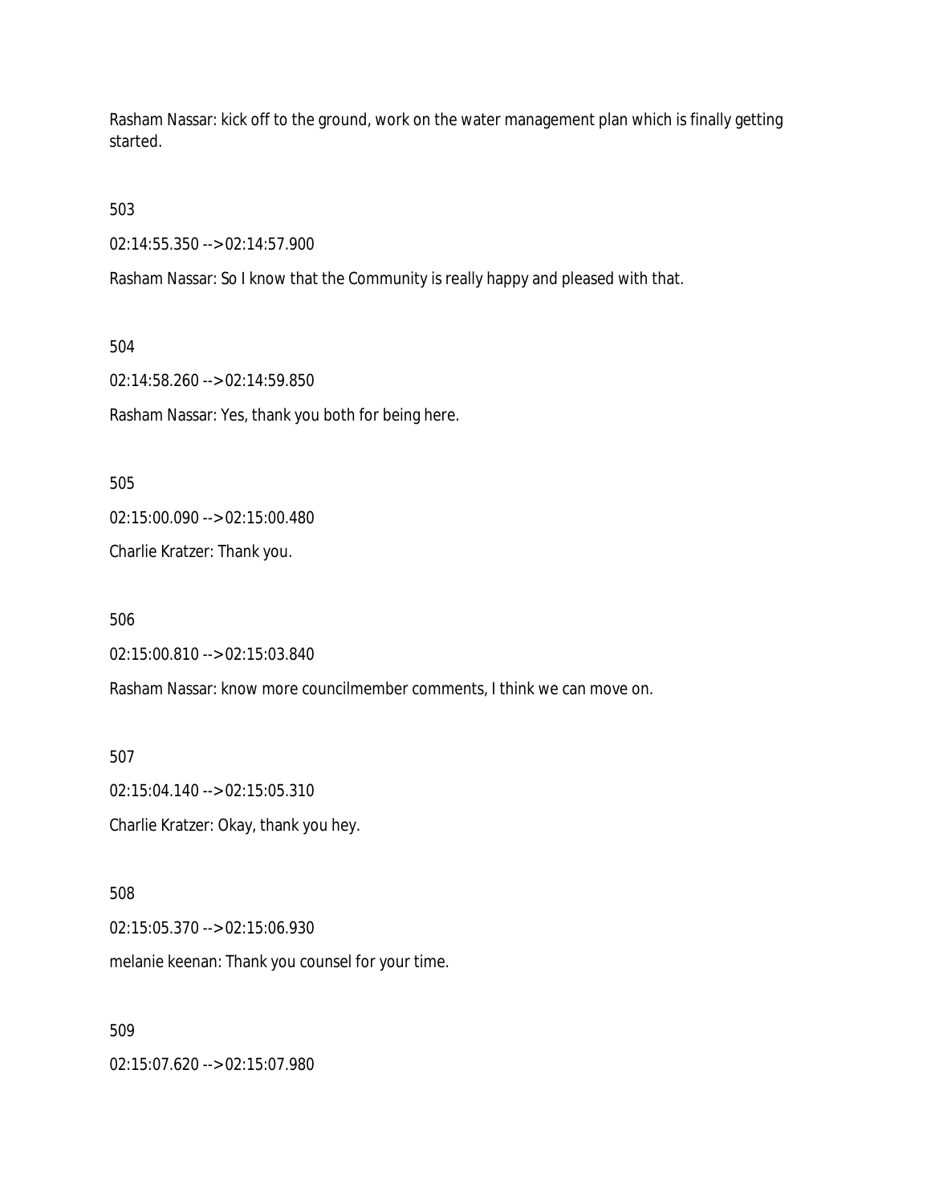Rasham Nassar: kick off to the ground, work on the water management plan which is finally getting started.

503

02:14:55.350 --> 02:14:57.900

Rasham Nassar: So I know that the Community is really happy and pleased with that.

504

02:14:58.260 --> 02:14:59.850

Rasham Nassar: Yes, thank you both for being here.

505

02:15:00.090 --> 02:15:00.480

Charlie Kratzer: Thank you.

506

02:15:00.810 --> 02:15:03.840

Rasham Nassar: know more councilmember comments, I think we can move on.

507

02:15:04.140 --> 02:15:05.310

Charlie Kratzer: Okay, thank you hey.

508

02:15:05.370 --> 02:15:06.930

melanie keenan: Thank you counsel for your time.

509

02:15:07.620 --> 02:15:07.980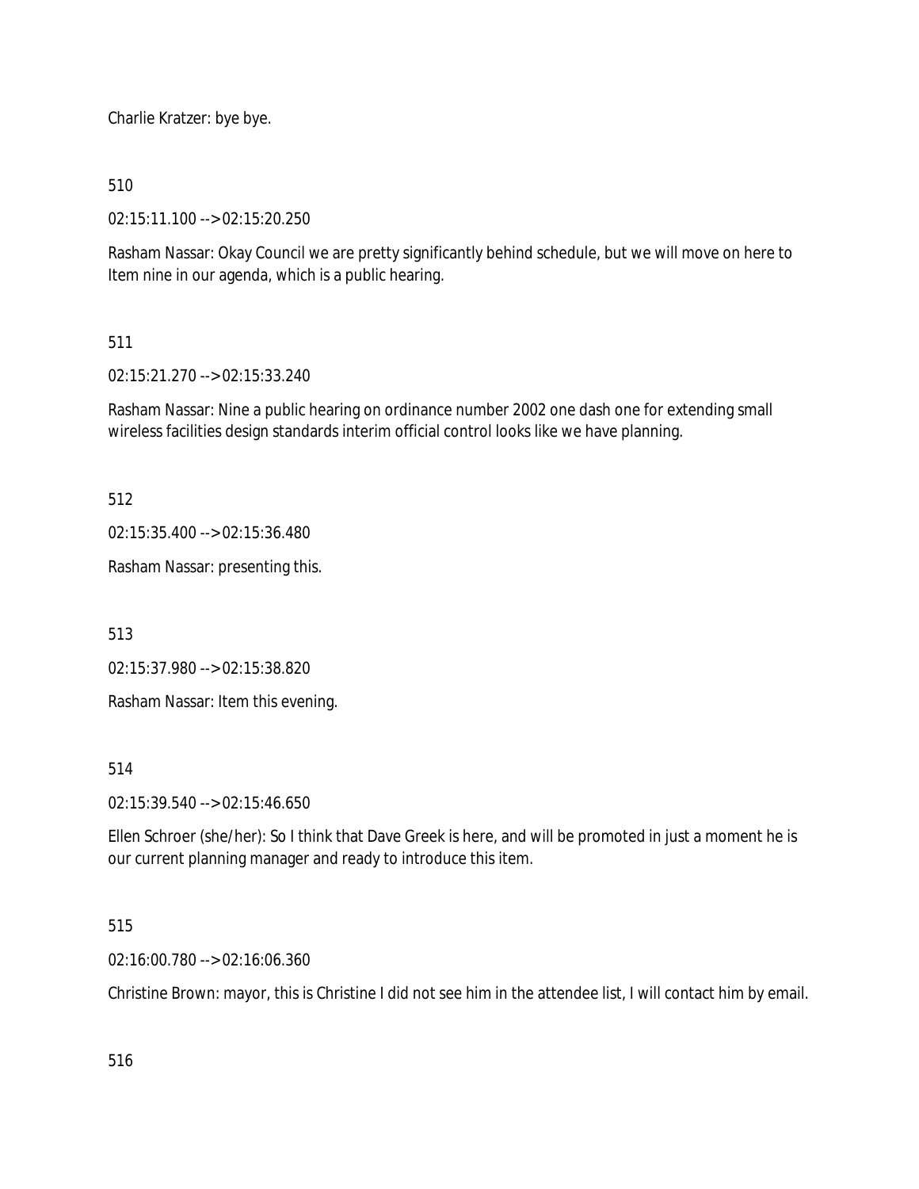Charlie Kratzer: bye bye.

510

02:15:11.100 --> 02:15:20.250

Rasham Nassar: Okay Council we are pretty significantly behind schedule, but we will move on here to Item nine in our agenda, which is a public hearing.

511

02:15:21.270 --> 02:15:33.240

Rasham Nassar: Nine a public hearing on ordinance number 2002 one dash one for extending small wireless facilities design standards interim official control looks like we have planning.

512

02:15:35.400 --> 02:15:36.480

Rasham Nassar: presenting this.

513

02:15:37.980 --> 02:15:38.820

Rasham Nassar: Item this evening.

514

02:15:39.540 --> 02:15:46.650

Ellen Schroer (she/her): So I think that Dave Greek is here, and will be promoted in just a moment he is our current planning manager and ready to introduce this item.

515

02:16:00.780 --> 02:16:06.360

Christine Brown: mayor, this is Christine I did not see him in the attendee list, I will contact him by email.

516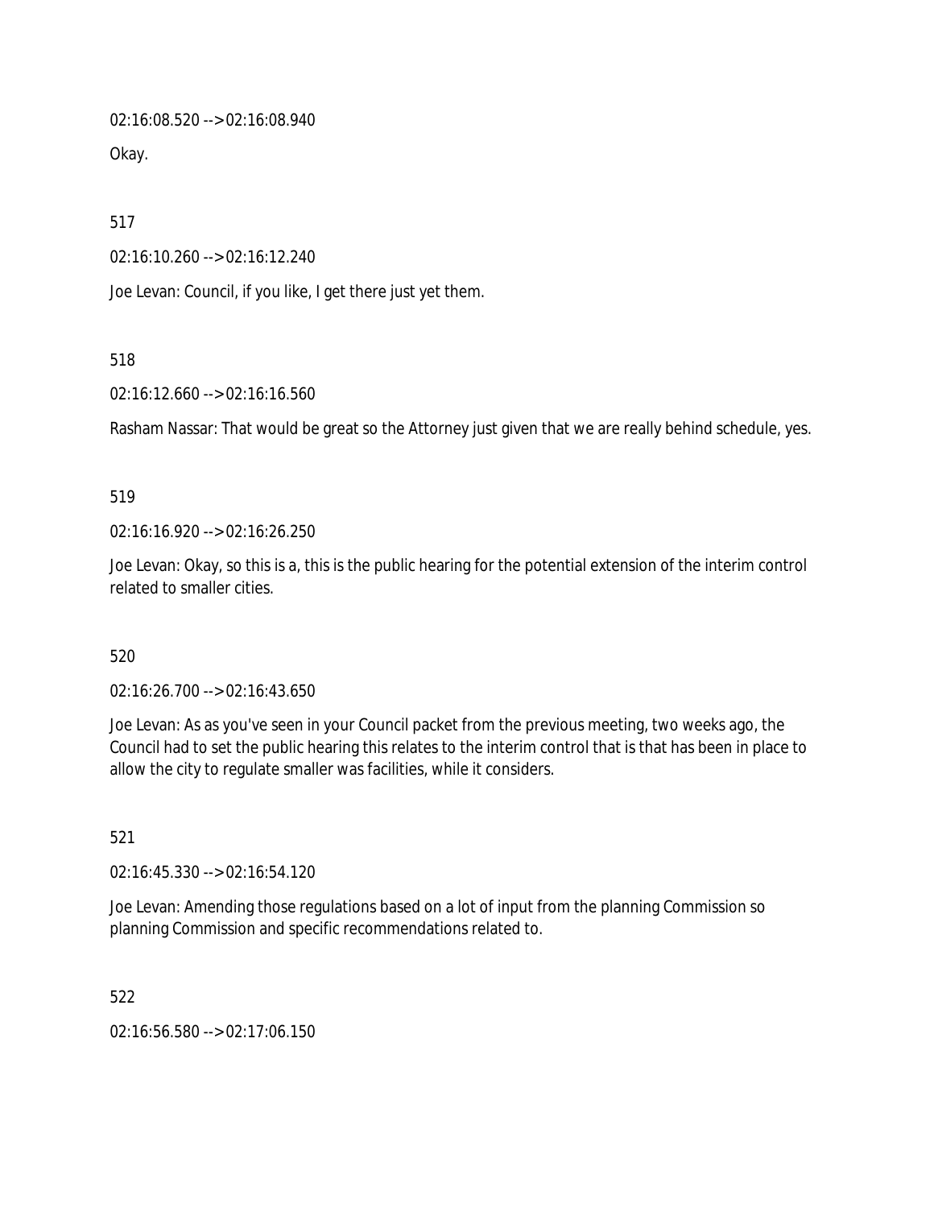02:16:08.520 --> 02:16:08.940

Okay.

517

02:16:10.260 --> 02:16:12.240

Joe Levan: Council, if you like, I get there just yet them.

518

02:16:12.660 --> 02:16:16.560

Rasham Nassar: That would be great so the Attorney just given that we are really behind schedule, yes.

519

02:16:16.920 --> 02:16:26.250

Joe Levan: Okay, so this is a, this is the public hearing for the potential extension of the interim control related to smaller cities.

520

02:16:26.700 --> 02:16:43.650

Joe Levan: As as you've seen in your Council packet from the previous meeting, two weeks ago, the Council had to set the public hearing this relates to the interim control that is that has been in place to allow the city to regulate smaller was facilities, while it considers.

521

02:16:45.330 --> 02:16:54.120

Joe Levan: Amending those regulations based on a lot of input from the planning Commission so planning Commission and specific recommendations related to.

522

02:16:56.580 --> 02:17:06.150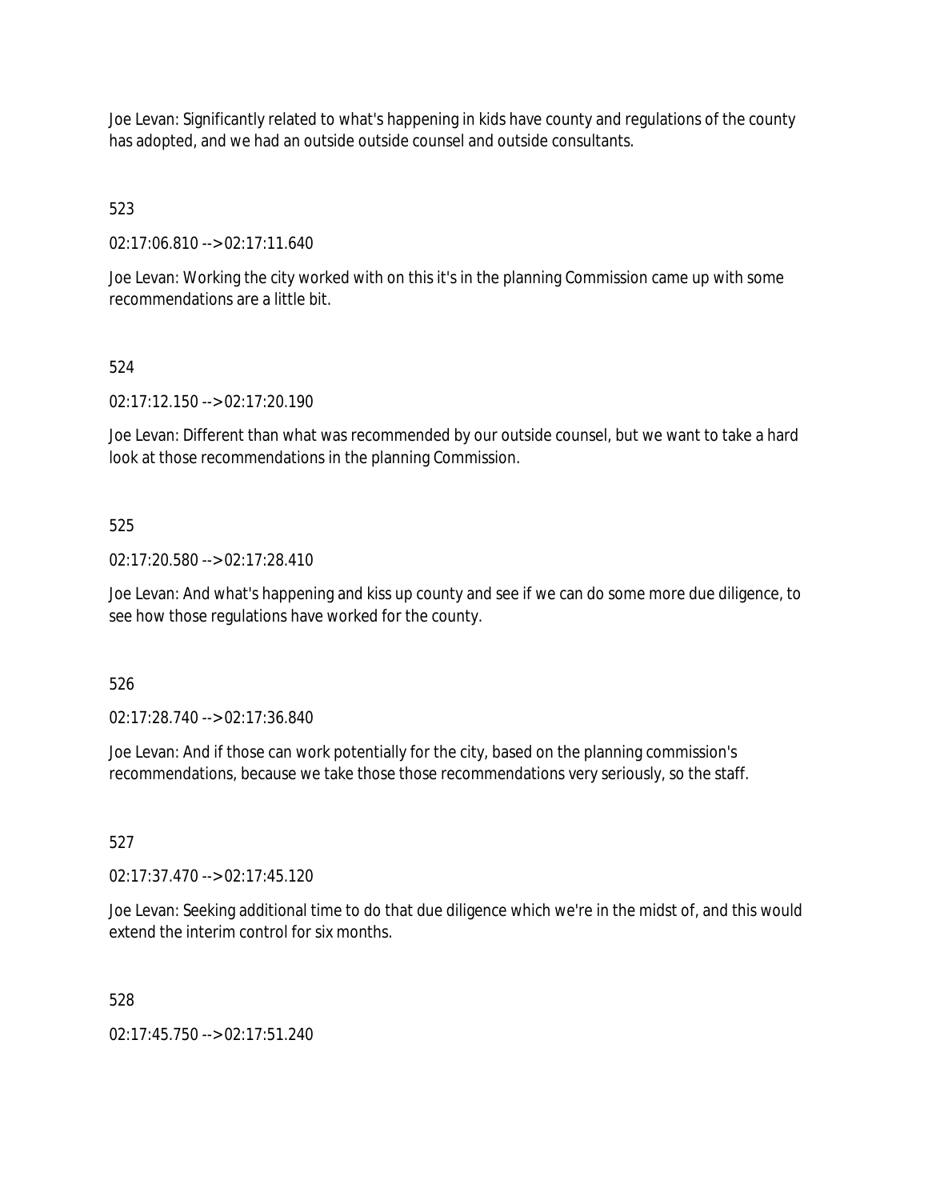Joe Levan: Significantly related to what's happening in kids have county and regulations of the county has adopted, and we had an outside outside counsel and outside consultants.

523

02:17:06.810 --> 02:17:11.640

Joe Levan: Working the city worked with on this it's in the planning Commission came up with some recommendations are a little bit.

524

02:17:12.150 --> 02:17:20.190

Joe Levan: Different than what was recommended by our outside counsel, but we want to take a hard look at those recommendations in the planning Commission.

525

02:17:20.580 --> 02:17:28.410

Joe Levan: And what's happening and kiss up county and see if we can do some more due diligence, to see how those regulations have worked for the county.

526

02:17:28.740 --> 02:17:36.840

Joe Levan: And if those can work potentially for the city, based on the planning commission's recommendations, because we take those those recommendations very seriously, so the staff.

527

02:17:37.470 --> 02:17:45.120

Joe Levan: Seeking additional time to do that due diligence which we're in the midst of, and this would extend the interim control for six months.

528

02:17:45.750 --> 02:17:51.240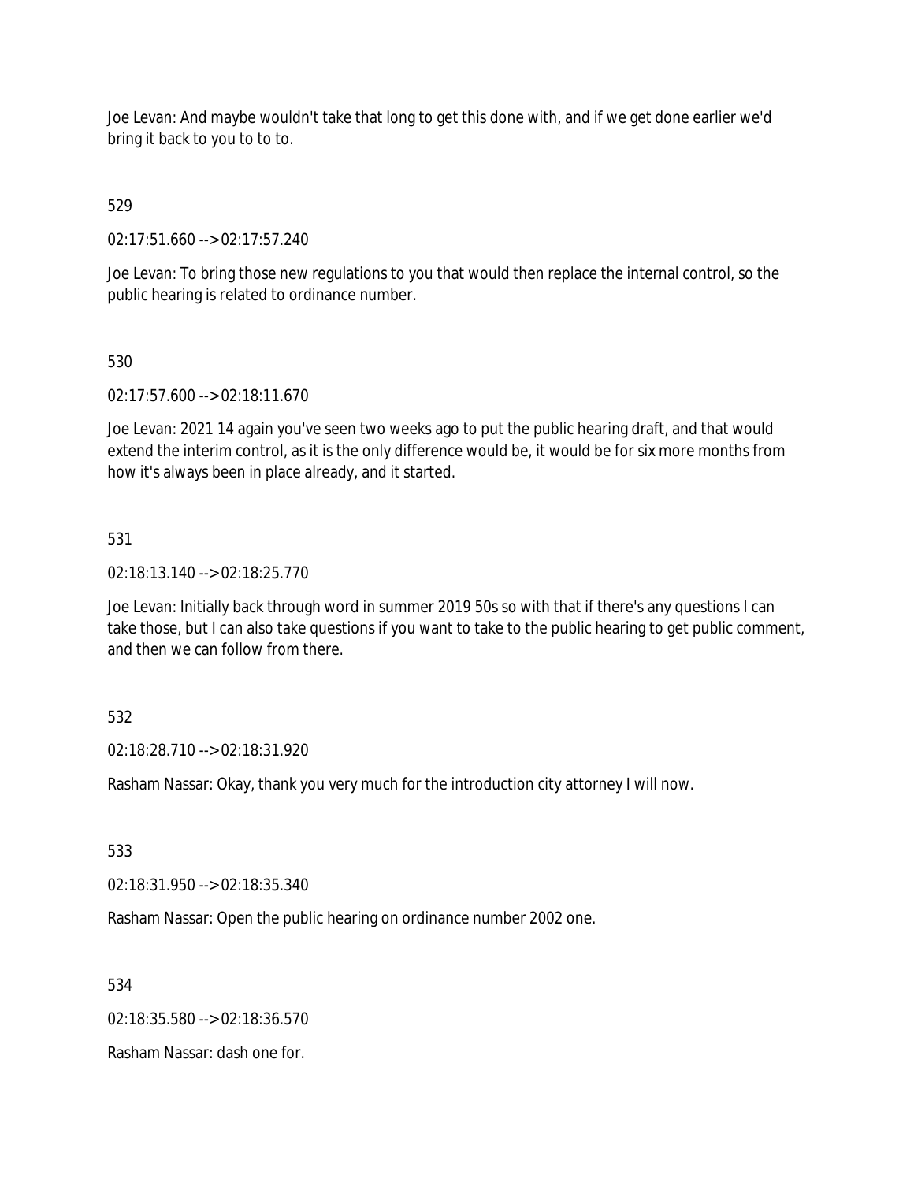Joe Levan: And maybe wouldn't take that long to get this done with, and if we get done earlier we'd bring it back to you to to to.

529

02:17:51.660 --> 02:17:57.240

Joe Levan: To bring those new regulations to you that would then replace the internal control, so the public hearing is related to ordinance number.

530

02:17:57.600 --> 02:18:11.670

Joe Levan: 2021 14 again you've seen two weeks ago to put the public hearing draft, and that would extend the interim control, as it is the only difference would be, it would be for six more months from how it's always been in place already, and it started.

531

02:18:13.140 --> 02:18:25.770

Joe Levan: Initially back through word in summer 2019 50s so with that if there's any questions I can take those, but I can also take questions if you want to take to the public hearing to get public comment, and then we can follow from there.

532

02:18:28.710 --> 02:18:31.920

Rasham Nassar: Okay, thank you very much for the introduction city attorney I will now.

533

02:18:31.950 --> 02:18:35.340

Rasham Nassar: Open the public hearing on ordinance number 2002 one.

534

02:18:35.580 --> 02:18:36.570

Rasham Nassar: dash one for.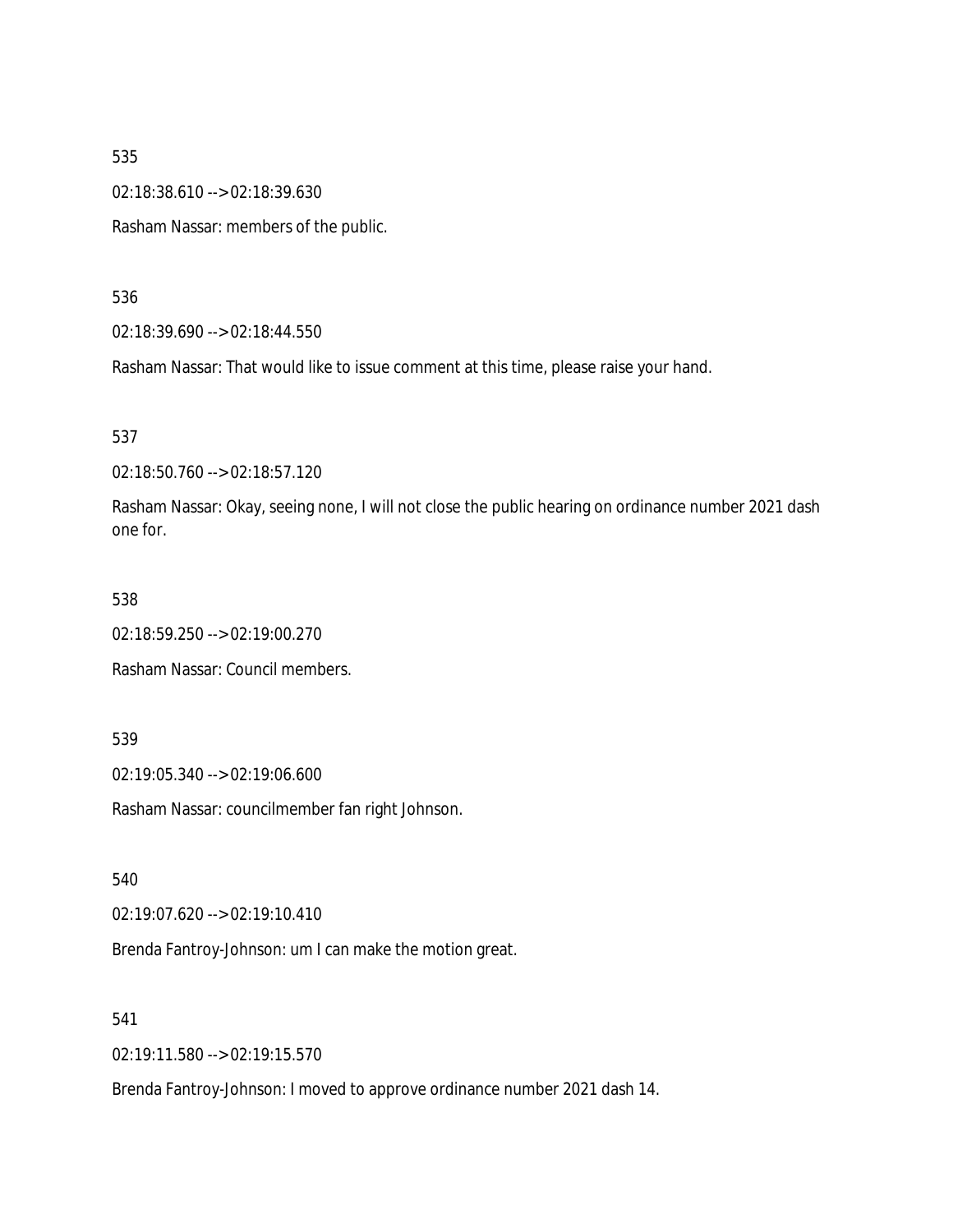535

02:18:38.610 --> 02:18:39.630

Rasham Nassar: members of the public.

536

02:18:39.690 --> 02:18:44.550

Rasham Nassar: That would like to issue comment at this time, please raise your hand.

537

02:18:50.760 --> 02:18:57.120

Rasham Nassar: Okay, seeing none, I will not close the public hearing on ordinance number 2021 dash one for.

538

02:18:59.250 --> 02:19:00.270

Rasham Nassar: Council members.

539

02:19:05.340 --> 02:19:06.600

Rasham Nassar: councilmember fan right Johnson.

540

02:19:07.620 --> 02:19:10.410

Brenda Fantroy-Johnson: um I can make the motion great.

541

02:19:11.580 --> 02:19:15.570

Brenda Fantroy-Johnson: I moved to approve ordinance number 2021 dash 14.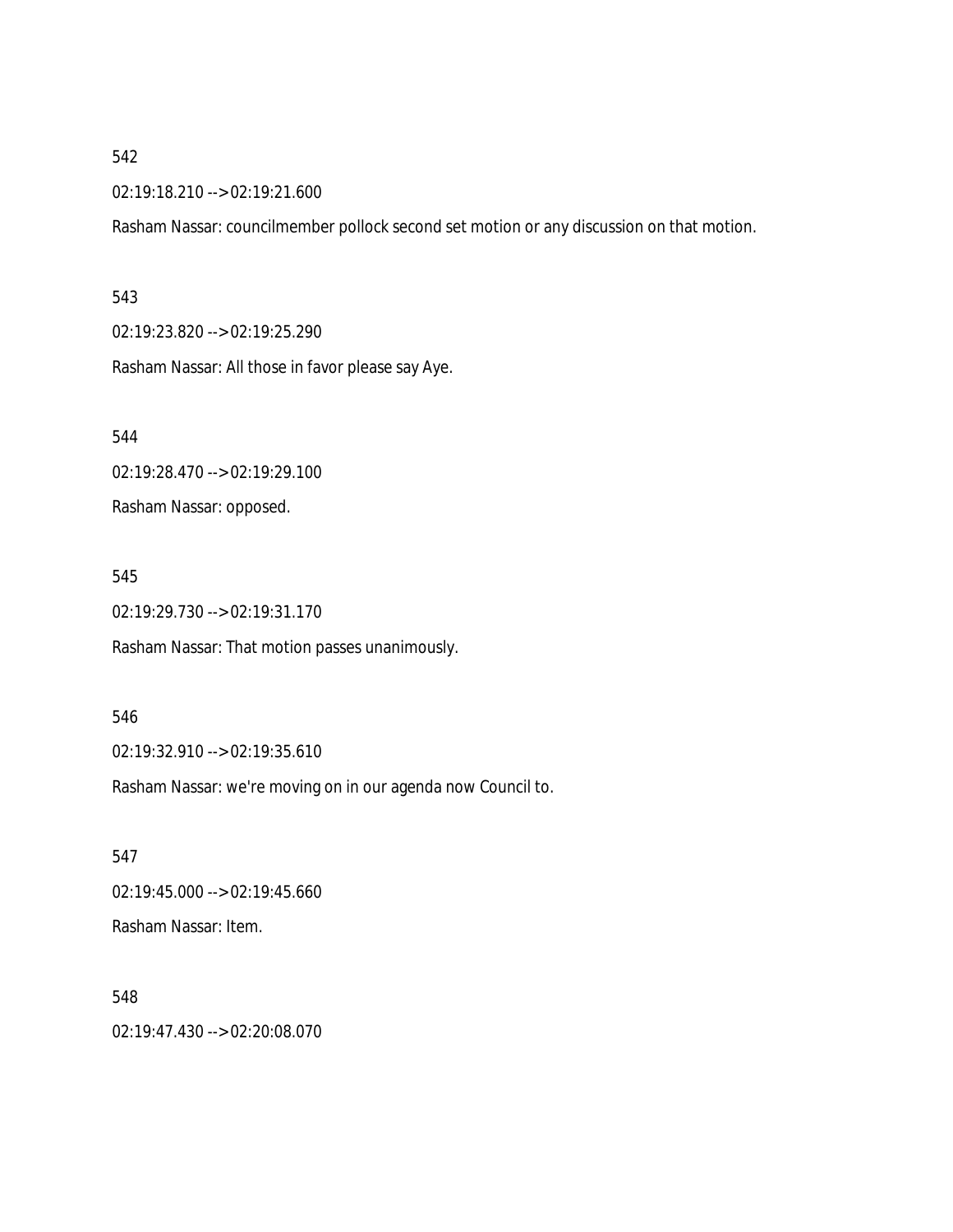542

02:19:18.210 --> 02:19:21.600

Rasham Nassar: councilmember pollock second set motion or any discussion on that motion.

543

02:19:23.820 --> 02:19:25.290

Rasham Nassar: All those in favor please say Aye.

544

02:19:28.470 --> 02:19:29.100

Rasham Nassar: opposed.

545

02:19:29.730 --> 02:19:31.170

Rasham Nassar: That motion passes unanimously.

546

02:19:32.910 --> 02:19:35.610

Rasham Nassar: we're moving on in our agenda now Council to.

547

02:19:45.000 --> 02:19:45.660

Rasham Nassar: Item.

548

02:19:47.430 --> 02:20:08.070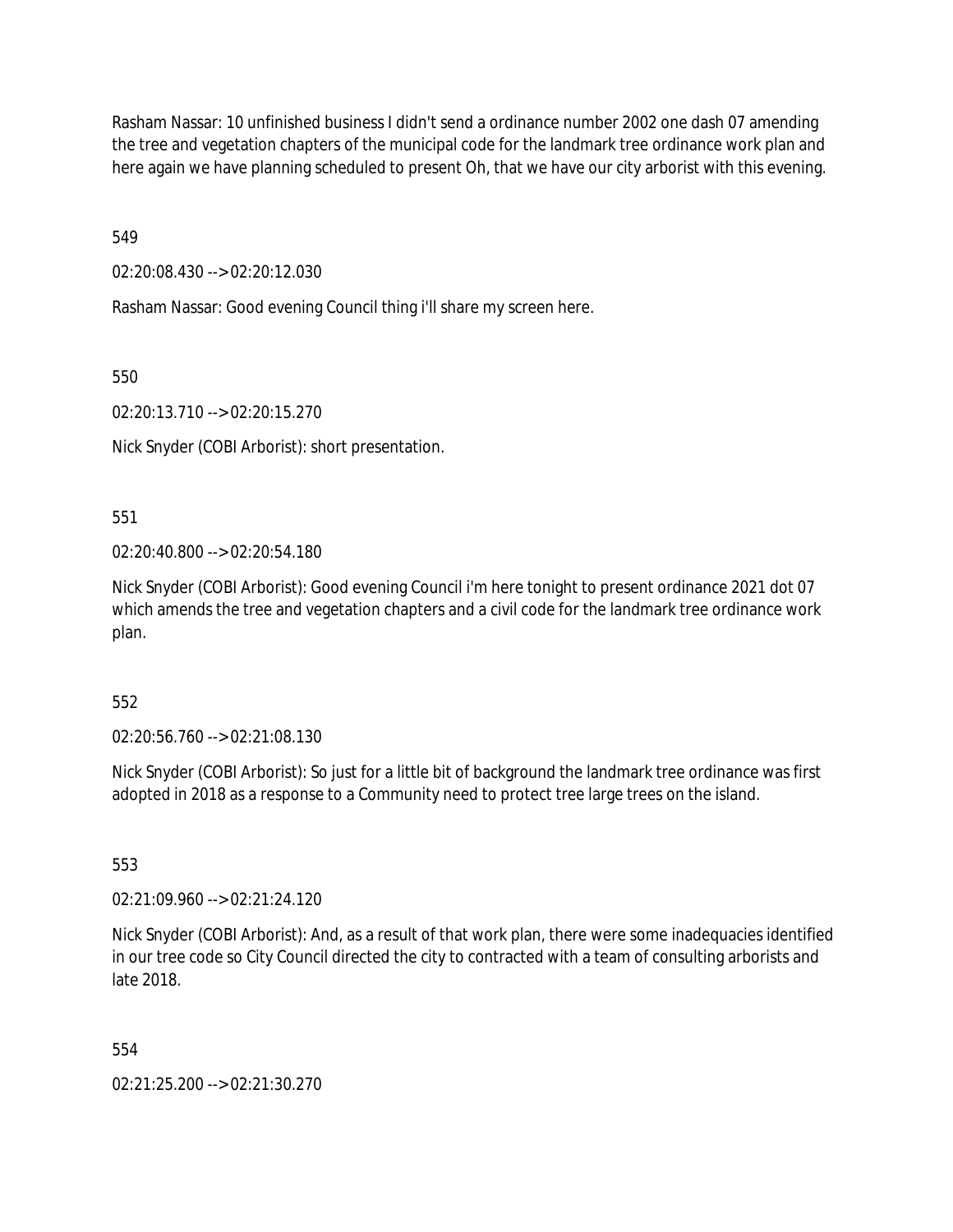Rasham Nassar: 10 unfinished business I didn't send a ordinance number 2002 one dash 07 amending the tree and vegetation chapters of the municipal code for the landmark tree ordinance work plan and here again we have planning scheduled to present Oh, that we have our city arborist with this evening.

549

02:20:08.430 --> 02:20:12.030

Rasham Nassar: Good evening Council thing i'll share my screen here.

550

02:20:13.710 --> 02:20:15.270

Nick Snyder (COBI Arborist): short presentation.

551

02:20:40.800 --> 02:20:54.180

Nick Snyder (COBI Arborist): Good evening Council i'm here tonight to present ordinance 2021 dot 07 which amends the tree and vegetation chapters and a civil code for the landmark tree ordinance work plan.

552

02:20:56.760 --> 02:21:08.130

Nick Snyder (COBI Arborist): So just for a little bit of background the landmark tree ordinance was first adopted in 2018 as a response to a Community need to protect tree large trees on the island.

553

02:21:09.960 --> 02:21:24.120

Nick Snyder (COBI Arborist): And, as a result of that work plan, there were some inadequacies identified in our tree code so City Council directed the city to contracted with a team of consulting arborists and late 2018.

554

02:21:25.200 --> 02:21:30.270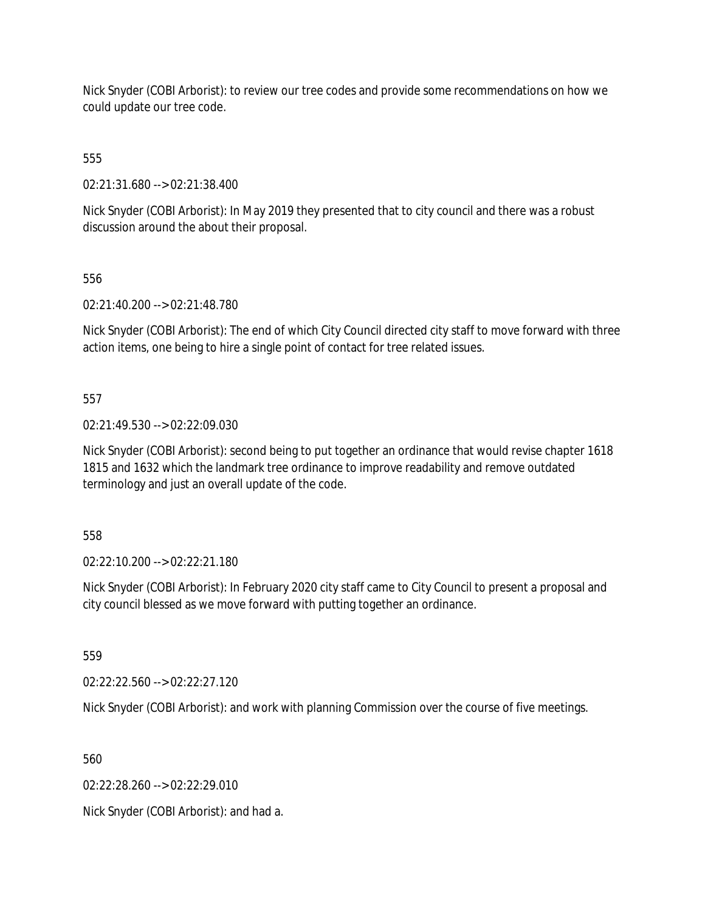Nick Snyder (COBI Arborist): to review our tree codes and provide some recommendations on how we could update our tree code.

555

02:21:31.680 --> 02:21:38.400

Nick Snyder (COBI Arborist): In May 2019 they presented that to city council and there was a robust discussion around the about their proposal.

556

02:21:40.200 --> 02:21:48.780

Nick Snyder (COBI Arborist): The end of which City Council directed city staff to move forward with three action items, one being to hire a single point of contact for tree related issues.

557

02:21:49.530 --> 02:22:09.030

Nick Snyder (COBI Arborist): second being to put together an ordinance that would revise chapter 1618 1815 and 1632 which the landmark tree ordinance to improve readability and remove outdated terminology and just an overall update of the code.

558

02:22:10.200 --> 02:22:21.180

Nick Snyder (COBI Arborist): In February 2020 city staff came to City Council to present a proposal and city council blessed as we move forward with putting together an ordinance.

559

02:22:22.560 --> 02:22:27.120

Nick Snyder (COBI Arborist): and work with planning Commission over the course of five meetings.

560

02:22:28.260 --> 02:22:29.010

Nick Snyder (COBI Arborist): and had a.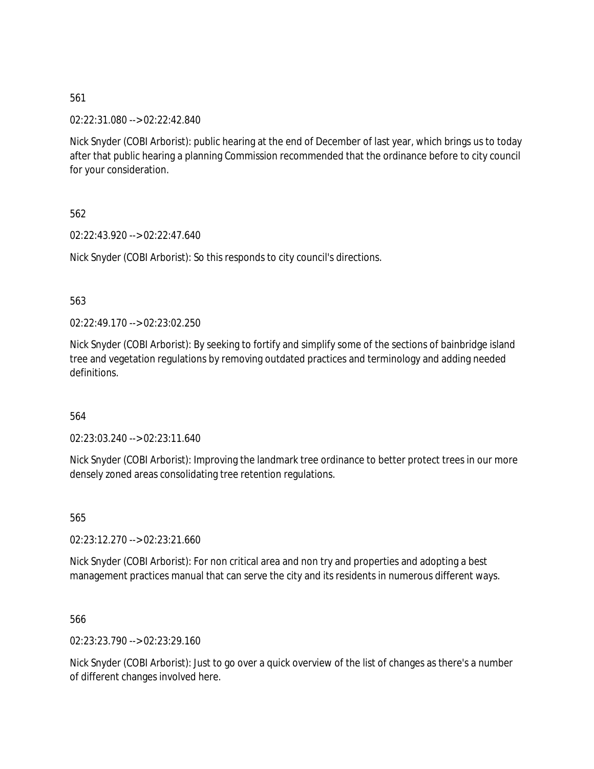561

02:22:31.080 --> 02:22:42.840

Nick Snyder (COBI Arborist): public hearing at the end of December of last year, which brings us to today after that public hearing a planning Commission recommended that the ordinance before to city council for your consideration.

562

02:22:43.920 --> 02:22:47.640

Nick Snyder (COBI Arborist): So this responds to city council's directions.

563

02:22:49.170 --> 02:23:02.250

Nick Snyder (COBI Arborist): By seeking to fortify and simplify some of the sections of bainbridge island tree and vegetation regulations by removing outdated practices and terminology and adding needed definitions.

564

02:23:03.240 --> 02:23:11.640

Nick Snyder (COBI Arborist): Improving the landmark tree ordinance to better protect trees in our more densely zoned areas consolidating tree retention regulations.

565

02:23:12.270 --> 02:23:21.660

Nick Snyder (COBI Arborist): For non critical area and non try and properties and adopting a best management practices manual that can serve the city and its residents in numerous different ways.

566

02:23:23.790 --> 02:23:29.160

Nick Snyder (COBI Arborist): Just to go over a quick overview of the list of changes as there's a number of different changes involved here.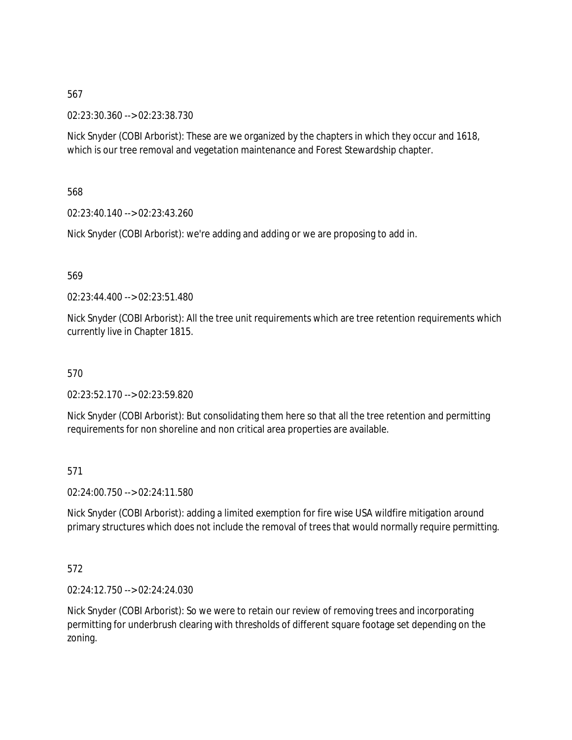567

02:23:30.360 --> 02:23:38.730

Nick Snyder (COBI Arborist): These are we organized by the chapters in which they occur and 1618, which is our tree removal and vegetation maintenance and Forest Stewardship chapter.

568

02:23:40.140 --> 02:23:43.260

Nick Snyder (COBI Arborist): we're adding and adding or we are proposing to add in.

569

02:23:44.400 --> 02:23:51.480

Nick Snyder (COBI Arborist): All the tree unit requirements which are tree retention requirements which currently live in Chapter 1815.

570

02:23:52.170 --> 02:23:59.820

Nick Snyder (COBI Arborist): But consolidating them here so that all the tree retention and permitting requirements for non shoreline and non critical area properties are available.

571

02:24:00.750 --> 02:24:11.580

Nick Snyder (COBI Arborist): adding a limited exemption for fire wise USA wildfire mitigation around primary structures which does not include the removal of trees that would normally require permitting.

572

02:24:12.750 --> 02:24:24.030

Nick Snyder (COBI Arborist): So we were to retain our review of removing trees and incorporating permitting for underbrush clearing with thresholds of different square footage set depending on the zoning.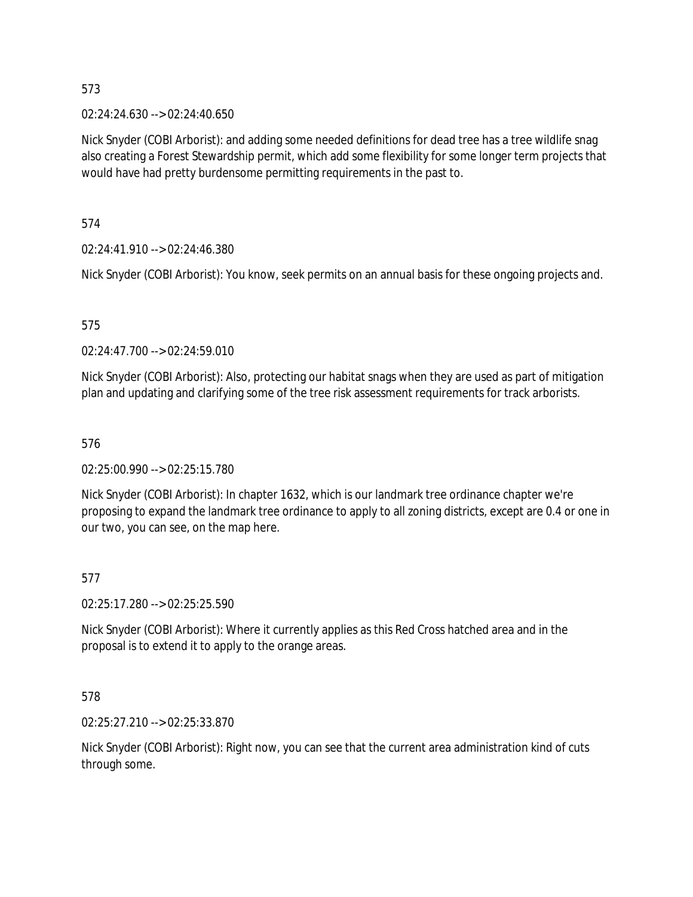573

02:24:24.630 --> 02:24:40.650

Nick Snyder (COBI Arborist): and adding some needed definitions for dead tree has a tree wildlife snag also creating a Forest Stewardship permit, which add some flexibility for some longer term projects that would have had pretty burdensome permitting requirements in the past to.

574

02:24:41.910 --> 02:24:46.380

Nick Snyder (COBI Arborist): You know, seek permits on an annual basis for these ongoing projects and.

575

02:24:47.700 --> 02:24:59.010

Nick Snyder (COBI Arborist): Also, protecting our habitat snags when they are used as part of mitigation plan and updating and clarifying some of the tree risk assessment requirements for track arborists.

576

02:25:00.990 --> 02:25:15.780

Nick Snyder (COBI Arborist): In chapter 1632, which is our landmark tree ordinance chapter we're proposing to expand the landmark tree ordinance to apply to all zoning districts, except are 0.4 or one in our two, you can see, on the map here.

577

02:25:17.280 --> 02:25:25.590

Nick Snyder (COBI Arborist): Where it currently applies as this Red Cross hatched area and in the proposal is to extend it to apply to the orange areas.

578

02:25:27.210 --> 02:25:33.870

Nick Snyder (COBI Arborist): Right now, you can see that the current area administration kind of cuts through some.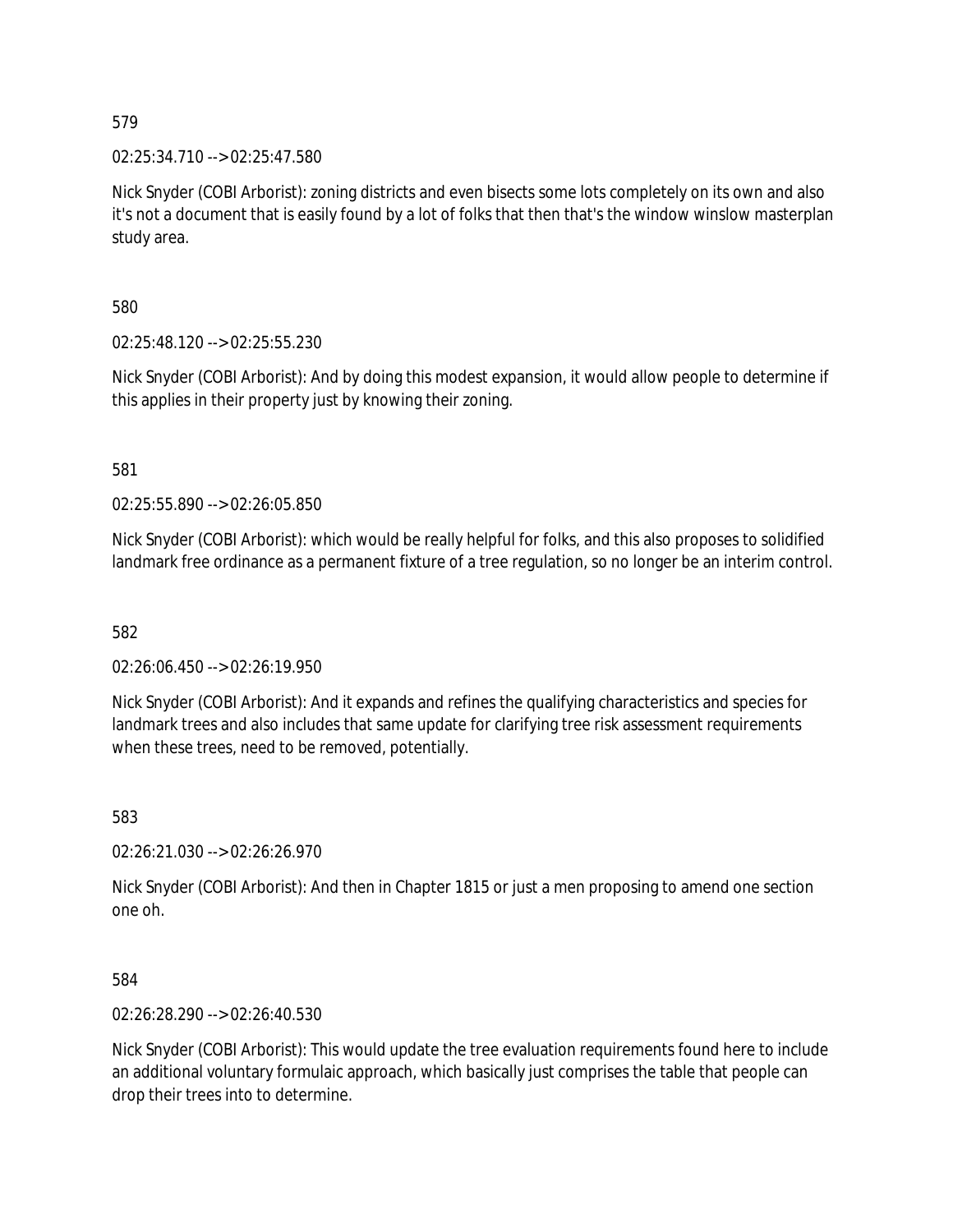579

02:25:34.710 --> 02:25:47.580

Nick Snyder (COBI Arborist): zoning districts and even bisects some lots completely on its own and also it's not a document that is easily found by a lot of folks that then that's the window winslow masterplan study area.

580

02:25:48.120 --> 02:25:55.230

Nick Snyder (COBI Arborist): And by doing this modest expansion, it would allow people to determine if this applies in their property just by knowing their zoning.

581

02:25:55.890 --> 02:26:05.850

Nick Snyder (COBI Arborist): which would be really helpful for folks, and this also proposes to solidified landmark free ordinance as a permanent fixture of a tree regulation, so no longer be an interim control.

582

02:26:06.450 --> 02:26:19.950

Nick Snyder (COBI Arborist): And it expands and refines the qualifying characteristics and species for landmark trees and also includes that same update for clarifying tree risk assessment requirements when these trees, need to be removed, potentially.

583

02:26:21.030 --> 02:26:26.970

Nick Snyder (COBI Arborist): And then in Chapter 1815 or just a men proposing to amend one section one oh.

584

02:26:28.290 --> 02:26:40.530

Nick Snyder (COBI Arborist): This would update the tree evaluation requirements found here to include an additional voluntary formulaic approach, which basically just comprises the table that people can drop their trees into to determine.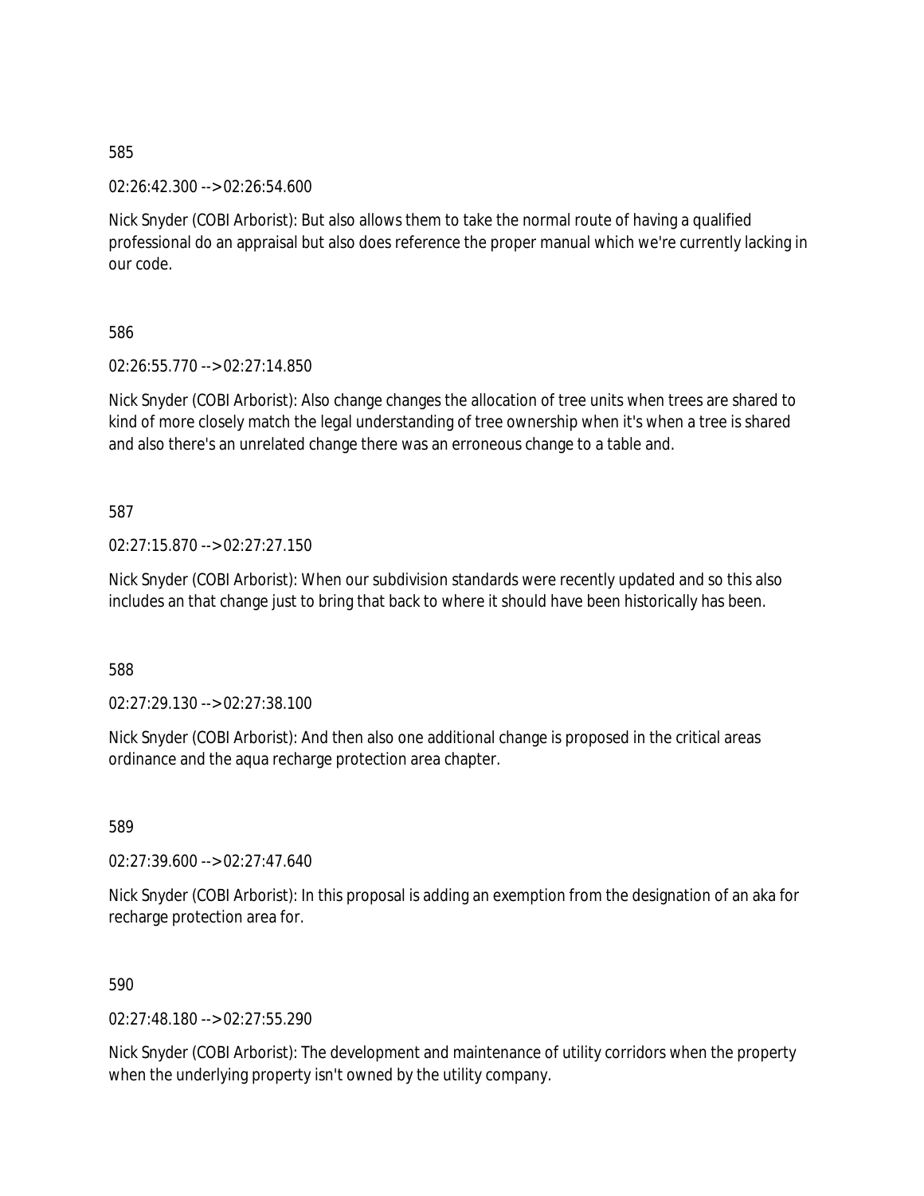585

02:26:42.300 --> 02:26:54.600

Nick Snyder (COBI Arborist): But also allows them to take the normal route of having a qualified professional do an appraisal but also does reference the proper manual which we're currently lacking in our code.

586

02:26:55.770 --> 02:27:14.850

Nick Snyder (COBI Arborist): Also change changes the allocation of tree units when trees are shared to kind of more closely match the legal understanding of tree ownership when it's when a tree is shared and also there's an unrelated change there was an erroneous change to a table and.

587

02:27:15.870 --> 02:27:27.150

Nick Snyder (COBI Arborist): When our subdivision standards were recently updated and so this also includes an that change just to bring that back to where it should have been historically has been.

588

02:27:29.130 --> 02:27:38.100

Nick Snyder (COBI Arborist): And then also one additional change is proposed in the critical areas ordinance and the aqua recharge protection area chapter.

589

02:27:39.600 --> 02:27:47.640

Nick Snyder (COBI Arborist): In this proposal is adding an exemption from the designation of an aka for recharge protection area for.

590

02:27:48.180 --> 02:27:55.290

Nick Snyder (COBI Arborist): The development and maintenance of utility corridors when the property when the underlying property isn't owned by the utility company.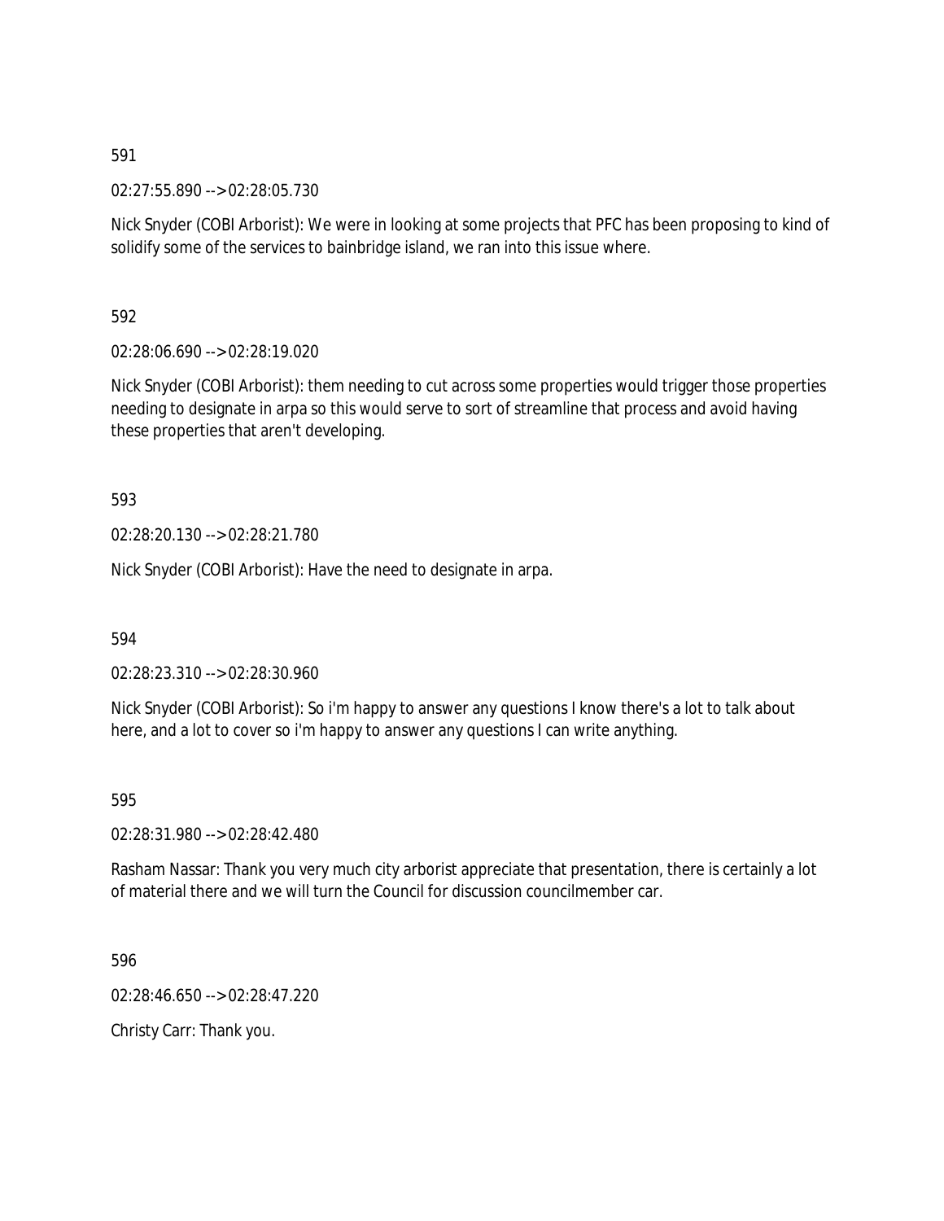591

02:27:55.890 --> 02:28:05.730

Nick Snyder (COBI Arborist): We were in looking at some projects that PFC has been proposing to kind of solidify some of the services to bainbridge island, we ran into this issue where.

592

02:28:06.690 --> 02:28:19.020

Nick Snyder (COBI Arborist): them needing to cut across some properties would trigger those properties needing to designate in arpa so this would serve to sort of streamline that process and avoid having these properties that aren't developing.

593

02:28:20.130 --> 02:28:21.780

Nick Snyder (COBI Arborist): Have the need to designate in arpa.

594

02:28:23.310 --> 02:28:30.960

Nick Snyder (COBI Arborist): So i'm happy to answer any questions I know there's a lot to talk about here, and a lot to cover so i'm happy to answer any questions I can write anything.

595

02:28:31.980 --> 02:28:42.480

Rasham Nassar: Thank you very much city arborist appreciate that presentation, there is certainly a lot of material there and we will turn the Council for discussion councilmember car.

596

02:28:46.650 --> 02:28:47.220

Christy Carr: Thank you.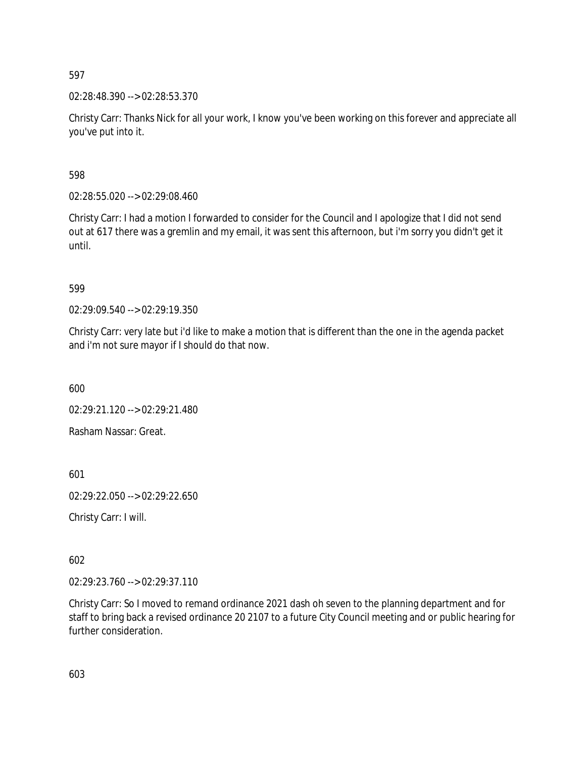597

02:28:48.390 --> 02:28:53.370

Christy Carr: Thanks Nick for all your work, I know you've been working on this forever and appreciate all you've put into it.

598

02:28:55.020 --> 02:29:08.460

Christy Carr: I had a motion I forwarded to consider for the Council and I apologize that I did not send out at 617 there was a gremlin and my email, it was sent this afternoon, but i'm sorry you didn't get it until.

599

02:29:09.540 --> 02:29:19.350

Christy Carr: very late but i'd like to make a motion that is different than the one in the agenda packet and i'm not sure mayor if I should do that now.

600

02:29:21.120 --> 02:29:21.480

Rasham Nassar: Great.

601

02:29:22.050 --> 02:29:22.650

Christy Carr: I will.

602

02:29:23.760 --> 02:29:37.110

Christy Carr: So I moved to remand ordinance 2021 dash oh seven to the planning department and for staff to bring back a revised ordinance 20 2107 to a future City Council meeting and or public hearing for further consideration.

603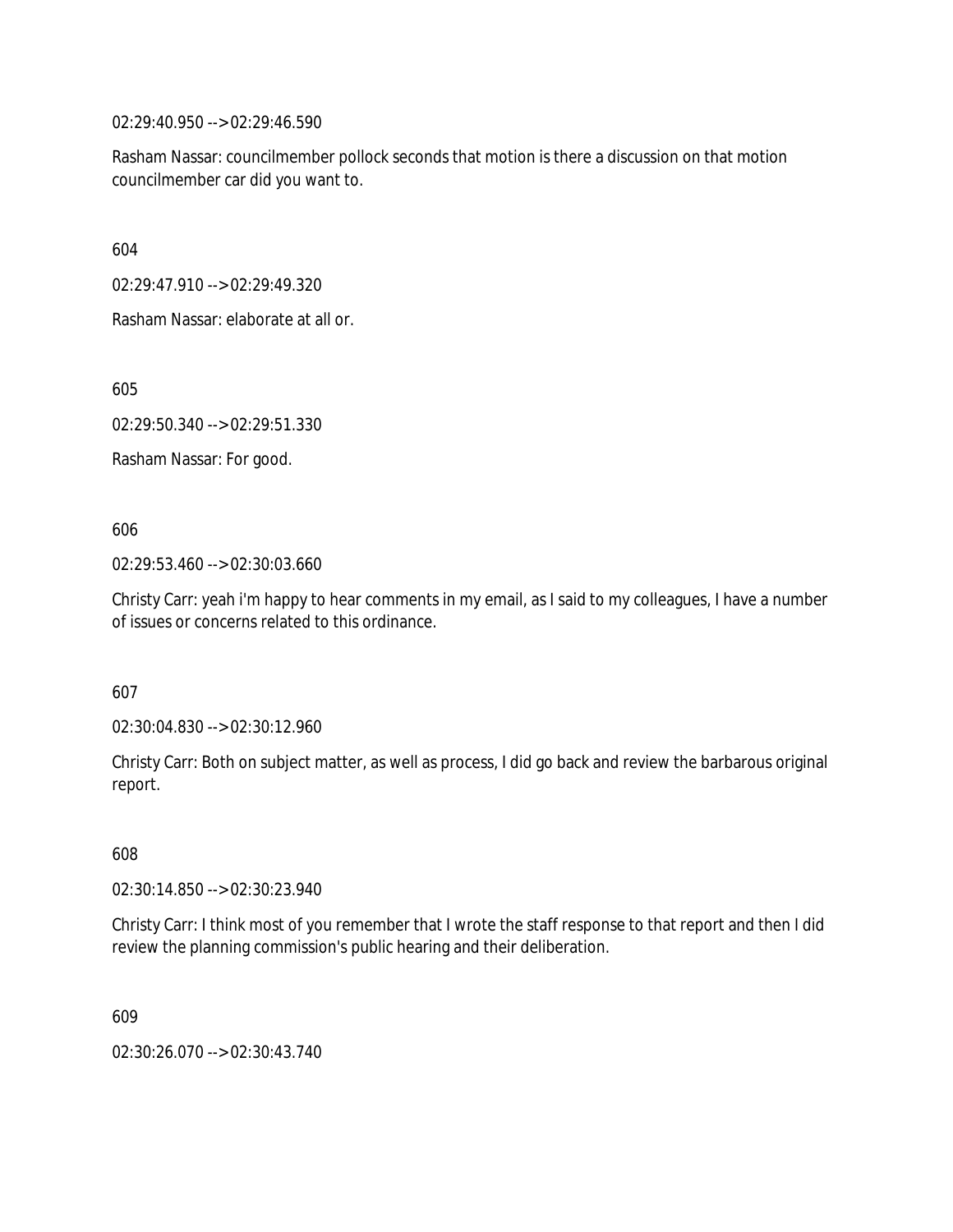02:29:40.950 --> 02:29:46.590

Rasham Nassar: councilmember pollock seconds that motion is there a discussion on that motion councilmember car did you want to.

604

02:29:47.910 --> 02:29:49.320

Rasham Nassar: elaborate at all or.

605

02:29:50.340 --> 02:29:51.330

Rasham Nassar: For good.

606

02:29:53.460 --> 02:30:03.660

Christy Carr: yeah i'm happy to hear comments in my email, as I said to my colleagues, I have a number of issues or concerns related to this ordinance.

607

02:30:04.830 --> 02:30:12.960

Christy Carr: Both on subject matter, as well as process, I did go back and review the barbarous original report.

608

02:30:14.850 --> 02:30:23.940

Christy Carr: I think most of you remember that I wrote the staff response to that report and then I did review the planning commission's public hearing and their deliberation.

609

02:30:26.070 --> 02:30:43.740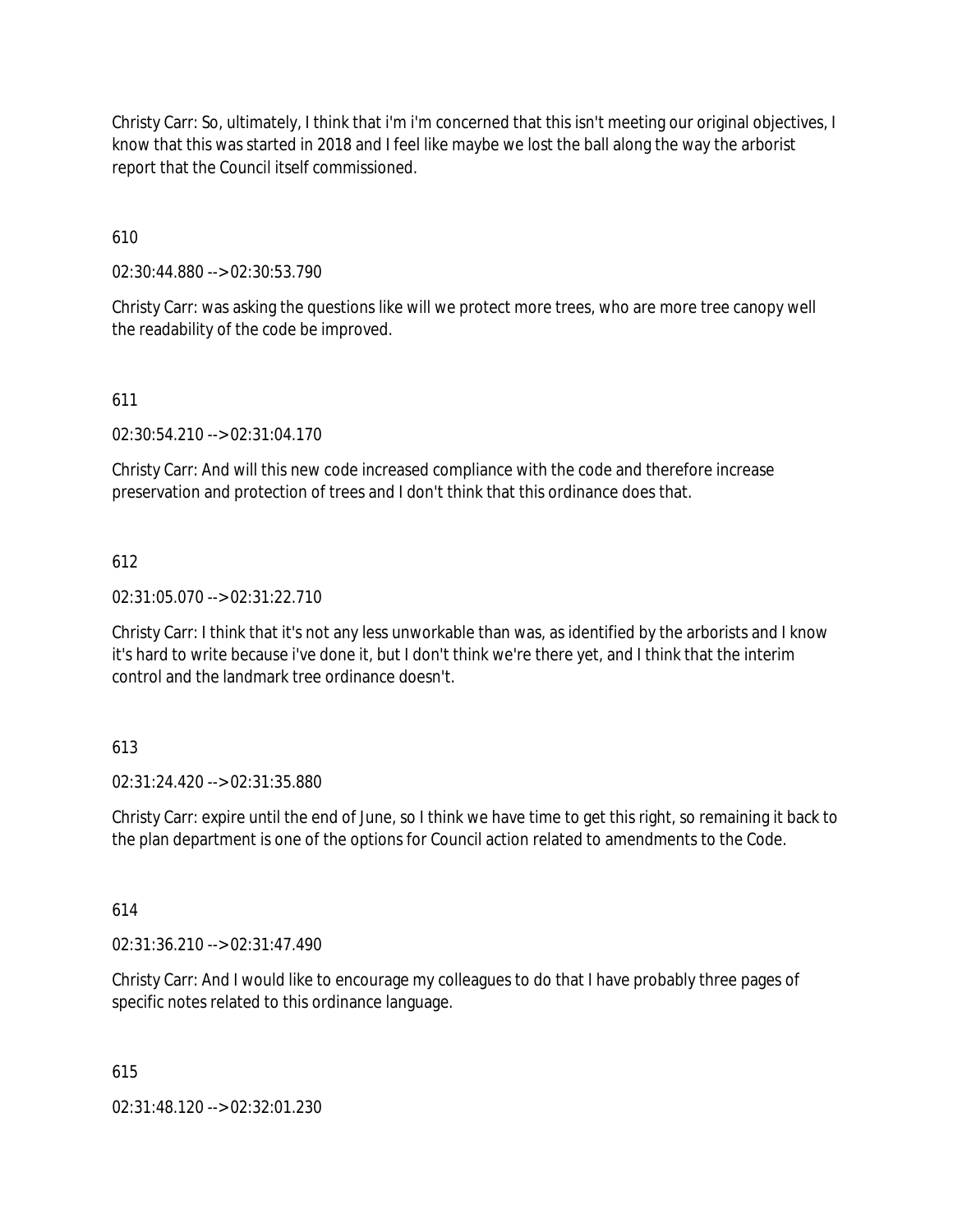Christy Carr: So, ultimately, I think that i'm i'm concerned that this isn't meeting our original objectives, I know that this was started in 2018 and I feel like maybe we lost the ball along the way the arborist report that the Council itself commissioned.

610

02:30:44.880 --> 02:30:53.790

Christy Carr: was asking the questions like will we protect more trees, who are more tree canopy well the readability of the code be improved.

611

02:30:54.210 --> 02:31:04.170

Christy Carr: And will this new code increased compliance with the code and therefore increase preservation and protection of trees and I don't think that this ordinance does that.

612

02:31:05.070 --> 02:31:22.710

Christy Carr: I think that it's not any less unworkable than was, as identified by the arborists and I know it's hard to write because i've done it, but I don't think we're there yet, and I think that the interim control and the landmark tree ordinance doesn't.

613

02:31:24.420 --> 02:31:35.880

Christy Carr: expire until the end of June, so I think we have time to get this right, so remaining it back to the plan department is one of the options for Council action related to amendments to the Code.

614

02:31:36.210 --> 02:31:47.490

Christy Carr: And I would like to encourage my colleagues to do that I have probably three pages of specific notes related to this ordinance language.

615

02:31:48.120 --> 02:32:01.230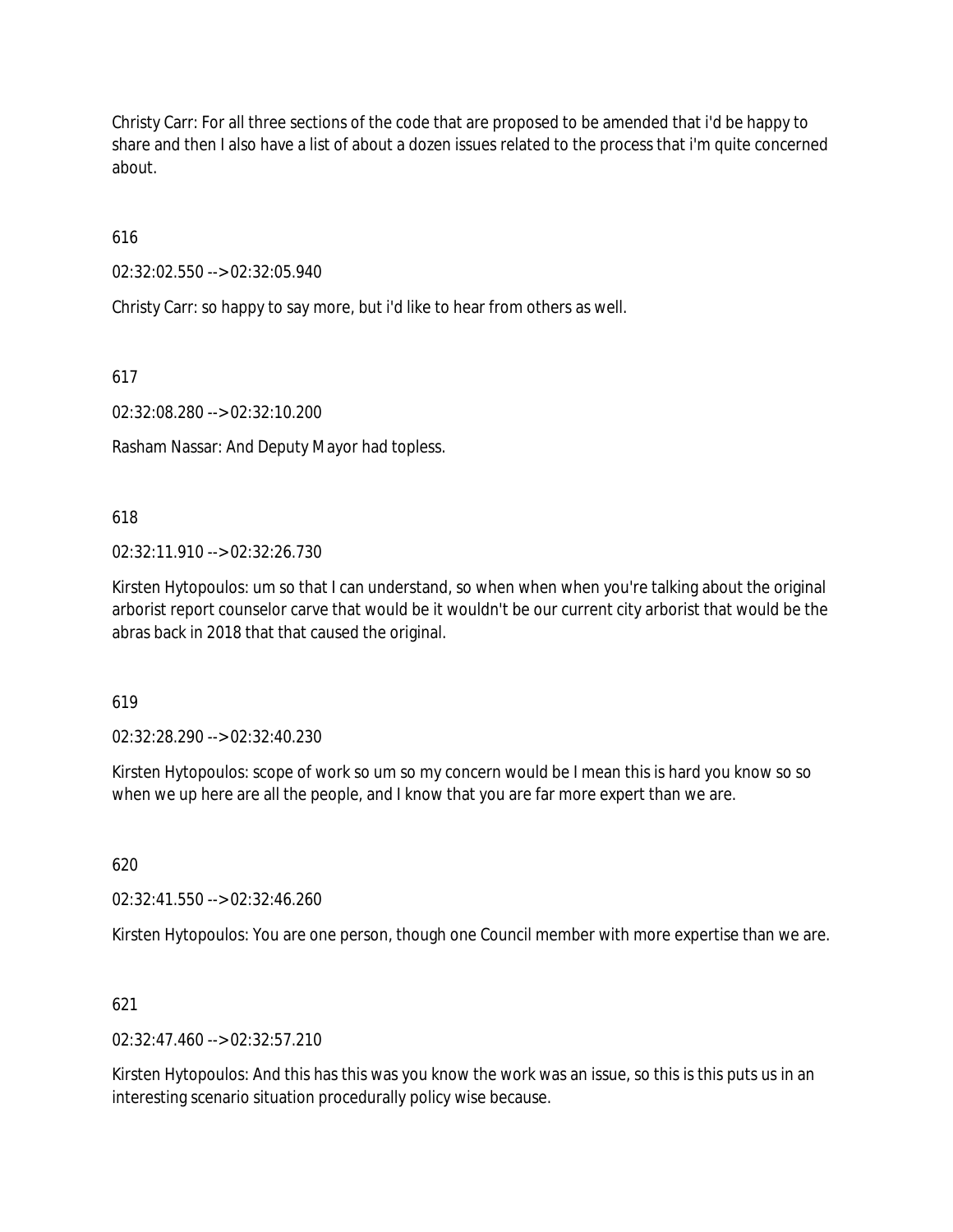Christy Carr: For all three sections of the code that are proposed to be amended that i'd be happy to share and then I also have a list of about a dozen issues related to the process that i'm quite concerned about.

616

02:32:02.550 --> 02:32:05.940

Christy Carr: so happy to say more, but i'd like to hear from others as well.

617

02:32:08.280 --> 02:32:10.200

Rasham Nassar: And Deputy Mayor had topless.

618

02:32:11.910 --> 02:32:26.730

Kirsten Hytopoulos: um so that I can understand, so when when when you're talking about the original arborist report counselor carve that would be it wouldn't be our current city arborist that would be the abras back in 2018 that that caused the original.

619

02:32:28.290 --> 02:32:40.230

Kirsten Hytopoulos: scope of work so um so my concern would be I mean this is hard you know so so when we up here are all the people, and I know that you are far more expert than we are.

620

02:32:41.550 --> 02:32:46.260

Kirsten Hytopoulos: You are one person, though one Council member with more expertise than we are.

621

02:32:47.460 --> 02:32:57.210

Kirsten Hytopoulos: And this has this was you know the work was an issue, so this is this puts us in an interesting scenario situation procedurally policy wise because.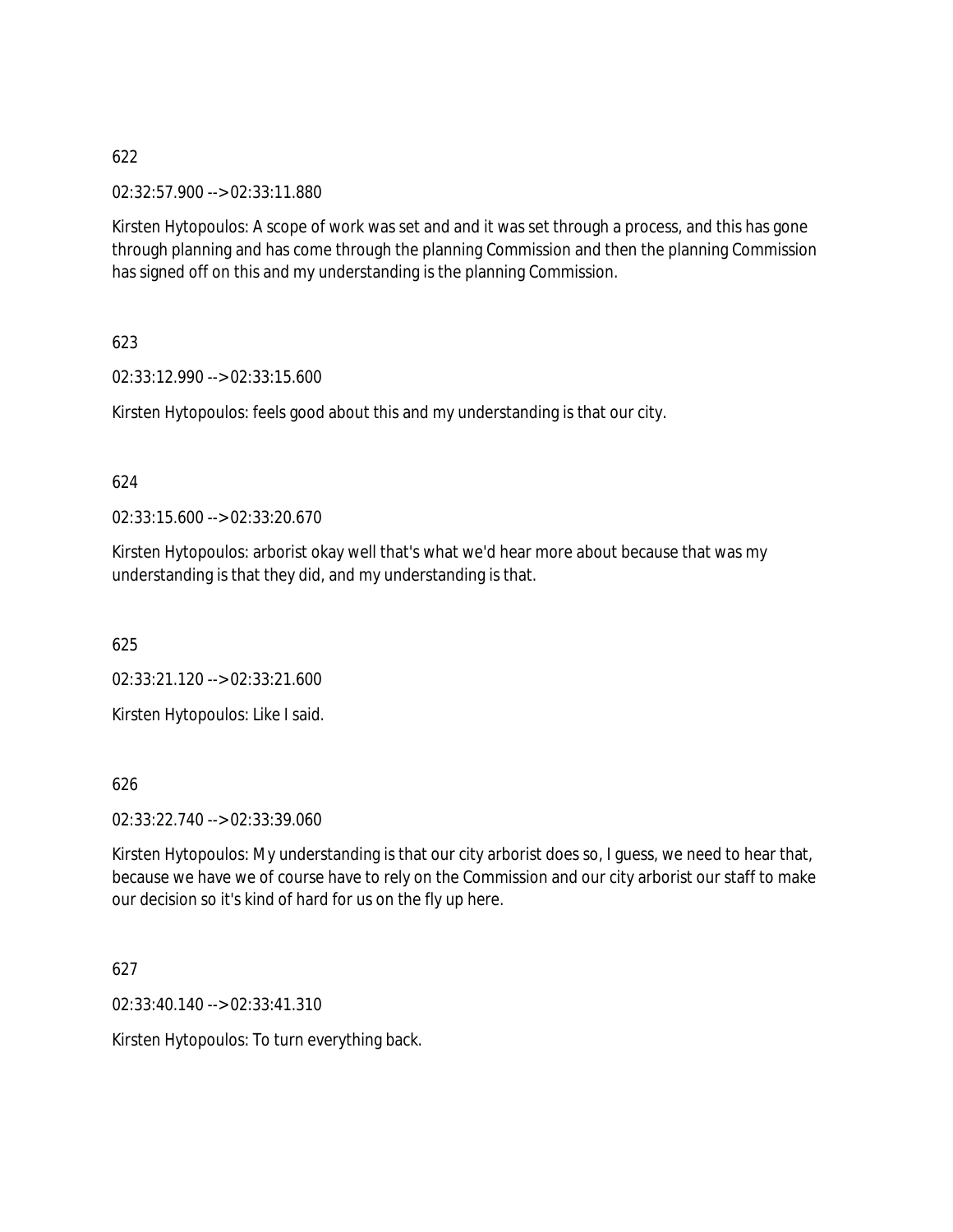622

02:32:57.900 --> 02:33:11.880

Kirsten Hytopoulos: A scope of work was set and and it was set through a process, and this has gone through planning and has come through the planning Commission and then the planning Commission has signed off on this and my understanding is the planning Commission.

623

02:33:12.990 --> 02:33:15.600

Kirsten Hytopoulos: feels good about this and my understanding is that our city.

624

02:33:15.600 --> 02:33:20.670

Kirsten Hytopoulos: arborist okay well that's what we'd hear more about because that was my understanding is that they did, and my understanding is that.

625

02:33:21.120 --> 02:33:21.600

Kirsten Hytopoulos: Like I said.

626

02:33:22.740 --> 02:33:39.060

Kirsten Hytopoulos: My understanding is that our city arborist does so, I guess, we need to hear that, because we have we of course have to rely on the Commission and our city arborist our staff to make our decision so it's kind of hard for us on the fly up here.

627

02:33:40.140 --> 02:33:41.310

Kirsten Hytopoulos: To turn everything back.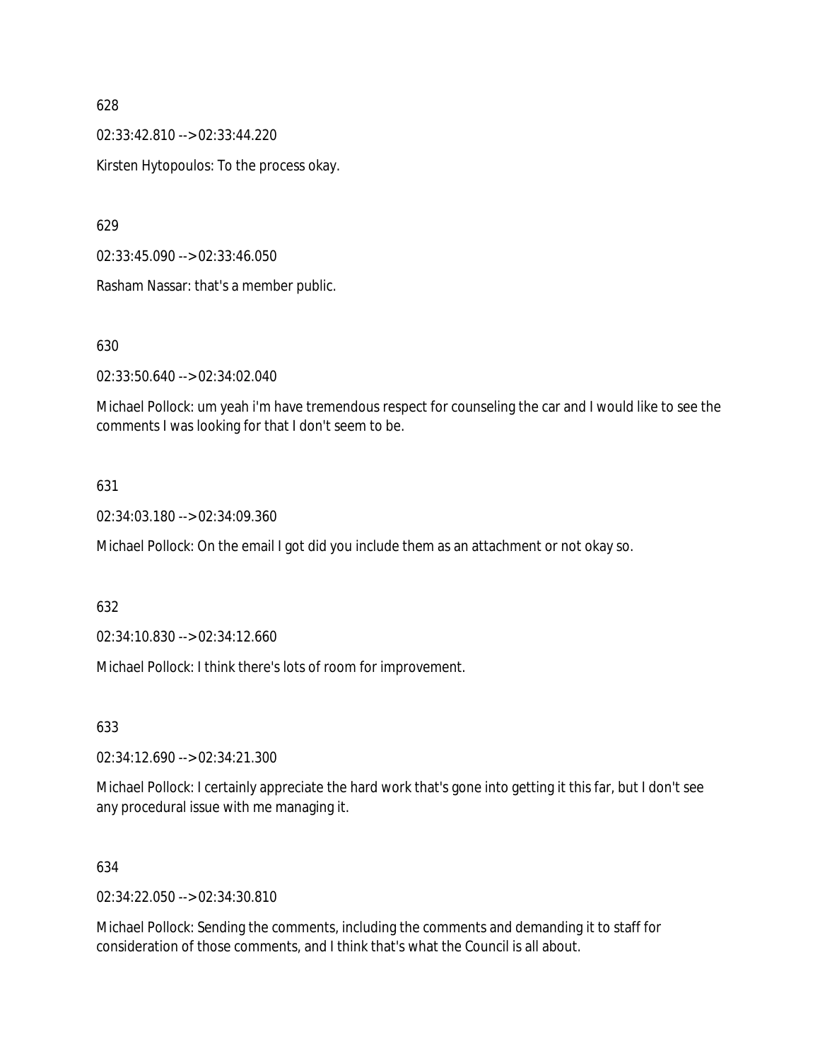628

02:33:42.810 --> 02:33:44.220

Kirsten Hytopoulos: To the process okay.

629

02:33:45.090 --> 02:33:46.050

Rasham Nassar: that's a member public.

630

02:33:50.640 --> 02:34:02.040

Michael Pollock: um yeah i'm have tremendous respect for counseling the car and I would like to see the comments I was looking for that I don't seem to be.

631

02:34:03.180 --> 02:34:09.360

Michael Pollock: On the email I got did you include them as an attachment or not okay so.

632

02:34:10.830 --> 02:34:12.660

Michael Pollock: I think there's lots of room for improvement.

633

02:34:12.690 --> 02:34:21.300

Michael Pollock: I certainly appreciate the hard work that's gone into getting it this far, but I don't see any procedural issue with me managing it.

634

02:34:22.050 --> 02:34:30.810

Michael Pollock: Sending the comments, including the comments and demanding it to staff for consideration of those comments, and I think that's what the Council is all about.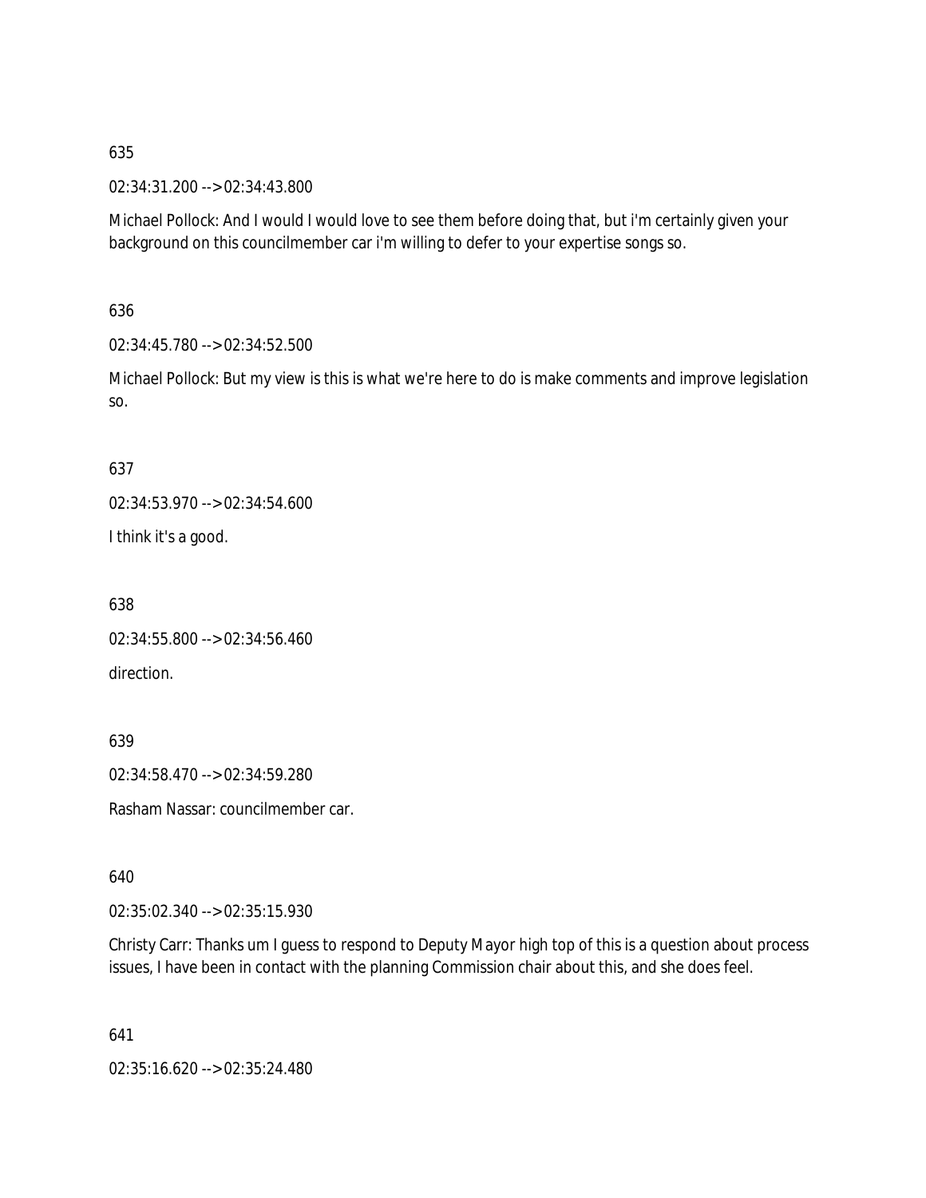635

02:34:31.200 --> 02:34:43.800

Michael Pollock: And I would I would love to see them before doing that, but i'm certainly given your background on this councilmember car i'm willing to defer to your expertise songs so.

636

02:34:45.780 --> 02:34:52.500

Michael Pollock: But my view is this is what we're here to do is make comments and improve legislation so.

637

02:34:53.970 --> 02:34:54.600

I think it's a good.

638

02:34:55.800 --> 02:34:56.460

direction.

639

02:34:58.470 --> 02:34:59.280

Rasham Nassar: councilmember car.

640

02:35:02.340 --> 02:35:15.930

Christy Carr: Thanks um I guess to respond to Deputy Mayor high top of this is a question about process issues, I have been in contact with the planning Commission chair about this, and she does feel.

641

02:35:16.620 --> 02:35:24.480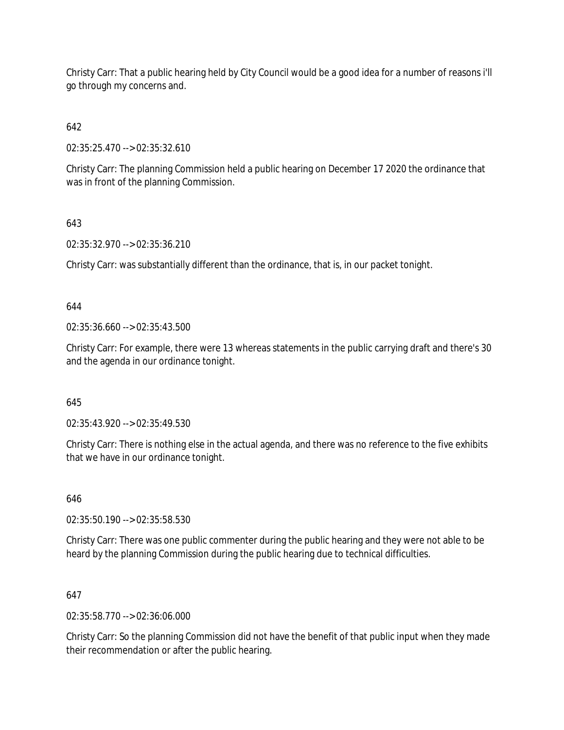Christy Carr: That a public hearing held by City Council would be a good idea for a number of reasons i'll go through my concerns and.

642

02:35:25.470 --> 02:35:32.610

Christy Carr: The planning Commission held a public hearing on December 17 2020 the ordinance that was in front of the planning Commission.

643

02:35:32.970 --> 02:35:36.210

Christy Carr: was substantially different than the ordinance, that is, in our packet tonight.

644

02:35:36.660 --> 02:35:43.500

Christy Carr: For example, there were 13 whereas statements in the public carrying draft and there's 30 and the agenda in our ordinance tonight.

645

02:35:43.920 --> 02:35:49.530

Christy Carr: There is nothing else in the actual agenda, and there was no reference to the five exhibits that we have in our ordinance tonight.

646

02:35:50.190 --> 02:35:58.530

Christy Carr: There was one public commenter during the public hearing and they were not able to be heard by the planning Commission during the public hearing due to technical difficulties.

647

02:35:58.770 --> 02:36:06.000

Christy Carr: So the planning Commission did not have the benefit of that public input when they made their recommendation or after the public hearing.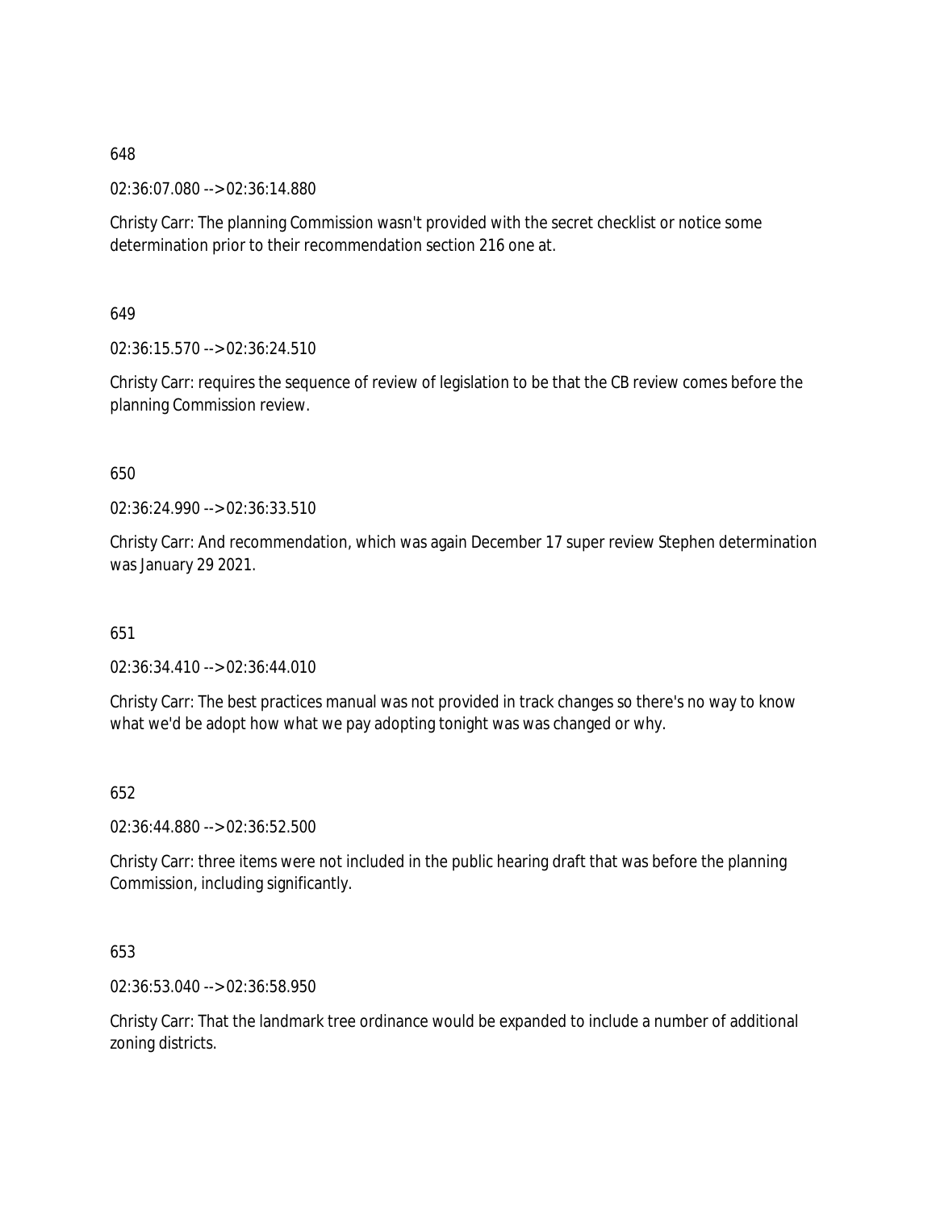648

02:36:07.080 --> 02:36:14.880

Christy Carr: The planning Commission wasn't provided with the secret checklist or notice some determination prior to their recommendation section 216 one at.

649

02:36:15.570 --> 02:36:24.510

Christy Carr: requires the sequence of review of legislation to be that the CB review comes before the planning Commission review.

650

02:36:24.990 --> 02:36:33.510

Christy Carr: And recommendation, which was again December 17 super review Stephen determination was January 29 2021.

651

02:36:34.410 --> 02:36:44.010

Christy Carr: The best practices manual was not provided in track changes so there's no way to know what we'd be adopt how what we pay adopting tonight was was changed or why.

652

02:36:44.880 --> 02:36:52.500

Christy Carr: three items were not included in the public hearing draft that was before the planning Commission, including significantly.

653

02:36:53.040 --> 02:36:58.950

Christy Carr: That the landmark tree ordinance would be expanded to include a number of additional zoning districts.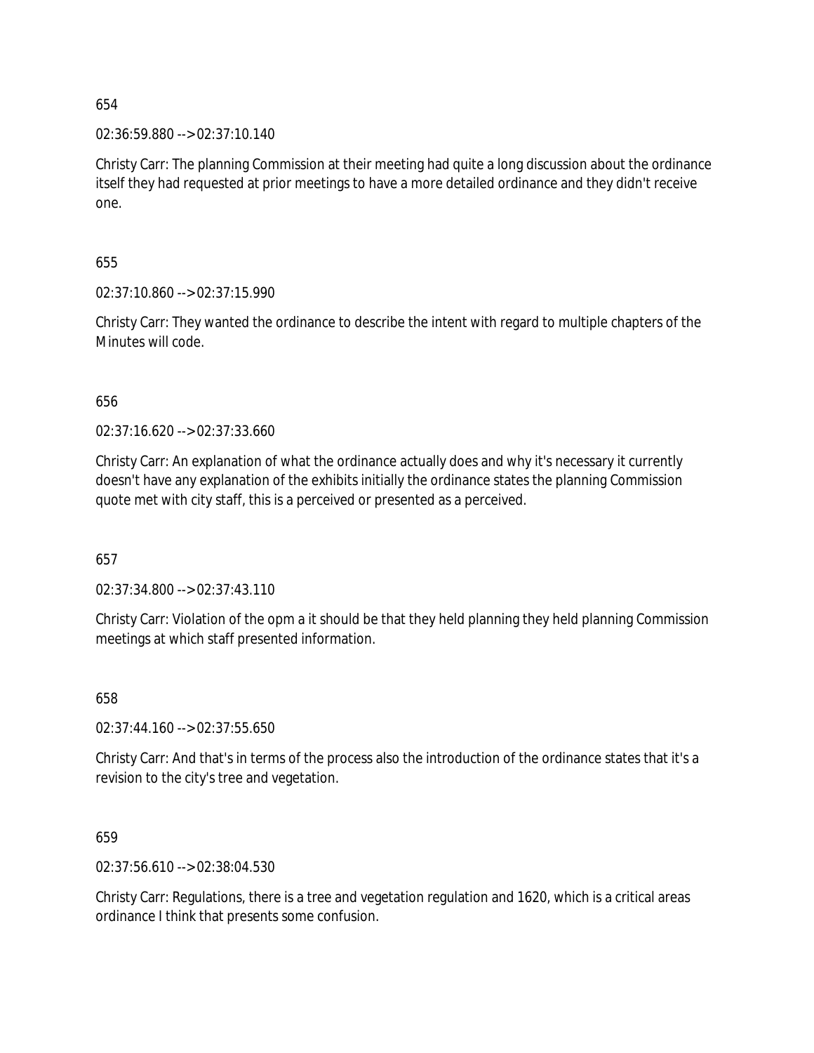654

02:36:59.880 --> 02:37:10.140

Christy Carr: The planning Commission at their meeting had quite a long discussion about the ordinance itself they had requested at prior meetings to have a more detailed ordinance and they didn't receive one.

655

02:37:10.860 --> 02:37:15.990

Christy Carr: They wanted the ordinance to describe the intent with regard to multiple chapters of the Minutes will code.

656

02:37:16.620 --> 02:37:33.660

Christy Carr: An explanation of what the ordinance actually does and why it's necessary it currently doesn't have any explanation of the exhibits initially the ordinance states the planning Commission quote met with city staff, this is a perceived or presented as a perceived.

657

02:37:34.800 --> 02:37:43.110

Christy Carr: Violation of the opm a it should be that they held planning they held planning Commission meetings at which staff presented information.

658

02:37:44.160 --> 02:37:55.650

Christy Carr: And that's in terms of the process also the introduction of the ordinance states that it's a revision to the city's tree and vegetation.

659

02:37:56.610 --> 02:38:04.530

Christy Carr: Regulations, there is a tree and vegetation regulation and 1620, which is a critical areas ordinance I think that presents some confusion.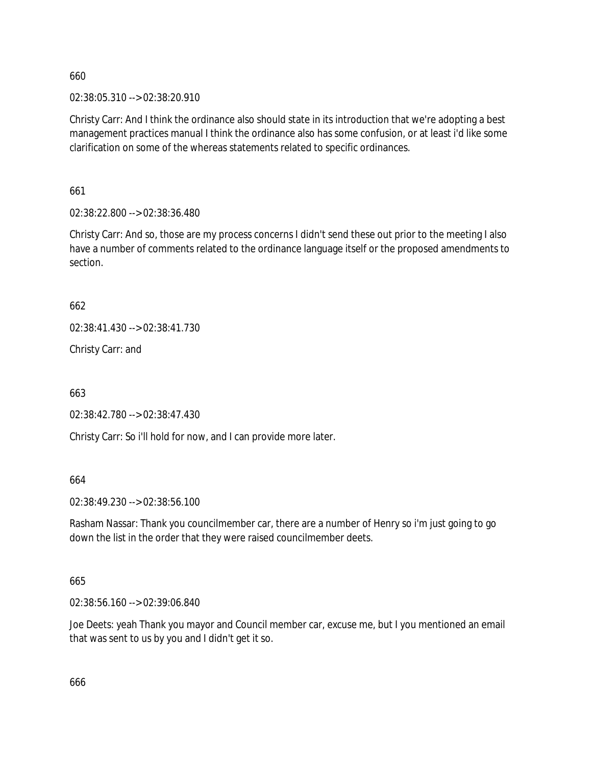660

02:38:05.310 --> 02:38:20.910

Christy Carr: And I think the ordinance also should state in its introduction that we're adopting a best management practices manual I think the ordinance also has some confusion, or at least i'd like some clarification on some of the whereas statements related to specific ordinances.

661

02:38:22.800 --> 02:38:36.480

Christy Carr: And so, those are my process concerns I didn't send these out prior to the meeting I also have a number of comments related to the ordinance language itself or the proposed amendments to section.

662

02:38:41.430 --> 02:38:41.730

Christy Carr: and

663

02:38:42.780 --> 02:38:47.430

Christy Carr: So i'll hold for now, and I can provide more later.

664

02:38:49.230 --> 02:38:56.100

Rasham Nassar: Thank you councilmember car, there are a number of Henry so i'm just going to go down the list in the order that they were raised councilmember deets.

665

02:38:56.160 --> 02:39:06.840

Joe Deets: yeah Thank you mayor and Council member car, excuse me, but I you mentioned an email that was sent to us by you and I didn't get it so.

666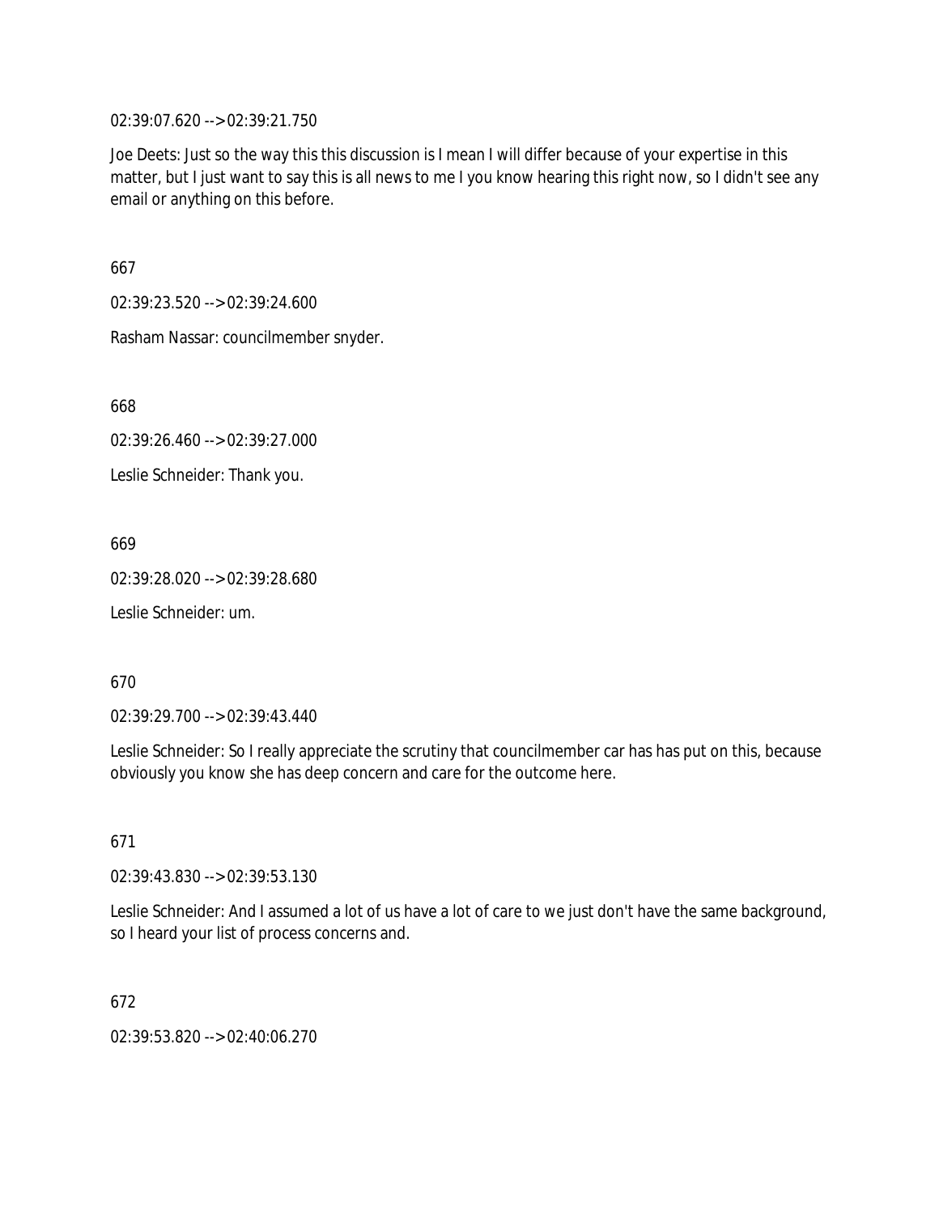02:39:07.620 --> 02:39:21.750

Joe Deets: Just so the way this this discussion is I mean I will differ because of your expertise in this matter, but I just want to say this is all news to me I you know hearing this right now, so I didn't see any email or anything on this before.

667

02:39:23.520 --> 02:39:24.600

Rasham Nassar: councilmember snyder.

668

02:39:26.460 --> 02:39:27.000

Leslie Schneider: Thank you.

669

02:39:28.020 --> 02:39:28.680

Leslie Schneider: um.

670

02:39:29.700 --> 02:39:43.440

Leslie Schneider: So I really appreciate the scrutiny that councilmember car has has put on this, because obviously you know she has deep concern and care for the outcome here.

671

02:39:43.830 --> 02:39:53.130

Leslie Schneider: And I assumed a lot of us have a lot of care to we just don't have the same background, so I heard your list of process concerns and.

672

02:39:53.820 --> 02:40:06.270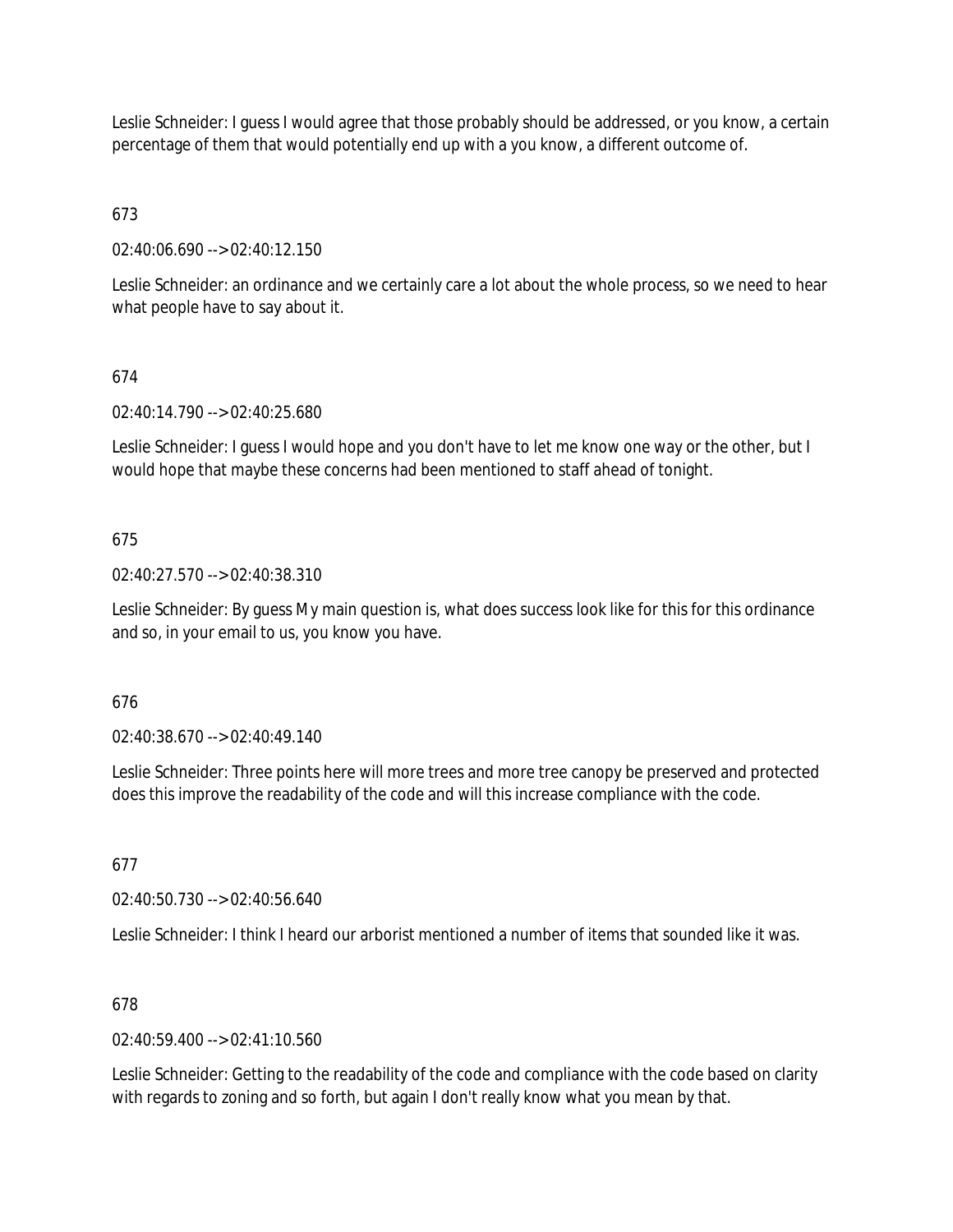Leslie Schneider: I guess I would agree that those probably should be addressed, or you know, a certain percentage of them that would potentially end up with a you know, a different outcome of.

673

02:40:06.690 --> 02:40:12.150

Leslie Schneider: an ordinance and we certainly care a lot about the whole process, so we need to hear what people have to say about it.

674

02:40:14.790 --> 02:40:25.680

Leslie Schneider: I guess I would hope and you don't have to let me know one way or the other, but I would hope that maybe these concerns had been mentioned to staff ahead of tonight.

675

02:40:27.570 --> 02:40:38.310

Leslie Schneider: By guess My main question is, what does success look like for this for this ordinance and so, in your email to us, you know you have.

676

02:40:38.670 --> 02:40:49.140

Leslie Schneider: Three points here will more trees and more tree canopy be preserved and protected does this improve the readability of the code and will this increase compliance with the code.

677

02:40:50.730 --> 02:40:56.640

Leslie Schneider: I think I heard our arborist mentioned a number of items that sounded like it was.

678

02:40:59.400 --> 02:41:10.560

Leslie Schneider: Getting to the readability of the code and compliance with the code based on clarity with regards to zoning and so forth, but again I don't really know what you mean by that.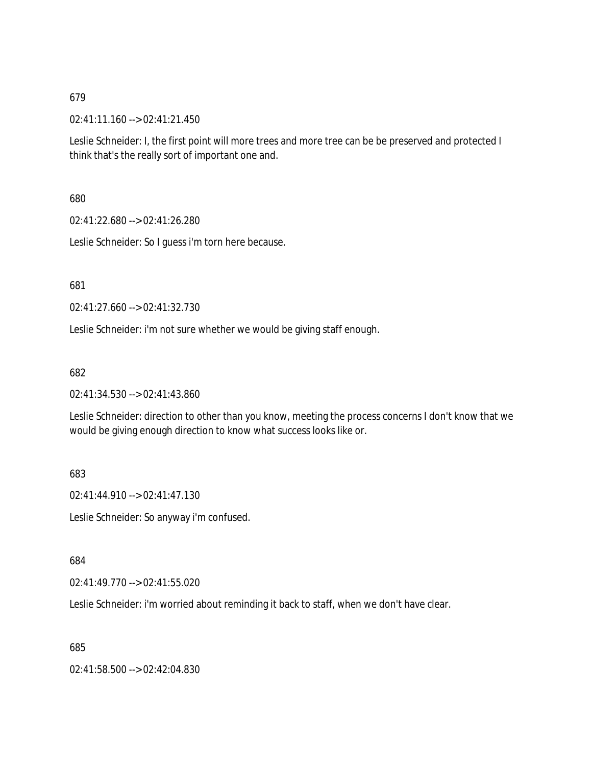679

02:41:11.160 --> 02:41:21.450

Leslie Schneider: I, the first point will more trees and more tree can be be preserved and protected I think that's the really sort of important one and.

680

02:41:22.680 --> 02:41:26.280

Leslie Schneider: So I guess i'm torn here because.

681

02:41:27.660 --> 02:41:32.730

Leslie Schneider: i'm not sure whether we would be giving staff enough.

682

02:41:34.530 --> 02:41:43.860

Leslie Schneider: direction to other than you know, meeting the process concerns I don't know that we would be giving enough direction to know what success looks like or.

683

02:41:44.910 --> 02:41:47.130

Leslie Schneider: So anyway i'm confused.

684

02:41:49.770 --> 02:41:55.020

Leslie Schneider: i'm worried about reminding it back to staff, when we don't have clear.

685

02:41:58.500 --> 02:42:04.830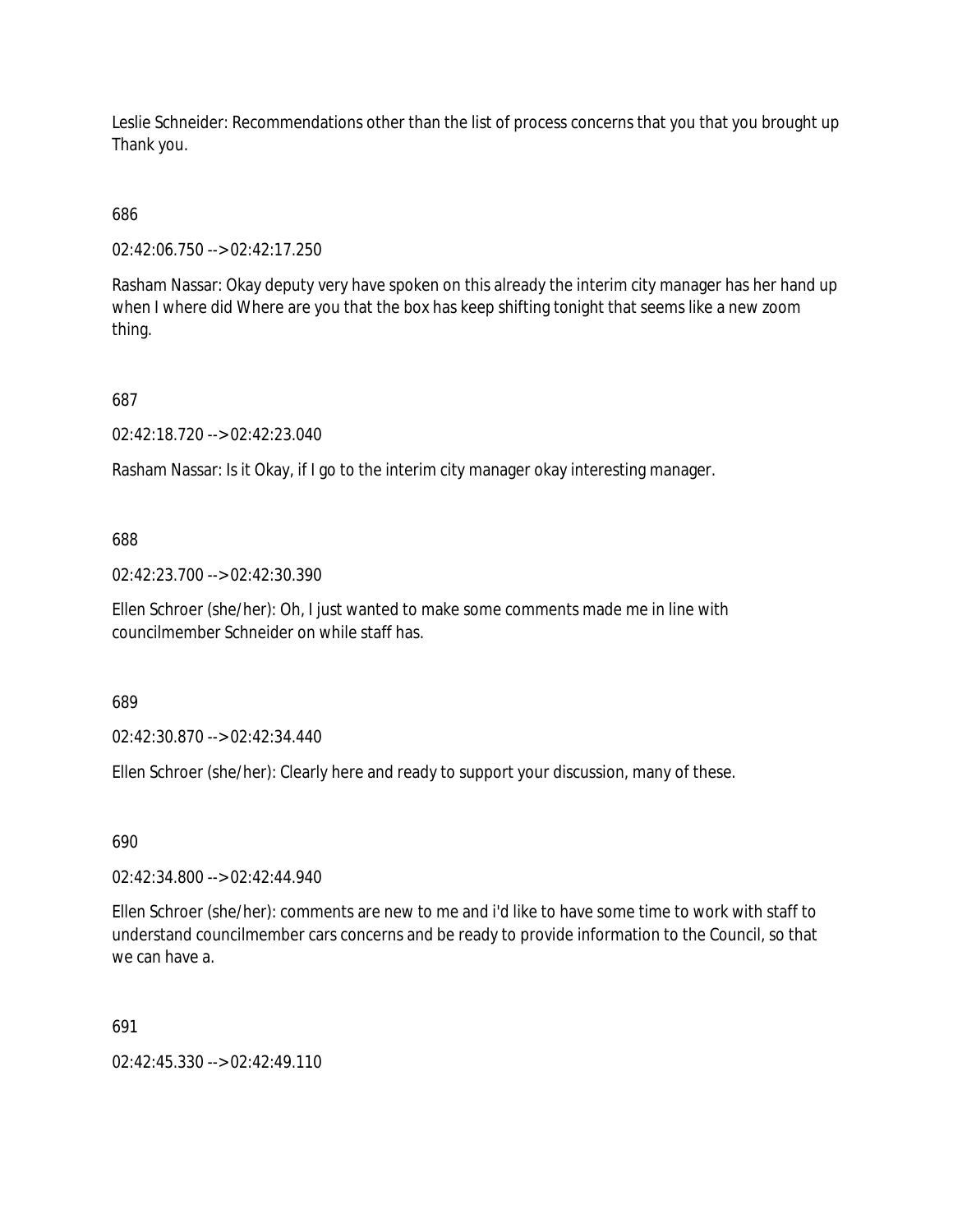Leslie Schneider: Recommendations other than the list of process concerns that you that you brought up Thank you.

686

02:42:06.750 --> 02:42:17.250

Rasham Nassar: Okay deputy very have spoken on this already the interim city manager has her hand up when I where did Where are you that the box has keep shifting tonight that seems like a new zoom thing.

687

02:42:18.720 --> 02:42:23.040

Rasham Nassar: Is it Okay, if I go to the interim city manager okay interesting manager.

688

02:42:23.700 --> 02:42:30.390

Ellen Schroer (she/her): Oh, I just wanted to make some comments made me in line with councilmember Schneider on while staff has.

689

02:42:30.870 --> 02:42:34.440

Ellen Schroer (she/her): Clearly here and ready to support your discussion, many of these.

690

02:42:34.800 --> 02:42:44.940

Ellen Schroer (she/her): comments are new to me and i'd like to have some time to work with staff to understand councilmember cars concerns and be ready to provide information to the Council, so that we can have a.

691

02:42:45.330 --> 02:42:49.110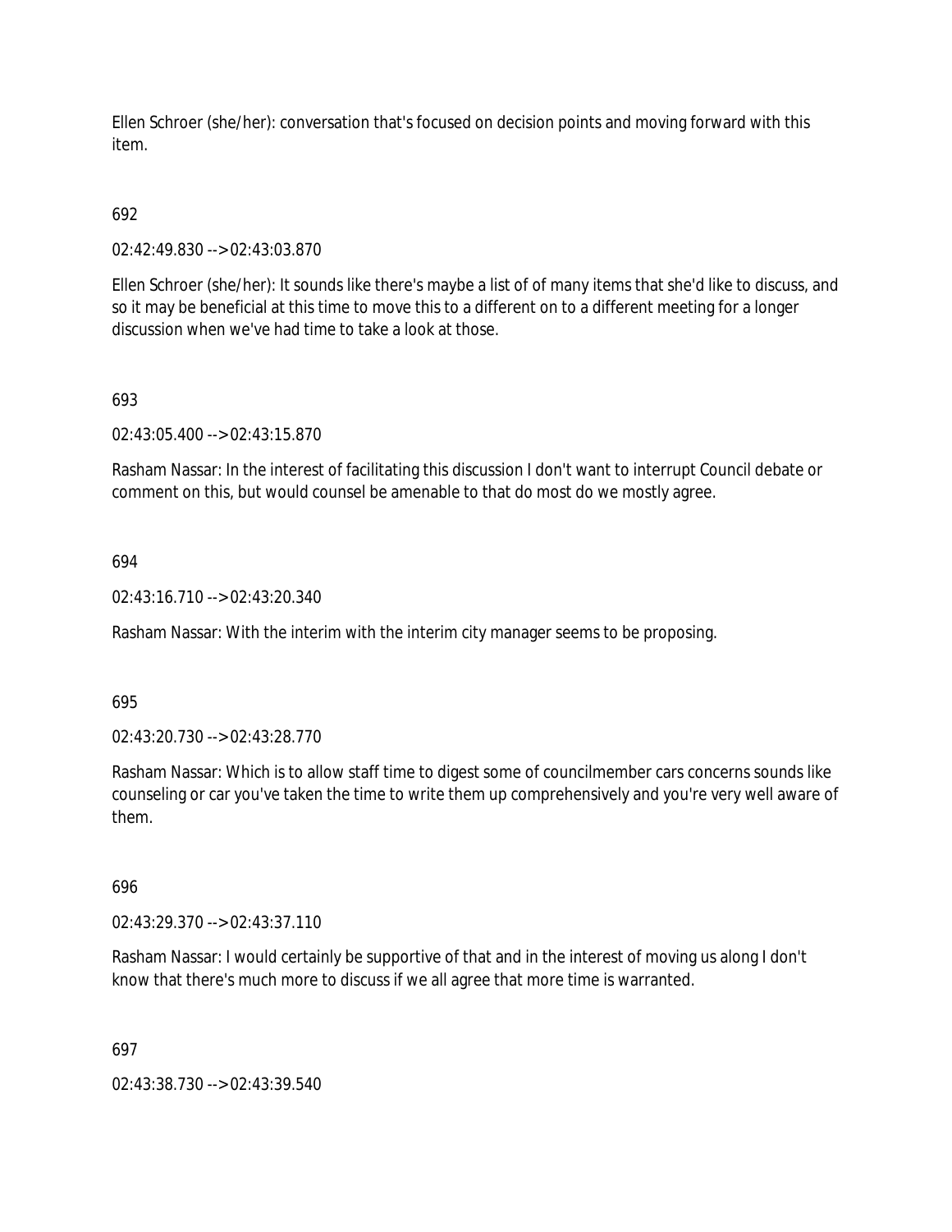Ellen Schroer (she/her): conversation that's focused on decision points and moving forward with this item.

692

02:42:49.830 --> 02:43:03.870

Ellen Schroer (she/her): It sounds like there's maybe a list of of many items that she'd like to discuss, and so it may be beneficial at this time to move this to a different on to a different meeting for a longer discussion when we've had time to take a look at those.

693

02:43:05.400 --> 02:43:15.870

Rasham Nassar: In the interest of facilitating this discussion I don't want to interrupt Council debate or comment on this, but would counsel be amenable to that do most do we mostly agree.

694

02:43:16.710 --> 02:43:20.340

Rasham Nassar: With the interim with the interim city manager seems to be proposing.

695

02:43:20.730 --> 02:43:28.770

Rasham Nassar: Which is to allow staff time to digest some of councilmember cars concerns sounds like counseling or car you've taken the time to write them up comprehensively and you're very well aware of them.

696

02:43:29.370 --> 02:43:37.110

Rasham Nassar: I would certainly be supportive of that and in the interest of moving us along I don't know that there's much more to discuss if we all agree that more time is warranted.

697

02:43:38.730 --> 02:43:39.540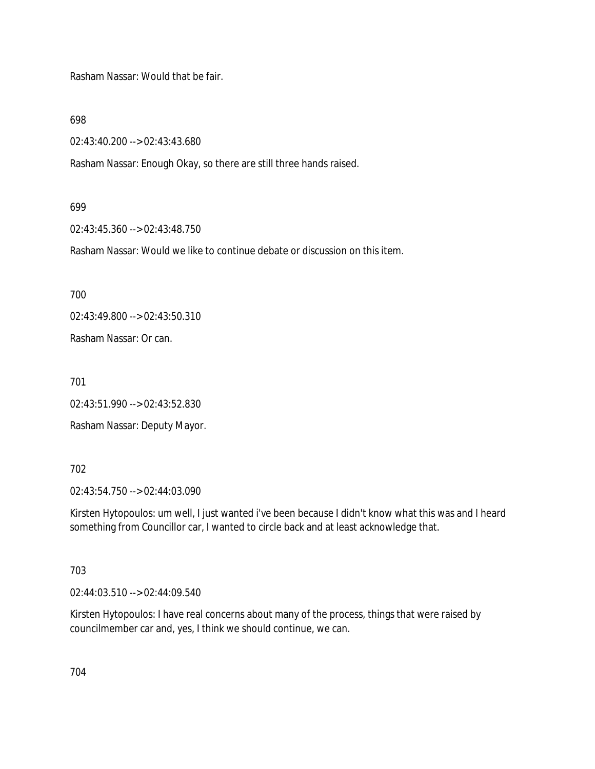Rasham Nassar: Would that be fair.

698

02:43:40.200 --> 02:43:43.680

Rasham Nassar: Enough Okay, so there are still three hands raised.

699

02:43:45.360 --> 02:43:48.750

Rasham Nassar: Would we like to continue debate or discussion on this item.

700

02:43:49.800 --> 02:43:50.310

Rasham Nassar: Or can.

701

02:43:51.990 --> 02:43:52.830

Rasham Nassar: Deputy Mayor.

702

02:43:54.750 --> 02:44:03.090

Kirsten Hytopoulos: um well, I just wanted i've been because I didn't know what this was and I heard something from Councillor car, I wanted to circle back and at least acknowledge that.

703

02:44:03.510 --> 02:44:09.540

Kirsten Hytopoulos: I have real concerns about many of the process, things that were raised by councilmember car and, yes, I think we should continue, we can.

704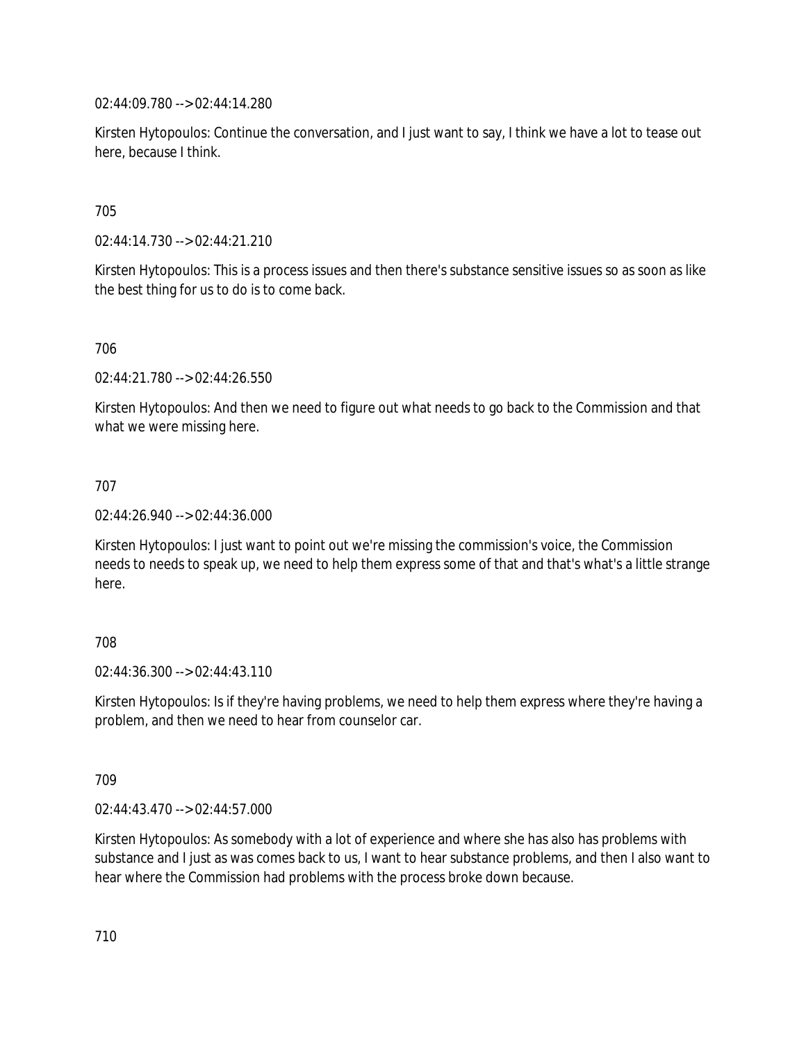02:44:09.780 --> 02:44:14.280

Kirsten Hytopoulos: Continue the conversation, and I just want to say, I think we have a lot to tease out here, because I think.

705

02:44:14.730 --> 02:44:21.210

Kirsten Hytopoulos: This is a process issues and then there's substance sensitive issues so as soon as like the best thing for us to do is to come back.

706

02:44:21.780 --> 02:44:26.550

Kirsten Hytopoulos: And then we need to figure out what needs to go back to the Commission and that what we were missing here.

707

02:44:26.940 --> 02:44:36.000

Kirsten Hytopoulos: I just want to point out we're missing the commission's voice, the Commission needs to needs to speak up, we need to help them express some of that and that's what's a little strange here.

708

02:44:36.300 --> 02:44:43.110

Kirsten Hytopoulos: Is if they're having problems, we need to help them express where they're having a problem, and then we need to hear from counselor car.

709

02:44:43.470 --> 02:44:57.000

Kirsten Hytopoulos: As somebody with a lot of experience and where she has also has problems with substance and I just as was comes back to us, I want to hear substance problems, and then I also want to hear where the Commission had problems with the process broke down because.

710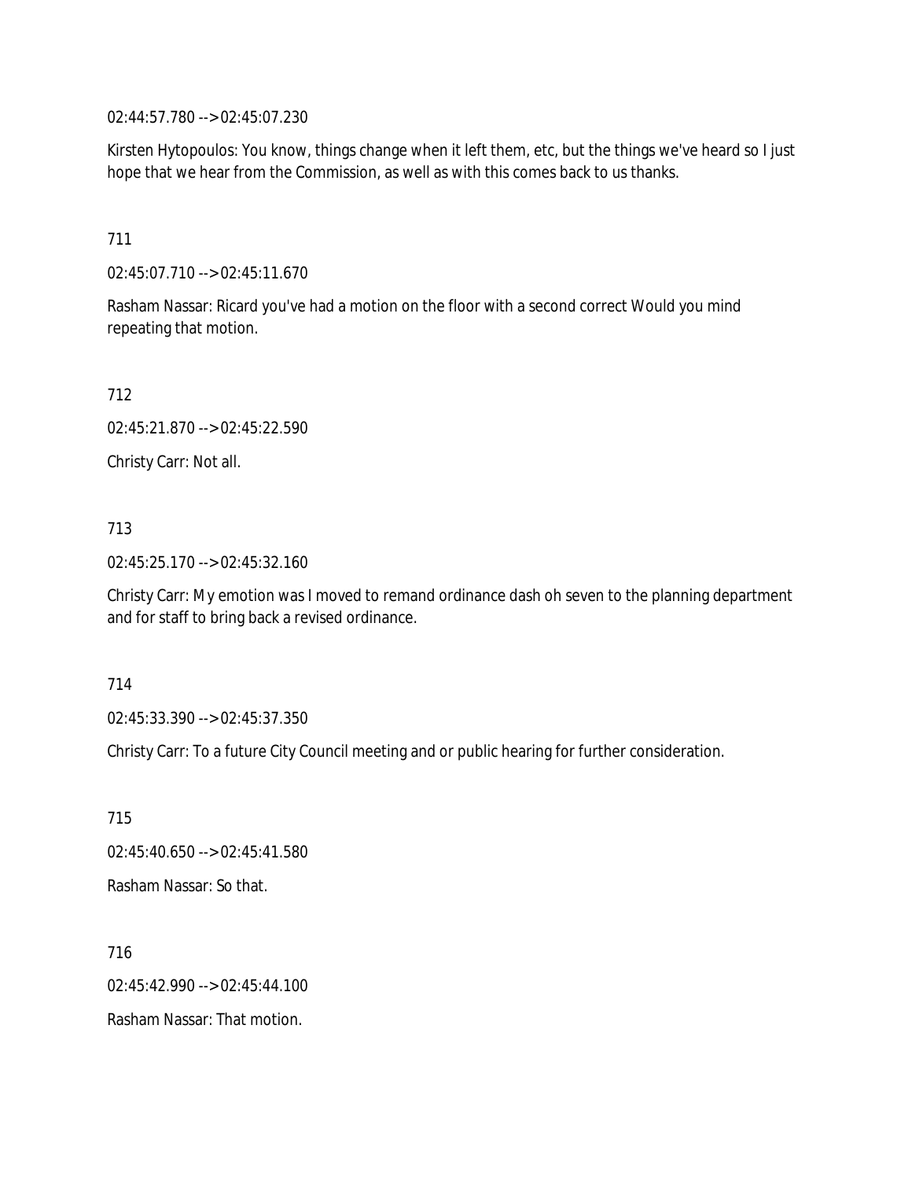02:44:57.780 --> 02:45:07.230

Kirsten Hytopoulos: You know, things change when it left them, etc, but the things we've heard so I just hope that we hear from the Commission, as well as with this comes back to us thanks.

711

02:45:07.710 --> 02:45:11.670

Rasham Nassar: Ricard you've had a motion on the floor with a second correct Would you mind repeating that motion.

712

02:45:21.870 --> 02:45:22.590

Christy Carr: Not all.

713

02:45:25.170 --> 02:45:32.160

Christy Carr: My emotion was I moved to remand ordinance dash oh seven to the planning department and for staff to bring back a revised ordinance.

714

02:45:33.390 --> 02:45:37.350

Christy Carr: To a future City Council meeting and or public hearing for further consideration.

715

02:45:40.650 --> 02:45:41.580

Rasham Nassar: So that.

716

02:45:42.990 --> 02:45:44.100

Rasham Nassar: That motion.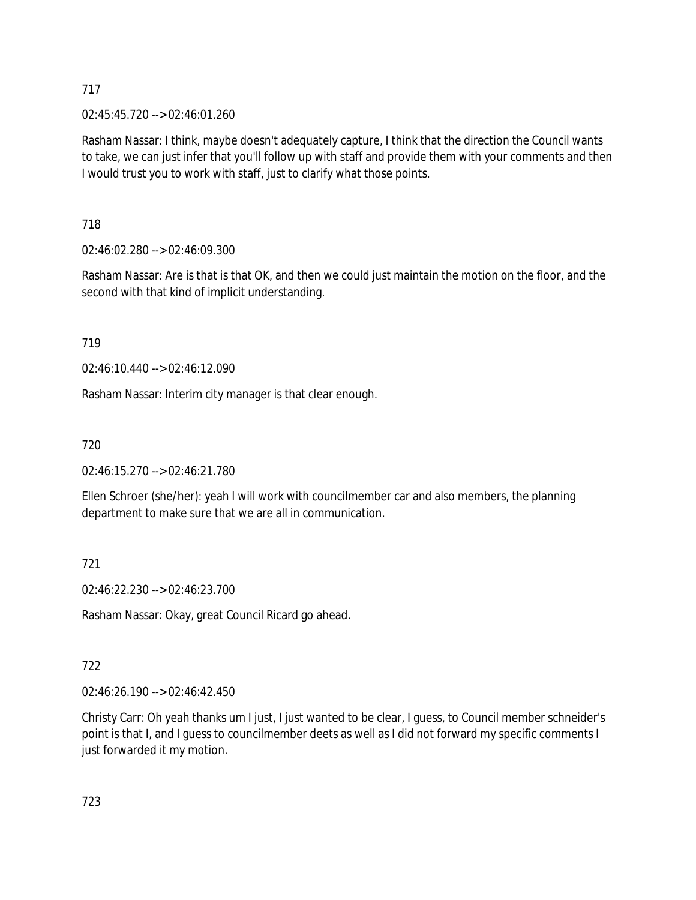717

02:45:45.720 --> 02:46:01.260

Rasham Nassar: I think, maybe doesn't adequately capture, I think that the direction the Council wants to take, we can just infer that you'll follow up with staff and provide them with your comments and then I would trust you to work with staff, just to clarify what those points.

718

02:46:02.280 --> 02:46:09.300

Rasham Nassar: Are is that is that OK, and then we could just maintain the motion on the floor, and the second with that kind of implicit understanding.

719

02:46:10.440 --> 02:46:12.090

Rasham Nassar: Interim city manager is that clear enough.

720

02:46:15.270 --> 02:46:21.780

Ellen Schroer (she/her): yeah I will work with councilmember car and also members, the planning department to make sure that we are all in communication.

721

02:46:22.230 --> 02:46:23.700

Rasham Nassar: Okay, great Council Ricard go ahead.

722

02:46:26.190 --> 02:46:42.450

Christy Carr: Oh yeah thanks um I just, I just wanted to be clear, I guess, to Council member schneider's point is that I, and I guess to councilmember deets as well as I did not forward my specific comments I just forwarded it my motion.

723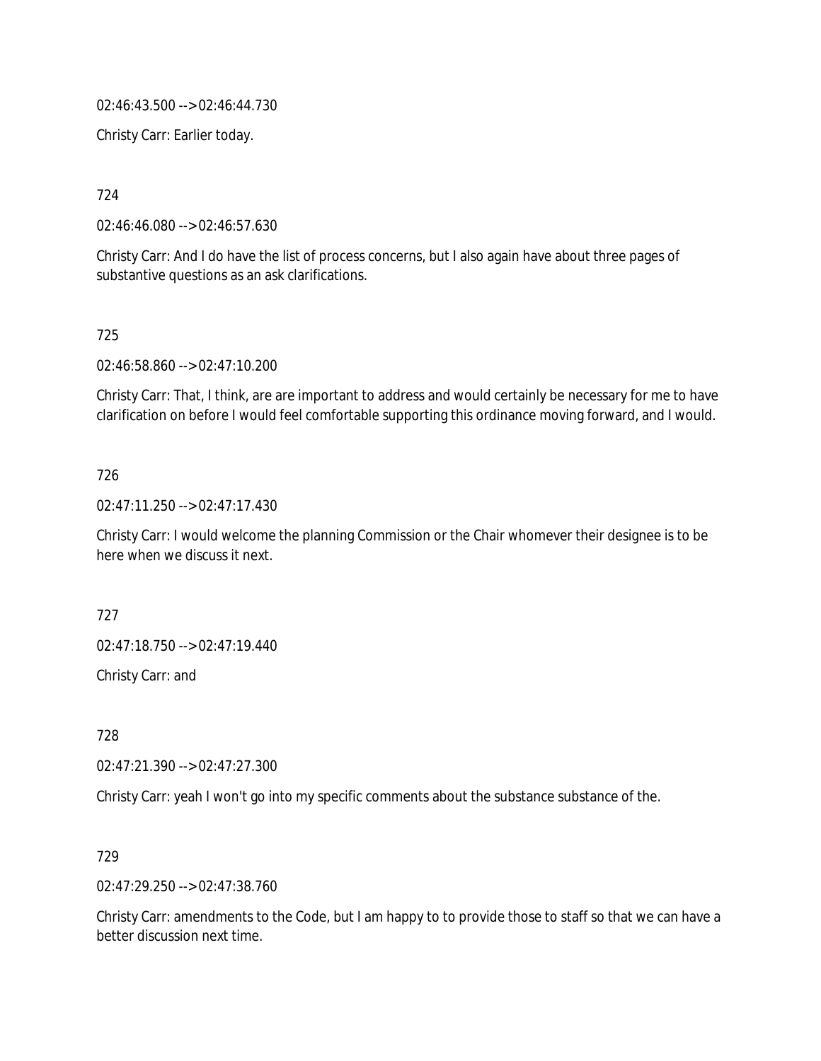02:46:43.500 --> 02:46:44.730

Christy Carr: Earlier today.

724

02:46:46.080 --> 02:46:57.630

Christy Carr: And I do have the list of process concerns, but I also again have about three pages of substantive questions as an ask clarifications.

725

02:46:58.860 --> 02:47:10.200

Christy Carr: That, I think, are are important to address and would certainly be necessary for me to have clarification on before I would feel comfortable supporting this ordinance moving forward, and I would.

726

02:47:11.250 --> 02:47:17.430

Christy Carr: I would welcome the planning Commission or the Chair whomever their designee is to be here when we discuss it next.

727

02:47:18.750 --> 02:47:19.440

Christy Carr: and

728

02:47:21.390 --> 02:47:27.300

Christy Carr: yeah I won't go into my specific comments about the substance substance of the.

729

02:47:29.250 --> 02:47:38.760

Christy Carr: amendments to the Code, but I am happy to to provide those to staff so that we can have a better discussion next time.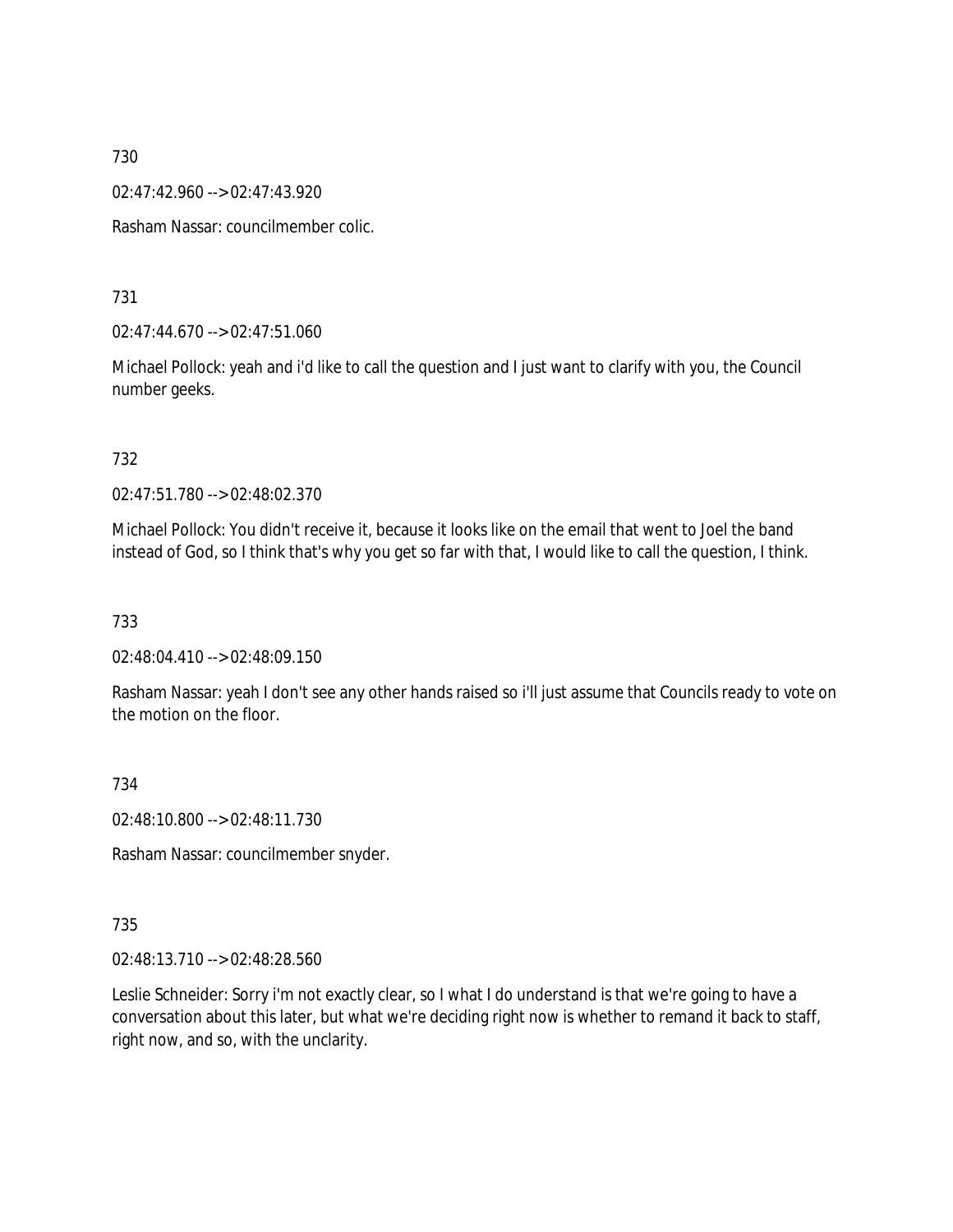730

02:47:42.960 --> 02:47:43.920

Rasham Nassar: councilmember colic.

731

02:47:44.670 --> 02:47:51.060

Michael Pollock: yeah and i'd like to call the question and I just want to clarify with you, the Council number geeks.

732

02:47:51.780 --> 02:48:02.370

Michael Pollock: You didn't receive it, because it looks like on the email that went to Joel the band instead of God, so I think that's why you get so far with that, I would like to call the question, I think.

733

02:48:04.410 --> 02:48:09.150

Rasham Nassar: yeah I don't see any other hands raised so i'll just assume that Councils ready to vote on the motion on the floor.

734

02:48:10.800 --> 02:48:11.730

Rasham Nassar: councilmember snyder.

735

02:48:13.710 --> 02:48:28.560

Leslie Schneider: Sorry i'm not exactly clear, so I what I do understand is that we're going to have a conversation about this later, but what we're deciding right now is whether to remand it back to staff, right now, and so, with the unclarity.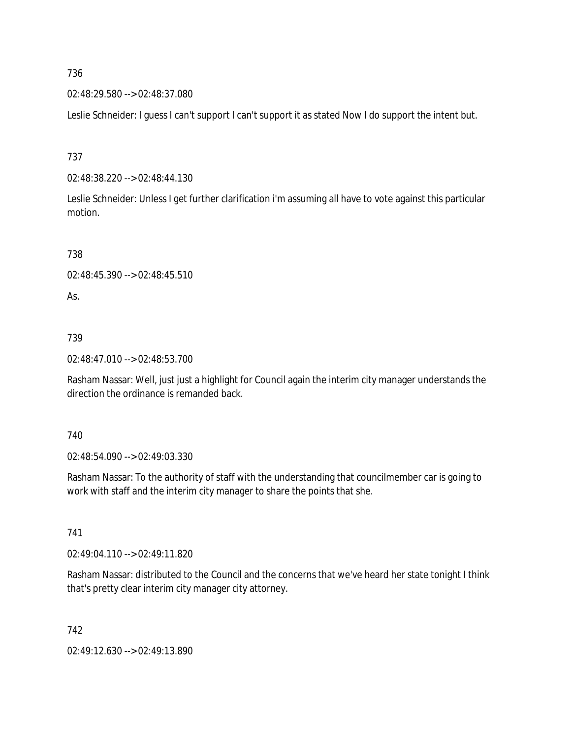736

02:48:29.580 --> 02:48:37.080

Leslie Schneider: I guess I can't support I can't support it as stated Now I do support the intent but.

737

02:48:38.220 --> 02:48:44.130

Leslie Schneider: Unless I get further clarification i'm assuming all have to vote against this particular motion.

738

02:48:45.390 --> 02:48:45.510

As.

739

02:48:47.010 --> 02:48:53.700

Rasham Nassar: Well, just just a highlight for Council again the interim city manager understands the direction the ordinance is remanded back.

740

02:48:54.090 --> 02:49:03.330

Rasham Nassar: To the authority of staff with the understanding that councilmember car is going to work with staff and the interim city manager to share the points that she.

741

02:49:04.110 --> 02:49:11.820

Rasham Nassar: distributed to the Council and the concerns that we've heard her state tonight I think that's pretty clear interim city manager city attorney.

742

02:49:12.630 --> 02:49:13.890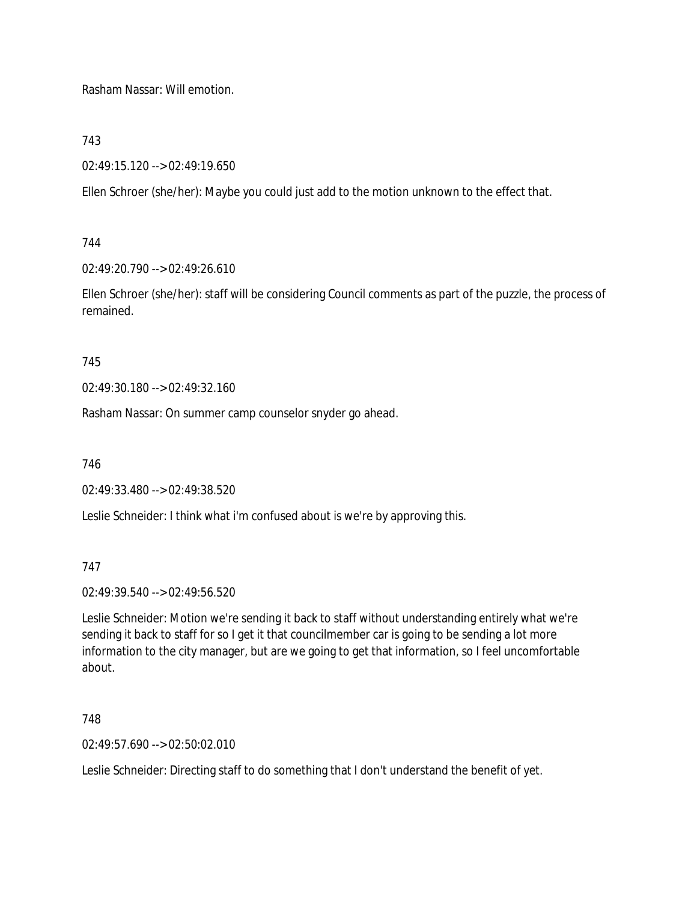Rasham Nassar: Will emotion.

743

02:49:15.120 --> 02:49:19.650

Ellen Schroer (she/her): Maybe you could just add to the motion unknown to the effect that.

744

02:49:20.790 --> 02:49:26.610

Ellen Schroer (she/her): staff will be considering Council comments as part of the puzzle, the process of remained.

745

02:49:30.180 --> 02:49:32.160

Rasham Nassar: On summer camp counselor snyder go ahead.

746

02:49:33.480 --> 02:49:38.520

Leslie Schneider: I think what i'm confused about is we're by approving this.

747

02:49:39.540 --> 02:49:56.520

Leslie Schneider: Motion we're sending it back to staff without understanding entirely what we're sending it back to staff for so I get it that councilmember car is going to be sending a lot more information to the city manager, but are we going to get that information, so I feel uncomfortable about.

748

02:49:57.690 --> 02:50:02.010

Leslie Schneider: Directing staff to do something that I don't understand the benefit of yet.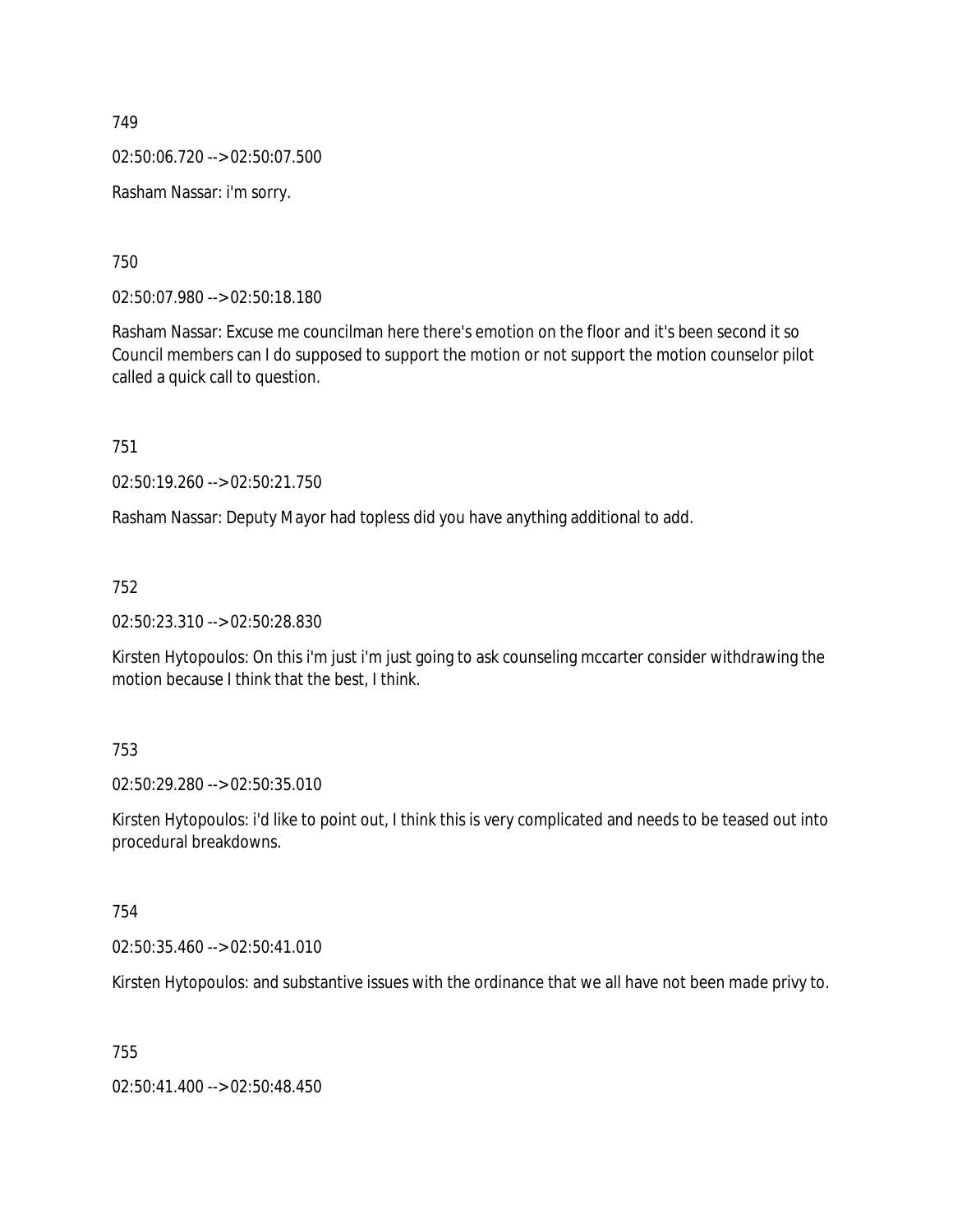749

02:50:06.720 --> 02:50:07.500

Rasham Nassar: i'm sorry.

750

02:50:07.980 --> 02:50:18.180

Rasham Nassar: Excuse me councilman here there's emotion on the floor and it's been second it so Council members can I do supposed to support the motion or not support the motion counselor pilot called a quick call to question.

751

02:50:19.260 --> 02:50:21.750

Rasham Nassar: Deputy Mayor had topless did you have anything additional to add.

752

02:50:23.310 --> 02:50:28.830

Kirsten Hytopoulos: On this i'm just i'm just going to ask counseling mccarter consider withdrawing the motion because I think that the best, I think.

753

02:50:29.280 --> 02:50:35.010

Kirsten Hytopoulos: i'd like to point out, I think this is very complicated and needs to be teased out into procedural breakdowns.

754

02:50:35.460 --> 02:50:41.010

Kirsten Hytopoulos: and substantive issues with the ordinance that we all have not been made privy to.

755

02:50:41.400 --> 02:50:48.450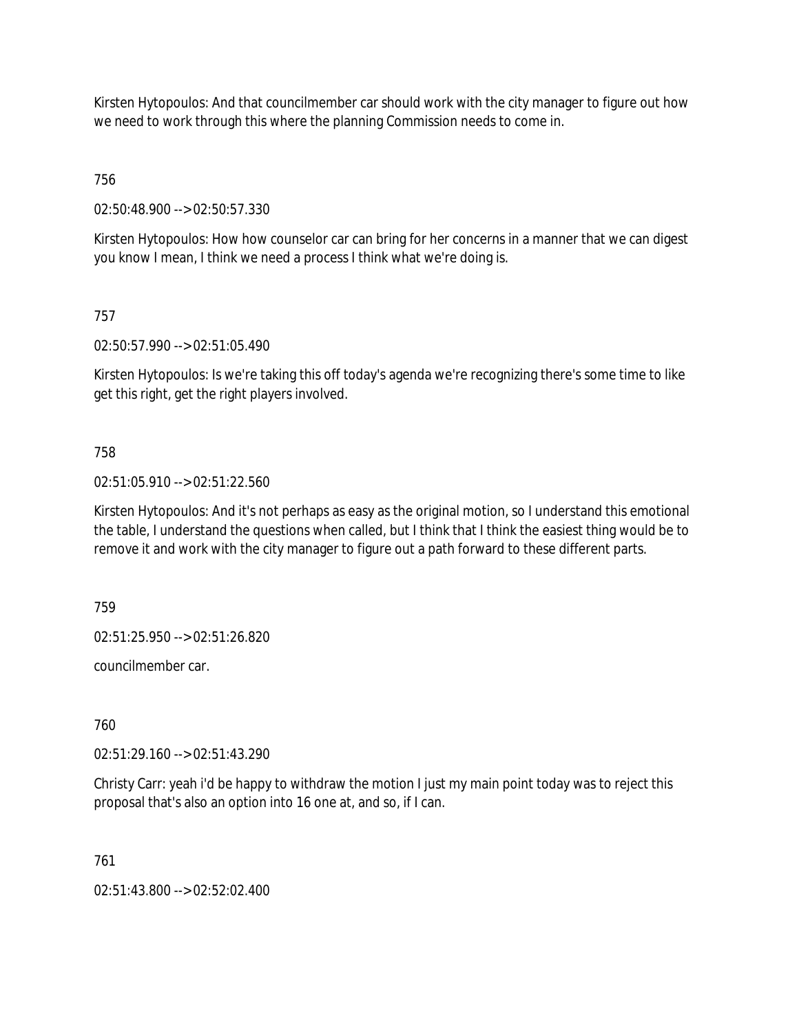Kirsten Hytopoulos: And that councilmember car should work with the city manager to figure out how we need to work through this where the planning Commission needs to come in.

756

02:50:48.900 --> 02:50:57.330

Kirsten Hytopoulos: How how counselor car can bring for her concerns in a manner that we can digest you know I mean, I think we need a process I think what we're doing is.

757

02:50:57.990 --> 02:51:05.490

Kirsten Hytopoulos: Is we're taking this off today's agenda we're recognizing there's some time to like get this right, get the right players involved.

758

02:51:05.910 --> 02:51:22.560

Kirsten Hytopoulos: And it's not perhaps as easy as the original motion, so I understand this emotional the table, I understand the questions when called, but I think that I think the easiest thing would be to remove it and work with the city manager to figure out a path forward to these different parts.

759

02:51:25.950 --> 02:51:26.820

councilmember car.

760

02:51:29.160 --> 02:51:43.290

Christy Carr: yeah i'd be happy to withdraw the motion I just my main point today was to reject this proposal that's also an option into 16 one at, and so, if I can.

761

02:51:43.800 --> 02:52:02.400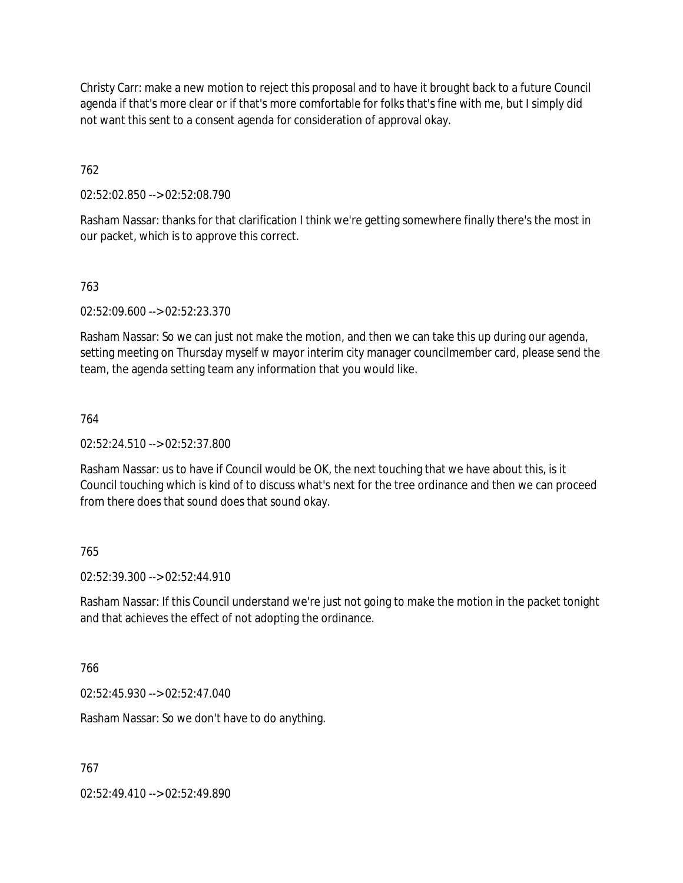Christy Carr: make a new motion to reject this proposal and to have it brought back to a future Council agenda if that's more clear or if that's more comfortable for folks that's fine with me, but I simply did not want this sent to a consent agenda for consideration of approval okay.

762

02:52:02.850 --> 02:52:08.790

Rasham Nassar: thanks for that clarification I think we're getting somewhere finally there's the most in our packet, which is to approve this correct.

763

02:52:09.600 --> 02:52:23.370

Rasham Nassar: So we can just not make the motion, and then we can take this up during our agenda, setting meeting on Thursday myself w mayor interim city manager councilmember card, please send the team, the agenda setting team any information that you would like.

764

02:52:24.510 --> 02:52:37.800

Rasham Nassar: us to have if Council would be OK, the next touching that we have about this, is it Council touching which is kind of to discuss what's next for the tree ordinance and then we can proceed from there does that sound does that sound okay.

765

02:52:39.300 --> 02:52:44.910

Rasham Nassar: If this Council understand we're just not going to make the motion in the packet tonight and that achieves the effect of not adopting the ordinance.

766

02:52:45.930 --> 02:52:47.040

Rasham Nassar: So we don't have to do anything.

767

02:52:49.410 --> 02:52:49.890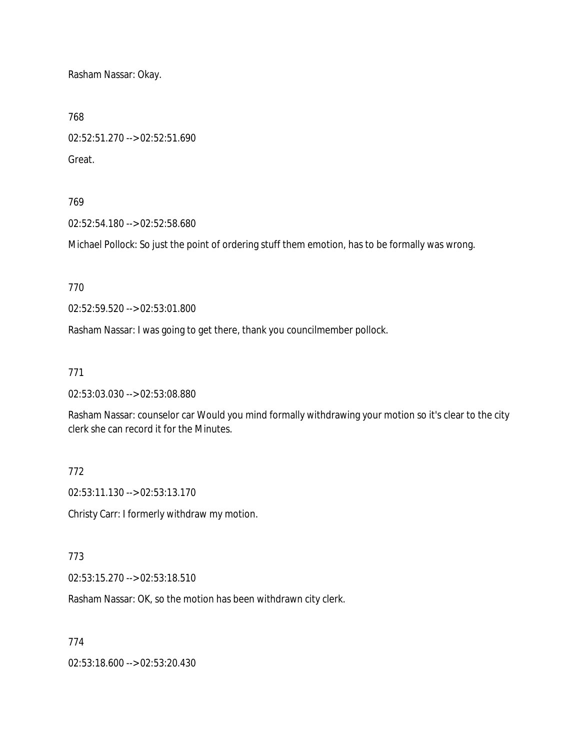Rasham Nassar: Okay.

768

02:52:51.270 --> 02:52:51.690

Great.

769

02:52:54.180 --> 02:52:58.680

Michael Pollock: So just the point of ordering stuff them emotion, has to be formally was wrong.

770

02:52:59.520 --> 02:53:01.800

Rasham Nassar: I was going to get there, thank you councilmember pollock.

771

02:53:03.030 --> 02:53:08.880

Rasham Nassar: counselor car Would you mind formally withdrawing your motion so it's clear to the city clerk she can record it for the Minutes.

772

02:53:11.130 --> 02:53:13.170

Christy Carr: I formerly withdraw my motion.

773

02:53:15.270 --> 02:53:18.510

Rasham Nassar: OK, so the motion has been withdrawn city clerk.

774

02:53:18.600 --> 02:53:20.430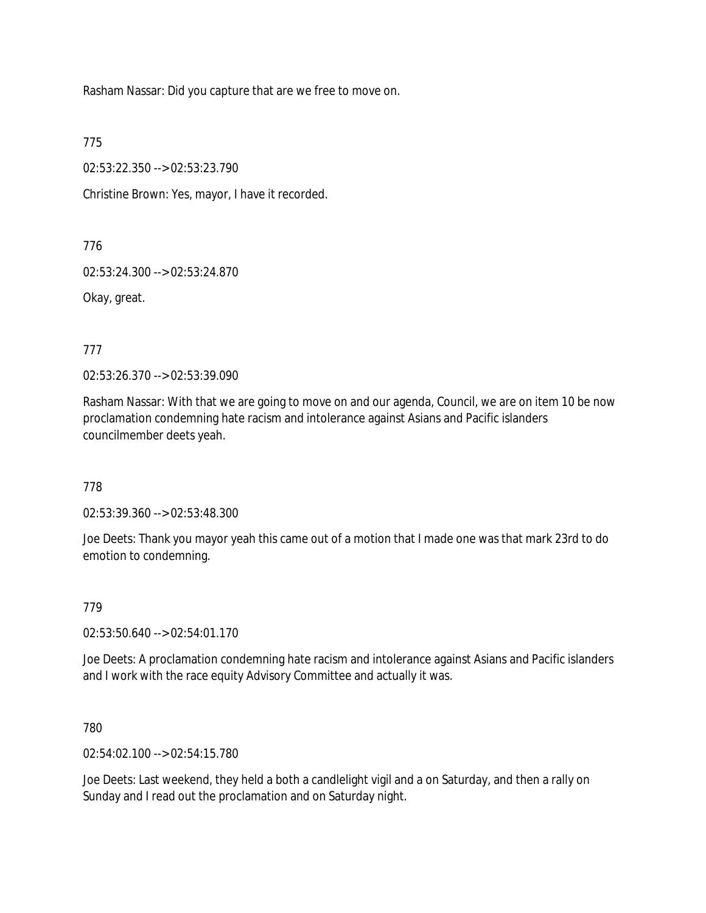Rasham Nassar: Did you capture that are we free to move on.

775

02:53:22.350 --> 02:53:23.790

Christine Brown: Yes, mayor, I have it recorded.

776

02:53:24.300 --> 02:53:24.870

Okay, great.

777

02:53:26.370 --> 02:53:39.090

Rasham Nassar: With that we are going to move on and our agenda, Council, we are on item 10 be now proclamation condemning hate racism and intolerance against Asians and Pacific islanders councilmember deets yeah.

778

02:53:39.360 --> 02:53:48.300

Joe Deets: Thank you mayor yeah this came out of a motion that I made one was that mark 23rd to do emotion to condemning.

779

02:53:50.640 --> 02:54:01.170

Joe Deets: A proclamation condemning hate racism and intolerance against Asians and Pacific islanders and I work with the race equity Advisory Committee and actually it was.

780

02:54:02.100 --> 02:54:15.780

Joe Deets: Last weekend, they held a both a candlelight vigil and a on Saturday, and then a rally on Sunday and I read out the proclamation and on Saturday night.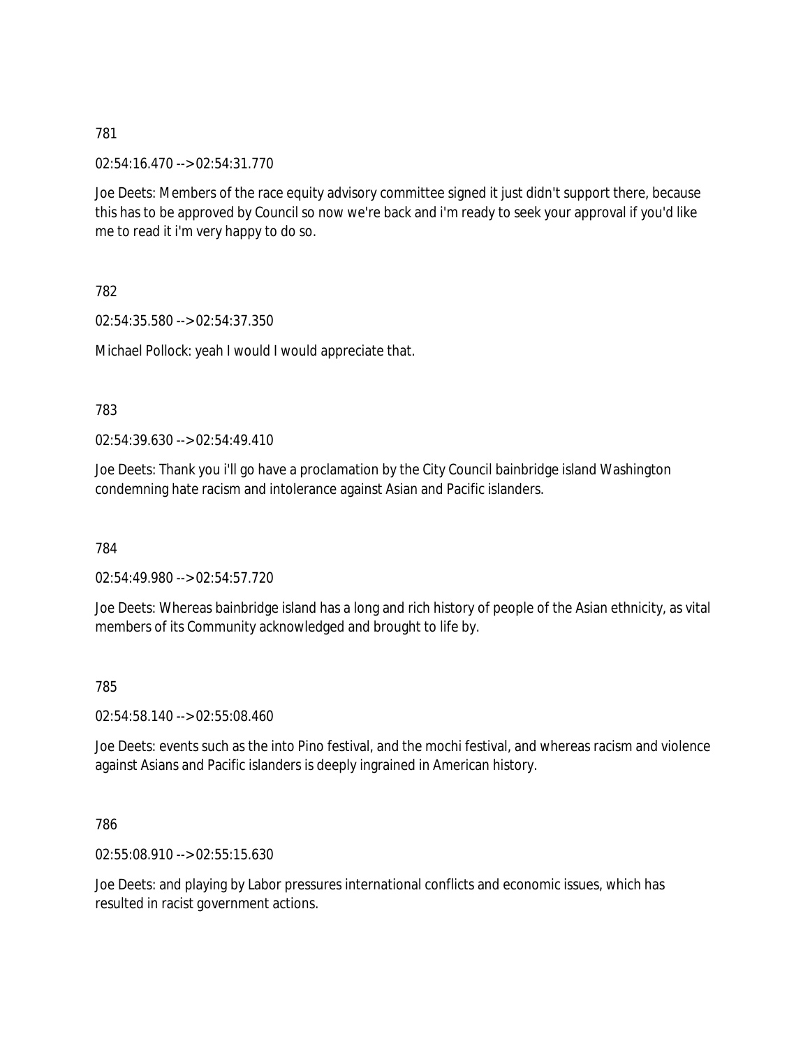781

02:54:16.470 --> 02:54:31.770

Joe Deets: Members of the race equity advisory committee signed it just didn't support there, because this has to be approved by Council so now we're back and i'm ready to seek your approval if you'd like me to read it i'm very happy to do so.

782

02:54:35.580 --> 02:54:37.350

Michael Pollock: yeah I would I would appreciate that.

783

02:54:39.630 --> 02:54:49.410

Joe Deets: Thank you i'll go have a proclamation by the City Council bainbridge island Washington condemning hate racism and intolerance against Asian and Pacific islanders.

784

02:54:49.980 --> 02:54:57.720

Joe Deets: Whereas bainbridge island has a long and rich history of people of the Asian ethnicity, as vital members of its Community acknowledged and brought to life by.

785

02:54:58.140 --> 02:55:08.460

Joe Deets: events such as the into Pino festival, and the mochi festival, and whereas racism and violence against Asians and Pacific islanders is deeply ingrained in American history.

786

02:55:08.910 --> 02:55:15.630

Joe Deets: and playing by Labor pressures international conflicts and economic issues, which has resulted in racist government actions.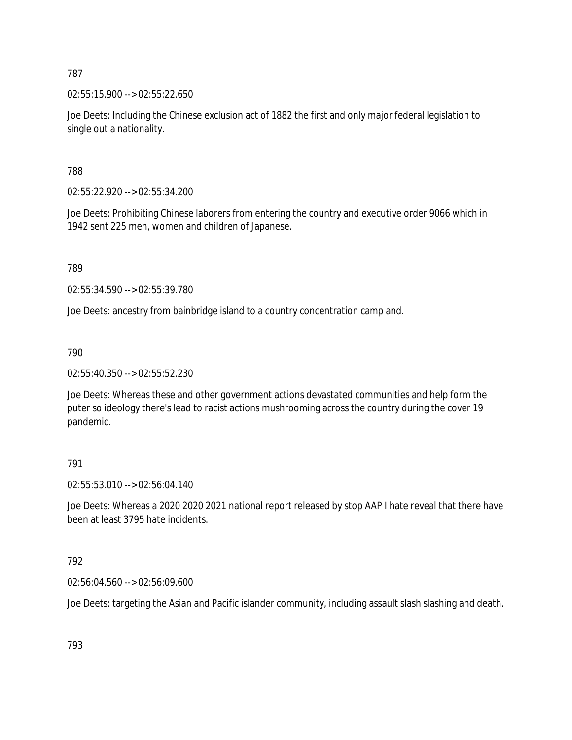787

02:55:15.900 --> 02:55:22.650

Joe Deets: Including the Chinese exclusion act of 1882 the first and only major federal legislation to single out a nationality.

788

02:55:22.920 --> 02:55:34.200

Joe Deets: Prohibiting Chinese laborers from entering the country and executive order 9066 which in 1942 sent 225 men, women and children of Japanese.

789

02:55:34.590 --> 02:55:39.780

Joe Deets: ancestry from bainbridge island to a country concentration camp and.

790

02:55:40.350 --> 02:55:52.230

Joe Deets: Whereas these and other government actions devastated communities and help form the puter so ideology there's lead to racist actions mushrooming across the country during the cover 19 pandemic.

791

02:55:53.010 --> 02:56:04.140

Joe Deets: Whereas a 2020 2020 2021 national report released by stop AAP I hate reveal that there have been at least 3795 hate incidents.

792

02:56:04.560 --> 02:56:09.600

Joe Deets: targeting the Asian and Pacific islander community, including assault slash slashing and death.

793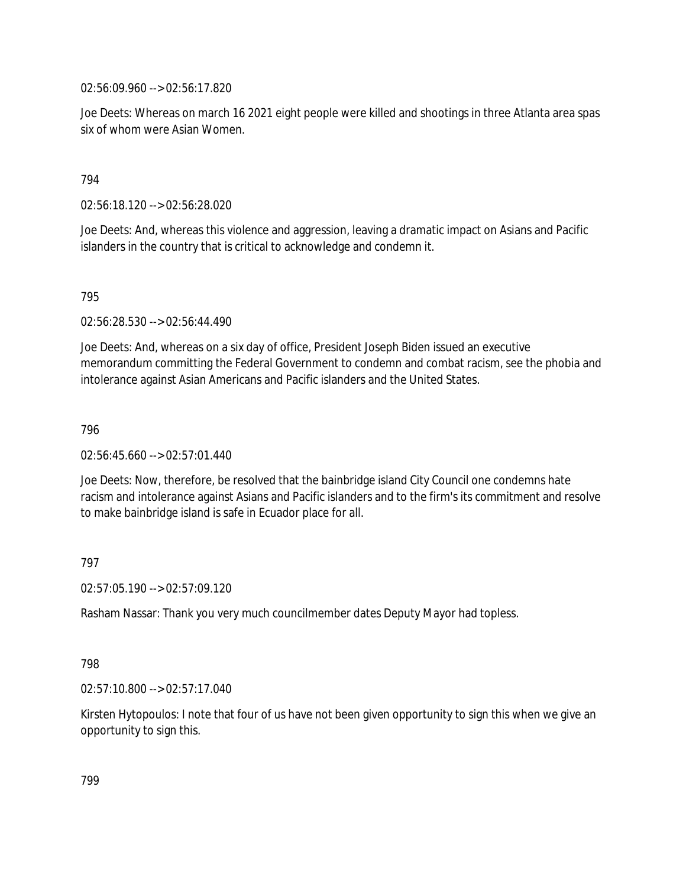02:56:09.960 --> 02:56:17.820

Joe Deets: Whereas on march 16 2021 eight people were killed and shootings in three Atlanta area spas six of whom were Asian Women.

794

02:56:18.120 --> 02:56:28.020

Joe Deets: And, whereas this violence and aggression, leaving a dramatic impact on Asians and Pacific islanders in the country that is critical to acknowledge and condemn it.

795

02:56:28.530 --> 02:56:44.490

Joe Deets: And, whereas on a six day of office, President Joseph Biden issued an executive memorandum committing the Federal Government to condemn and combat racism, see the phobia and intolerance against Asian Americans and Pacific islanders and the United States.

796

02:56:45.660 --> 02:57:01.440

Joe Deets: Now, therefore, be resolved that the bainbridge island City Council one condemns hate racism and intolerance against Asians and Pacific islanders and to the firm's its commitment and resolve to make bainbridge island is safe in Ecuador place for all.

797

02:57:05.190 --> 02:57:09.120

Rasham Nassar: Thank you very much councilmember dates Deputy Mayor had topless.

798

02:57:10.800 --> 02:57:17.040

Kirsten Hytopoulos: I note that four of us have not been given opportunity to sign this when we give an opportunity to sign this.

799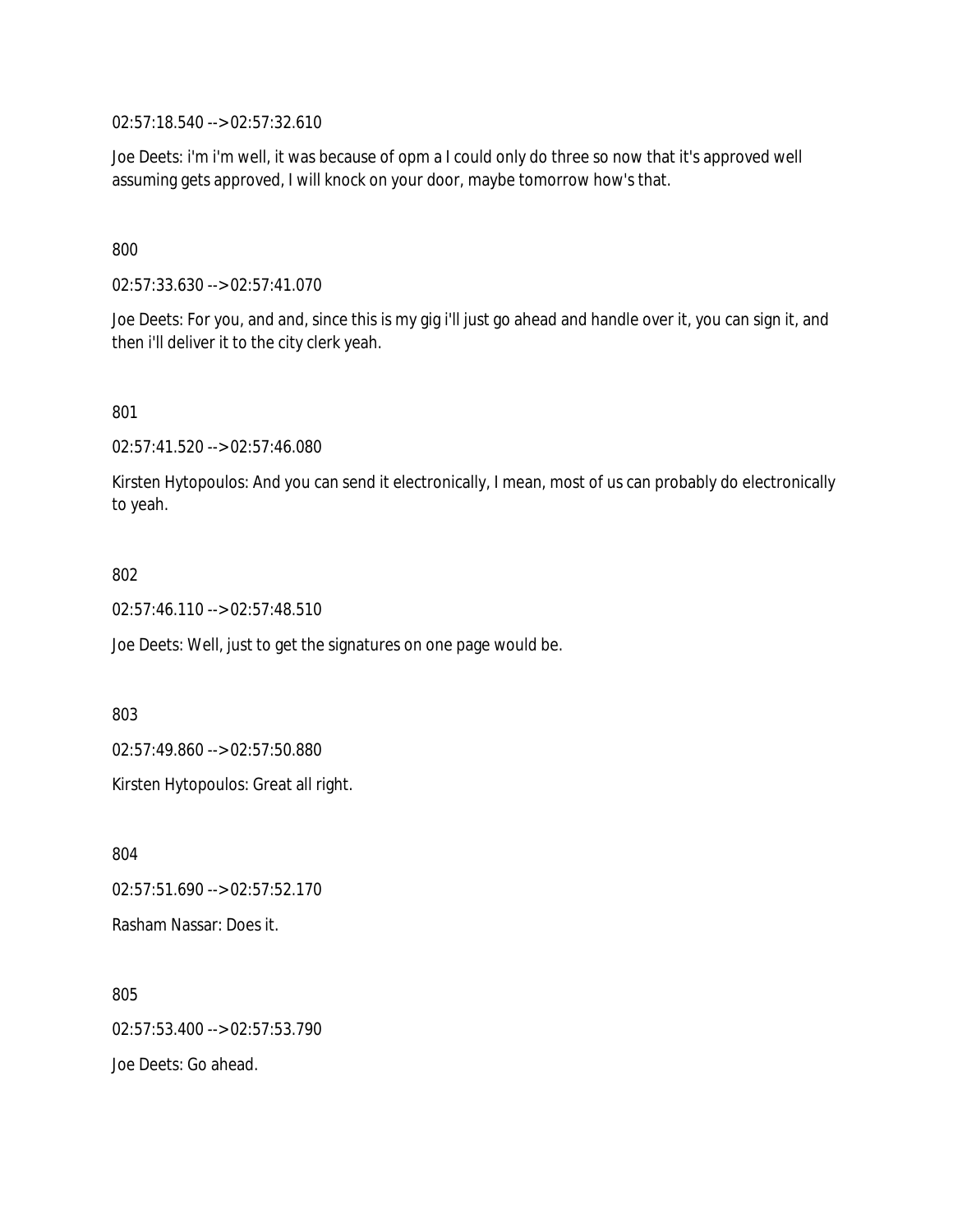02:57:18.540 --> 02:57:32.610

Joe Deets: i'm i'm well, it was because of opm a I could only do three so now that it's approved well assuming gets approved, I will knock on your door, maybe tomorrow how's that.

800

02:57:33.630 --> 02:57:41.070

Joe Deets: For you, and and, since this is my gig i'll just go ahead and handle over it, you can sign it, and then i'll deliver it to the city clerk yeah.

801

02:57:41.520 --> 02:57:46.080

Kirsten Hytopoulos: And you can send it electronically, I mean, most of us can probably do electronically to yeah.

802

02:57:46.110 --> 02:57:48.510

Joe Deets: Well, just to get the signatures on one page would be.

803

02:57:49.860 --> 02:57:50.880

Kirsten Hytopoulos: Great all right.

804

02:57:51.690 --> 02:57:52.170

Rasham Nassar: Does it.

805

02:57:53.400 --> 02:57:53.790

Joe Deets: Go ahead.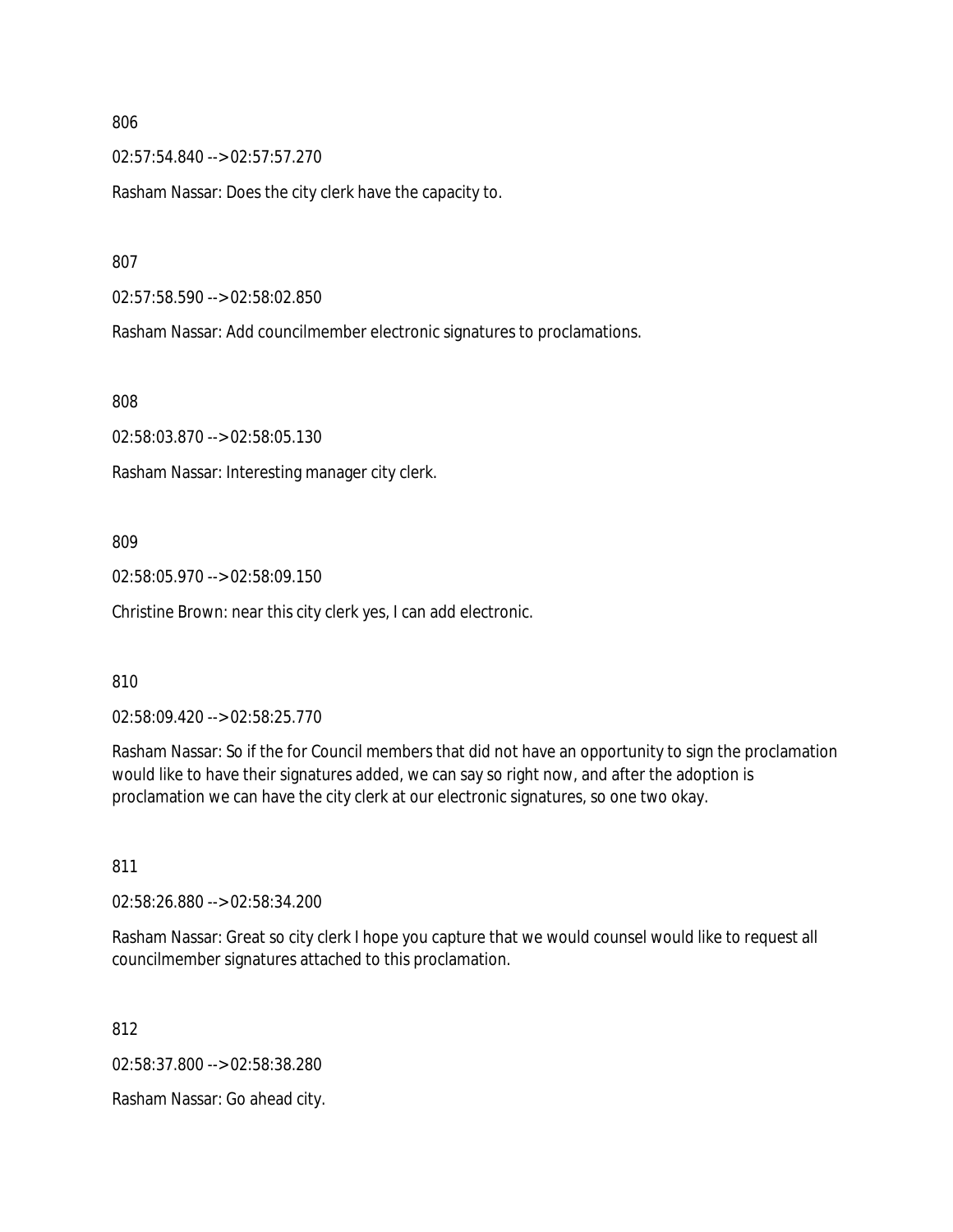806

02:57:54.840 --> 02:57:57.270

Rasham Nassar: Does the city clerk have the capacity to.

807

02:57:58.590 --> 02:58:02.850

Rasham Nassar: Add councilmember electronic signatures to proclamations.

808

02:58:03.870 --> 02:58:05.130

Rasham Nassar: Interesting manager city clerk.

809

02:58:05.970 --> 02:58:09.150

Christine Brown: near this city clerk yes, I can add electronic.

810

02:58:09.420 --> 02:58:25.770

Rasham Nassar: So if the for Council members that did not have an opportunity to sign the proclamation would like to have their signatures added, we can say so right now, and after the adoption is proclamation we can have the city clerk at our electronic signatures, so one two okay.

811

02:58:26.880 --> 02:58:34.200

Rasham Nassar: Great so city clerk I hope you capture that we would counsel would like to request all councilmember signatures attached to this proclamation.

812

02:58:37.800 --> 02:58:38.280

Rasham Nassar: Go ahead city.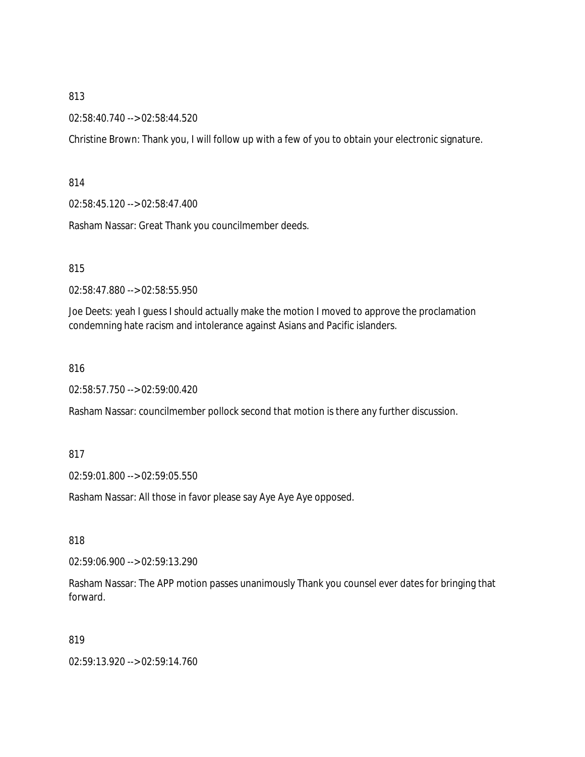813

02:58:40.740 --> 02:58:44.520

Christine Brown: Thank you, I will follow up with a few of you to obtain your electronic signature.

814

02:58:45.120 --> 02:58:47.400

Rasham Nassar: Great Thank you councilmember deeds.

815

02:58:47.880 --> 02:58:55.950

Joe Deets: yeah I guess I should actually make the motion I moved to approve the proclamation condemning hate racism and intolerance against Asians and Pacific islanders.

816

02:58:57.750 --> 02:59:00.420

Rasham Nassar: councilmember pollock second that motion is there any further discussion.

817

02:59:01.800 --> 02:59:05.550

Rasham Nassar: All those in favor please say Aye Aye Aye opposed.

818

02:59:06.900 --> 02:59:13.290

Rasham Nassar: The APP motion passes unanimously Thank you counsel ever dates for bringing that forward.

819

02:59:13.920 --> 02:59:14.760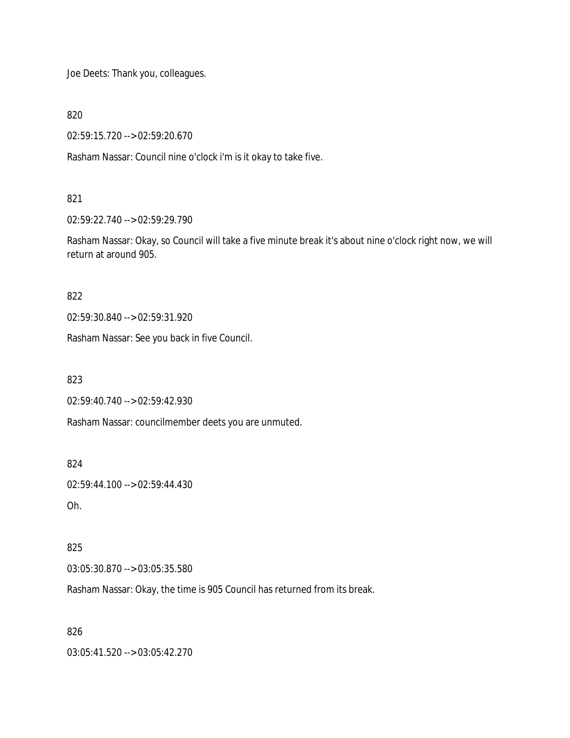Joe Deets: Thank you, colleagues.

820

02:59:15.720 --> 02:59:20.670

Rasham Nassar: Council nine o'clock i'm is it okay to take five.

821

02:59:22.740 --> 02:59:29.790

Rasham Nassar: Okay, so Council will take a five minute break it's about nine o'clock right now, we will return at around 905.

822

02:59:30.840 --> 02:59:31.920

Rasham Nassar: See you back in five Council.

823

02:59:40.740 --> 02:59:42.930

Rasham Nassar: councilmember deets you are unmuted.

824

02:59:44.100 --> 02:59:44.430

Oh.

825

03:05:30.870 --> 03:05:35.580

Rasham Nassar: Okay, the time is 905 Council has returned from its break.

826

03:05:41.520 --> 03:05:42.270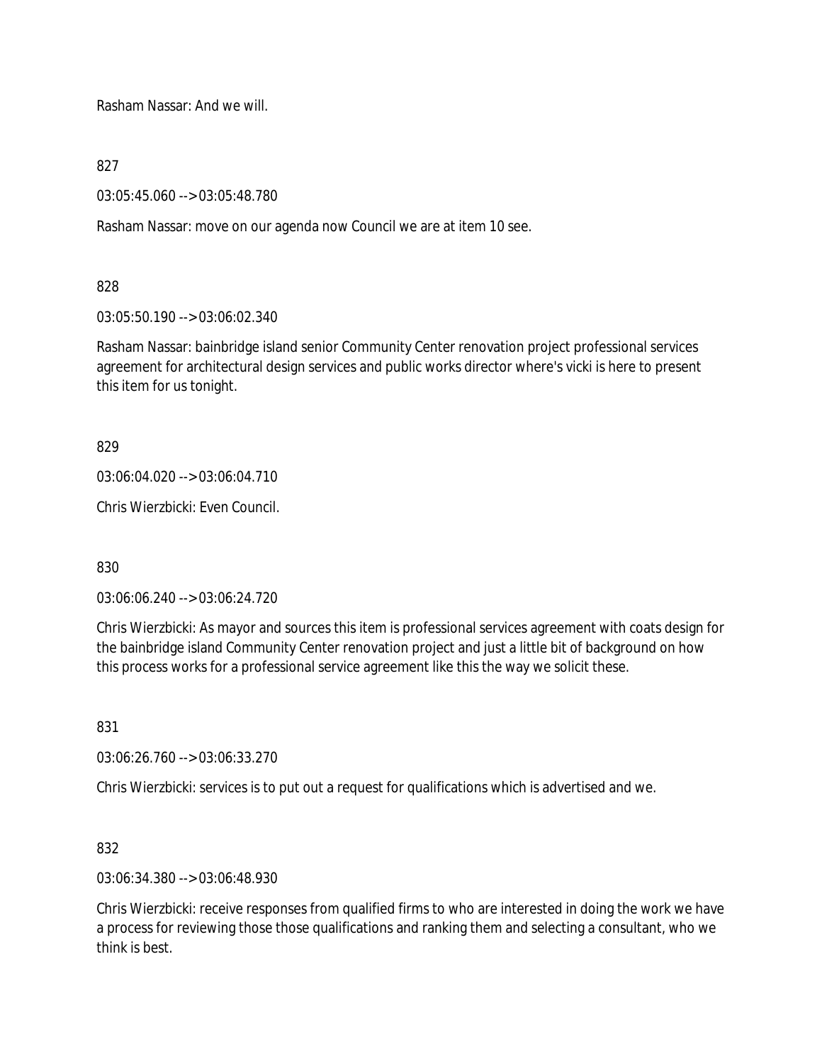Rasham Nassar: And we will.

827

03:05:45.060 --> 03:05:48.780

Rasham Nassar: move on our agenda now Council we are at item 10 see.

828

03:05:50.190 --> 03:06:02.340

Rasham Nassar: bainbridge island senior Community Center renovation project professional services agreement for architectural design services and public works director where's vicki is here to present this item for us tonight.

829

03:06:04.020 --> 03:06:04.710

Chris Wierzbicki: Even Council.

830

03:06:06.240 --> 03:06:24.720

Chris Wierzbicki: As mayor and sources this item is professional services agreement with coats design for the bainbridge island Community Center renovation project and just a little bit of background on how this process works for a professional service agreement like this the way we solicit these.

831

03:06:26.760 --> 03:06:33.270

Chris Wierzbicki: services is to put out a request for qualifications which is advertised and we.

832

03:06:34.380 --> 03:06:48.930

Chris Wierzbicki: receive responses from qualified firms to who are interested in doing the work we have a process for reviewing those those qualifications and ranking them and selecting a consultant, who we think is best.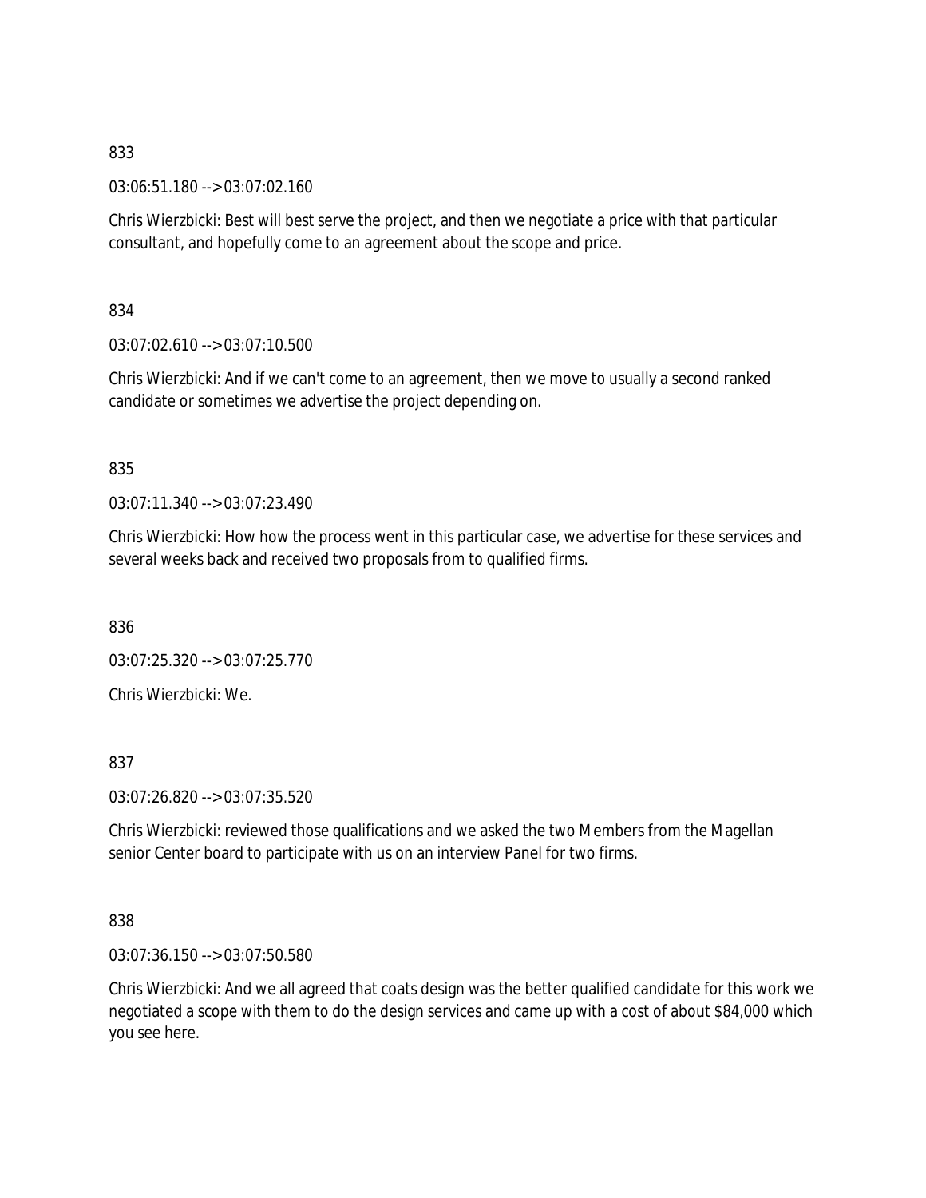833

03:06:51.180 --> 03:07:02.160

Chris Wierzbicki: Best will best serve the project, and then we negotiate a price with that particular consultant, and hopefully come to an agreement about the scope and price.

834

03:07:02.610 --> 03:07:10.500

Chris Wierzbicki: And if we can't come to an agreement, then we move to usually a second ranked candidate or sometimes we advertise the project depending on.

835

03:07:11.340 --> 03:07:23.490

Chris Wierzbicki: How how the process went in this particular case, we advertise for these services and several weeks back and received two proposals from to qualified firms.

836

03:07:25.320 --> 03:07:25.770

Chris Wierzbicki: We.

837

03:07:26.820 --> 03:07:35.520

Chris Wierzbicki: reviewed those qualifications and we asked the two Members from the Magellan senior Center board to participate with us on an interview Panel for two firms.

838

03:07:36.150 --> 03:07:50.580

Chris Wierzbicki: And we all agreed that coats design was the better qualified candidate for this work we negotiated a scope with them to do the design services and came up with a cost of about $84,000 which you see here.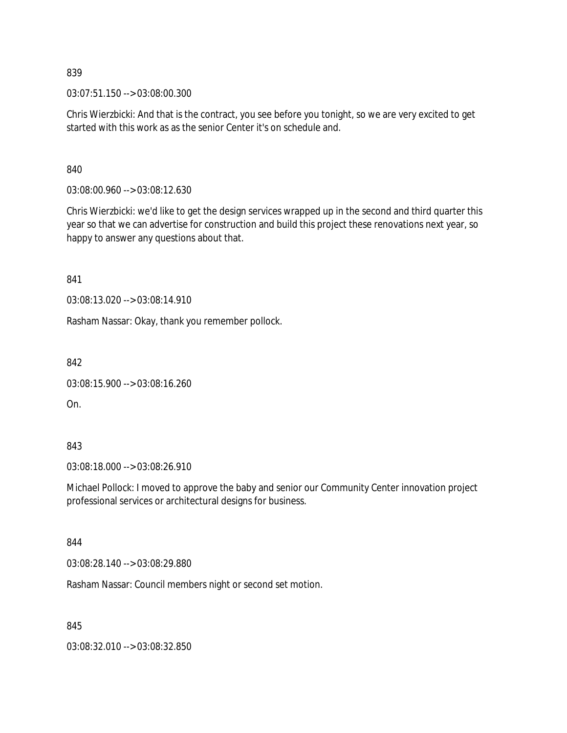839

03:07:51.150 --> 03:08:00.300

Chris Wierzbicki: And that is the contract, you see before you tonight, so we are very excited to get started with this work as as the senior Center it's on schedule and.

840

03:08:00.960 --> 03:08:12.630

Chris Wierzbicki: we'd like to get the design services wrapped up in the second and third quarter this year so that we can advertise for construction and build this project these renovations next year, so happy to answer any questions about that.

841

03:08:13.020 --> 03:08:14.910

Rasham Nassar: Okay, thank you remember pollock.

842

03:08:15.900 --> 03:08:16.260

On.

843

03:08:18.000 --> 03:08:26.910

Michael Pollock: I moved to approve the baby and senior our Community Center innovation project professional services or architectural designs for business.

844

03:08:28.140 --> 03:08:29.880

Rasham Nassar: Council members night or second set motion.

845

03:08:32.010 --> 03:08:32.850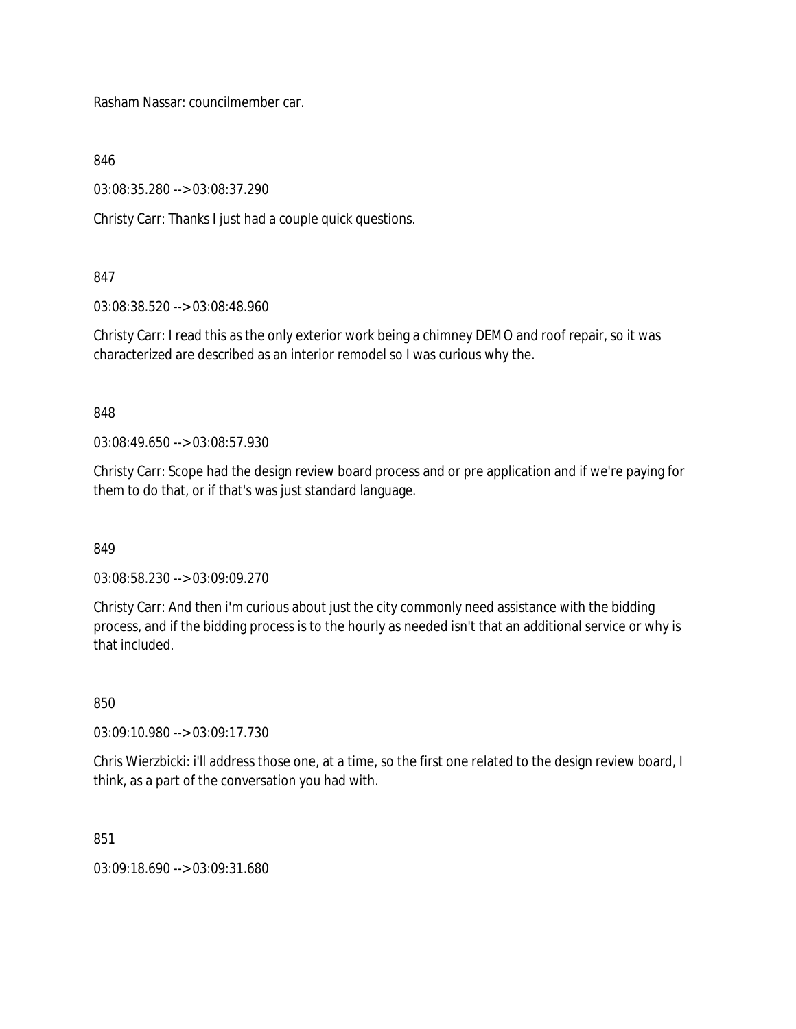Rasham Nassar: councilmember car.

846

03:08:35.280 --> 03:08:37.290

Christy Carr: Thanks I just had a couple quick questions.

847

03:08:38.520 --> 03:08:48.960

Christy Carr: I read this as the only exterior work being a chimney DEMO and roof repair, so it was characterized are described as an interior remodel so I was curious why the.

848

03:08:49.650 --> 03:08:57.930

Christy Carr: Scope had the design review board process and or pre application and if we're paying for them to do that, or if that's was just standard language.

849

03:08:58.230 --> 03:09:09.270

Christy Carr: And then i'm curious about just the city commonly need assistance with the bidding process, and if the bidding process is to the hourly as needed isn't that an additional service or why is that included.

850

03:09:10.980 --> 03:09:17.730

Chris Wierzbicki: i'll address those one, at a time, so the first one related to the design review board, I think, as a part of the conversation you had with.

851

03:09:18.690 --> 03:09:31.680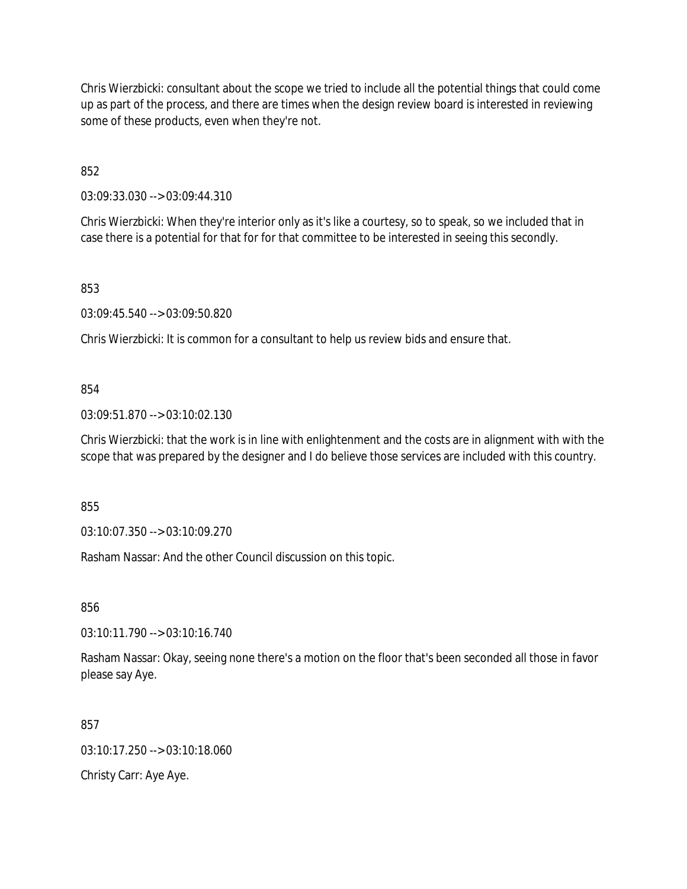Chris Wierzbicki: consultant about the scope we tried to include all the potential things that could come up as part of the process, and there are times when the design review board is interested in reviewing some of these products, even when they're not.

852

03:09:33.030 --> 03:09:44.310

Chris Wierzbicki: When they're interior only as it's like a courtesy, so to speak, so we included that in case there is a potential for that for for that committee to be interested in seeing this secondly.

853

03:09:45.540 --> 03:09:50.820

Chris Wierzbicki: It is common for a consultant to help us review bids and ensure that.

854

03:09:51.870 --> 03:10:02.130

Chris Wierzbicki: that the work is in line with enlightenment and the costs are in alignment with with the scope that was prepared by the designer and I do believe those services are included with this country.

855

03:10:07.350 --> 03:10:09.270

Rasham Nassar: And the other Council discussion on this topic.

856

03:10:11.790 --> 03:10:16.740

Rasham Nassar: Okay, seeing none there's a motion on the floor that's been seconded all those in favor please say Aye.

857

03:10:17.250 --> 03:10:18.060

Christy Carr: Aye Aye.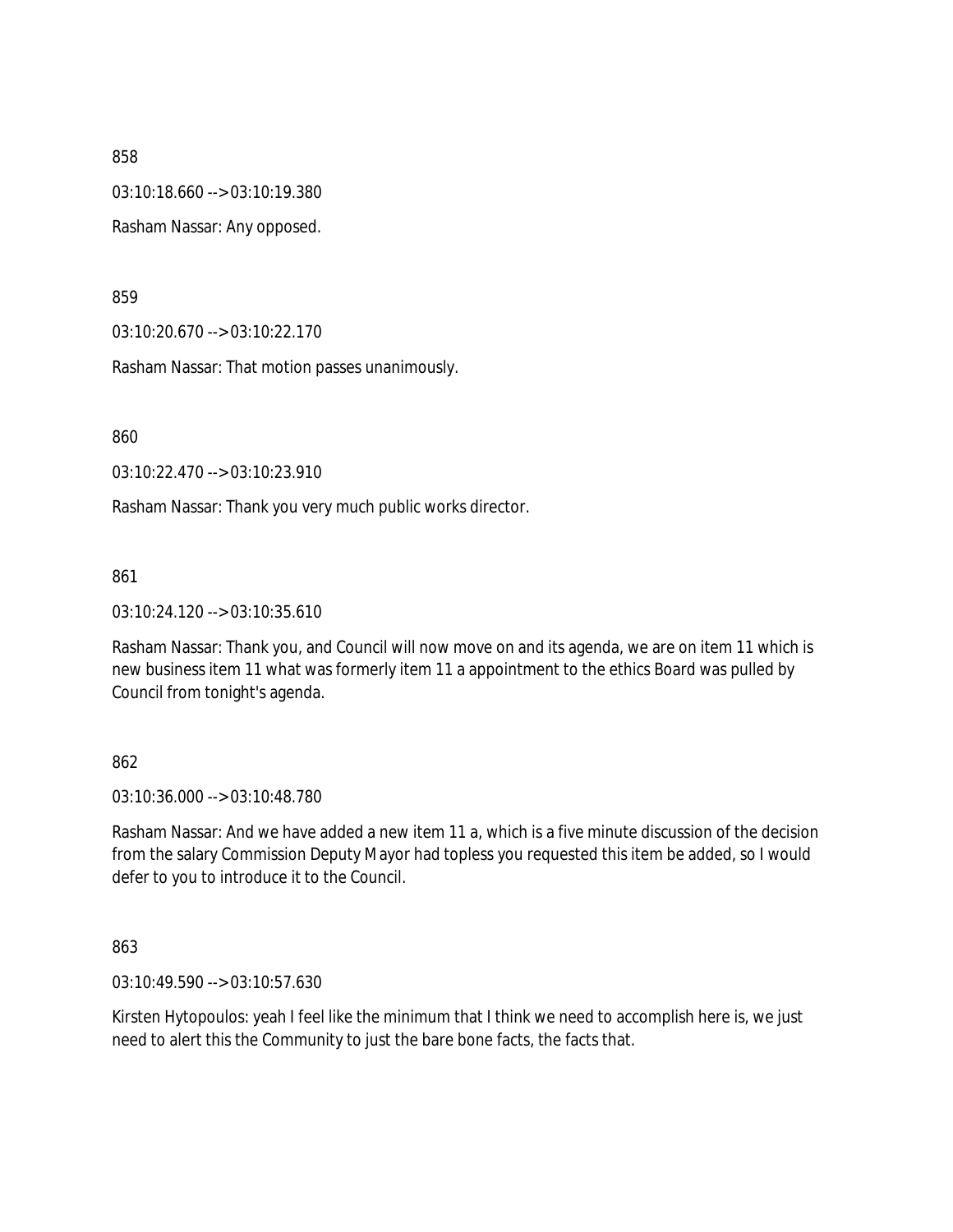858

03:10:18.660 --> 03:10:19.380

Rasham Nassar: Any opposed.

859

03:10:20.670 --> 03:10:22.170

Rasham Nassar: That motion passes unanimously.

860

03:10:22.470 --> 03:10:23.910

Rasham Nassar: Thank you very much public works director.

861

03:10:24.120 --> 03:10:35.610

Rasham Nassar: Thank you, and Council will now move on and its agenda, we are on item 11 which is new business item 11 what was formerly item 11 a appointment to the ethics Board was pulled by Council from tonight's agenda.

862

03:10:36.000 --> 03:10:48.780

Rasham Nassar: And we have added a new item 11 a, which is a five minute discussion of the decision from the salary Commission Deputy Mayor had topless you requested this item be added, so I would defer to you to introduce it to the Council.

863

03:10:49.590 --> 03:10:57.630

Kirsten Hytopoulos: yeah I feel like the minimum that I think we need to accomplish here is, we just need to alert this the Community to just the bare bone facts, the facts that.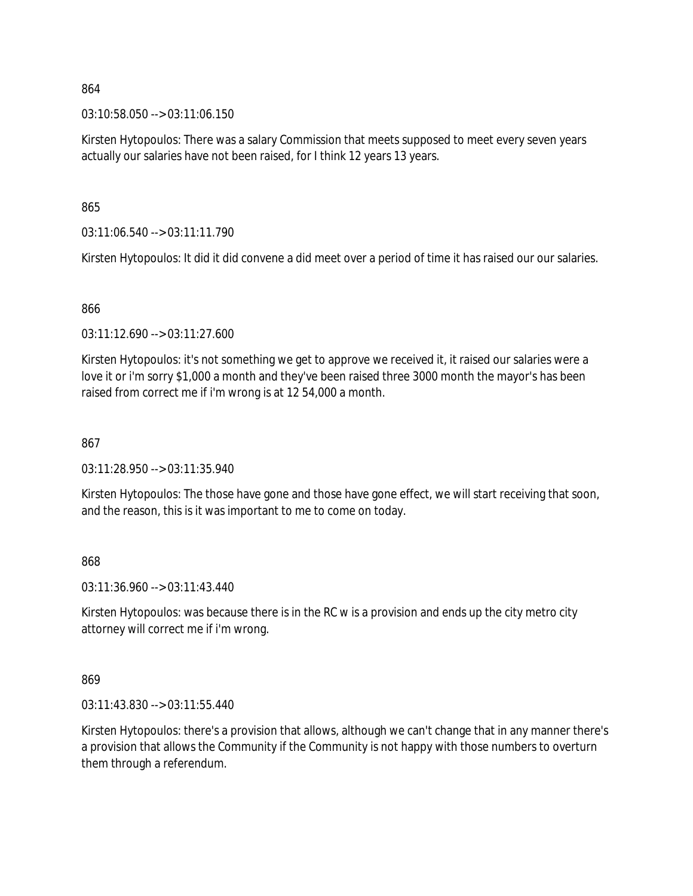864

03:10:58.050 --> 03:11:06.150

Kirsten Hytopoulos: There was a salary Commission that meets supposed to meet every seven years actually our salaries have not been raised, for I think 12 years 13 years.

865

03:11:06.540 --> 03:11:11.790

Kirsten Hytopoulos: It did it did convene a did meet over a period of time it has raised our our salaries.

866

03:11:12.690 --> 03:11:27.600

Kirsten Hytopoulos: it's not something we get to approve we received it, it raised our salaries were a love it or i'm sorry $1,000 a month and they've been raised three 3000 month the mayor's has been raised from correct me if i'm wrong is at 12 54,000 a month.

867

03:11:28.950 --> 03:11:35.940

Kirsten Hytopoulos: The those have gone and those have gone effect, we will start receiving that soon, and the reason, this is it was important to me to come on today.

868

03:11:36.960 --> 03:11:43.440

Kirsten Hytopoulos: was because there is in the RC w is a provision and ends up the city metro city attorney will correct me if i'm wrong.

869

03:11:43.830 --> 03:11:55.440

Kirsten Hytopoulos: there's a provision that allows, although we can't change that in any manner there's a provision that allows the Community if the Community is not happy with those numbers to overturn them through a referendum.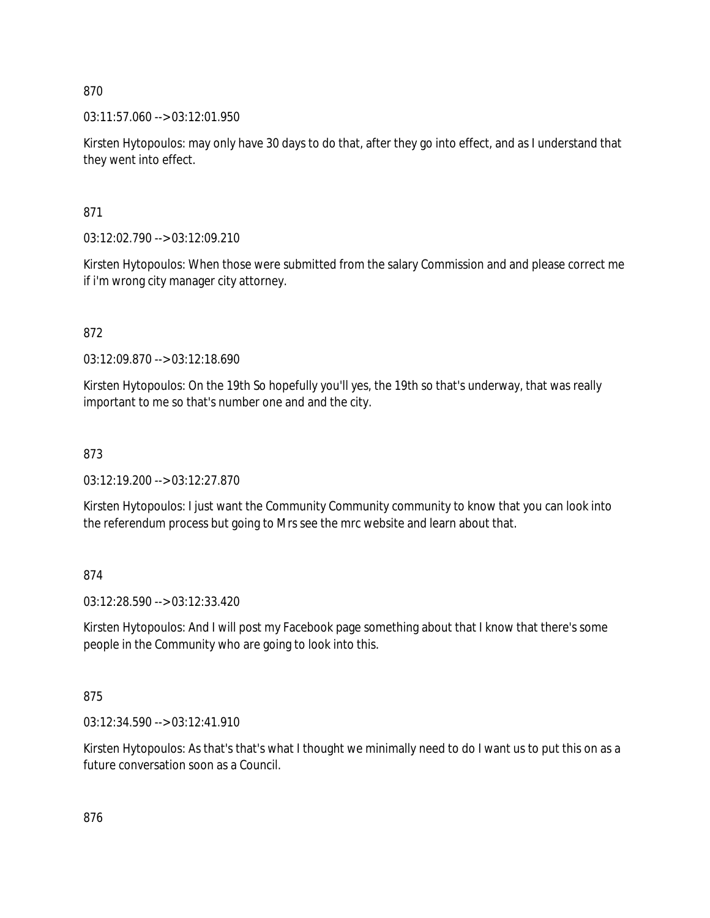870

03:11:57.060 --> 03:12:01.950

Kirsten Hytopoulos: may only have 30 days to do that, after they go into effect, and as I understand that they went into effect.

871

03:12:02.790 --> 03:12:09.210

Kirsten Hytopoulos: When those were submitted from the salary Commission and and please correct me if i'm wrong city manager city attorney.

872

03:12:09.870 --> 03:12:18.690

Kirsten Hytopoulos: On the 19th So hopefully you'll yes, the 19th so that's underway, that was really important to me so that's number one and and the city.

873

03:12:19.200 --> 03:12:27.870

Kirsten Hytopoulos: I just want the Community Community community to know that you can look into the referendum process but going to Mrs see the mrc website and learn about that.

874

03:12:28.590 --> 03:12:33.420

Kirsten Hytopoulos: And I will post my Facebook page something about that I know that there's some people in the Community who are going to look into this.

875

03:12:34.590 --> 03:12:41.910

Kirsten Hytopoulos: As that's that's what I thought we minimally need to do I want us to put this on as a future conversation soon as a Council.

876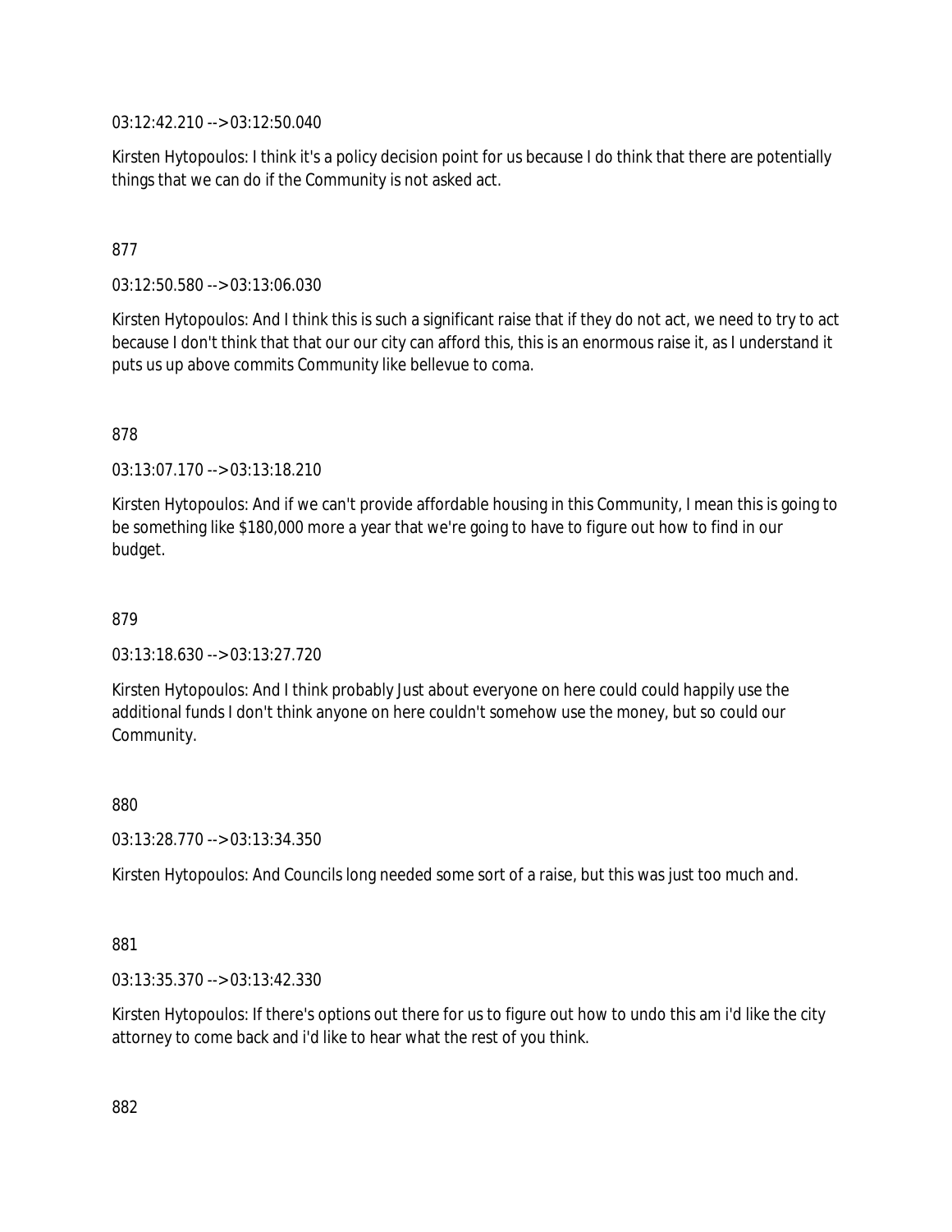03:12:42.210 --> 03:12:50.040

Kirsten Hytopoulos: I think it's a policy decision point for us because I do think that there are potentially things that we can do if the Community is not asked act.

877

03:12:50.580 --> 03:13:06.030

Kirsten Hytopoulos: And I think this is such a significant raise that if they do not act, we need to try to act because I don't think that that our our city can afford this, this is an enormous raise it, as I understand it puts us up above commits Community like bellevue to coma.

878

03:13:07.170 --> 03:13:18.210

Kirsten Hytopoulos: And if we can't provide affordable housing in this Community, I mean this is going to be something like $180,000 more a year that we're going to have to figure out how to find in our budget.

879

03:13:18.630 --> 03:13:27.720

Kirsten Hytopoulos: And I think probably Just about everyone on here could could happily use the additional funds I don't think anyone on here couldn't somehow use the money, but so could our Community.

880

03:13:28.770 --> 03:13:34.350

Kirsten Hytopoulos: And Councils long needed some sort of a raise, but this was just too much and.

881

03:13:35.370 --> 03:13:42.330

Kirsten Hytopoulos: If there's options out there for us to figure out how to undo this am i'd like the city attorney to come back and i'd like to hear what the rest of you think.

882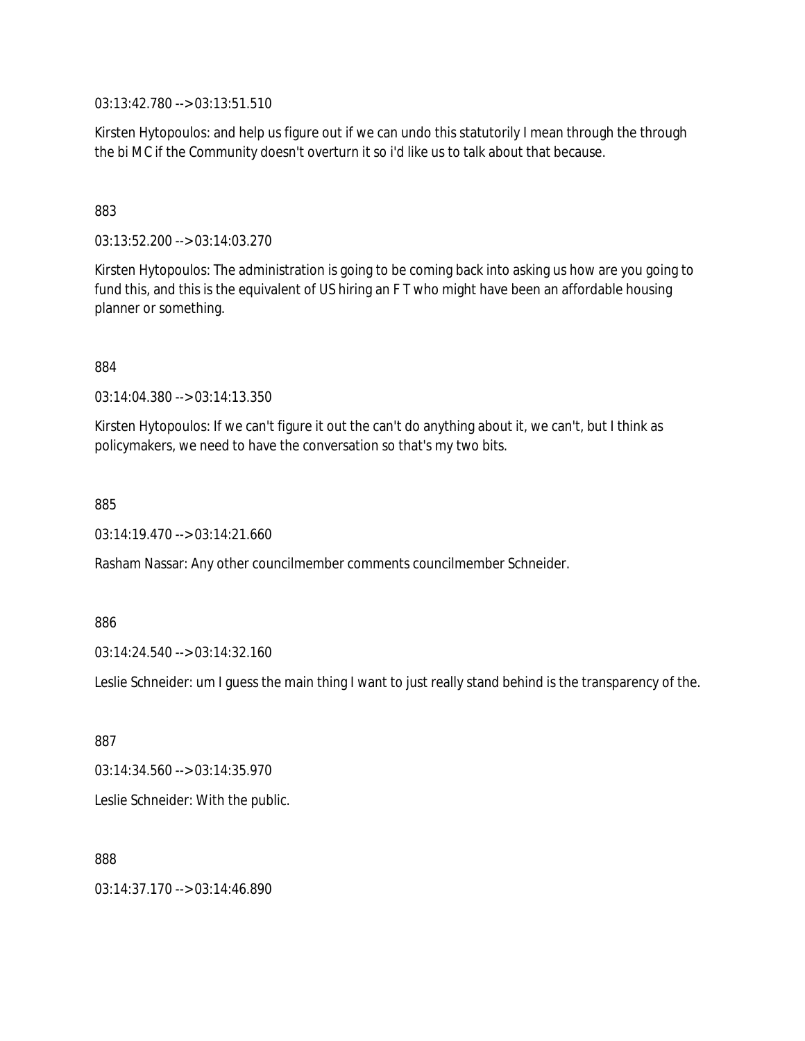03:13:42.780 --> 03:13:51.510

Kirsten Hytopoulos: and help us figure out if we can undo this statutorily I mean through the through the bi MC if the Community doesn't overturn it so i'd like us to talk about that because.

883

03:13:52.200 --> 03:14:03.270

Kirsten Hytopoulos: The administration is going to be coming back into asking us how are you going to fund this, and this is the equivalent of US hiring an F T who might have been an affordable housing planner or something.

884

03:14:04.380 --> 03:14:13.350

Kirsten Hytopoulos: If we can't figure it out the can't do anything about it, we can't, but I think as policymakers, we need to have the conversation so that's my two bits.

885

03:14:19.470 --> 03:14:21.660

Rasham Nassar: Any other councilmember comments councilmember Schneider.

886

03:14:24.540 --> 03:14:32.160

Leslie Schneider: um I guess the main thing I want to just really stand behind is the transparency of the.

887

03:14:34.560 --> 03:14:35.970

Leslie Schneider: With the public.

888

03:14:37.170 --> 03:14:46.890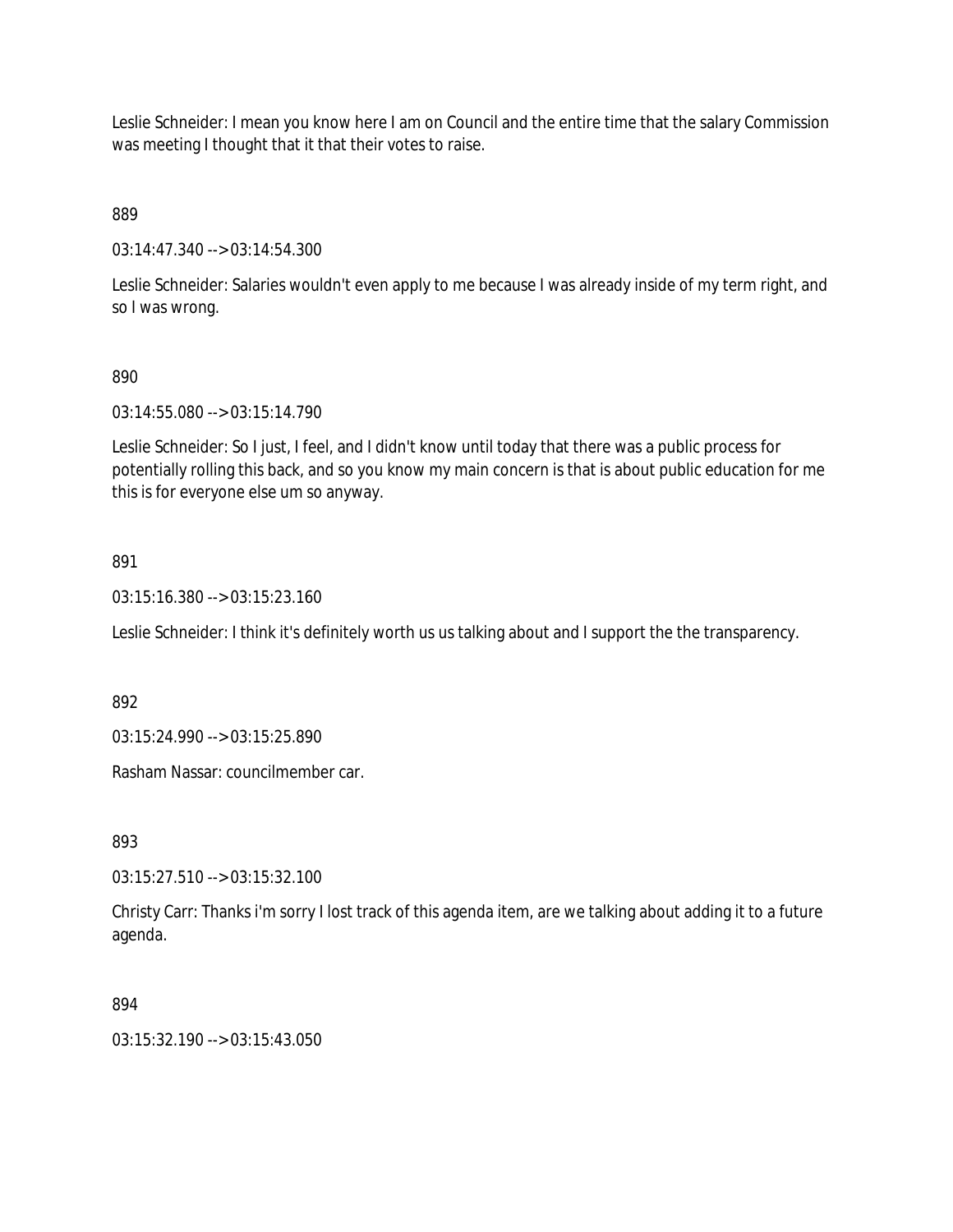Leslie Schneider: I mean you know here I am on Council and the entire time that the salary Commission was meeting I thought that it that their votes to raise.

889

03:14:47.340 --> 03:14:54.300

Leslie Schneider: Salaries wouldn't even apply to me because I was already inside of my term right, and so I was wrong.

890

03:14:55.080 --> 03:15:14.790

Leslie Schneider: So I just, I feel, and I didn't know until today that there was a public process for potentially rolling this back, and so you know my main concern is that is about public education for me this is for everyone else um so anyway.

891

03:15:16.380 --> 03:15:23.160

Leslie Schneider: I think it's definitely worth us us talking about and I support the the transparency.

892

03:15:24.990 --> 03:15:25.890

Rasham Nassar: councilmember car.

893

03:15:27.510 --> 03:15:32.100

Christy Carr: Thanks i'm sorry I lost track of this agenda item, are we talking about adding it to a future agenda.

894

03:15:32.190 --> 03:15:43.050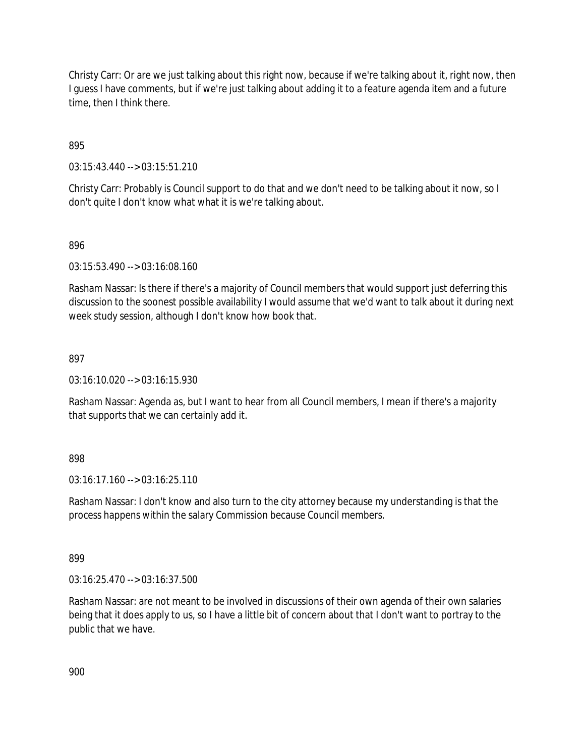Christy Carr: Or are we just talking about this right now, because if we're talking about it, right now, then I guess I have comments, but if we're just talking about adding it to a feature agenda item and a future time, then I think there.

895

03:15:43.440 --> 03:15:51.210

Christy Carr: Probably is Council support to do that and we don't need to be talking about it now, so I don't quite I don't know what what it is we're talking about.

896

03:15:53.490 --> 03:16:08.160

Rasham Nassar: Is there if there's a majority of Council members that would support just deferring this discussion to the soonest possible availability I would assume that we'd want to talk about it during next week study session, although I don't know how book that.

897

03:16:10.020 --> 03:16:15.930

Rasham Nassar: Agenda as, but I want to hear from all Council members, I mean if there's a majority that supports that we can certainly add it.

898

03:16:17.160 --> 03:16:25.110

Rasham Nassar: I don't know and also turn to the city attorney because my understanding is that the process happens within the salary Commission because Council members.

899

03:16:25.470 --> 03:16:37.500

Rasham Nassar: are not meant to be involved in discussions of their own agenda of their own salaries being that it does apply to us, so I have a little bit of concern about that I don't want to portray to the public that we have.

900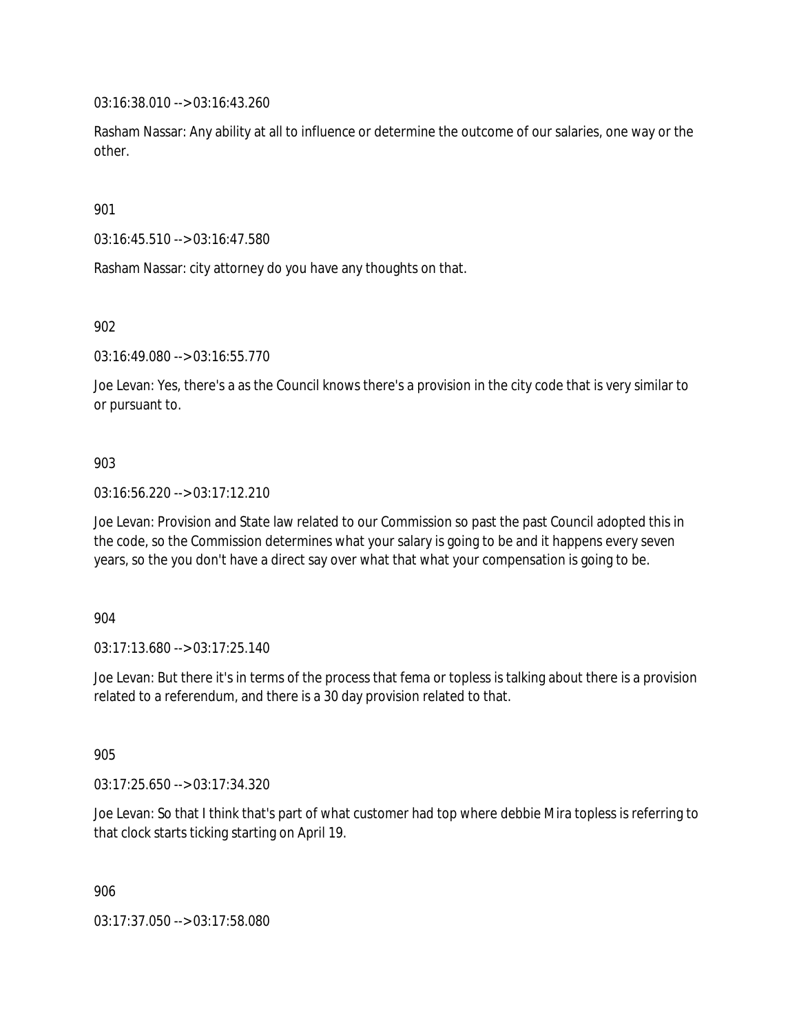03:16:38.010 --> 03:16:43.260

Rasham Nassar: Any ability at all to influence or determine the outcome of our salaries, one way or the other.

901

03:16:45.510 --> 03:16:47.580

Rasham Nassar: city attorney do you have any thoughts on that.

902

03:16:49.080 --> 03:16:55.770

Joe Levan: Yes, there's a as the Council knows there's a provision in the city code that is very similar to or pursuant to.

903

03:16:56.220 --> 03:17:12.210

Joe Levan: Provision and State law related to our Commission so past the past Council adopted this in the code, so the Commission determines what your salary is going to be and it happens every seven years, so the you don't have a direct say over what that what your compensation is going to be.

904

03:17:13.680 --> 03:17:25.140

Joe Levan: But there it's in terms of the process that fema or topless is talking about there is a provision related to a referendum, and there is a 30 day provision related to that.

905

03:17:25.650 --> 03:17:34.320

Joe Levan: So that I think that's part of what customer had top where debbie Mira topless is referring to that clock starts ticking starting on April 19.

906

03:17:37.050 --> 03:17:58.080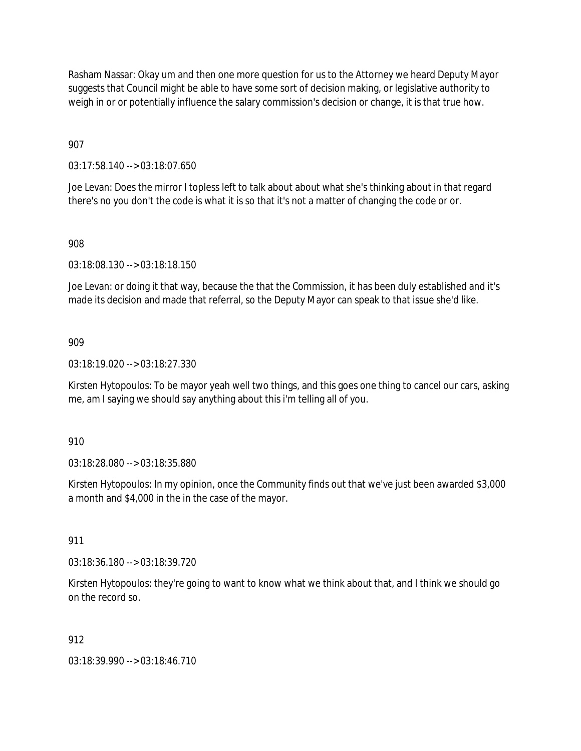Rasham Nassar: Okay um and then one more question for us to the Attorney we heard Deputy Mayor suggests that Council might be able to have some sort of decision making, or legislative authority to weigh in or or potentially influence the salary commission's decision or change, it is that true how.

907

03:17:58.140 --> 03:18:07.650

Joe Levan: Does the mirror I topless left to talk about about what she's thinking about in that regard there's no you don't the code is what it is so that it's not a matter of changing the code or or.

908

03:18:08.130 --> 03:18:18.150

Joe Levan: or doing it that way, because the that the Commission, it has been duly established and it's made its decision and made that referral, so the Deputy Mayor can speak to that issue she'd like.

909

03:18:19.020 --> 03:18:27.330

Kirsten Hytopoulos: To be mayor yeah well two things, and this goes one thing to cancel our cars, asking me, am I saying we should say anything about this i'm telling all of you.

910

03:18:28.080 --> 03:18:35.880

Kirsten Hytopoulos: In my opinion, once the Community finds out that we've just been awarded $3,000 a month and $4,000 in the in the case of the mayor.

911

03:18:36.180 --> 03:18:39.720

Kirsten Hytopoulos: they're going to want to know what we think about that, and I think we should go on the record so.

912

03:18:39.990 --> 03:18:46.710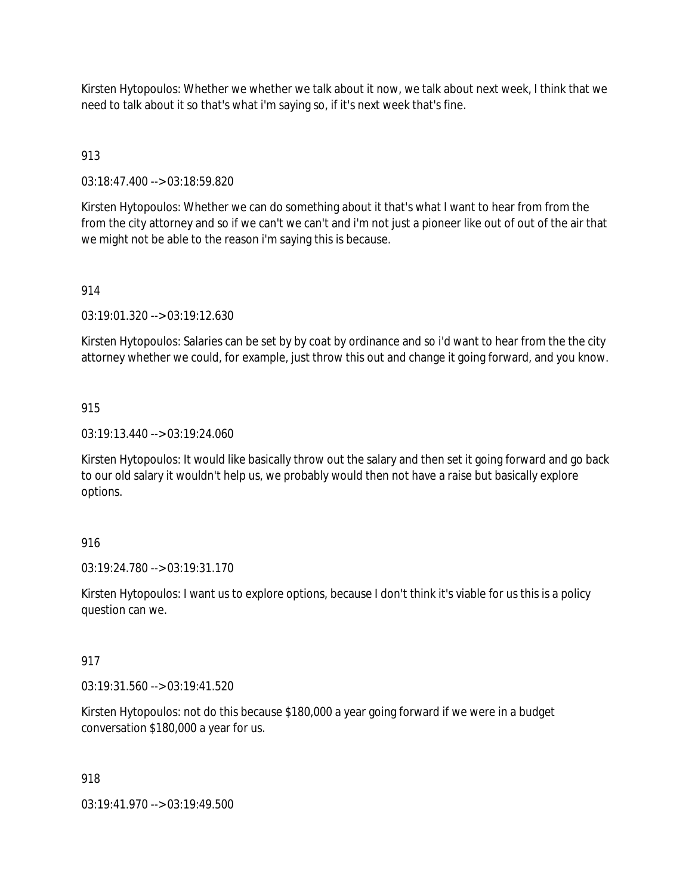Kirsten Hytopoulos: Whether we whether we talk about it now, we talk about next week, I think that we need to talk about it so that's what i'm saying so, if it's next week that's fine.

913

03:18:47.400 --> 03:18:59.820

Kirsten Hytopoulos: Whether we can do something about it that's what I want to hear from from the from the city attorney and so if we can't we can't and i'm not just a pioneer like out of out of the air that we might not be able to the reason i'm saying this is because.

914

03:19:01.320 --> 03:19:12.630

Kirsten Hytopoulos: Salaries can be set by by coat by ordinance and so i'd want to hear from the the city attorney whether we could, for example, just throw this out and change it going forward, and you know.

915

03:19:13.440 --> 03:19:24.060

Kirsten Hytopoulos: It would like basically throw out the salary and then set it going forward and go back to our old salary it wouldn't help us, we probably would then not have a raise but basically explore options.

916

03:19:24.780 --> 03:19:31.170

Kirsten Hytopoulos: I want us to explore options, because I don't think it's viable for us this is a policy question can we.

917

03:19:31.560 --> 03:19:41.520

Kirsten Hytopoulos: not do this because $180,000 a year going forward if we were in a budget conversation $180,000 a year for us.

918

03:19:41.970 --> 03:19:49.500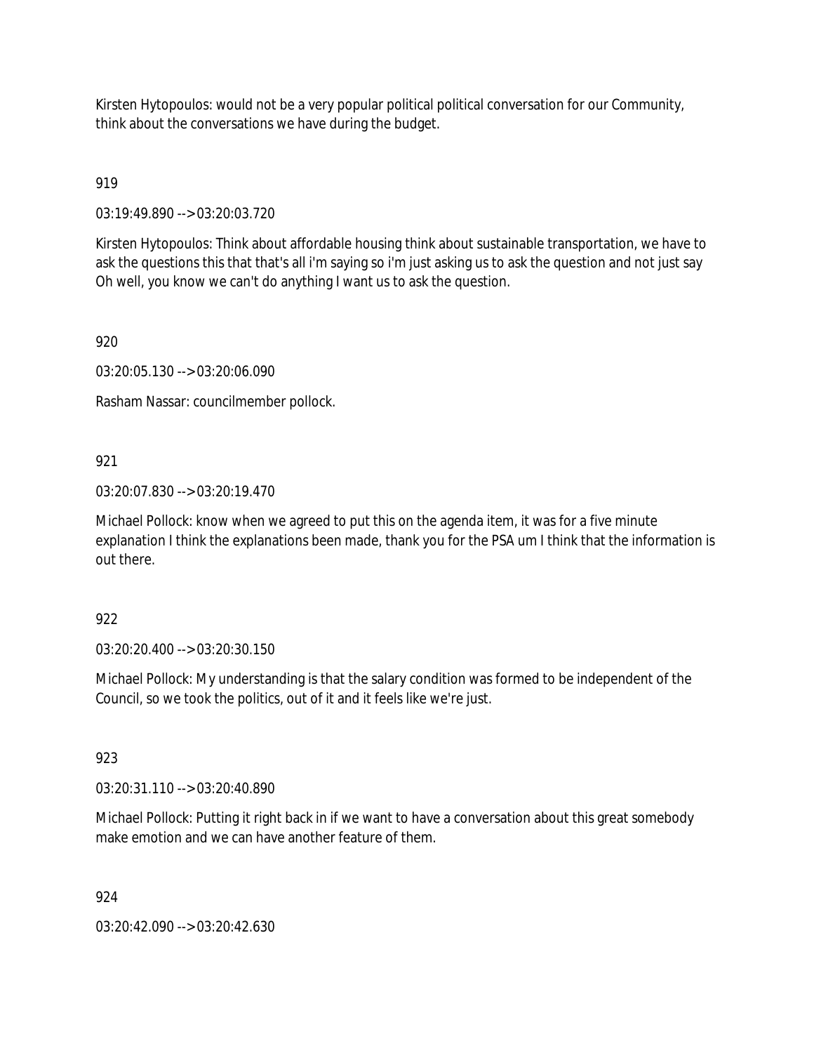Kirsten Hytopoulos: would not be a very popular political political conversation for our Community, think about the conversations we have during the budget.

919

03:19:49.890 --> 03:20:03.720

Kirsten Hytopoulos: Think about affordable housing think about sustainable transportation, we have to ask the questions this that that's all i'm saying so i'm just asking us to ask the question and not just say Oh well, you know we can't do anything I want us to ask the question.

920

03:20:05.130 --> 03:20:06.090

Rasham Nassar: councilmember pollock.

921

03:20:07.830 --> 03:20:19.470

Michael Pollock: know when we agreed to put this on the agenda item, it was for a five minute explanation I think the explanations been made, thank you for the PSA um I think that the information is out there.

922

03:20:20.400 --> 03:20:30.150

Michael Pollock: My understanding is that the salary condition was formed to be independent of the Council, so we took the politics, out of it and it feels like we're just.

923

03:20:31.110 --> 03:20:40.890

Michael Pollock: Putting it right back in if we want to have a conversation about this great somebody make emotion and we can have another feature of them.

924

03:20:42.090 --> 03:20:42.630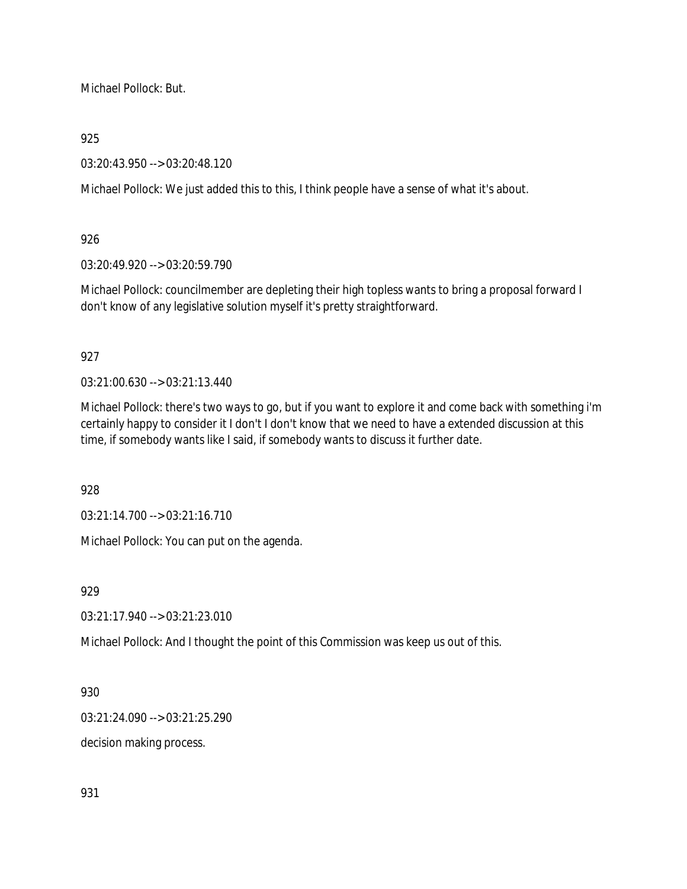Michael Pollock: But.

925

03:20:43.950 --> 03:20:48.120

Michael Pollock: We just added this to this, I think people have a sense of what it's about.

926

03:20:49.920 --> 03:20:59.790

Michael Pollock: councilmember are depleting their high topless wants to bring a proposal forward I don't know of any legislative solution myself it's pretty straightforward.

927

03:21:00.630 --> 03:21:13.440

Michael Pollock: there's two ways to go, but if you want to explore it and come back with something i'm certainly happy to consider it I don't I don't know that we need to have a extended discussion at this time, if somebody wants like I said, if somebody wants to discuss it further date.

928

03:21:14.700 --> 03:21:16.710

Michael Pollock: You can put on the agenda.

929

03:21:17.940 --> 03:21:23.010

Michael Pollock: And I thought the point of this Commission was keep us out of this.

930

03:21:24.090 --> 03:21:25.290

decision making process.

931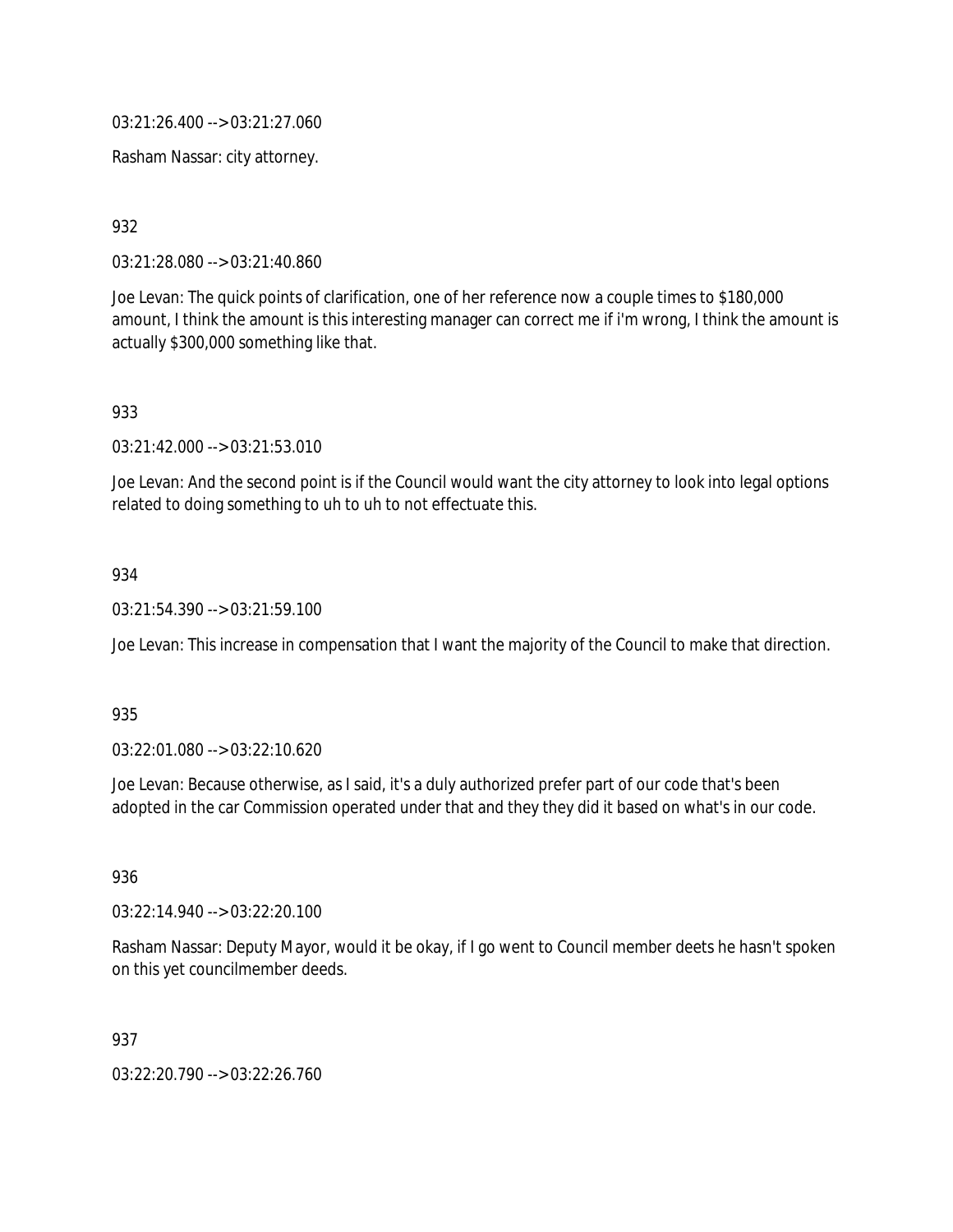03:21:26.400 --> 03:21:27.060

Rasham Nassar: city attorney.

932

03:21:28.080 --> 03:21:40.860

Joe Levan: The quick points of clarification, one of her reference now a couple times to $180,000 amount, I think the amount is this interesting manager can correct me if i'm wrong, I think the amount is actually $300,000 something like that.

933

03:21:42.000 --> 03:21:53.010

Joe Levan: And the second point is if the Council would want the city attorney to look into legal options related to doing something to uh to uh to not effectuate this.

934

03:21:54.390 --> 03:21:59.100

Joe Levan: This increase in compensation that I want the majority of the Council to make that direction.

935

03:22:01.080 --> 03:22:10.620

Joe Levan: Because otherwise, as I said, it's a duly authorized prefer part of our code that's been adopted in the car Commission operated under that and they they did it based on what's in our code.

936

03:22:14.940 --> 03:22:20.100

Rasham Nassar: Deputy Mayor, would it be okay, if I go went to Council member deets he hasn't spoken on this yet councilmember deeds.

937

03:22:20.790 --> 03:22:26.760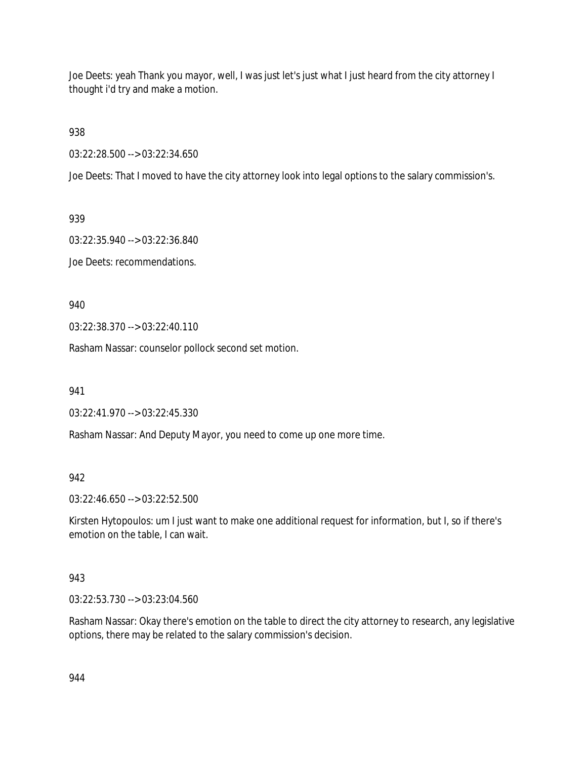Joe Deets: yeah Thank you mayor, well, I was just let's just what I just heard from the city attorney I thought i'd try and make a motion.

938

03:22:28.500 --> 03:22:34.650

Joe Deets: That I moved to have the city attorney look into legal options to the salary commission's.

939

03:22:35.940 --> 03:22:36.840

Joe Deets: recommendations.

940

03:22:38.370 --> 03:22:40.110

Rasham Nassar: counselor pollock second set motion.

941

03:22:41.970 --> 03:22:45.330

Rasham Nassar: And Deputy Mayor, you need to come up one more time.

942

03:22:46.650 --> 03:22:52.500

Kirsten Hytopoulos: um I just want to make one additional request for information, but I, so if there's emotion on the table, I can wait.

943

03:22:53.730 --> 03:23:04.560

Rasham Nassar: Okay there's emotion on the table to direct the city attorney to research, any legislative options, there may be related to the salary commission's decision.

944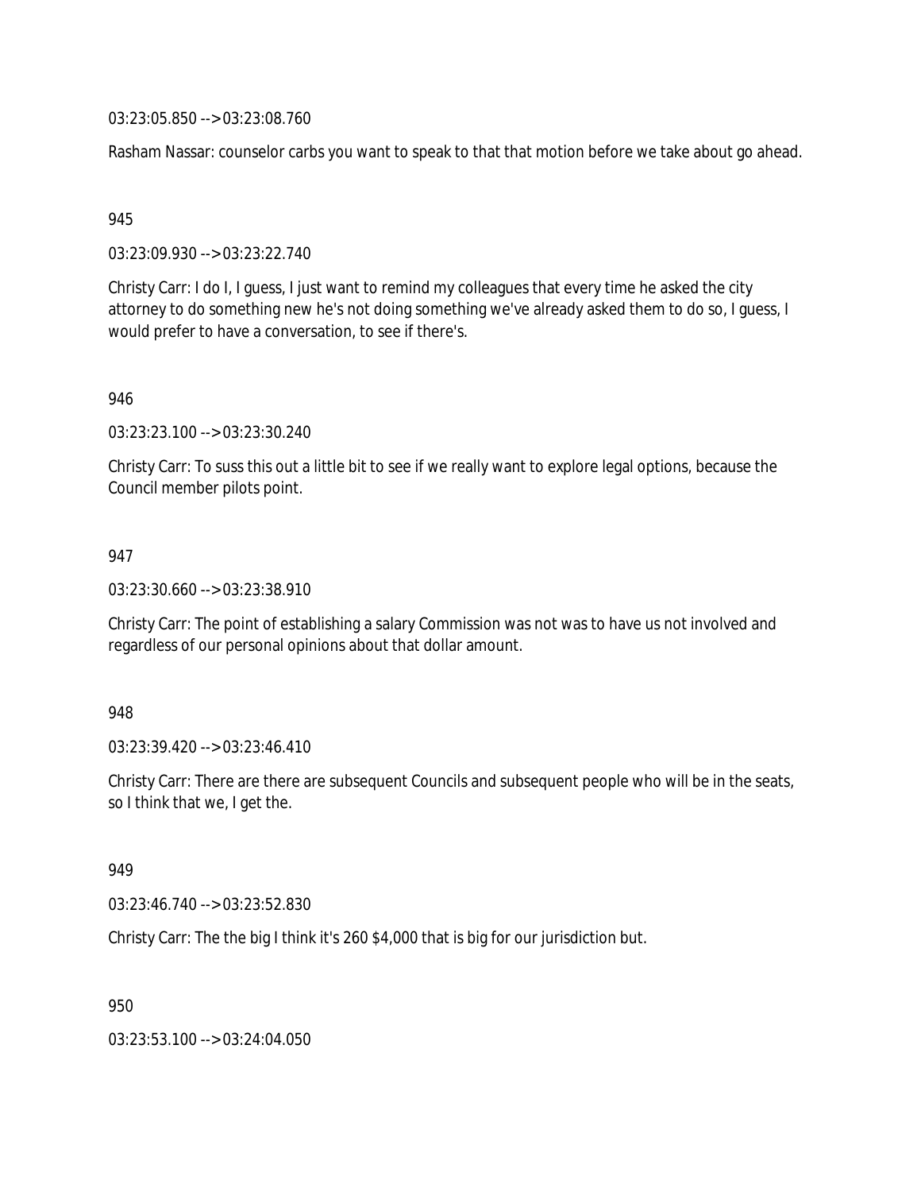03:23:05.850 --> 03:23:08.760

Rasham Nassar: counselor carbs you want to speak to that that motion before we take about go ahead.

945

03:23:09.930 --> 03:23:22.740

Christy Carr: I do I, I guess, I just want to remind my colleagues that every time he asked the city attorney to do something new he's not doing something we've already asked them to do so, I guess, I would prefer to have a conversation, to see if there's.

946

03:23:23.100 --> 03:23:30.240

Christy Carr: To suss this out a little bit to see if we really want to explore legal options, because the Council member pilots point.

947

03:23:30.660 --> 03:23:38.910

Christy Carr: The point of establishing a salary Commission was not was to have us not involved and regardless of our personal opinions about that dollar amount.

948

03:23:39.420 --> 03:23:46.410

Christy Carr: There are there are subsequent Councils and subsequent people who will be in the seats, so I think that we, I get the.

949

03:23:46.740 --> 03:23:52.830

Christy Carr: The the big I think it's 260 $4,000 that is big for our jurisdiction but.

950

03:23:53.100 --> 03:24:04.050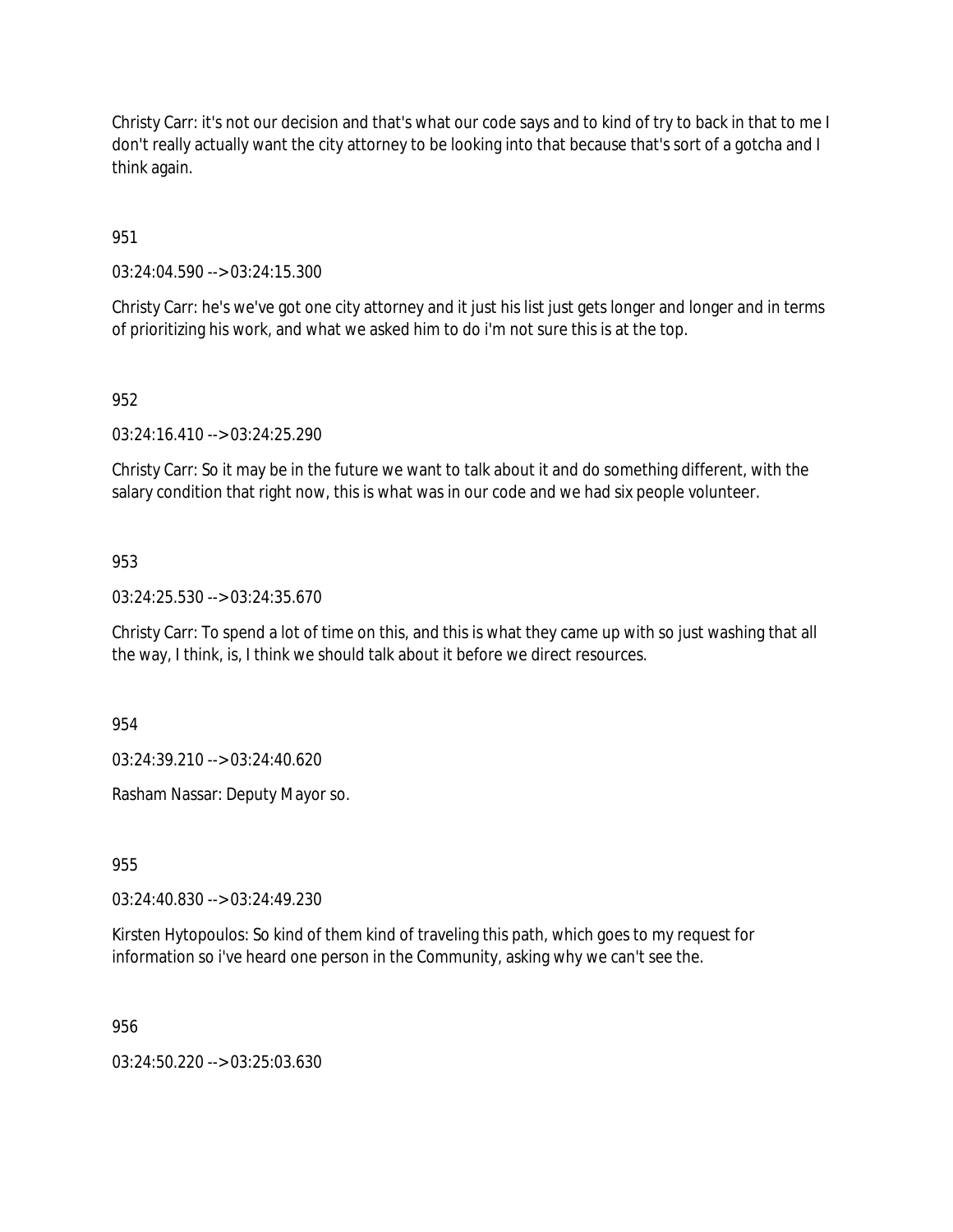Christy Carr: it's not our decision and that's what our code says and to kind of try to back in that to me I don't really actually want the city attorney to be looking into that because that's sort of a gotcha and I think again.

951

03:24:04.590 --> 03:24:15.300

Christy Carr: he's we've got one city attorney and it just his list just gets longer and longer and in terms of prioritizing his work, and what we asked him to do i'm not sure this is at the top.

952

03:24:16.410 --> 03:24:25.290

Christy Carr: So it may be in the future we want to talk about it and do something different, with the salary condition that right now, this is what was in our code and we had six people volunteer.

953

03:24:25.530 --> 03:24:35.670

Christy Carr: To spend a lot of time on this, and this is what they came up with so just washing that all the way, I think, is, I think we should talk about it before we direct resources.

954

03:24:39.210 --> 03:24:40.620

Rasham Nassar: Deputy Mayor so.

955

03:24:40.830 --> 03:24:49.230

Kirsten Hytopoulos: So kind of them kind of traveling this path, which goes to my request for information so i've heard one person in the Community, asking why we can't see the.

956

03:24:50.220 --> 03:25:03.630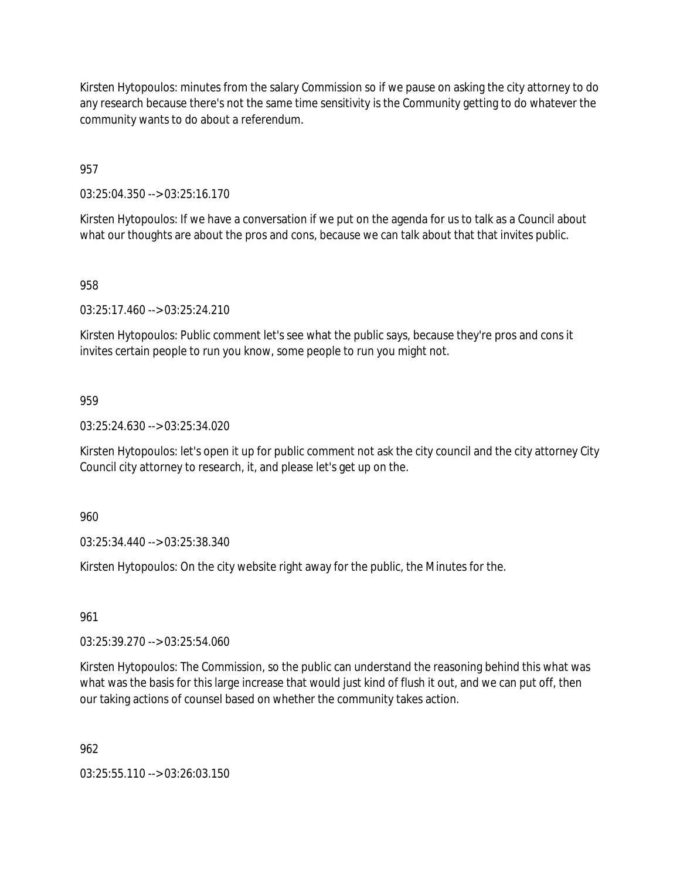Kirsten Hytopoulos: minutes from the salary Commission so if we pause on asking the city attorney to do any research because there's not the same time sensitivity is the Community getting to do whatever the community wants to do about a referendum.

957

03:25:04.350 --> 03:25:16.170

Kirsten Hytopoulos: If we have a conversation if we put on the agenda for us to talk as a Council about what our thoughts are about the pros and cons, because we can talk about that that invites public.

958

03:25:17.460 --> 03:25:24.210

Kirsten Hytopoulos: Public comment let's see what the public says, because they're pros and cons it invites certain people to run you know, some people to run you might not.

959

03:25:24.630 --> 03:25:34.020

Kirsten Hytopoulos: let's open it up for public comment not ask the city council and the city attorney City Council city attorney to research, it, and please let's get up on the.

960

03:25:34.440 --> 03:25:38.340

Kirsten Hytopoulos: On the city website right away for the public, the Minutes for the.

961

03:25:39.270 --> 03:25:54.060

Kirsten Hytopoulos: The Commission, so the public can understand the reasoning behind this what was what was the basis for this large increase that would just kind of flush it out, and we can put off, then our taking actions of counsel based on whether the community takes action.

962

03:25:55.110 --> 03:26:03.150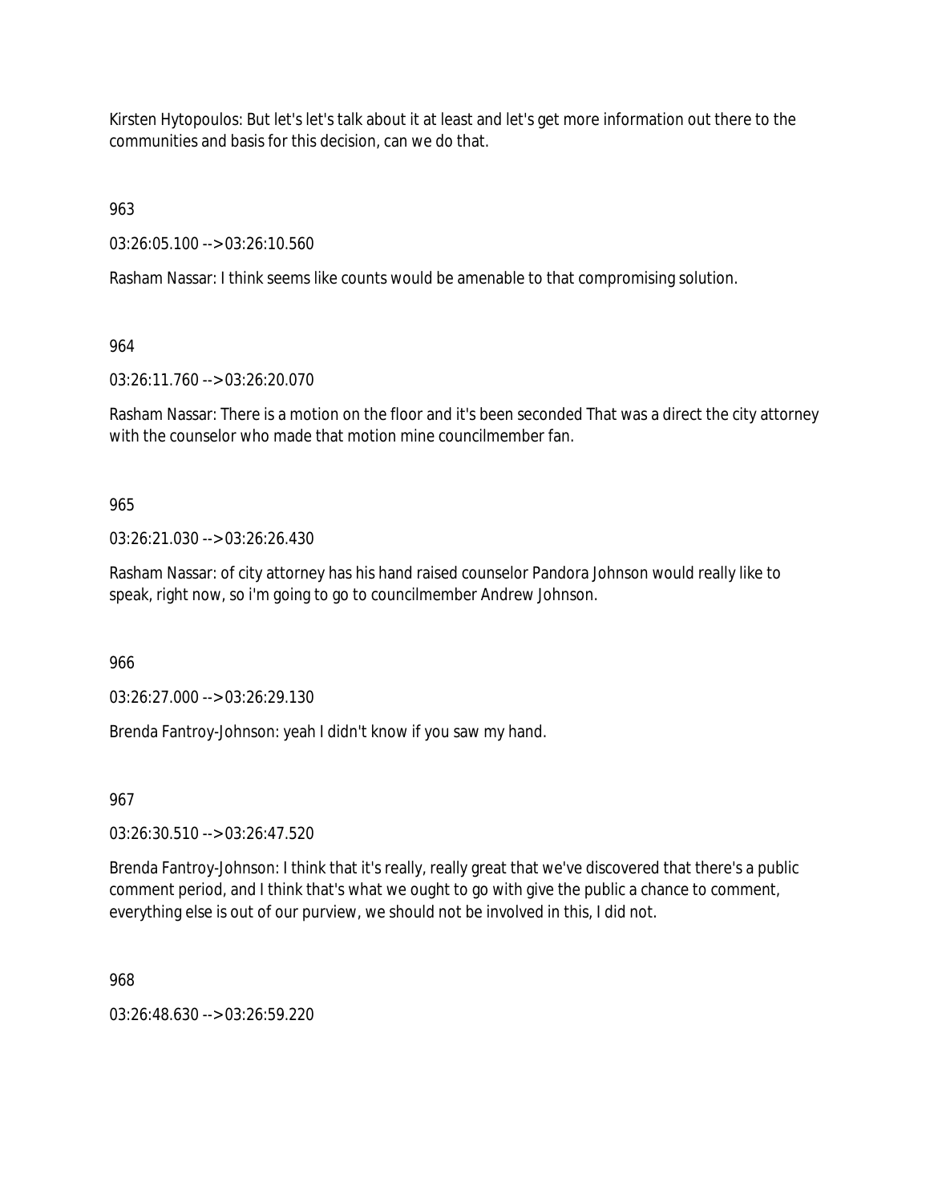Kirsten Hytopoulos: But let's let's talk about it at least and let's get more information out there to the communities and basis for this decision, can we do that.

963

03:26:05.100 --> 03:26:10.560

Rasham Nassar: I think seems like counts would be amenable to that compromising solution.

964

03:26:11.760 --> 03:26:20.070

Rasham Nassar: There is a motion on the floor and it's been seconded That was a direct the city attorney with the counselor who made that motion mine councilmember fan.

965

03:26:21.030 --> 03:26:26.430

Rasham Nassar: of city attorney has his hand raised counselor Pandora Johnson would really like to speak, right now, so i'm going to go to councilmember Andrew Johnson.

966

03:26:27.000 --> 03:26:29.130

Brenda Fantroy-Johnson: yeah I didn't know if you saw my hand.

967

03:26:30.510 --> 03:26:47.520

Brenda Fantroy-Johnson: I think that it's really, really great that we've discovered that there's a public comment period, and I think that's what we ought to go with give the public a chance to comment, everything else is out of our purview, we should not be involved in this, I did not.

968

03:26:48.630 --> 03:26:59.220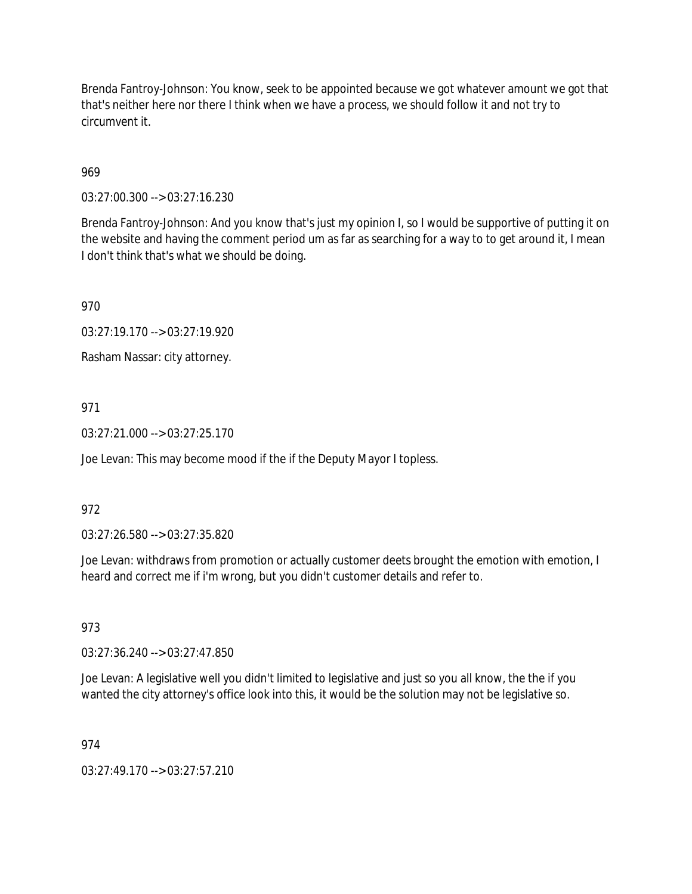Brenda Fantroy-Johnson: You know, seek to be appointed because we got whatever amount we got that that's neither here nor there I think when we have a process, we should follow it and not try to circumvent it.

969

03:27:00.300 --> 03:27:16.230

Brenda Fantroy-Johnson: And you know that's just my opinion I, so I would be supportive of putting it on the website and having the comment period um as far as searching for a way to to get around it, I mean I don't think that's what we should be doing.

970

03:27:19.170 --> 03:27:19.920

Rasham Nassar: city attorney.

971

03:27:21.000 --> 03:27:25.170

Joe Levan: This may become mood if the if the Deputy Mayor I topless.

972

03:27:26.580 --> 03:27:35.820

Joe Levan: withdraws from promotion or actually customer deets brought the emotion with emotion, I heard and correct me if i'm wrong, but you didn't customer details and refer to.

973

03:27:36.240 --> 03:27:47.850

Joe Levan: A legislative well you didn't limited to legislative and just so you all know, the the if you wanted the city attorney's office look into this, it would be the solution may not be legislative so.

974

03:27:49.170 --> 03:27:57.210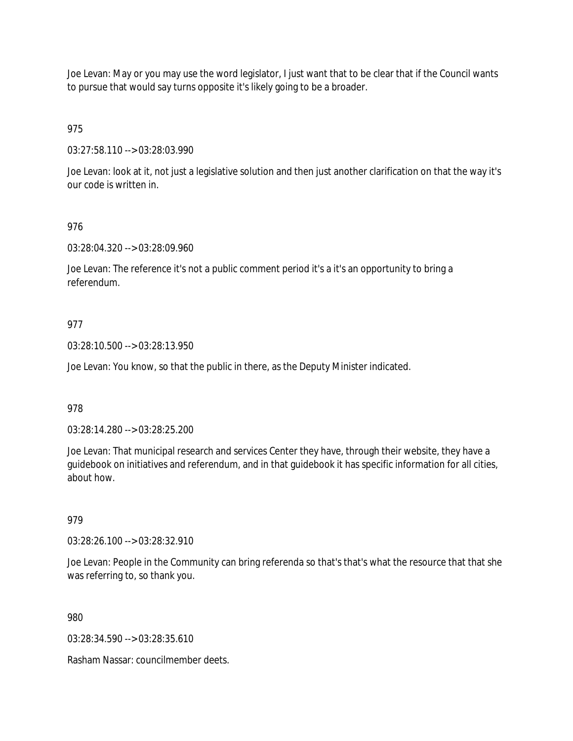Joe Levan: May or you may use the word legislator, I just want that to be clear that if the Council wants to pursue that would say turns opposite it's likely going to be a broader.

975

03:27:58.110 --> 03:28:03.990

Joe Levan: look at it, not just a legislative solution and then just another clarification on that the way it's our code is written in.

976

03:28:04.320 --> 03:28:09.960

Joe Levan: The reference it's not a public comment period it's a it's an opportunity to bring a referendum.

977

03:28:10.500 --> 03:28:13.950

Joe Levan: You know, so that the public in there, as the Deputy Minister indicated.

978

03:28:14.280 --> 03:28:25.200

Joe Levan: That municipal research and services Center they have, through their website, they have a guidebook on initiatives and referendum, and in that guidebook it has specific information for all cities, about how.

979

03:28:26.100 --> 03:28:32.910

Joe Levan: People in the Community can bring referenda so that's that's what the resource that that she was referring to, so thank you.

980

03:28:34.590 --> 03:28:35.610

Rasham Nassar: councilmember deets.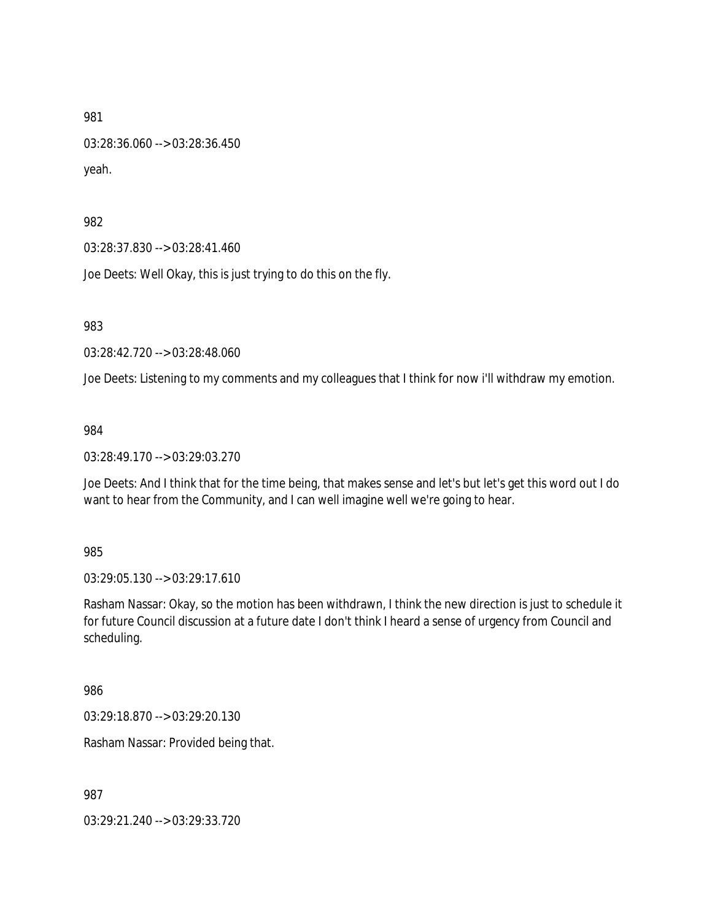981

03:28:36.060 --> 03:28:36.450

yeah.

982

03:28:37.830 --> 03:28:41.460

Joe Deets: Well Okay, this is just trying to do this on the fly.

983

03:28:42.720 --> 03:28:48.060

Joe Deets: Listening to my comments and my colleagues that I think for now i'll withdraw my emotion.

984

03:28:49.170 --> 03:29:03.270

Joe Deets: And I think that for the time being, that makes sense and let's but let's get this word out I do want to hear from the Community, and I can well imagine well we're going to hear.

985

03:29:05.130 --> 03:29:17.610

Rasham Nassar: Okay, so the motion has been withdrawn, I think the new direction is just to schedule it for future Council discussion at a future date I don't think I heard a sense of urgency from Council and scheduling.

986

03:29:18.870 --> 03:29:20.130

Rasham Nassar: Provided being that.

987

03:29:21.240 --> 03:29:33.720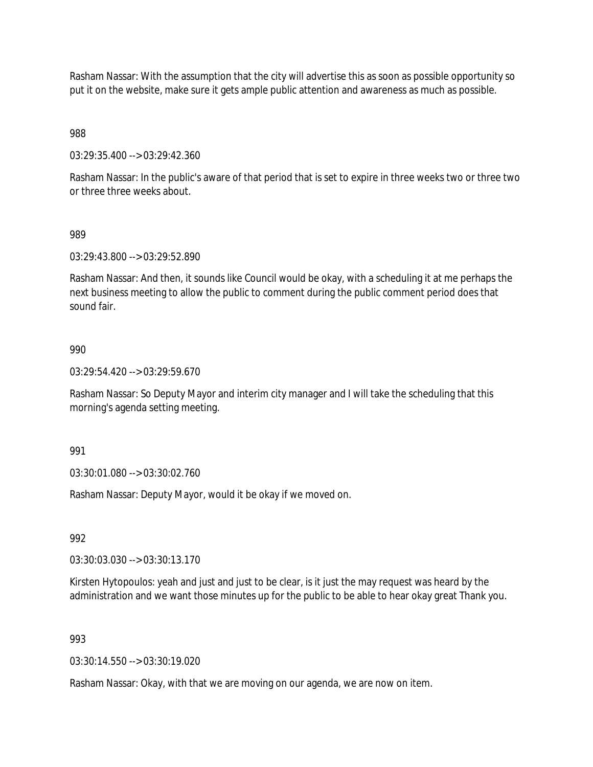Rasham Nassar: With the assumption that the city will advertise this as soon as possible opportunity so put it on the website, make sure it gets ample public attention and awareness as much as possible.

988

03:29:35.400 --> 03:29:42.360

Rasham Nassar: In the public's aware of that period that is set to expire in three weeks two or three two or three three weeks about.

989

03:29:43.800 --> 03:29:52.890

Rasham Nassar: And then, it sounds like Council would be okay, with a scheduling it at me perhaps the next business meeting to allow the public to comment during the public comment period does that sound fair.

990

03:29:54.420 --> 03:29:59.670

Rasham Nassar: So Deputy Mayor and interim city manager and I will take the scheduling that this morning's agenda setting meeting.

991

03:30:01.080 --> 03:30:02.760

Rasham Nassar: Deputy Mayor, would it be okay if we moved on.

992

03:30:03.030 --> 03:30:13.170

Kirsten Hytopoulos: yeah and just and just to be clear, is it just the may request was heard by the administration and we want those minutes up for the public to be able to hear okay great Thank you.

993

03:30:14.550 --> 03:30:19.020

Rasham Nassar: Okay, with that we are moving on our agenda, we are now on item.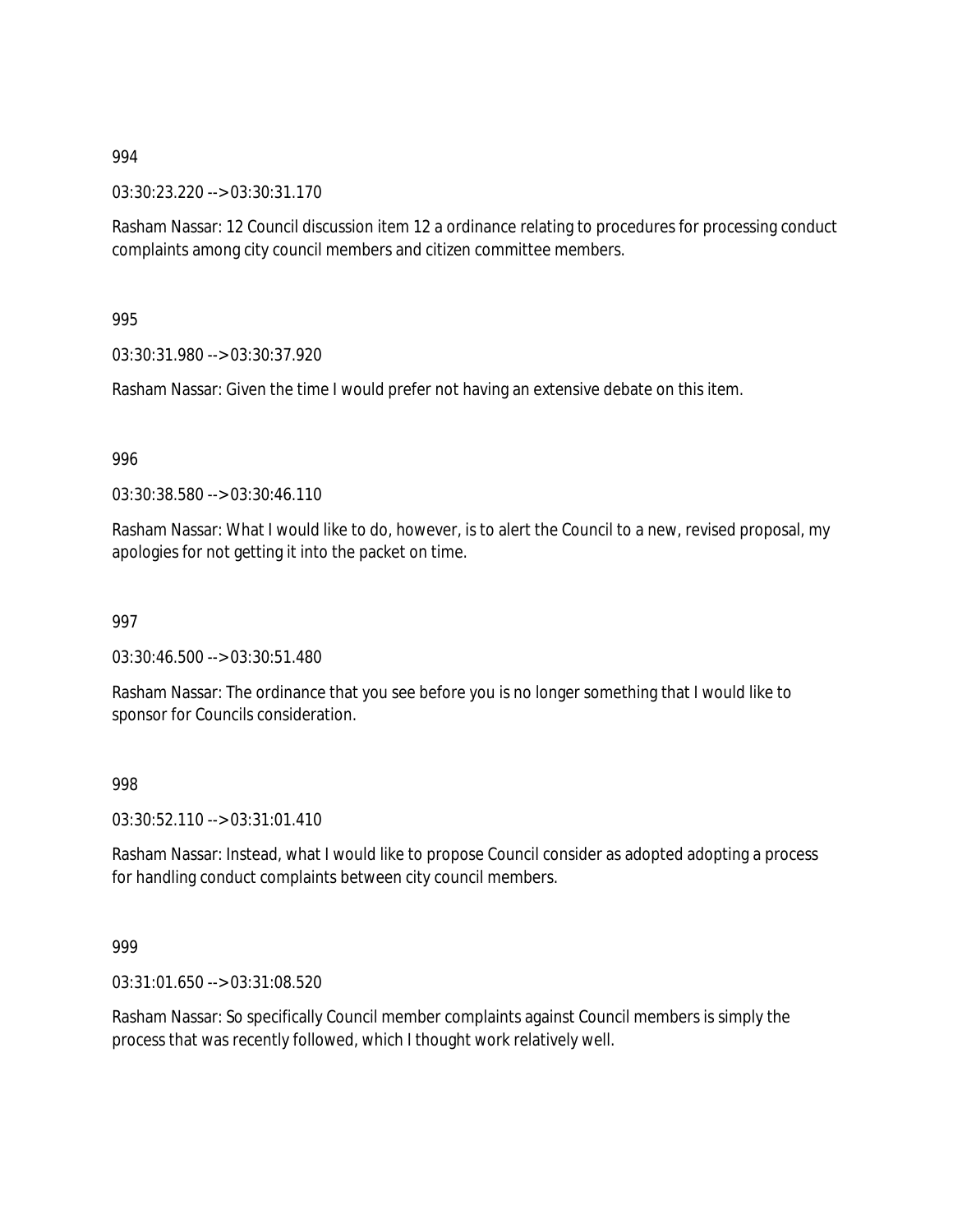994

03:30:23.220 --> 03:30:31.170

Rasham Nassar: 12 Council discussion item 12 a ordinance relating to procedures for processing conduct complaints among city council members and citizen committee members.

995

03:30:31.980 --> 03:30:37.920

Rasham Nassar: Given the time I would prefer not having an extensive debate on this item.

996

03:30:38.580 --> 03:30:46.110

Rasham Nassar: What I would like to do, however, is to alert the Council to a new, revised proposal, my apologies for not getting it into the packet on time.

997

03:30:46.500 --> 03:30:51.480

Rasham Nassar: The ordinance that you see before you is no longer something that I would like to sponsor for Councils consideration.

998

03:30:52.110 --> 03:31:01.410

Rasham Nassar: Instead, what I would like to propose Council consider as adopted adopting a process for handling conduct complaints between city council members.

999

03:31:01.650 --> 03:31:08.520

Rasham Nassar: So specifically Council member complaints against Council members is simply the process that was recently followed, which I thought work relatively well.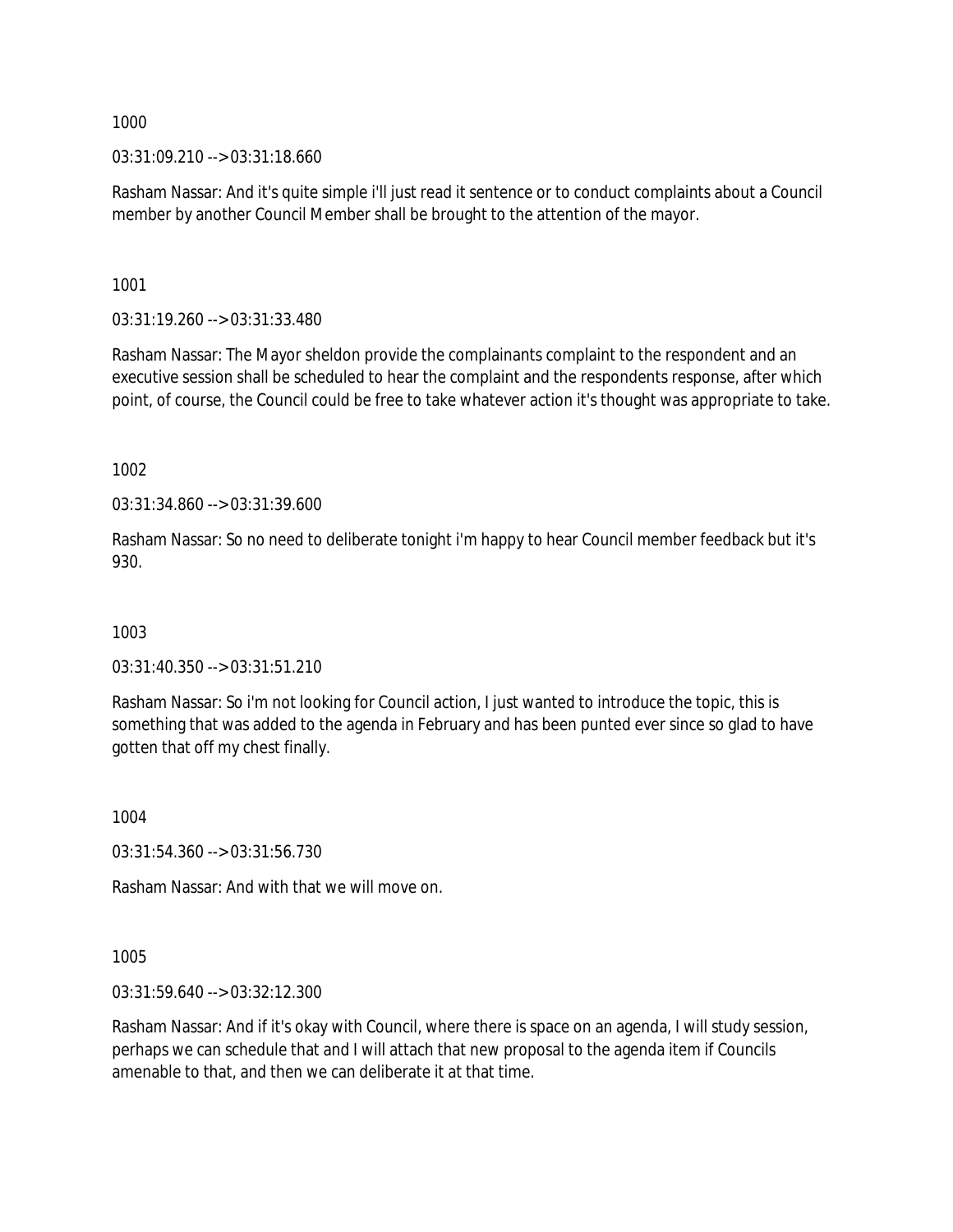1000

03:31:09.210 --> 03:31:18.660

Rasham Nassar: And it's quite simple i'll just read it sentence or to conduct complaints about a Council member by another Council Member shall be brought to the attention of the mayor.

1001

03:31:19.260 --> 03:31:33.480

Rasham Nassar: The Mayor sheldon provide the complainants complaint to the respondent and an executive session shall be scheduled to hear the complaint and the respondents response, after which point, of course, the Council could be free to take whatever action it's thought was appropriate to take.

1002

03:31:34.860 --> 03:31:39.600

Rasham Nassar: So no need to deliberate tonight i'm happy to hear Council member feedback but it's 930.

1003

03:31:40.350 --> 03:31:51.210

Rasham Nassar: So i'm not looking for Council action, I just wanted to introduce the topic, this is something that was added to the agenda in February and has been punted ever since so glad to have gotten that off my chest finally.

1004

03:31:54.360 --> 03:31:56.730

Rasham Nassar: And with that we will move on.

1005

03:31:59.640 --> 03:32:12.300

Rasham Nassar: And if it's okay with Council, where there is space on an agenda, I will study session, perhaps we can schedule that and I will attach that new proposal to the agenda item if Councils amenable to that, and then we can deliberate it at that time.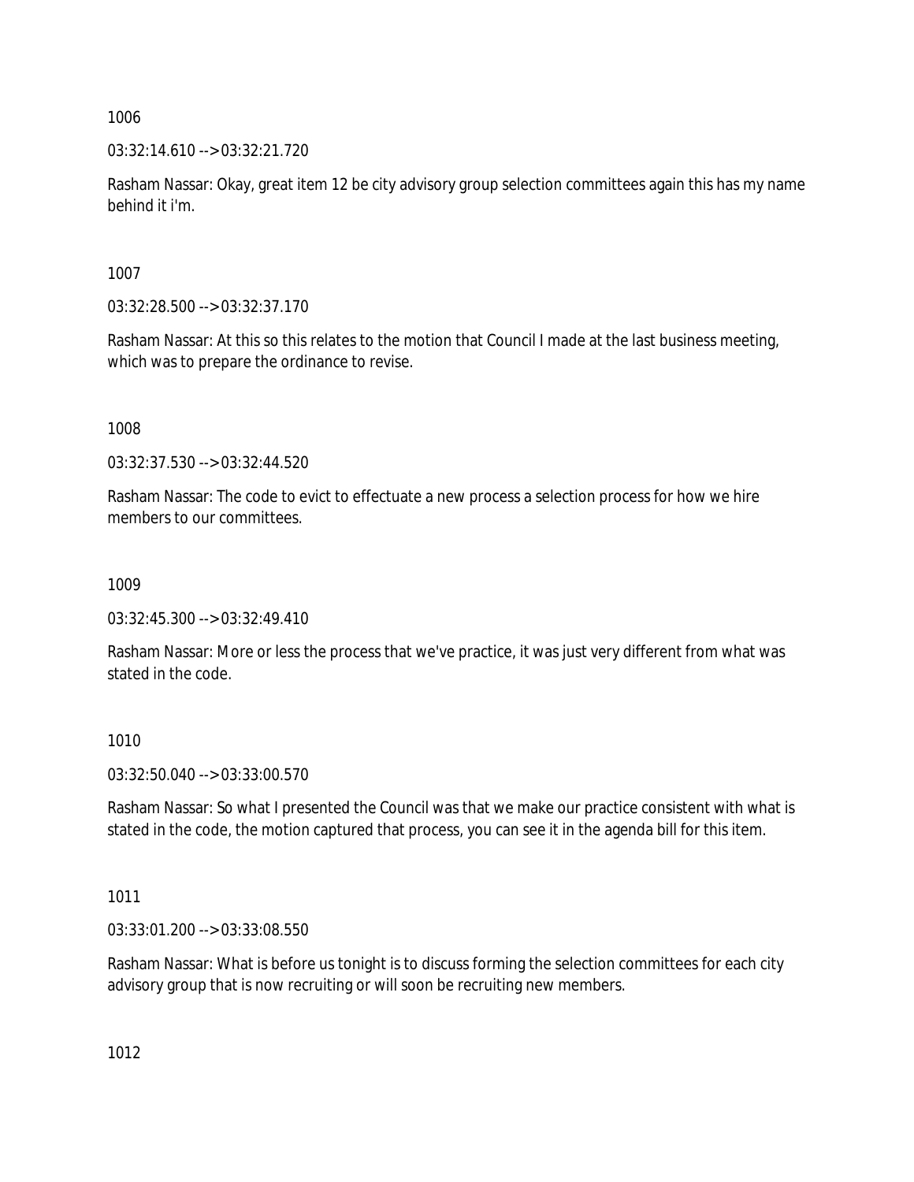1006

03:32:14.610 --> 03:32:21.720

Rasham Nassar: Okay, great item 12 be city advisory group selection committees again this has my name behind it i'm.

1007

03:32:28.500 --> 03:32:37.170

Rasham Nassar: At this so this relates to the motion that Council I made at the last business meeting, which was to prepare the ordinance to revise.

1008

03:32:37.530 --> 03:32:44.520

Rasham Nassar: The code to evict to effectuate a new process a selection process for how we hire members to our committees.

1009

03:32:45.300 --> 03:32:49.410

Rasham Nassar: More or less the process that we've practice, it was just very different from what was stated in the code.

1010

03:32:50.040 --> 03:33:00.570

Rasham Nassar: So what I presented the Council was that we make our practice consistent with what is stated in the code, the motion captured that process, you can see it in the agenda bill for this item.

1011

03:33:01.200 --> 03:33:08.550

Rasham Nassar: What is before us tonight is to discuss forming the selection committees for each city advisory group that is now recruiting or will soon be recruiting new members.

1012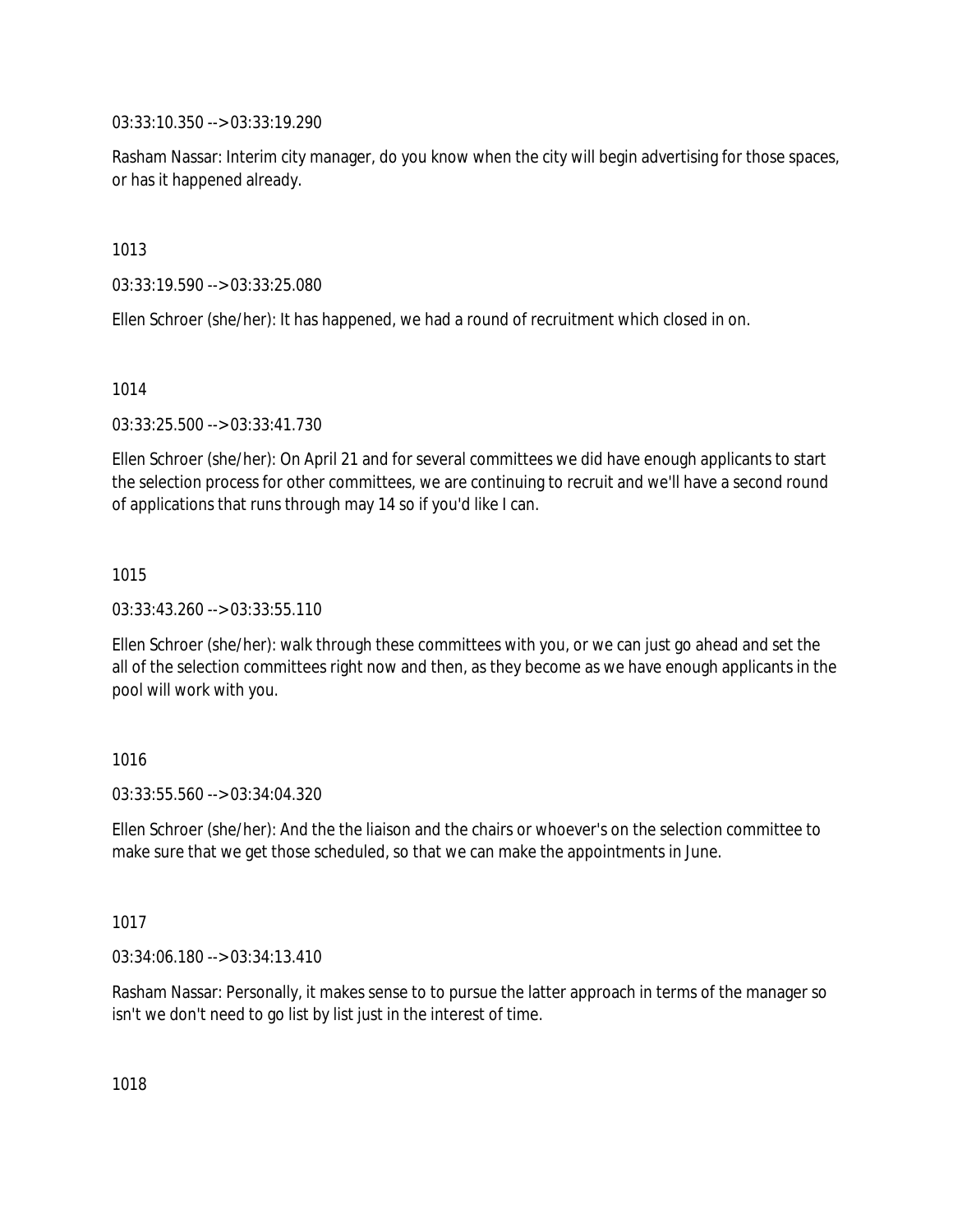03:33:10.350 --> 03:33:19.290

Rasham Nassar: Interim city manager, do you know when the city will begin advertising for those spaces, or has it happened already.

1013

03:33:19.590 --> 03:33:25.080

Ellen Schroer (she/her): It has happened, we had a round of recruitment which closed in on.

1014

03:33:25.500 --> 03:33:41.730

Ellen Schroer (she/her): On April 21 and for several committees we did have enough applicants to start the selection process for other committees, we are continuing to recruit and we'll have a second round of applications that runs through may 14 so if you'd like I can.

1015

03:33:43.260 --> 03:33:55.110

Ellen Schroer (she/her): walk through these committees with you, or we can just go ahead and set the all of the selection committees right now and then, as they become as we have enough applicants in the pool will work with you.

1016

03:33:55.560 --> 03:34:04.320

Ellen Schroer (she/her): And the the liaison and the chairs or whoever's on the selection committee to make sure that we get those scheduled, so that we can make the appointments in June.

1017

03:34:06.180 --> 03:34:13.410

Rasham Nassar: Personally, it makes sense to to pursue the latter approach in terms of the manager so isn't we don't need to go list by list just in the interest of time.

1018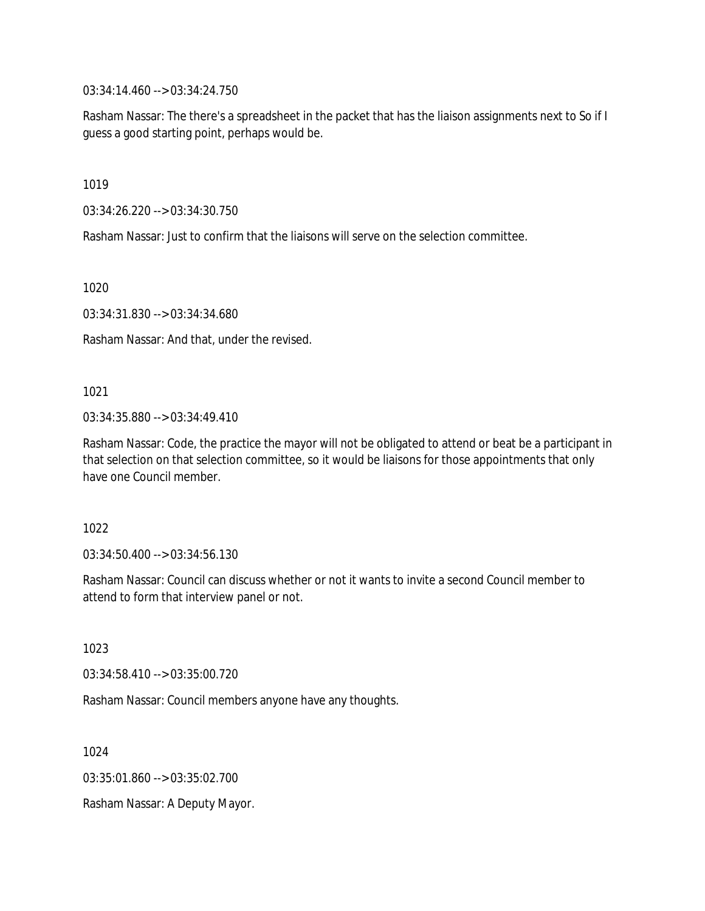03:34:14.460 --> 03:34:24.750

Rasham Nassar: The there's a spreadsheet in the packet that has the liaison assignments next to So if I guess a good starting point, perhaps would be.

1019

03:34:26.220 --> 03:34:30.750

Rasham Nassar: Just to confirm that the liaisons will serve on the selection committee.

1020

03:34:31.830 --> 03:34:34.680

Rasham Nassar: And that, under the revised.

1021

03:34:35.880 --> 03:34:49.410

Rasham Nassar: Code, the practice the mayor will not be obligated to attend or beat be a participant in that selection on that selection committee, so it would be liaisons for those appointments that only have one Council member.

1022

03:34:50.400 --> 03:34:56.130

Rasham Nassar: Council can discuss whether or not it wants to invite a second Council member to attend to form that interview panel or not.

1023

03:34:58.410 --> 03:35:00.720

Rasham Nassar: Council members anyone have any thoughts.

1024

03:35:01.860 --> 03:35:02.700

Rasham Nassar: A Deputy Mayor.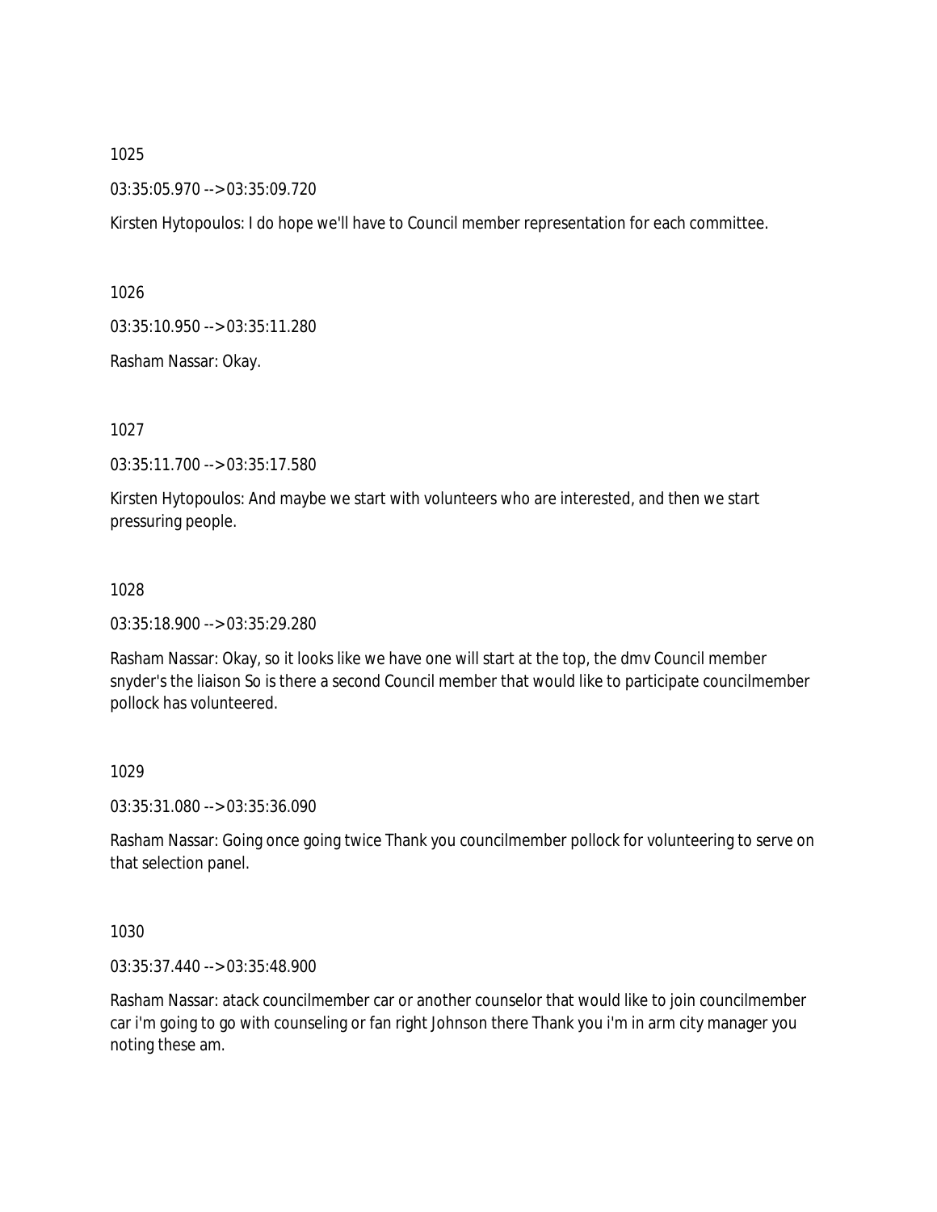1025

03:35:05.970 --> 03:35:09.720

Kirsten Hytopoulos: I do hope we'll have to Council member representation for each committee.

1026

03:35:10.950 --> 03:35:11.280

Rasham Nassar: Okay.

1027

03:35:11.700 --> 03:35:17.580

Kirsten Hytopoulos: And maybe we start with volunteers who are interested, and then we start pressuring people.

1028

03:35:18.900 --> 03:35:29.280

Rasham Nassar: Okay, so it looks like we have one will start at the top, the dmv Council member snyder's the liaison So is there a second Council member that would like to participate councilmember pollock has volunteered.

1029

03:35:31.080 --> 03:35:36.090

Rasham Nassar: Going once going twice Thank you councilmember pollock for volunteering to serve on that selection panel.

1030

03:35:37.440 --> 03:35:48.900

Rasham Nassar: atack councilmember car or another counselor that would like to join councilmember car i'm going to go with counseling or fan right Johnson there Thank you i'm in arm city manager you noting these am.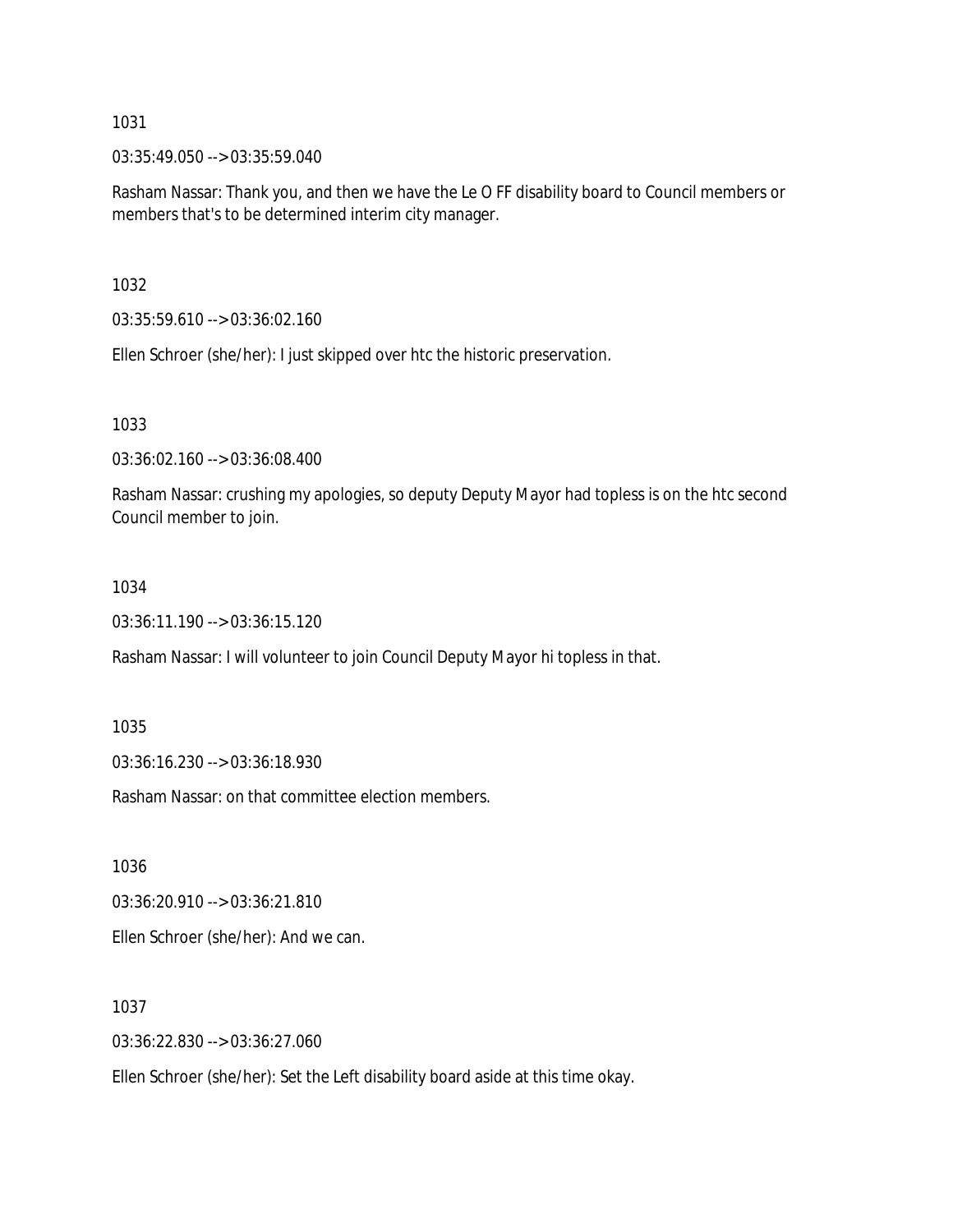1031

03:35:49.050 --> 03:35:59.040

Rasham Nassar: Thank you, and then we have the Le O FF disability board to Council members or members that's to be determined interim city manager.

1032

03:35:59.610 --> 03:36:02.160

Ellen Schroer (she/her): I just skipped over htc the historic preservation.

1033

03:36:02.160 --> 03:36:08.400

Rasham Nassar: crushing my apologies, so deputy Deputy Mayor had topless is on the htc second Council member to join.

1034

03:36:11.190 --> 03:36:15.120

Rasham Nassar: I will volunteer to join Council Deputy Mayor hi topless in that.

1035

03:36:16.230 --> 03:36:18.930

Rasham Nassar: on that committee election members.

1036

03:36:20.910 --> 03:36:21.810

Ellen Schroer (she/her): And we can.

1037

03:36:22.830 --> 03:36:27.060

Ellen Schroer (she/her): Set the Left disability board aside at this time okay.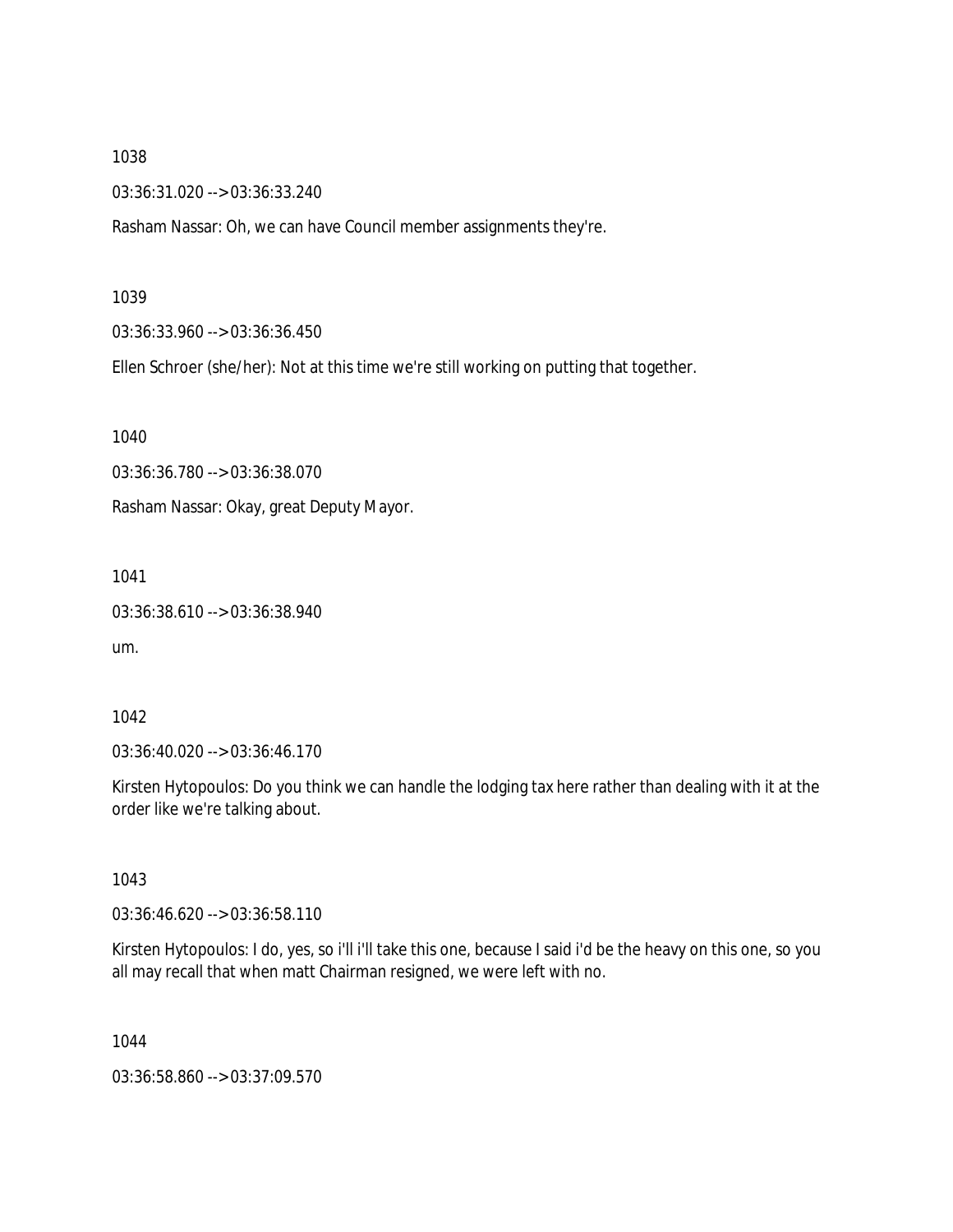1038

03:36:31.020 --> 03:36:33.240

Rasham Nassar: Oh, we can have Council member assignments they're.

1039

03:36:33.960 --> 03:36:36.450

Ellen Schroer (she/her): Not at this time we're still working on putting that together.

1040

03:36:36.780 --> 03:36:38.070

Rasham Nassar: Okay, great Deputy Mayor.

1041

03:36:38.610 --> 03:36:38.940

um.

1042

03:36:40.020 --> 03:36:46.170

Kirsten Hytopoulos: Do you think we can handle the lodging tax here rather than dealing with it at the order like we're talking about.

1043

03:36:46.620 --> 03:36:58.110

Kirsten Hytopoulos: I do, yes, so i'll i'll take this one, because I said i'd be the heavy on this one, so you all may recall that when matt Chairman resigned, we were left with no.

1044

03:36:58.860 --> 03:37:09.570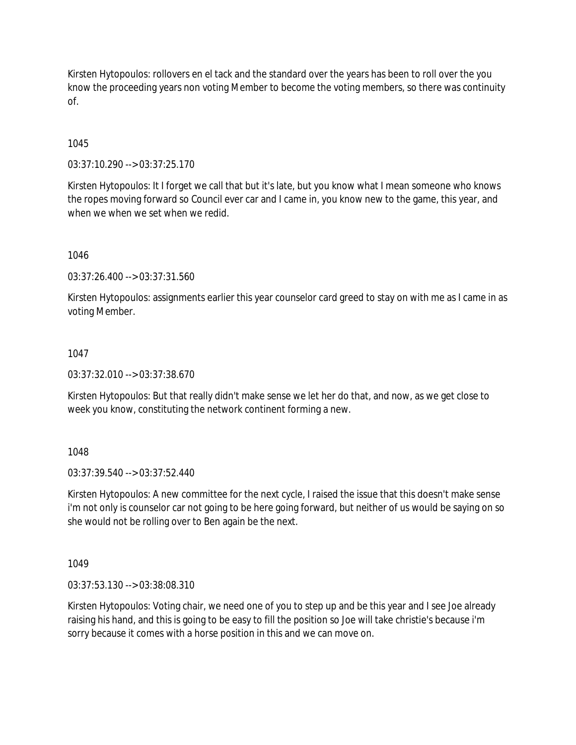Kirsten Hytopoulos: rollovers en el tack and the standard over the years has been to roll over the you know the proceeding years non voting Member to become the voting members, so there was continuity of.

1045

03:37:10.290 --> 03:37:25.170

Kirsten Hytopoulos: It I forget we call that but it's late, but you know what I mean someone who knows the ropes moving forward so Council ever car and I came in, you know new to the game, this year, and when we when we set when we redid.

1046

03:37:26.400 --> 03:37:31.560

Kirsten Hytopoulos: assignments earlier this year counselor card greed to stay on with me as I came in as voting Member.

1047

03:37:32.010 --> 03:37:38.670

Kirsten Hytopoulos: But that really didn't make sense we let her do that, and now, as we get close to week you know, constituting the network continent forming a new.

1048

03:37:39.540 --> 03:37:52.440

Kirsten Hytopoulos: A new committee for the next cycle, I raised the issue that this doesn't make sense i'm not only is counselor car not going to be here going forward, but neither of us would be saying on so she would not be rolling over to Ben again be the next.

1049

03:37:53.130 --> 03:38:08.310

Kirsten Hytopoulos: Voting chair, we need one of you to step up and be this year and I see Joe already raising his hand, and this is going to be easy to fill the position so Joe will take christie's because i'm sorry because it comes with a horse position in this and we can move on.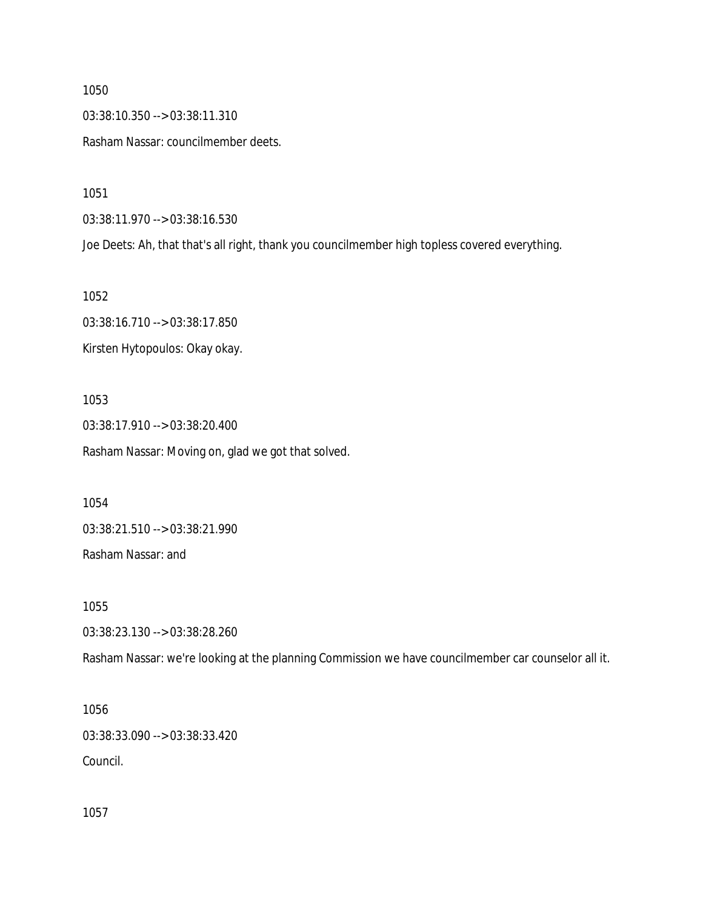1050

03:38:10.350 --> 03:38:11.310

Rasham Nassar: councilmember deets.

1051

03:38:11.970 --> 03:38:16.530

Joe Deets: Ah, that that's all right, thank you councilmember high topless covered everything.

1052

03:38:16.710 --> 03:38:17.850

Kirsten Hytopoulos: Okay okay.

1053

03:38:17.910 --> 03:38:20.400

Rasham Nassar: Moving on, glad we got that solved.

1054

03:38:21.510 --> 03:38:21.990

Rasham Nassar: and

1055

03:38:23.130 --> 03:38:28.260

Rasham Nassar: we're looking at the planning Commission we have councilmember car counselor all it.

1056

03:38:33.090 --> 03:38:33.420

Council.

1057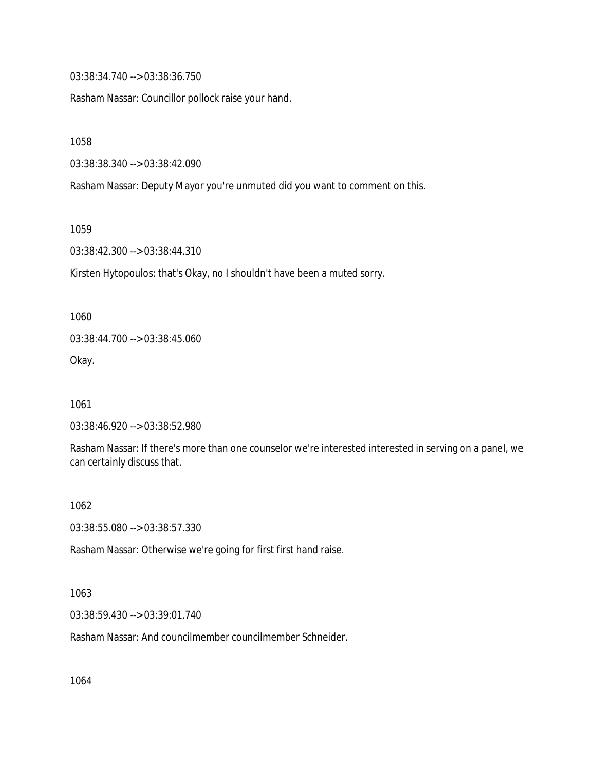03:38:34.740 --> 03:38:36.750

Rasham Nassar: Councillor pollock raise your hand.

1058

03:38:38.340 --> 03:38:42.090

Rasham Nassar: Deputy Mayor you're unmuted did you want to comment on this.

1059

03:38:42.300 --> 03:38:44.310

Kirsten Hytopoulos: that's Okay, no I shouldn't have been a muted sorry.

1060

03:38:44.700 --> 03:38:45.060

Okay.

1061

03:38:46.920 --> 03:38:52.980

Rasham Nassar: If there's more than one counselor we're interested interested in serving on a panel, we can certainly discuss that.

1062

03:38:55.080 --> 03:38:57.330

Rasham Nassar: Otherwise we're going for first first hand raise.

1063

03:38:59.430 --> 03:39:01.740

Rasham Nassar: And councilmember councilmember Schneider.

1064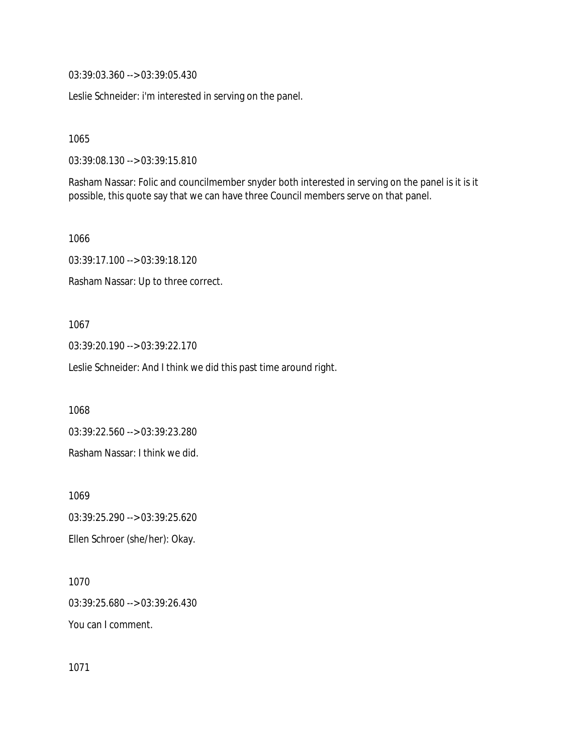03:39:03.360 --> 03:39:05.430

Leslie Schneider: i'm interested in serving on the panel.

1065

03:39:08.130 --> 03:39:15.810

Rasham Nassar: Folic and councilmember snyder both interested in serving on the panel is it is it possible, this quote say that we can have three Council members serve on that panel.

1066

03:39:17.100 --> 03:39:18.120

Rasham Nassar: Up to three correct.

1067

03:39:20.190 --> 03:39:22.170

Leslie Schneider: And I think we did this past time around right.

1068

03:39:22.560 --> 03:39:23.280

Rasham Nassar: I think we did.

1069

03:39:25.290 --> 03:39:25.620

Ellen Schroer (she/her): Okay.

1070

03:39:25.680 --> 03:39:26.430

You can I comment.

1071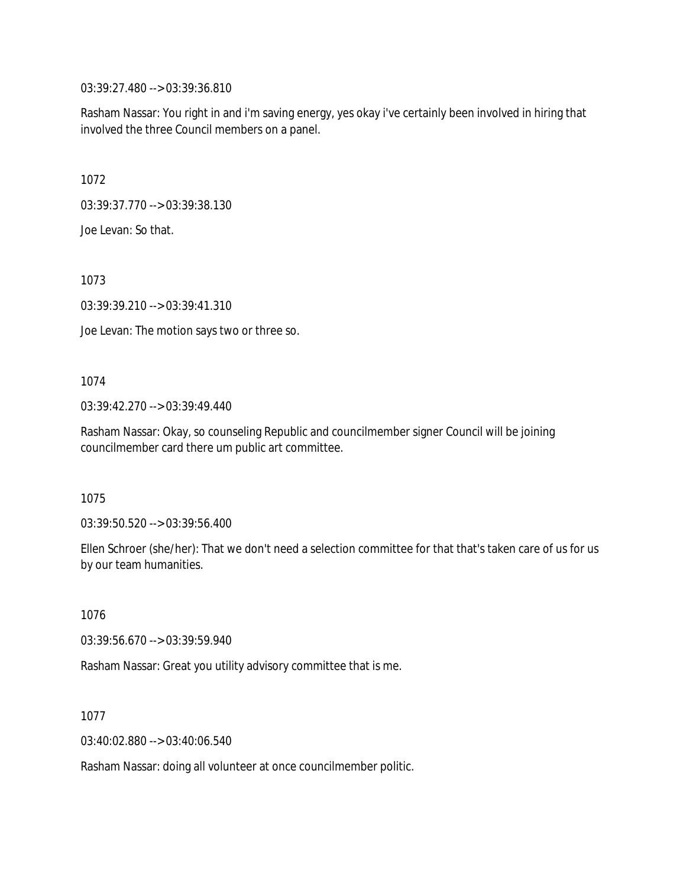03:39:27.480 --> 03:39:36.810

Rasham Nassar: You right in and i'm saving energy, yes okay i've certainly been involved in hiring that involved the three Council members on a panel.

1072

03:39:37.770 --> 03:39:38.130

Joe Levan: So that.

1073

03:39:39.210 --> 03:39:41.310

Joe Levan: The motion says two or three so.

1074

03:39:42.270 --> 03:39:49.440

Rasham Nassar: Okay, so counseling Republic and councilmember signer Council will be joining councilmember card there um public art committee.

1075

03:39:50.520 --> 03:39:56.400

Ellen Schroer (she/her): That we don't need a selection committee for that that's taken care of us for us by our team humanities.

1076

03:39:56.670 --> 03:39:59.940

Rasham Nassar: Great you utility advisory committee that is me.

1077

03:40:02.880 --> 03:40:06.540

Rasham Nassar: doing all volunteer at once councilmember politic.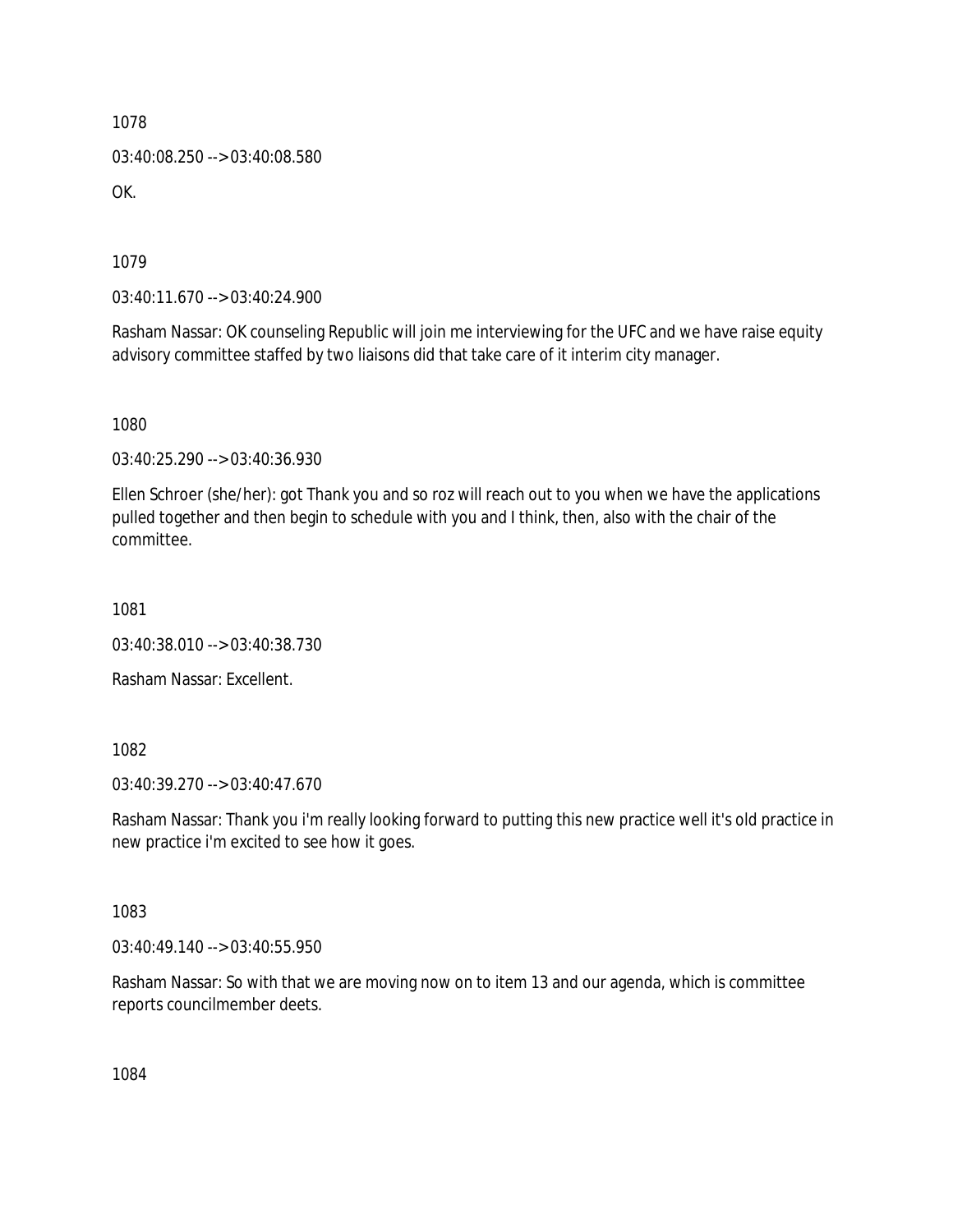1078

03:40:08.250 --> 03:40:08.580

OK.

1079

03:40:11.670 --> 03:40:24.900

Rasham Nassar: OK counseling Republic will join me interviewing for the UFC and we have raise equity advisory committee staffed by two liaisons did that take care of it interim city manager.

1080

03:40:25.290 --> 03:40:36.930

Ellen Schroer (she/her): got Thank you and so roz will reach out to you when we have the applications pulled together and then begin to schedule with you and I think, then, also with the chair of the committee.

1081

03:40:38.010 --> 03:40:38.730

Rasham Nassar: Excellent.

1082

03:40:39.270 --> 03:40:47.670

Rasham Nassar: Thank you i'm really looking forward to putting this new practice well it's old practice in new practice i'm excited to see how it goes.

1083

03:40:49.140 --> 03:40:55.950

Rasham Nassar: So with that we are moving now on to item 13 and our agenda, which is committee reports councilmember deets.

1084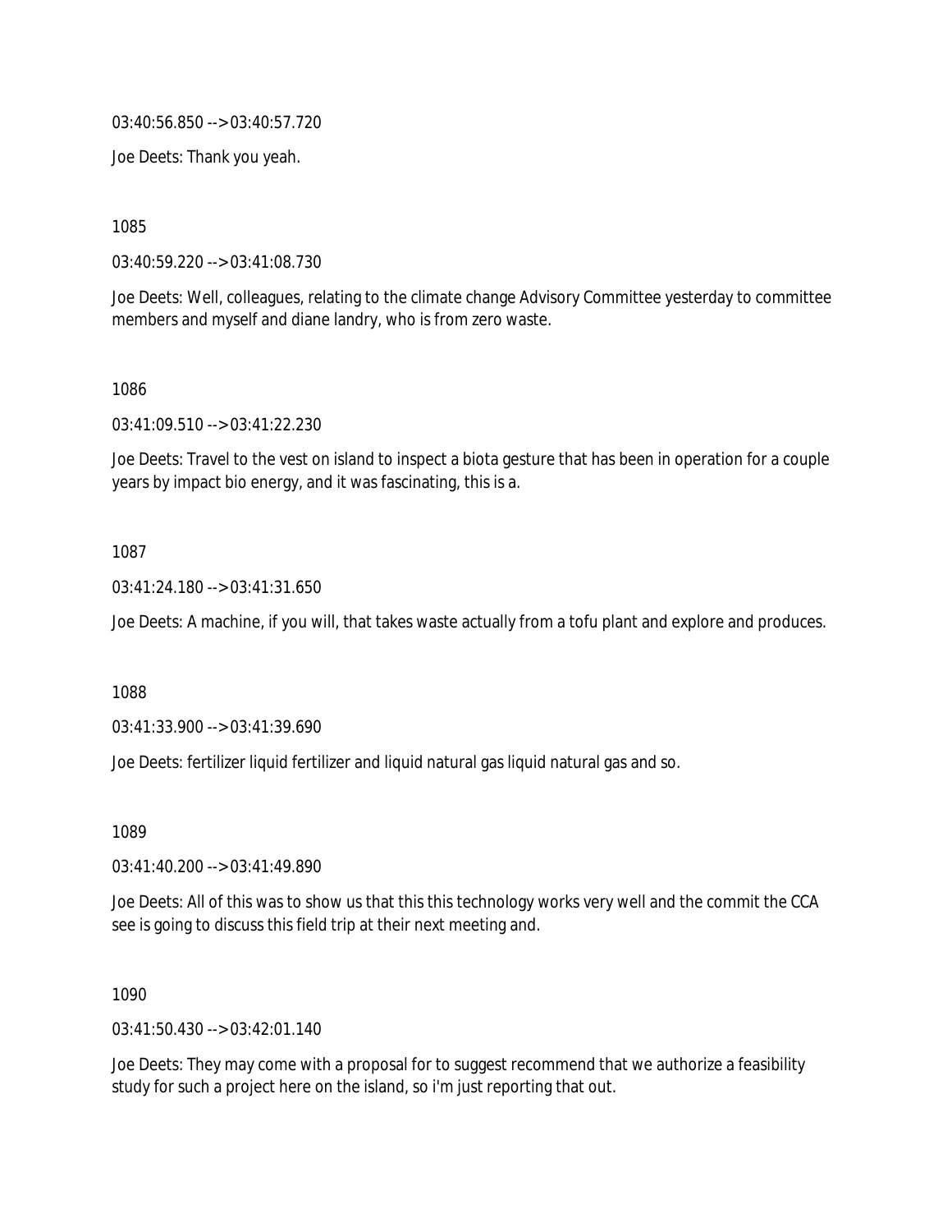03:40:56.850 --> 03:40:57.720

Joe Deets: Thank you yeah.

1085

03:40:59.220 --> 03:41:08.730

Joe Deets: Well, colleagues, relating to the climate change Advisory Committee yesterday to committee members and myself and diane landry, who is from zero waste.

1086

03:41:09.510 --> 03:41:22.230

Joe Deets: Travel to the vest on island to inspect a biota gesture that has been in operation for a couple years by impact bio energy, and it was fascinating, this is a.

1087

03:41:24.180 --> 03:41:31.650

Joe Deets: A machine, if you will, that takes waste actually from a tofu plant and explore and produces.

1088

03:41:33.900 --> 03:41:39.690

Joe Deets: fertilizer liquid fertilizer and liquid natural gas liquid natural gas and so.

1089

03:41:40.200 --> 03:41:49.890

Joe Deets: All of this was to show us that this this technology works very well and the commit the CCA see is going to discuss this field trip at their next meeting and.

1090

03:41:50.430 --> 03:42:01.140

Joe Deets: They may come with a proposal for to suggest recommend that we authorize a feasibility study for such a project here on the island, so i'm just reporting that out.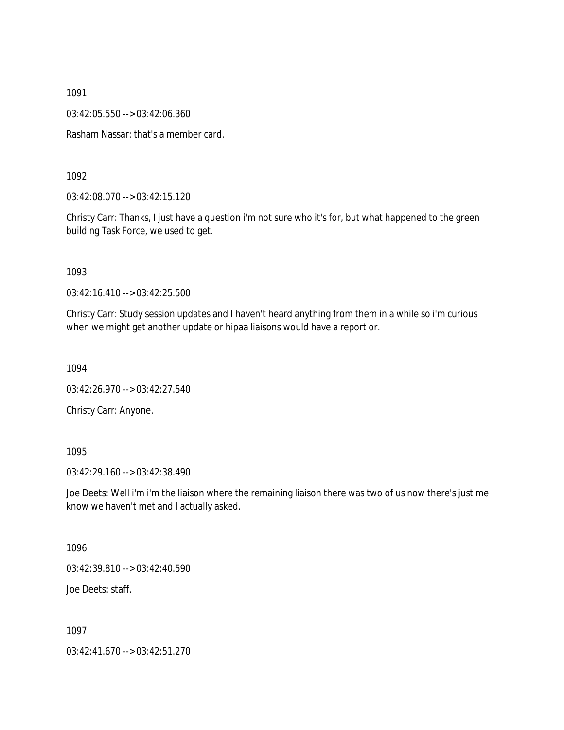1091

03:42:05.550 --> 03:42:06.360

Rasham Nassar: that's a member card.

1092

03:42:08.070 --> 03:42:15.120

Christy Carr: Thanks, I just have a question i'm not sure who it's for, but what happened to the green building Task Force, we used to get.

1093

03:42:16.410 --> 03:42:25.500

Christy Carr: Study session updates and I haven't heard anything from them in a while so i'm curious when we might get another update or hipaa liaisons would have a report or.

1094

03:42:26.970 --> 03:42:27.540

Christy Carr: Anyone.

1095

03:42:29.160 --> 03:42:38.490

Joe Deets: Well i'm i'm the liaison where the remaining liaison there was two of us now there's just me know we haven't met and I actually asked.

1096

03:42:39.810 --> 03:42:40.590

Joe Deets: staff.

1097

03:42:41.670 --> 03:42:51.270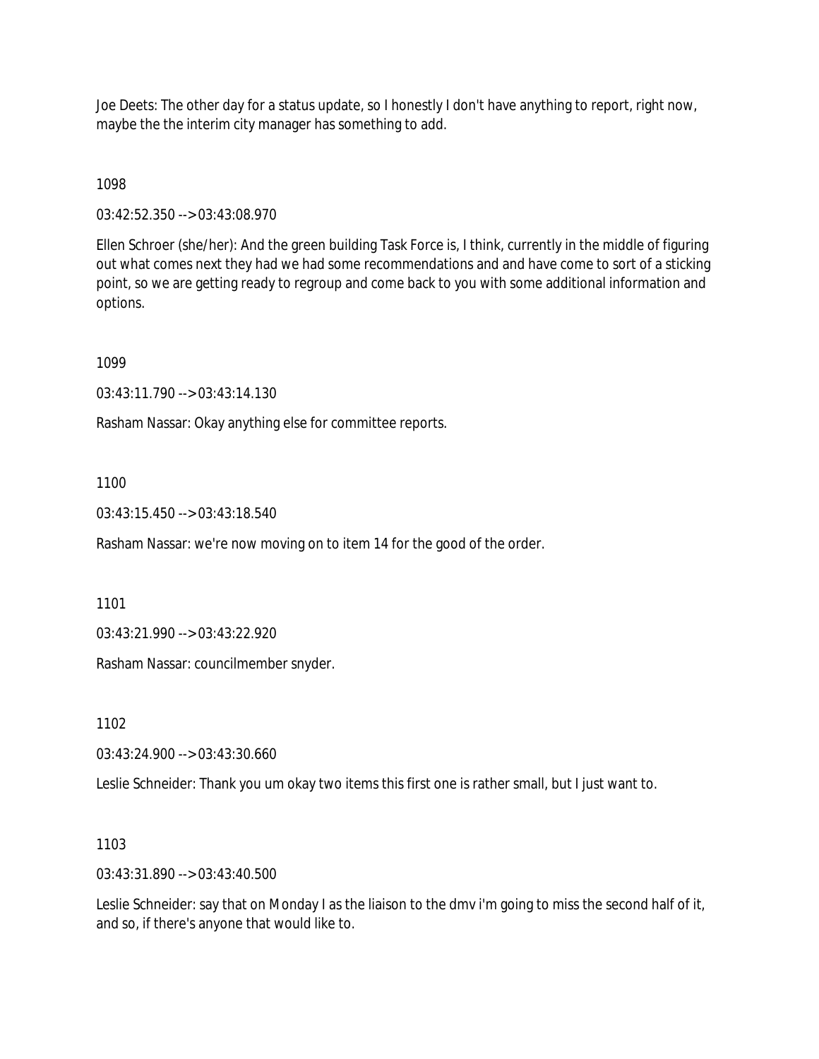Joe Deets: The other day for a status update, so I honestly I don't have anything to report, right now, maybe the the interim city manager has something to add.

1098

03:42:52.350 --> 03:43:08.970

Ellen Schroer (she/her): And the green building Task Force is, I think, currently in the middle of figuring out what comes next they had we had some recommendations and and have come to sort of a sticking point, so we are getting ready to regroup and come back to you with some additional information and options.

1099

03:43:11.790 --> 03:43:14.130

Rasham Nassar: Okay anything else for committee reports.

1100

03:43:15.450 --> 03:43:18.540

Rasham Nassar: we're now moving on to item 14 for the good of the order.

1101

03:43:21.990 --> 03:43:22.920

Rasham Nassar: councilmember snyder.

1102

03:43:24.900 --> 03:43:30.660

Leslie Schneider: Thank you um okay two items this first one is rather small, but I just want to.

1103

03:43:31.890 --> 03:43:40.500

Leslie Schneider: say that on Monday I as the liaison to the dmv i'm going to miss the second half of it, and so, if there's anyone that would like to.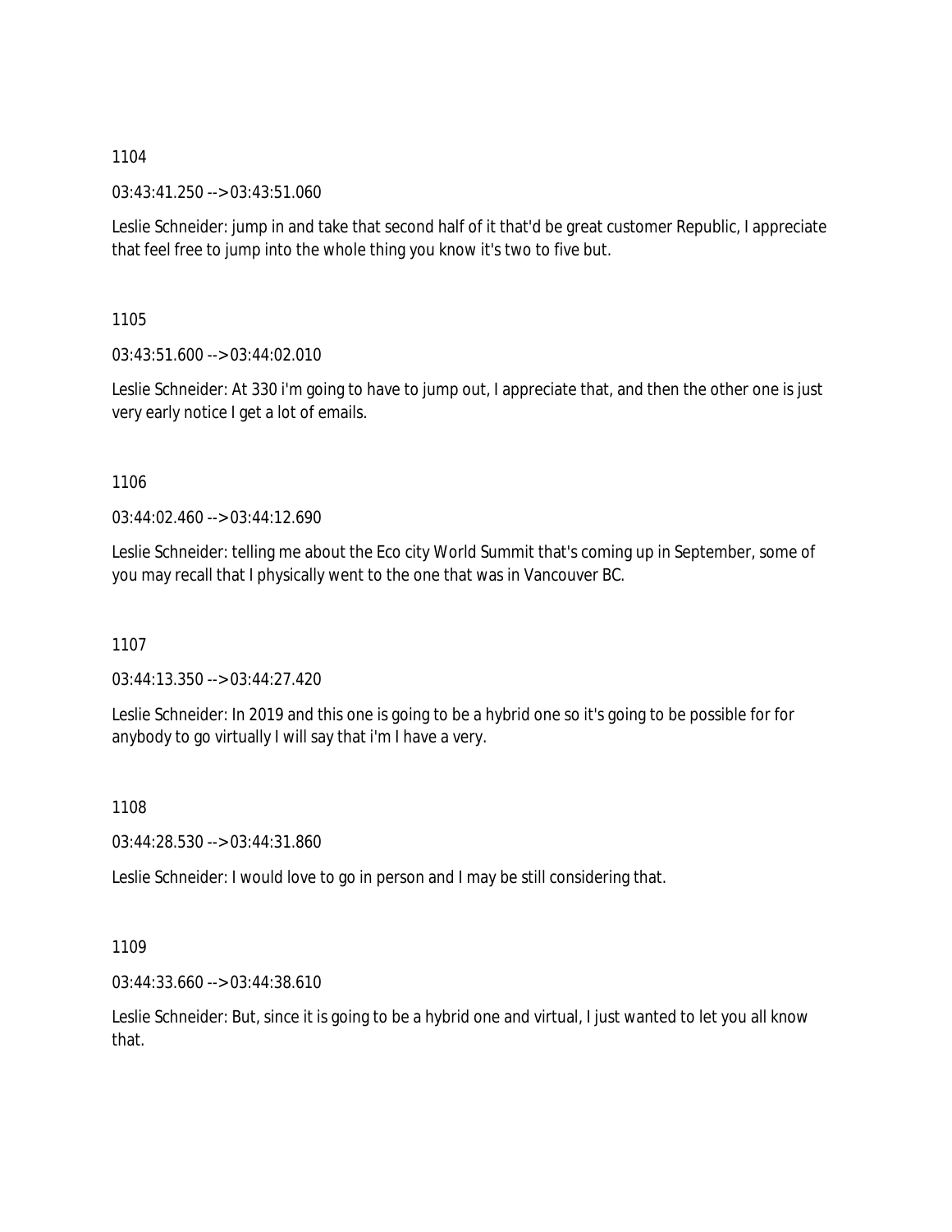1104

03:43:41.250 --> 03:43:51.060

Leslie Schneider: jump in and take that second half of it that'd be great customer Republic, I appreciate that feel free to jump into the whole thing you know it's two to five but.

1105

03:43:51.600 --> 03:44:02.010

Leslie Schneider: At 330 i'm going to have to jump out, I appreciate that, and then the other one is just very early notice I get a lot of emails.

1106

03:44:02.460 --> 03:44:12.690

Leslie Schneider: telling me about the Eco city World Summit that's coming up in September, some of you may recall that I physically went to the one that was in Vancouver BC.

1107

03:44:13.350 --> 03:44:27.420

Leslie Schneider: In 2019 and this one is going to be a hybrid one so it's going to be possible for for anybody to go virtually I will say that i'm I have a very.

1108

03:44:28.530 --> 03:44:31.860

Leslie Schneider: I would love to go in person and I may be still considering that.

1109

03:44:33.660 --> 03:44:38.610

Leslie Schneider: But, since it is going to be a hybrid one and virtual, I just wanted to let you all know that.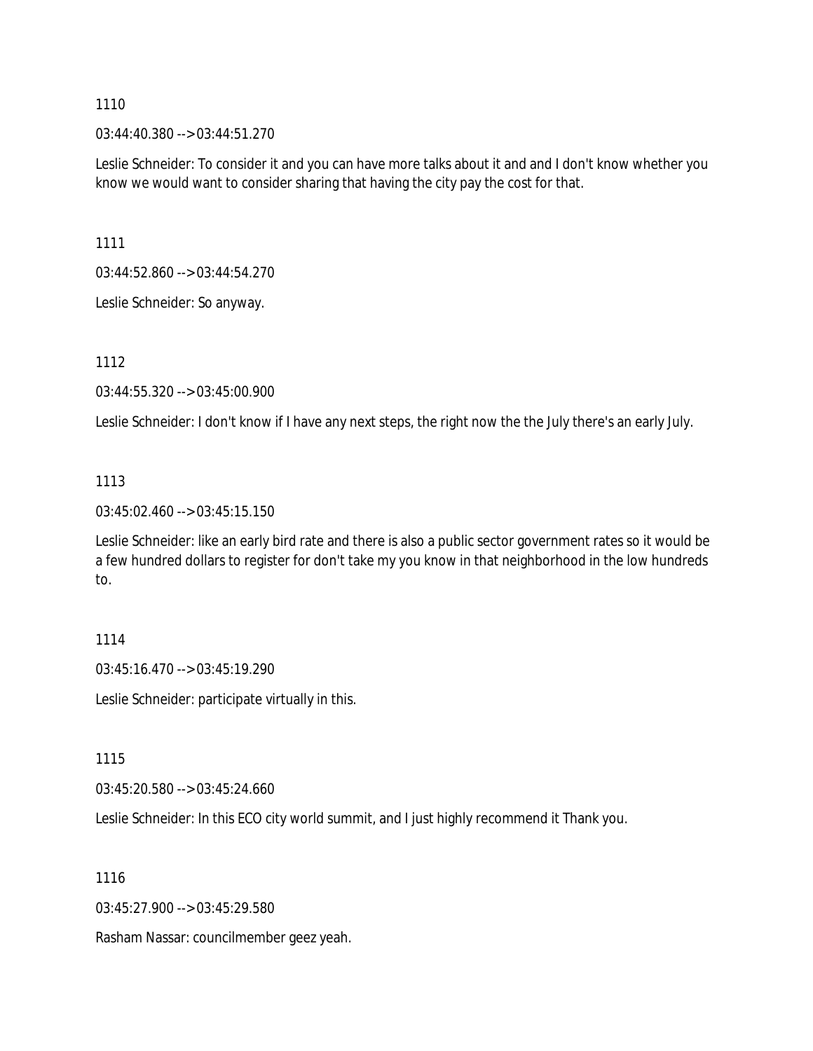1110

03:44:40.380 --> 03:44:51.270

Leslie Schneider: To consider it and you can have more talks about it and and I don't know whether you know we would want to consider sharing that having the city pay the cost for that.

1111

03:44:52.860 --> 03:44:54.270

Leslie Schneider: So anyway.

1112

03:44:55.320 --> 03:45:00.900

Leslie Schneider: I don't know if I have any next steps, the right now the the July there's an early July.

1113

03:45:02.460 --> 03:45:15.150

Leslie Schneider: like an early bird rate and there is also a public sector government rates so it would be a few hundred dollars to register for don't take my you know in that neighborhood in the low hundreds to.

1114

03:45:16.470 --> 03:45:19.290

Leslie Schneider: participate virtually in this.

1115

03:45:20.580 --> 03:45:24.660

Leslie Schneider: In this ECO city world summit, and I just highly recommend it Thank you.

1116

03:45:27.900 --> 03:45:29.580

Rasham Nassar: councilmember geez yeah.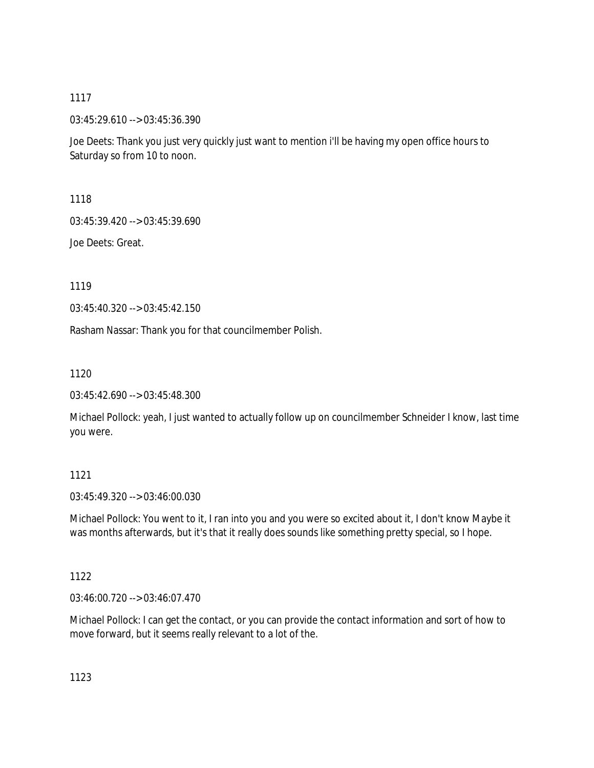1117

03:45:29.610 --> 03:45:36.390

Joe Deets: Thank you just very quickly just want to mention i'll be having my open office hours to Saturday so from 10 to noon.

1118

03:45:39.420 --> 03:45:39.690

Joe Deets: Great.

1119

03:45:40.320 --> 03:45:42.150

Rasham Nassar: Thank you for that councilmember Polish.

1120

03:45:42.690 --> 03:45:48.300

Michael Pollock: yeah, I just wanted to actually follow up on councilmember Schneider I know, last time you were.

1121

03:45:49.320 --> 03:46:00.030

Michael Pollock: You went to it, I ran into you and you were so excited about it, I don't know Maybe it was months afterwards, but it's that it really does sounds like something pretty special, so I hope.

1122

03:46:00.720 --> 03:46:07.470

Michael Pollock: I can get the contact, or you can provide the contact information and sort of how to move forward, but it seems really relevant to a lot of the.

1123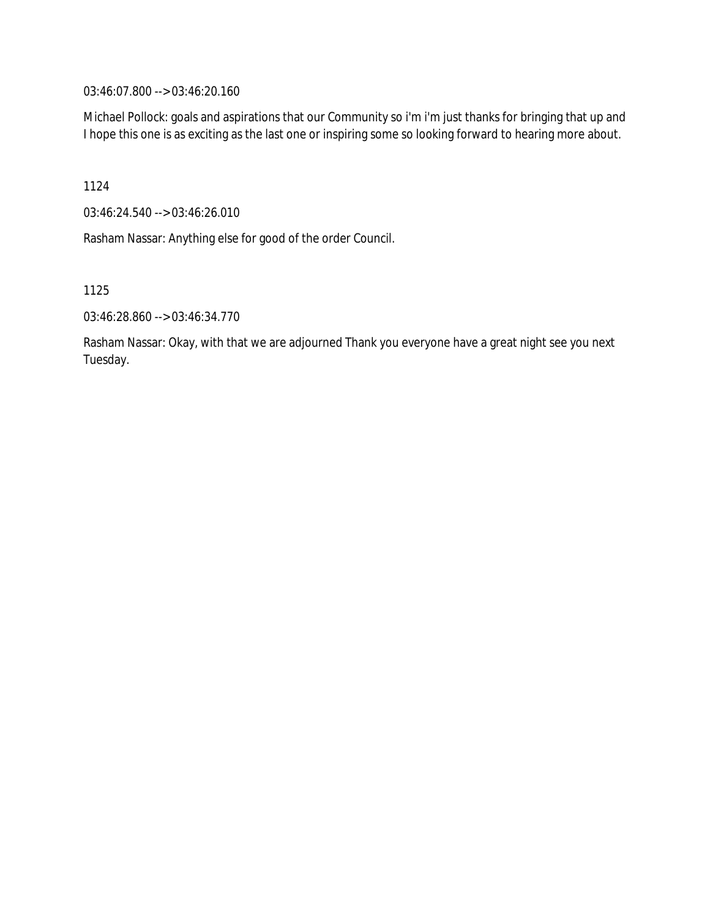03:46:07.800 --> 03:46:20.160

Michael Pollock: goals and aspirations that our Community so i'm i'm just thanks for bringing that up and I hope this one is as exciting as the last one or inspiring some so looking forward to hearing more about.

1124

03:46:24.540 --> 03:46:26.010

Rasham Nassar: Anything else for good of the order Council.

1125

03:46:28.860 --> 03:46:34.770

Rasham Nassar: Okay, with that we are adjourned Thank you everyone have a great night see you next Tuesday.